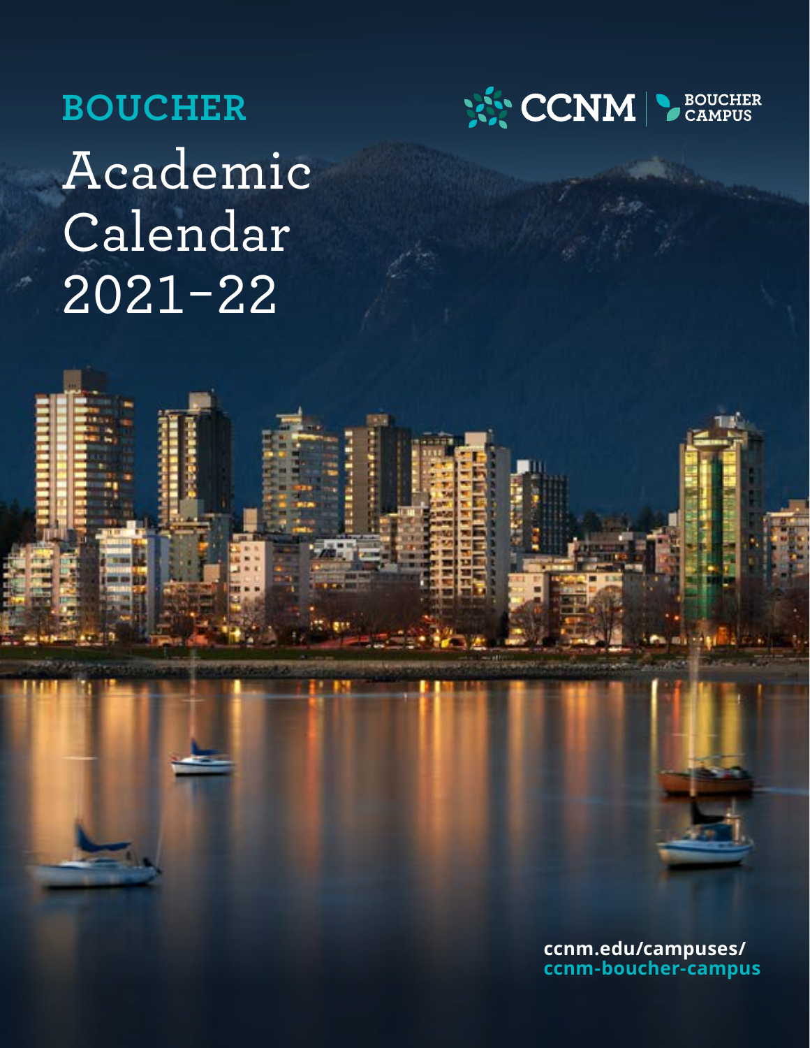# BOUCHER

# Academic Calendar 2021–22

CCNM | BOUCHER CAMPUS

ccnm.edu/campuses/ccnm-boucher-campus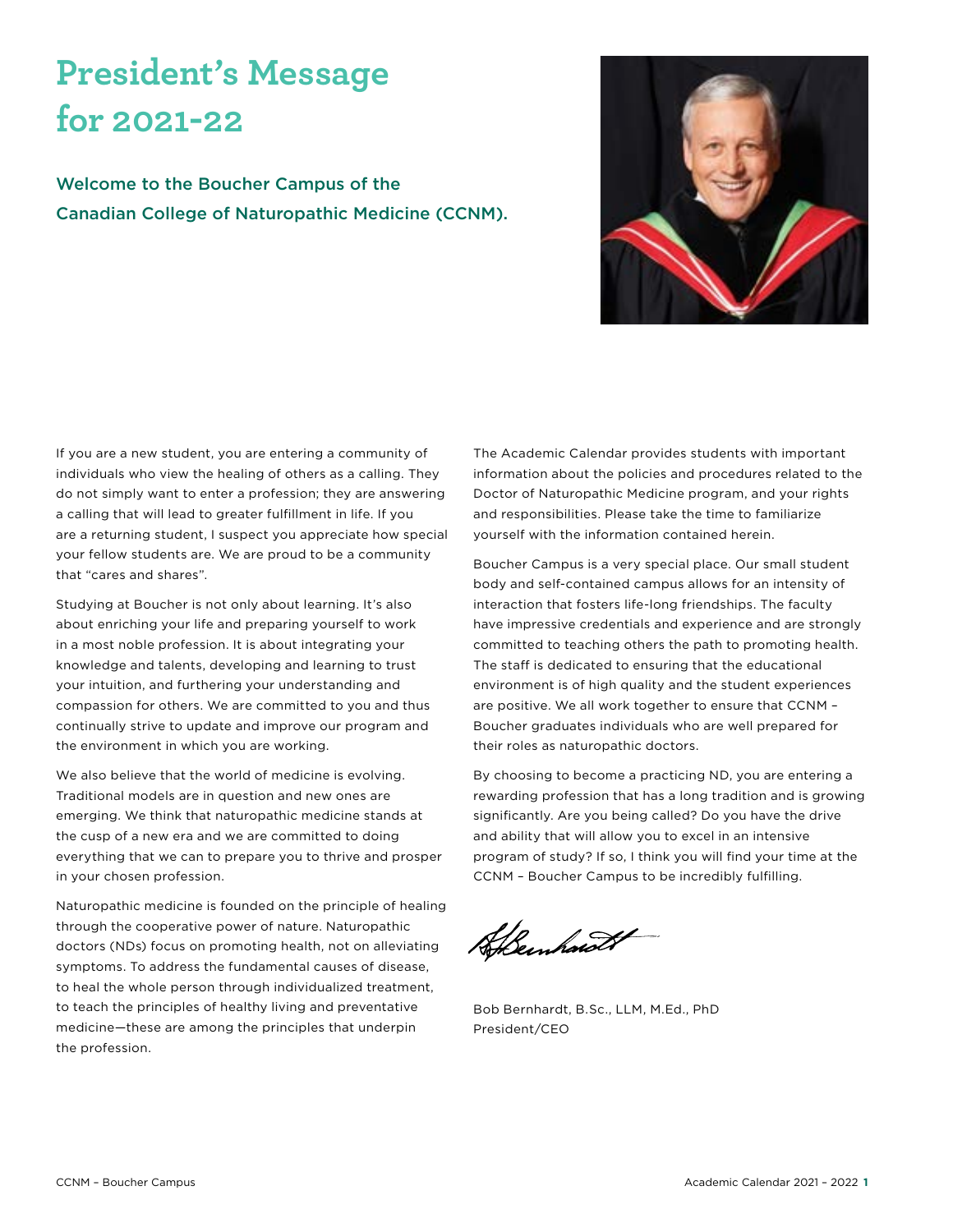# President's Message for 2021-22

## Welcome to the Boucher Campus of the Canadian College of Naturopathic Medicine (CCNM).

If you are a new student, you are entering a community of individuals who view the healing of others as a calling. They do not simply want to enter a profession; they are answering a calling that will lead to greater fulfillment in life. If you are a returning student, I suspect you appreciate how special your fellow students are. We are proud to be a community that "cares and shares".

Studying at Boucher is not only about learning. It's also about enriching your life and preparing yourself to work in a most noble profession. It is about integrating your knowledge and talents, developing and learning to trust your intuition, and furthering your understanding and compassion for others. We are committed to you and thus continually strive to update and improve our program and the environment in which you are working.

We also believe that the world of medicine is evolving. Traditional models are in question and new ones are emerging. We think that naturopathic medicine stands at the cusp of a new era and we are committed to doing everything that we can to prepare you to thrive and prosper in your chosen profession.

Naturopathic medicine is founded on the principle of healing through the cooperative power of nature. Naturopathic doctors (NDs) focus on promoting health, not on alleviating symptoms. To address the fundamental causes of disease, to heal the whole person through individualized treatment, to teach the principles of healthy living and preventative medicine—these are among the principles that underpin the profession.

The Academic Calendar provides students with important information about the policies and procedures related to the Doctor of Naturopathic Medicine program, and your rights and responsibilities. Please take the time to familiarize yourself with the information contained herein.

Boucher Campus is a very special place. Our small student body and self-contained campus allows for an intensity of interaction that fosters life-long friendships. The faculty have impressive credentials and experience and are strongly committed to teaching others the path to promoting health. The staff is dedicated to ensuring that the educational environment is of high quality and the student experiences are positive. We all work together to ensure that CCNM – Boucher graduates individuals who are well prepared for their roles as naturopathic doctors.

By choosing to become a practicing ND, you are entering a rewarding profession that has a long tradition and is growing significantly. Are you being called? Do you have the drive and ability that will allow you to excel in an intensive program of study? If so, I think you will find your time at the CCNM – Boucher Campus to be incredibly fulfilling.

Bob Bernhardt, B.Sc., LLM, M.Ed., PhD
President/CEO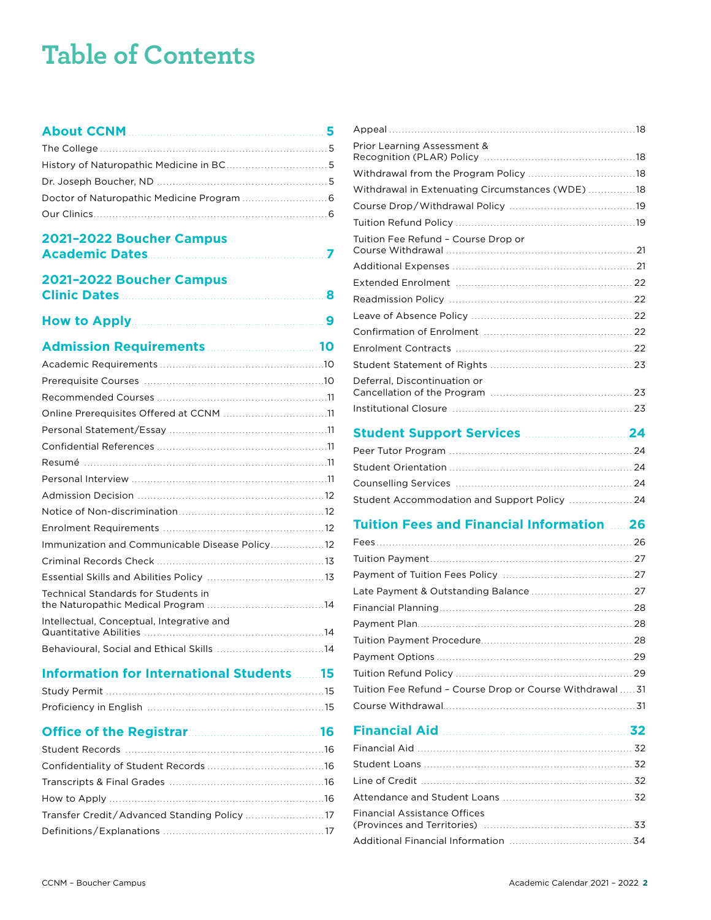# Table of Contents

**About CCNM** .... 5

- The College .... 5
- History of Naturopathic Medicine in BC .... 5
- Dr. Joseph Boucher, ND .... 5
- Doctor of Naturopathic Medicine Program .... 6
- Our Clinics .... 6

**2021–2022 Boucher Campus Academic Dates** .... 7

**2021–2022 Boucher Campus Clinic Dates** .... 8

**How to Apply** .... 9

**Admission Requirements** .... 10

- Academic Requirements .... 10
- Prerequisite Courses .... 10
- Recommended Courses .... 11
- Online Prerequisites Offered at CCNM .... 11
- Personal Statement/Essay .... 11
- Confidential References .... 11
- Resumé .... 11
- Personal Interview .... 11
- Admission Decision .... 12
- Notice of Non-discrimination .... 12
- Enrolment Requirements .... 12
- Immunization and Communicable Disease Policy .... 12
- Criminal Records Check .... 13
- Essential Skills and Abilities Policy .... 13
- Technical Standards for Students in the Naturopathic Medical Program .... 14
- Intellectual, Conceptual, Integrative and Quantitative Abilities .... 14
- Behavioural, Social and Ethical Skills .... 14

**Information for International Students** .... 15

- Study Permit .... 15
- Proficiency in English .... 15

**Office of the Registrar** .... 16

- Student Records .... 16
- Confidentiality of Student Records .... 16
- Transcripts & Final Grades .... 16
- How to Apply .... 16
- Transfer Credit/Advanced Standing Policy .... 17
- Definitions/Explanations .... 17
- Appeal .... 18
- Prior Learning Assessment & Recognition (PLAR) Policy .... 18
- Withdrawal from the Program Policy .... 18
- Withdrawal in Extenuating Circumstances (WDE) .... 18
- Course Drop/Withdrawal Policy .... 19
- Tuition Refund Policy .... 19
- Tuition Fee Refund – Course Drop or Course Withdrawal .... 21
- Additional Expenses .... 21
- Extended Enrolment .... 22
- Readmission Policy .... 22
- Leave of Absence Policy .... 22
- Confirmation of Enrolment .... 22
- Enrolment Contracts .... 22
- Student Statement of Rights .... 23
- Deferral, Discontinuation or Cancellation of the Program .... 23
- Institutional Closure .... 23

**Student Support Services** .... 24

- Peer Tutor Program .... 24
- Student Orientation .... 24
- Counselling Services .... 24
- Student Accommodation and Support Policy .... 24

**Tuition Fees and Financial Information** .... 26

- Fees .... 26
- Tuition Payment .... 27
- Payment of Tuition Fees Policy .... 27
- Late Payment & Outstanding Balance .... 27
- Financial Planning .... 28
- Payment Plan .... 28
- Tuition Payment Procedure .... 28
- Payment Options .... 29
- Tuition Refund Policy .... 29
- Tuition Fee Refund – Course Drop or Course Withdrawal .... 31
- Course Withdrawal .... 31

**Financial Aid** .... 32

- Financial Aid .... 32
- Student Loans .... 32
- Line of Credit .... 32
- Attendance and Student Loans .... 32
- Financial Assistance Offices (Provinces and Territories) .... 33
- Additional Financial Information .... 34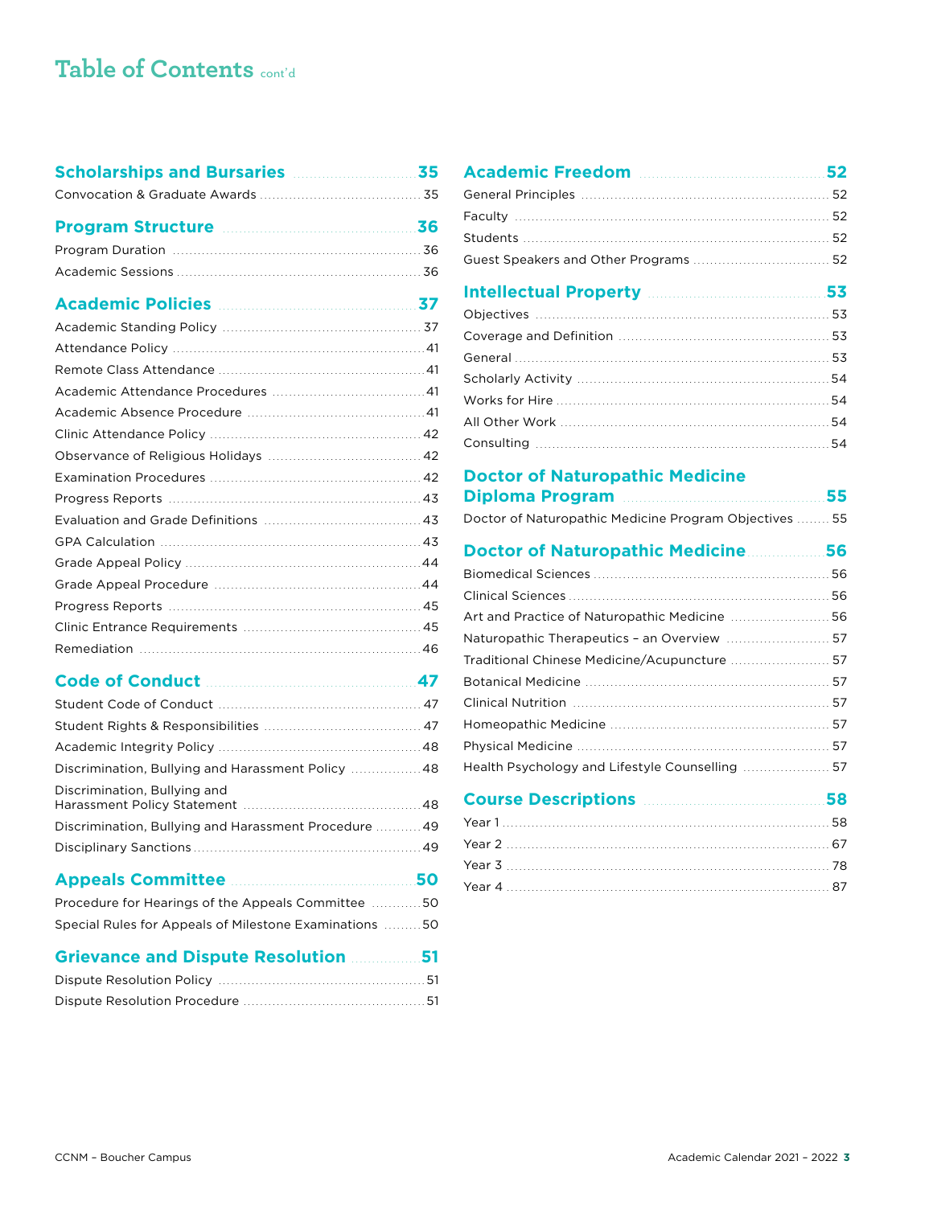# Table of Contents cont'd

## Scholarships and Bursaries ... 35

Convocation & Graduate Awards ... 35

## Program Structure ... 36

Program Duration ... 36

Academic Sessions ... 36

## Academic Policies ... 37

Academic Standing Policy ... 37

Attendance Policy ... 41

Remote Class Attendance ... 41

Academic Attendance Procedures ... 41

Academic Absence Procedure ... 41

Clinic Attendance Policy ... 42

Observance of Religious Holidays ... 42

Examination Procedures ... 42

Progress Reports ... 43

Evaluation and Grade Definitions ... 43

GPA Calculation ... 43

Grade Appeal Policy ... 44

Grade Appeal Procedure ... 44

Progress Reports ... 45

Clinic Entrance Requirements ... 45

Remediation ... 46

## Code of Conduct ... 47

Student Code of Conduct ... 47

Student Rights & Responsibilities ... 47

Academic Integrity Policy ... 48

Discrimination, Bullying and Harassment Policy ... 48

Discrimination, Bullying and Harassment Policy Statement ... 48

Discrimination, Bullying and Harassment Procedure ... 49

Disciplinary Sanctions ... 49

## Appeals Committee ... 50

Procedure for Hearings of the Appeals Committee ... 50

Special Rules for Appeals of Milestone Examinations ... 50

## Grievance and Dispute Resolution ... 51

Dispute Resolution Policy ... 51

Dispute Resolution Procedure ... 51

## Academic Freedom ... 52

General Principles ... 52

Faculty ... 52

Students ... 52

Guest Speakers and Other Programs ... 52

## Intellectual Property ... 53

Objectives ... 53

Coverage and Definition ... 53

General ... 53

Scholarly Activity ... 54

Works for Hire ... 54

All Other Work ... 54

Consulting ... 54

## Doctor of Naturopathic Medicine Diploma Program ... 55

Doctor of Naturopathic Medicine Program Objectives ... 55

## Doctor of Naturopathic Medicine ... 56

Biomedical Sciences ... 56

Clinical Sciences ... 56

Art and Practice of Naturopathic Medicine ... 56

Naturopathic Therapeutics – an Overview ... 57

Traditional Chinese Medicine/Acupuncture ... 57

Botanical Medicine ... 57

Clinical Nutrition ... 57

Homeopathic Medicine ... 57

Physical Medicine ... 57

Health Psychology and Lifestyle Counselling ... 57

## Course Descriptions ... 58

Year 1 ... 58

Year 2 ... 67

Year 3 ... 78

Year 4 ... 87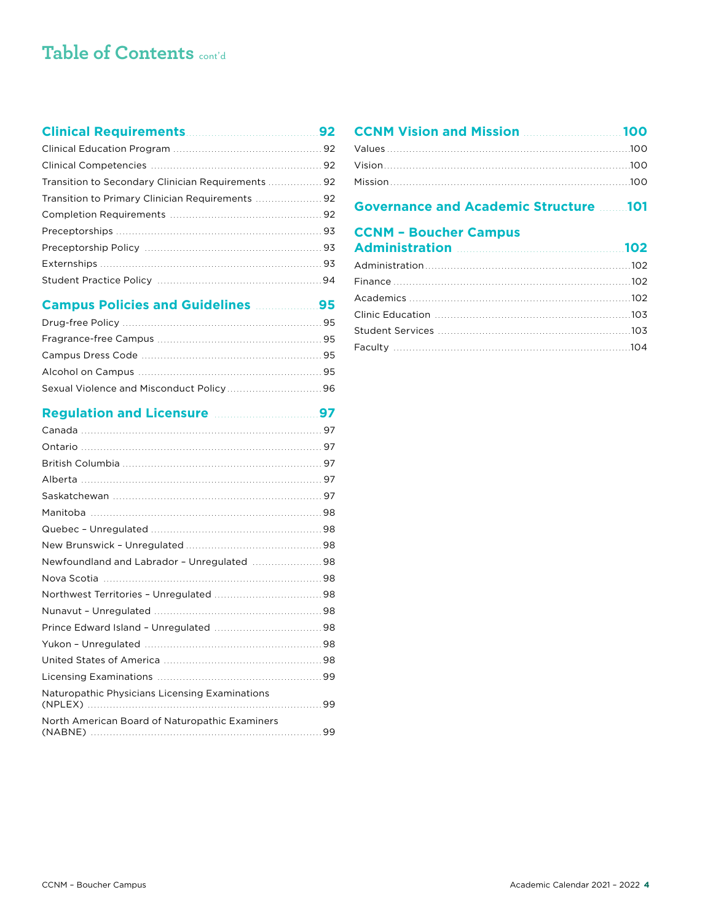# Table of Contents cont'd

**Clinical Requirements** ........ **92**

- Clinical Education Program ........ 92
- Clinical Competencies ........ 92
- Transition to Secondary Clinician Requirements ........ 92
- Transition to Primary Clinician Requirements ........ 92
- Completion Requirements ........ 92
- Preceptorships ........ 93
- Preceptorship Policy ........ 93
- Externships ........ 93
- Student Practice Policy ........ 94

**Campus Policies and Guidelines** ........ **95**

- Drug-free Policy ........ 95
- Fragrance-free Campus ........ 95
- Campus Dress Code ........ 95
- Alcohol on Campus ........ 95
- Sexual Violence and Misconduct Policy ........ 96

**Regulation and Licensure** ........ **97**

- Canada ........ 97
- Ontario ........ 97
- British Columbia ........ 97
- Alberta ........ 97
- Saskatchewan ........ 97
- Manitoba ........ 98
- Quebec – Unregulated ........ 98
- New Brunswick – Unregulated ........ 98
- Newfoundland and Labrador – Unregulated ........ 98
- Nova Scotia ........ 98
- Northwest Territories – Unregulated ........ 98
- Nunavut – Unregulated ........ 98
- Prince Edward Island – Unregulated ........ 98
- Yukon – Unregulated ........ 98
- United States of America ........ 98
- Licensing Examinations ........ 99
- Naturopathic Physicians Licensing Examinations (NPLEX) ........ 99
- North American Board of Naturopathic Examiners (NABNE) ........ 99

**CCNM Vision and Mission** ........ **100**

- Values ........ 100
- Vision ........ 100
- Mission ........ 100

**Governance and Academic Structure** ........ **101**

**CCNM – Boucher Campus Administration** ........ **102**

- Administration ........ 102
- Finance ........ 102
- Academics ........ 102
- Clinic Education ........ 103
- Student Services ........ 103
- Faculty ........ 104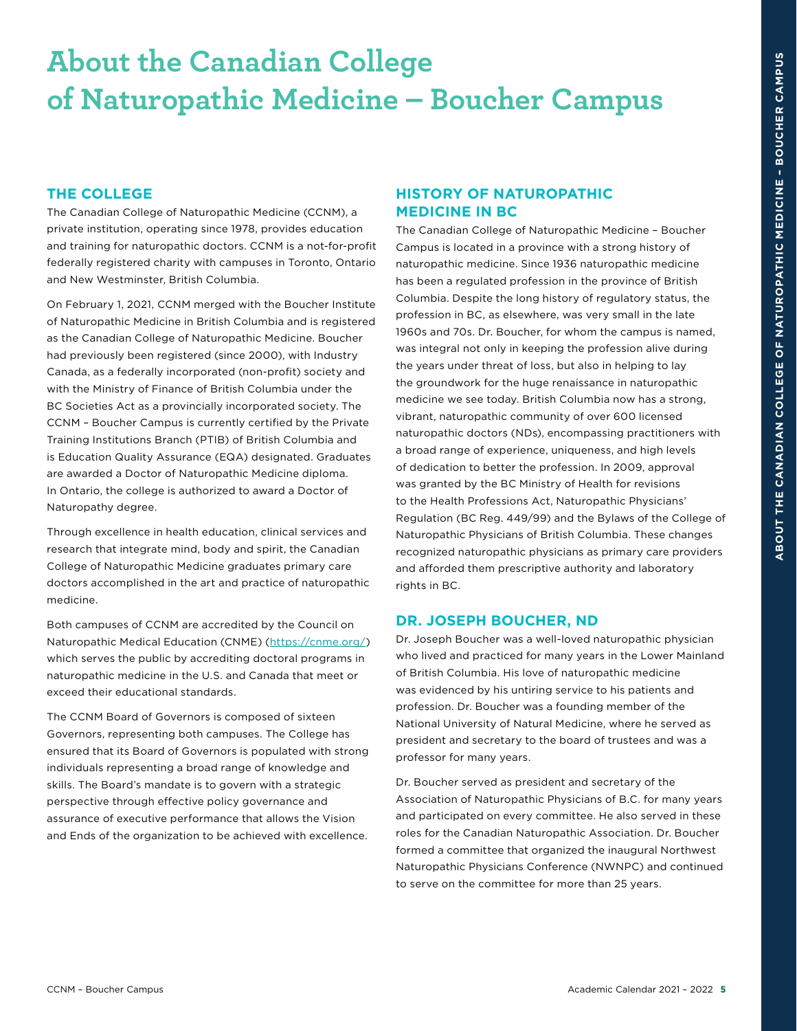# About the Canadian College of Naturopathic Medicine – Boucher Campus

## THE COLLEGE

The Canadian College of Naturopathic Medicine (CCNM), a private institution, operating since 1978, provides education and training for naturopathic doctors. CCNM is a not-for-profit federally registered charity with campuses in Toronto, Ontario and New Westminster, British Columbia.

On February 1, 2021, CCNM merged with the Boucher Institute of Naturopathic Medicine in British Columbia and is registered as the Canadian College of Naturopathic Medicine. Boucher had previously been registered (since 2000), with Industry Canada, as a federally incorporated (non-profit) society and with the Ministry of Finance of British Columbia under the BC Societies Act as a provincially incorporated society. The CCNM – Boucher Campus is currently certified by the Private Training Institutions Branch (PTIB) of British Columbia and is Education Quality Assurance (EQA) designated. Graduates are awarded a Doctor of Naturopathic Medicine diploma. In Ontario, the college is authorized to award a Doctor of Naturopathy degree.

Through excellence in health education, clinical services and research that integrate mind, body and spirit, the Canadian College of Naturopathic Medicine graduates primary care doctors accomplished in the art and practice of naturopathic medicine.

Both campuses of CCNM are accredited by the Council on Naturopathic Medical Education (CNME) (https://cnme.org/) which serves the public by accrediting doctoral programs in naturopathic medicine in the U.S. and Canada that meet or exceed their educational standards.

The CCNM Board of Governors is composed of sixteen Governors, representing both campuses. The College has ensured that its Board of Governors is populated with strong individuals representing a broad range of knowledge and skills. The Board's mandate is to govern with a strategic perspective through effective policy governance and assurance of executive performance that allows the Vision and Ends of the organization to be achieved with excellence.

## HISTORY OF NATUROPATHIC MEDICINE IN BC

The Canadian College of Naturopathic Medicine – Boucher Campus is located in a province with a strong history of naturopathic medicine. Since 1936 naturopathic medicine has been a regulated profession in the province of British Columbia. Despite the long history of regulatory status, the profession in BC, as elsewhere, was very small in the late 1960s and 70s. Dr. Boucher, for whom the campus is named, was integral not only in keeping the profession alive during the years under threat of loss, but also in helping to lay the groundwork for the huge renaissance in naturopathic medicine we see today. British Columbia now has a strong, vibrant, naturopathic community of over 600 licensed naturopathic doctors (NDs), encompassing practitioners with a broad range of experience, uniqueness, and high levels of dedication to better the profession. In 2009, approval was granted by the BC Ministry of Health for revisions to the Health Professions Act, Naturopathic Physicians' Regulation (BC Reg. 449/99) and the Bylaws of the College of Naturopathic Physicians of British Columbia. These changes recognized naturopathic physicians as primary care providers and afforded them prescriptive authority and laboratory rights in BC.

## DR. JOSEPH BOUCHER, ND

Dr. Joseph Boucher was a well-loved naturopathic physician who lived and practiced for many years in the Lower Mainland of British Columbia. His love of naturopathic medicine was evidenced by his untiring service to his patients and profession. Dr. Boucher was a founding member of the National University of Natural Medicine, where he served as president and secretary to the board of trustees and was a professor for many years.

Dr. Boucher served as president and secretary of the Association of Naturopathic Physicians of B.C. for many years and participated on every committee. He also served in these roles for the Canadian Naturopathic Association. Dr. Boucher formed a committee that organized the inaugural Northwest Naturopathic Physicians Conference (NWNPC) and continued to serve on the committee for more than 25 years.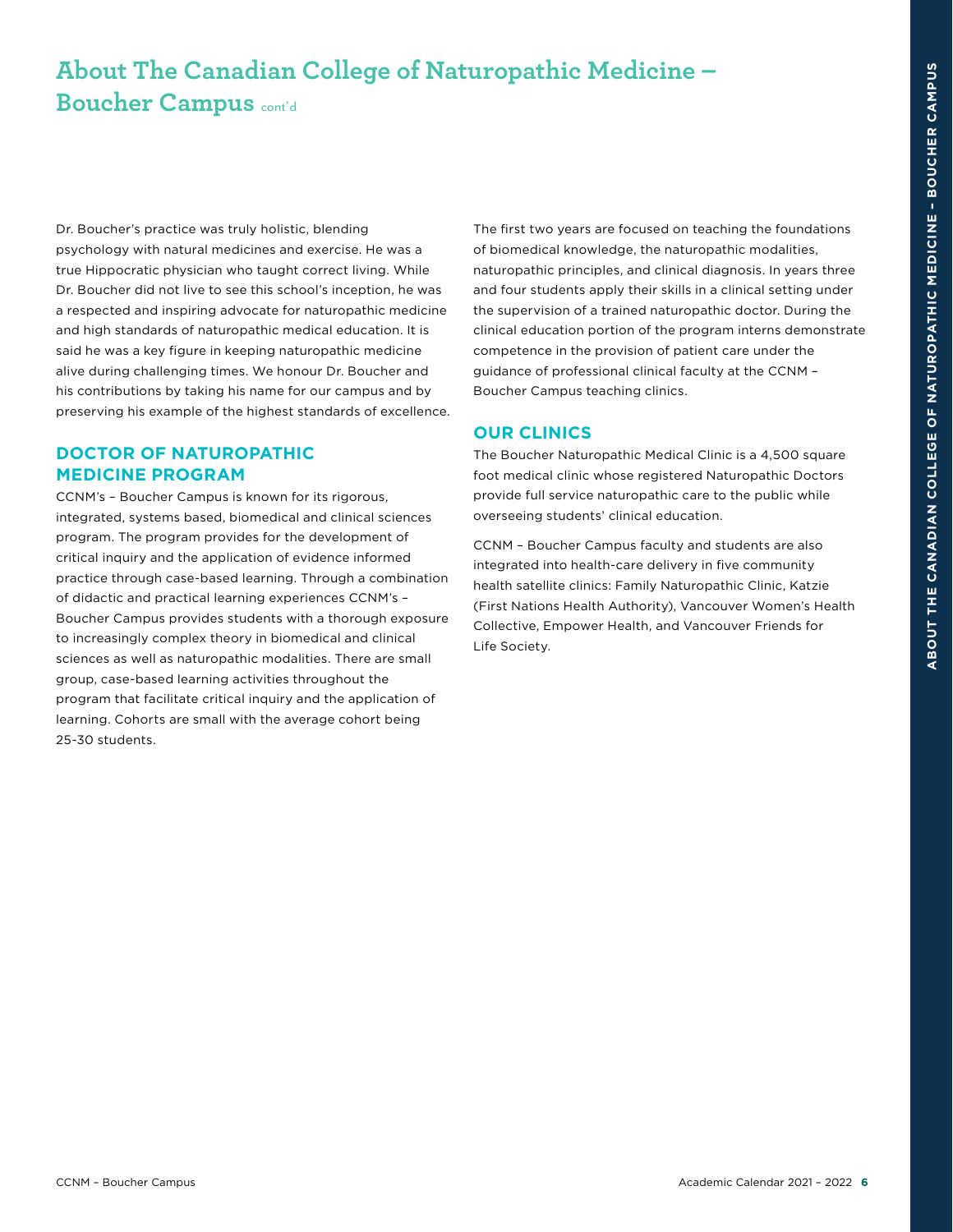# About The Canadian College of Naturopathic Medicine – Boucher Campus cont'd

Dr. Boucher's practice was truly holistic, blending psychology with natural medicines and exercise. He was a true Hippocratic physician who taught correct living. While Dr. Boucher did not live to see this school's inception, he was a respected and inspiring advocate for naturopathic medicine and high standards of naturopathic medical education. It is said he was a key figure in keeping naturopathic medicine alive during challenging times. We honour Dr. Boucher and his contributions by taking his name for our campus and by preserving his example of the highest standards of excellence.

## DOCTOR OF NATUROPATHIC MEDICINE PROGRAM

CCNM's – Boucher Campus is known for its rigorous, integrated, systems based, biomedical and clinical sciences program. The program provides for the development of critical inquiry and the application of evidence informed practice through case-based learning. Through a combination of didactic and practical learning experiences CCNM's – Boucher Campus provides students with a thorough exposure to increasingly complex theory in biomedical and clinical sciences as well as naturopathic modalities. There are small group, case-based learning activities throughout the program that facilitate critical inquiry and the application of learning. Cohorts are small with the average cohort being 25-30 students.

The first two years are focused on teaching the foundations of biomedical knowledge, the naturopathic modalities, naturopathic principles, and clinical diagnosis. In years three and four students apply their skills in a clinical setting under the supervision of a trained naturopathic doctor. During the clinical education portion of the program interns demonstrate competence in the provision of patient care under the guidance of professional clinical faculty at the CCNM – Boucher Campus teaching clinics.

## OUR CLINICS

The Boucher Naturopathic Medical Clinic is a 4,500 square foot medical clinic whose registered Naturopathic Doctors provide full service naturopathic care to the public while overseeing students' clinical education.

CCNM – Boucher Campus faculty and students are also integrated into health-care delivery in five community health satellite clinics: Family Naturopathic Clinic, Katzie (First Nations Health Authority), Vancouver Women's Health Collective, Empower Health, and Vancouver Friends for Life Society.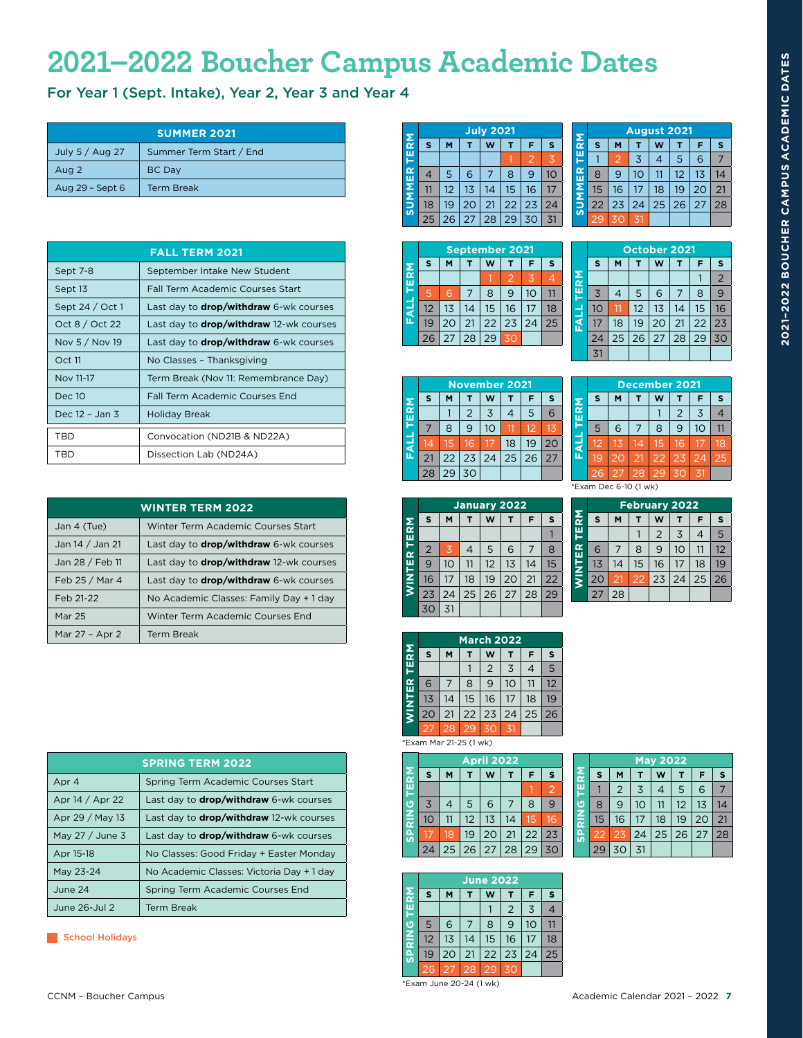# 2021–2022 Boucher Campus Academic Dates

## For Year 1 (Sept. Intake), Year 2, Year 3 and Year 4

| SUMMER 2021 | |
|---|---|
| July 5 / Aug 27 | Summer Term Start / End |
| Aug 2 | BC Day |
| Aug 29 – Sept 6 | Term Break |

| FALL TERM 2021 | |
|---|---|
| Sept 7-8 | September Intake New Student |
| Sept 13 | Fall Term Academic Courses Start |
| Sept 24 / Oct 1 | Last day to **drop/withdraw** 6-wk courses |
| Oct 8 / Oct 22 | Last day to **drop/withdraw** 12-wk courses |
| Nov 5 / Nov 19 | Last day to **drop/withdraw** 6-wk courses |
| Oct 11 | No Classes – Thanksgiving |
| Nov 11-17 | Term Break (Nov 11: Remembrance Day) |
| Dec 10 | Fall Term Academic Courses End |
| Dec 12 – Jan 3 | Holiday Break |
| TBD | Convocation (ND21B & ND22A) |
| TBD | Dissection Lab (ND24A) |

| WINTER TERM 2022 | |
|---|---|
| Jan 4 (Tue) | Winter Term Academic Courses Start |
| Jan 14 / Jan 21 | Last day to **drop/withdraw** 6-wk courses |
| Jan 28 / Feb 11 | Last day to **drop/withdraw** 12-wk courses |
| Feb 25 / Mar 4 | Last day to **drop/withdraw** 6-wk courses |
| Feb 21-22 | No Academic Classes: Family Day + 1 day |
| Mar 25 | Winter Term Academic Courses End |
| Mar 27 – Apr 2 | Term Break |

| SPRING TERM 2022 | |
|---|---|
| Apr 4 | Spring Term Academic Courses Start |
| Apr 14 / Apr 22 | Last day to **drop/withdraw** 6-wk courses |
| Apr 29 / May 13 | Last day to **drop/withdraw** 12-wk courses |
| May 27 / June 3 | Last day to **drop/withdraw** 6-wk courses |
| Apr 15-18 | No Classes: Good Friday + Easter Monday |
| May 23-24 | No Academic Classes: Victoria Day + 1 day |
| June 24 | Spring Term Academic Courses End |
| June 26-Jul 2 | Term Break |

School Holidays

**July 2021** (Summer Term)

| S | M | T | W | T | F | S |
|---|---|---|---|---|---|---|
| | | | | 1 | 2 | 3 |
| 4 | 5 | 6 | 7 | 8 | 9 | 10 |
| 11 | 12 | 13 | 14 | 15 | 16 | 17 |
| 18 | 19 | 20 | 21 | 22 | 23 | 24 |
| 25 | 26 | 27 | 28 | 29 | 30 | 31 |

**August 2021** (Summer Term)

| S | M | T | W | T | F | S |
|---|---|---|---|---|---|---|
| 1 | 2 | 3 | 4 | 5 | 6 | 7 |
| 8 | 9 | 10 | 11 | 12 | 13 | 14 |
| 15 | 16 | 17 | 18 | 19 | 20 | 21 |
| 22 | 23 | 24 | 25 | 26 | 27 | 28 |
| 29 | 30 | 31 | | | | |

**September 2021** (Fall Term)

| S | M | T | W | T | F | S |
|---|---|---|---|---|---|---|
| | | | 1 | 2 | 3 | 4 |
| 5 | 6 | 7 | 8 | 9 | 10 | 11 |
| 12 | 13 | 14 | 15 | 16 | 17 | 18 |
| 19 | 20 | 21 | 22 | 23 | 24 | 25 |
| 26 | 27 | 28 | 29 | 30 | | |

**October 2021** (Fall Term)

| S | M | T | W | T | F | S |
|---|---|---|---|---|---|---|
| | | | | | 1 | 2 |
| 3 | 4 | 5 | 6 | 7 | 8 | 9 |
| 10 | 11 | 12 | 13 | 14 | 15 | 16 |
| 17 | 18 | 19 | 20 | 21 | 22 | 23 |
| 24 | 25 | 26 | 27 | 28 | 29 | 30 |
| 31 | | | | | | |

**November 2021** (Fall Term)

| S | M | T | W | T | F | S |
|---|---|---|---|---|---|---|
| | 1 | 2 | 3 | 4 | 5 | 6 |
| 7 | 8 | 9 | 10 | 11 | 12 | 13 |
| 14 | 15 | 16 | 17 | 18 | 19 | 20 |
| 21 | 22 | 23 | 24 | 25 | 26 | 27 |
| 28 | 29 | 30 | | | | |

**December 2021** (Fall Term)

| S | M | T | W | T | F | S |
|---|---|---|---|---|---|---|
| | | | 1 | 2 | 3 | 4 |
| 5 | 6 | 7 | 8 | 9 | 10 | 11 |
| 12 | 13 | 14 | 15 | 16 | 17 | 18 |
| 19 | 20 | 21 | 22 | 23 | 24 | 25 |
| 26 | 27 | 28 | 29 | 30 | 31 | |

*Exam Dec 6-10 (1 wk)

**January 2022** (Winter Term)

| S | M | T | W | T | F | S |
|---|---|---|---|---|---|---|
| | | | | | | 1 |
| 2 | 3 | 4 | 5 | 6 | 7 | 8 |
| 9 | 10 | 11 | 12 | 13 | 14 | 15 |
| 16 | 17 | 18 | 19 | 20 | 21 | 22 |
| 23 | 24 | 25 | 26 | 27 | 28 | 29 |
| 30 | 31 | | | | | |

**February 2022** (Winter Term)

| S | M | T | W | T | F | S |
|---|---|---|---|---|---|---|
| | | 1 | 2 | 3 | 4 | 5 |
| 6 | 7 | 8 | 9 | 10 | 11 | 12 |
| 13 | 14 | 15 | 16 | 17 | 18 | 19 |
| 20 | 21 | 22 | 23 | 24 | 25 | 26 |
| 27 | 28 | | | | | |

**March 2022** (Winter Term)

| S | M | T | W | T | F | S |
|---|---|---|---|---|---|---|
| | | 1 | 2 | 3 | 4 | 5 |
| 6 | 7 | 8 | 9 | 10 | 11 | 12 |
| 13 | 14 | 15 | 16 | 17 | 18 | 19 |
| 20 | 21 | 22 | 23 | 24 | 25 | 26 |
| 27 | 28 | 29 | 30 | 31 | | |

*Exam Mar 21-25 (1 wk)

**April 2022** (Spring Term)

| S | M | T | W | T | F | S |
|---|---|---|---|---|---|---|
| | | | | | 1 | 2 |
| 3 | 4 | 5 | 6 | 7 | 8 | 9 |
| 10 | 11 | 12 | 13 | 14 | 15 | 16 |
| 17 | 18 | 19 | 20 | 21 | 22 | 23 |
| 24 | 25 | 26 | 27 | 28 | 29 | 30 |

**May 2022** (Spring Term)

| S | M | T | W | T | F | S |
|---|---|---|---|---|---|---|
| 1 | 2 | 3 | 4 | 5 | 6 | 7 |
| 8 | 9 | 10 | 11 | 12 | 13 | 14 |
| 15 | 16 | 17 | 18 | 19 | 20 | 21 |
| 22 | 23 | 24 | 25 | 26 | 27 | 28 |
| 29 | 30 | 31 | | | | |

**June 2022** (Spring Term)

| S | M | T | W | T | F | S |
|---|---|---|---|---|---|---|
| | | | 1 | 2 | 3 | 4 |
| 5 | 6 | 7 | 8 | 9 | 10 | 11 |
| 12 | 13 | 14 | 15 | 16 | 17 | 18 |
| 19 | 20 | 21 | 22 | 23 | 24 | 25 |
| 26 | 27 | 28 | 29 | 30 | | |

*Exam June 20-24 (1 wk)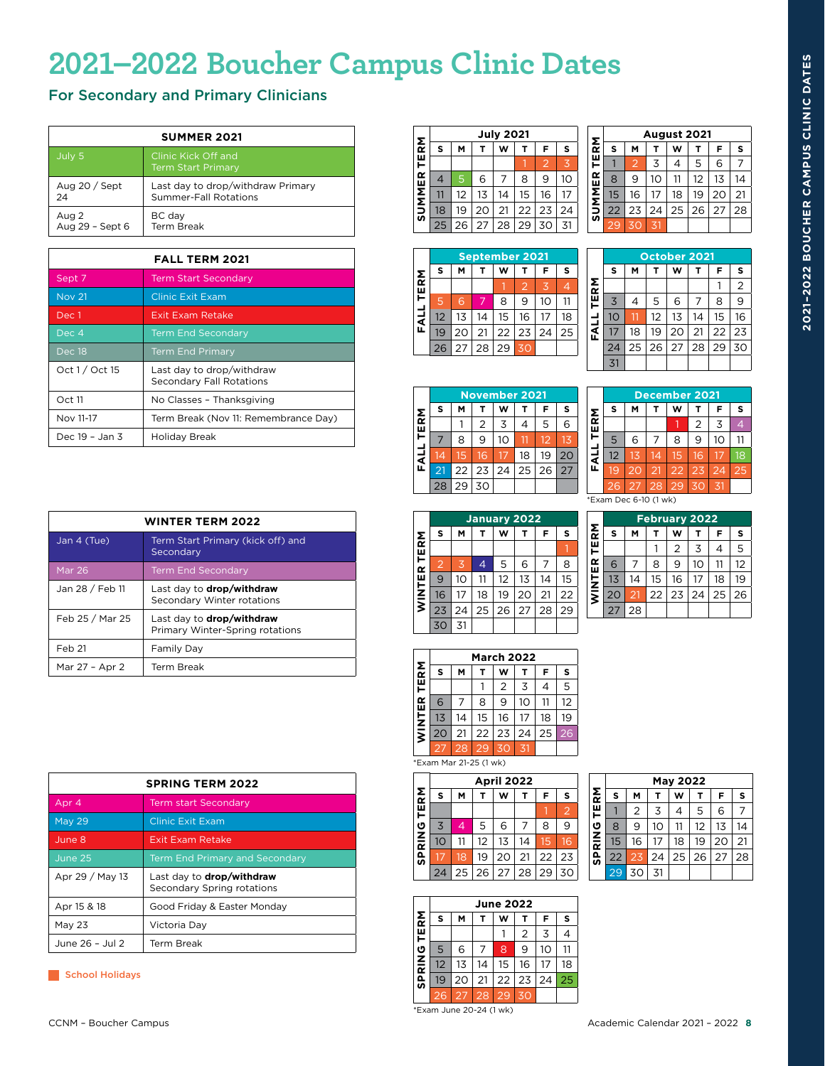# 2021–2022 Boucher Campus Clinic Dates

## For Secondary and Primary Clinicians

| SUMMER 2021 | |
|---|---|
| July 5 | Clinic Kick Off and Term Start Primary |
| Aug 20 / Sept 24 | Last day to drop/withdraw Primary Summer-Fall Rotations |
| Aug 2<br>Aug 29 – Sept 6 | BC day<br>Term Break |

| FALL TERM 2021 | |
|---|---|
| Sept 7 | Term Start Secondary |
| Nov 21 | Clinic Exit Exam |
| Dec 1 | Exit Exam Retake |
| Dec 4 | Term End Secondary |
| Dec 18 | Term End Primary |
| Oct 1 / Oct 15 | Last day to drop/withdraw Secondary Fall Rotations |
| Oct 11 | No Classes – Thanksgiving |
| Nov 11-17 | Term Break (Nov 11: Remembrance Day) |
| Dec 19 – Jan 3 | Holiday Break |

| WINTER TERM 2022 | |
|---|---|
| Jan 4 (Tue) | Term Start Primary (kick off) and Secondary |
| Mar 26 | Term End Secondary |
| Jan 28 / Feb 11 | Last day to **drop/withdraw** Secondary Winter rotations |
| Feb 25 / Mar 25 | Last day to **drop/withdraw** Primary Winter-Spring rotations |
| Feb 21 | Family Day |
| Mar 27 – Apr 2 | Term Break |

| SPRING TERM 2022 | |
|---|---|
| Apr 4 | Term start Secondary |
| May 29 | Clinic Exit Exam |
| June 8 | Exit Exam Retake |
| June 25 | Term End Primary and Secondary |
| Apr 29 / May 13 | Last day to **drop/withdraw** Secondary Spring rotations |
| Apr 15 & 18 | Good Friday & Easter Monday |
| May 23 | Victoria Day |
| June 26 - Jul 2 | Term Break |

School Holidays

### SUMMER TERM

| July 2021 | | | | | | |
|---|---|---|---|---|---|---|
| S | M | T | W | T | F | S |
| | | | | 1 | 2 | 3 |
| 4 | 5 | 6 | 7 | 8 | 9 | 10 |
| 11 | 12 | 13 | 14 | 15 | 16 | 17 |
| 18 | 19 | 20 | 21 | 22 | 23 | 24 |
| 25 | 26 | 27 | 28 | 29 | 30 | 31 |

| August 2021 | | | | | | |
|---|---|---|---|---|---|---|
| S | M | T | W | T | F | S |
| 1 | 2 | 3 | 4 | 5 | 6 | 7 |
| 8 | 9 | 10 | 11 | 12 | 13 | 14 |
| 15 | 16 | 17 | 18 | 19 | 20 | 21 |
| 22 | 23 | 24 | 25 | 26 | 27 | 28 |
| 29 | 30 | 31 | | | | |

### FALL TERM

| September 2021 | | | | | | |
|---|---|---|---|---|---|---|
| S | M | T | W | T | F | S |
| | | | 1 | 2 | 3 | 4 |
| 5 | 6 | 7 | 8 | 9 | 10 | 11 |
| 12 | 13 | 14 | 15 | 16 | 17 | 18 |
| 19 | 20 | 21 | 22 | 23 | 24 | 25 |
| 26 | 27 | 28 | 29 | 30 | | |

| October 2021 | | | | | | |
|---|---|---|---|---|---|---|
| S | M | T | W | T | F | S |
| | | | | | 1 | 2 |
| 3 | 4 | 5 | 6 | 7 | 8 | 9 |
| 10 | 11 | 12 | 13 | 14 | 15 | 16 |
| 17 | 18 | 19 | 20 | 21 | 22 | 23 |
| 24 | 25 | 26 | 27 | 28 | 29 | 30 |
| 31 | | | | | | |

| November 2021 | | | | | | |
|---|---|---|---|---|---|---|
| S | M | T | W | T | F | S |
| | 1 | 2 | 3 | 4 | 5 | 6 |
| 7 | 8 | 9 | 10 | 11 | 12 | 13 |
| 14 | 15 | 16 | 17 | 18 | 19 | 20 |
| 21 | 22 | 23 | 24 | 25 | 26 | 27 |
| 28 | 29 | 30 | | | | |

| December 2021 | | | | | | |
|---|---|---|---|---|---|---|
| S | M | T | W | T | F | S |
| | | | 1 | 2 | 3 | 4 |
| 5 | 6 | 7 | 8 | 9 | 10 | 11 |
| 12 | 13 | 14 | 15 | 16 | 17 | 18 |
| 19 | 20 | 21 | 22 | 23 | 24 | 25 |
| 26 | 27 | 28 | 29 | 30 | 31 | |

*Exam Dec 6-10 (1 wk)

### WINTER TERM

| January 2022 | | | | | | |
|---|---|---|---|---|---|---|
| S | M | T | W | T | F | S |
| | | | | | | 1 |
| 2 | 3 | 4 | 5 | 6 | 7 | 8 |
| 9 | 10 | 11 | 12 | 13 | 14 | 15 |
| 16 | 17 | 18 | 19 | 20 | 21 | 22 |
| 23 | 24 | 25 | 26 | 27 | 28 | 29 |
| 30 | 31 | | | | | |

| February 2022 | | | | | | |
|---|---|---|---|---|---|---|
| S | M | T | W | T | F | S |
| | | 1 | 2 | 3 | 4 | 5 |
| 6 | 7 | 8 | 9 | 10 | 11 | 12 |
| 13 | 14 | 15 | 16 | 17 | 18 | 19 |
| 20 | 21 | 22 | 23 | 24 | 25 | 26 |
| 27 | 28 | | | | | |

| March 2022 | | | | | | |
|---|---|---|---|---|---|---|
| S | M | T | W | T | F | S |
| | | 1 | 2 | 3 | 4 | 5 |
| 6 | 7 | 8 | 9 | 10 | 11 | 12 |
| 13 | 14 | 15 | 16 | 17 | 18 | 19 |
| 20 | 21 | 22 | 23 | 24 | 25 | 26 |
| 27 | 28 | 29 | 30 | 31 | | |

*Exam Mar 21-25 (1 wk)

### SPRING TERM

| April 2022 | | | | | | |
|---|---|---|---|---|---|---|
| S | M | T | W | T | F | S |
| | | | | | 1 | 2 |
| 3 | 4 | 5 | 6 | 7 | 8 | 9 |
| 10 | 11 | 12 | 13 | 14 | 15 | 16 |
| 17 | 18 | 19 | 20 | 21 | 22 | 23 |
| 24 | 25 | 26 | 27 | 28 | 29 | 30 |

| May 2022 | | | | | | |
|---|---|---|---|---|---|---|
| S | M | T | W | T | F | S |
| 1 | 2 | 3 | 4 | 5 | 6 | 7 |
| 8 | 9 | 10 | 11 | 12 | 13 | 14 |
| 15 | 16 | 17 | 18 | 19 | 20 | 21 |
| 22 | 23 | 24 | 25 | 26 | 27 | 28 |
| 29 | 30 | 31 | | | | |

| June 2022 | | | | | | |
|---|---|---|---|---|---|---|
| S | M | T | W | T | F | S |
| | | | 1 | 2 | 3 | 4 |
| 5 | 6 | 7 | 8 | 9 | 10 | 11 |
| 12 | 13 | 14 | 15 | 16 | 17 | 18 |
| 19 | 20 | 21 | 22 | 23 | 24 | 25 |
| 26 | 27 | 28 | 29 | 30 | | |

*Exam June 20-24 (1 wk)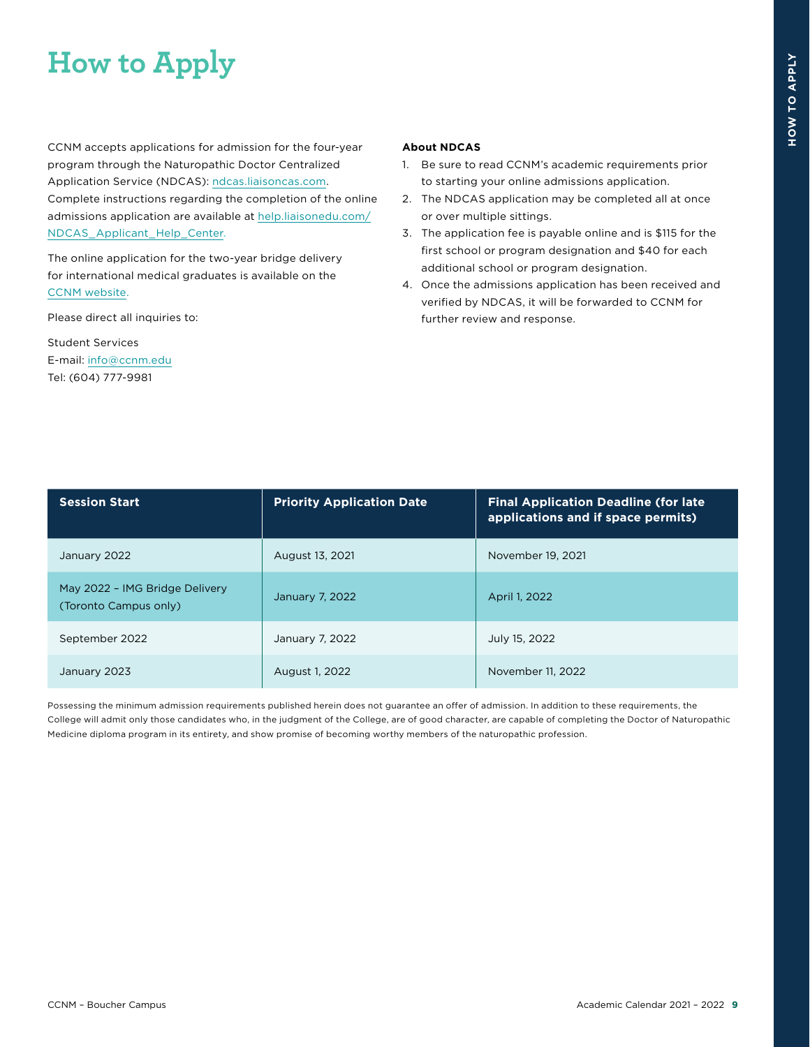# How to Apply

CCNM accepts applications for admission for the four-year program through the Naturopathic Doctor Centralized Application Service (NDCAS): ndcas.liaisoncas.com. Complete instructions regarding the completion of the online admissions application are available at help.liaisonedu.com/NDCAS_Applicant_Help_Center.

The online application for the two-year bridge delivery for international medical graduates is available on the CCNM website.

Please direct all inquiries to:

Student Services
E-mail: info@ccnm.edu
Tel: (604) 777-9981

**About NDCAS**

1. Be sure to read CCNM's academic requirements prior to starting your online admissions application.
2. The NDCAS application may be completed all at once or over multiple sittings.
3. The application fee is payable online and is $115 for the first school or program designation and $40 for each additional school or program designation.
4. Once the admissions application has been received and verified by NDCAS, it will be forwarded to CCNM for further review and response.

| Session Start | Priority Application Date | Final Application Deadline (for late applications and if space permits) |
|---|---|---|
| January 2022 | August 13, 2021 | November 19, 2021 |
| May 2022 – IMG Bridge Delivery (Toronto Campus only) | January 7, 2022 | April 1, 2022 |
| September 2022 | January 7, 2022 | July 15, 2022 |
| January 2023 | August 1, 2022 | November 11, 2022 |

Possessing the minimum admission requirements published herein does not guarantee an offer of admission. In addition to these requirements, the College will admit only those candidates who, in the judgment of the College, are of good character, are capable of completing the Doctor of Naturopathic Medicine diploma program in its entirety, and show promise of becoming worthy members of the naturopathic profession.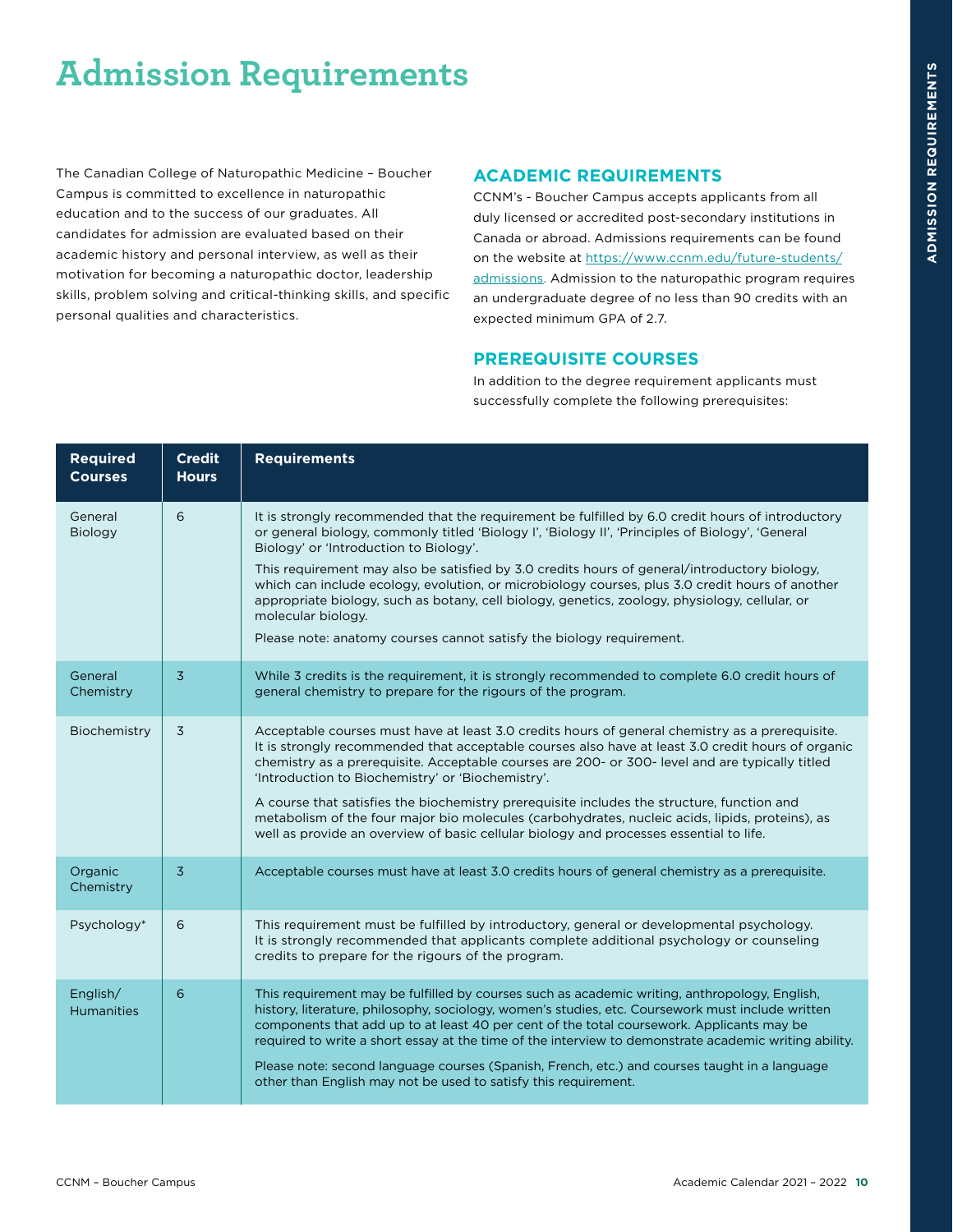# Admission Requirements

The Canadian College of Naturopathic Medicine – Boucher Campus is committed to excellence in naturopathic education and to the success of our graduates. All candidates for admission are evaluated based on their academic history and personal interview, as well as their motivation for becoming a naturopathic doctor, leadership skills, problem solving and critical-thinking skills, and specific personal qualities and characteristics.

## ACADEMIC REQUIREMENTS

CCNM's - Boucher Campus accepts applicants from all duly licensed or accredited post-secondary institutions in Canada or abroad. Admissions requirements can be found on the website at https://www.ccnm.edu/future-students/admissions. Admission to the naturopathic program requires an undergraduate degree of no less than 90 credits with an expected minimum GPA of 2.7.

## PREREQUISITE COURSES

In addition to the degree requirement applicants must successfully complete the following prerequisites:

| Required Courses | Credit Hours | Requirements |
|---|---|---|
| General Biology | 6 | It is strongly recommended that the requirement be fulfilled by 6.0 credit hours of introductory or general biology, commonly titled 'Biology I', 'Biology II', 'Principles of Biology', 'General Biology' or 'Introduction to Biology'. This requirement may also be satisfied by 3.0 credits hours of general/introductory biology, which can include ecology, evolution, or microbiology courses, plus 3.0 credit hours of another appropriate biology, such as botany, cell biology, genetics, zoology, physiology, cellular, or molecular biology. Please note: anatomy courses cannot satisfy the biology requirement. |
| General Chemistry | 3 | While 3 credits is the requirement, it is strongly recommended to complete 6.0 credit hours of general chemistry to prepare for the rigours of the program. |
| Biochemistry | 3 | Acceptable courses must have at least 3.0 credits hours of general chemistry as a prerequisite. It is strongly recommended that acceptable courses also have at least 3.0 credit hours of organic chemistry as a prerequisite. Acceptable courses are 200- or 300- level and are typically titled 'Introduction to Biochemistry' or 'Biochemistry'. A course that satisfies the biochemistry prerequisite includes the structure, function and metabolism of the four major bio molecules (carbohydrates, nucleic acids, lipids, proteins), as well as provide an overview of basic cellular biology and processes essential to life. |
| Organic Chemistry | 3 | Acceptable courses must have at least 3.0 credits hours of general chemistry as a prerequisite. |
| Psychology* | 6 | This requirement must be fulfilled by introductory, general or developmental psychology. It is strongly recommended that applicants complete additional psychology or counseling credits to prepare for the rigours of the program. |
| English/ Humanities | 6 | This requirement may be fulfilled by courses such as academic writing, anthropology, English, history, literature, philosophy, sociology, women's studies, etc. Coursework must include written components that add up to at least 40 per cent of the total coursework. Applicants may be required to write a short essay at the time of the interview to demonstrate academic writing ability. Please note: second language courses (Spanish, French, etc.) and courses taught in a language other than English may not be used to satisfy this requirement. |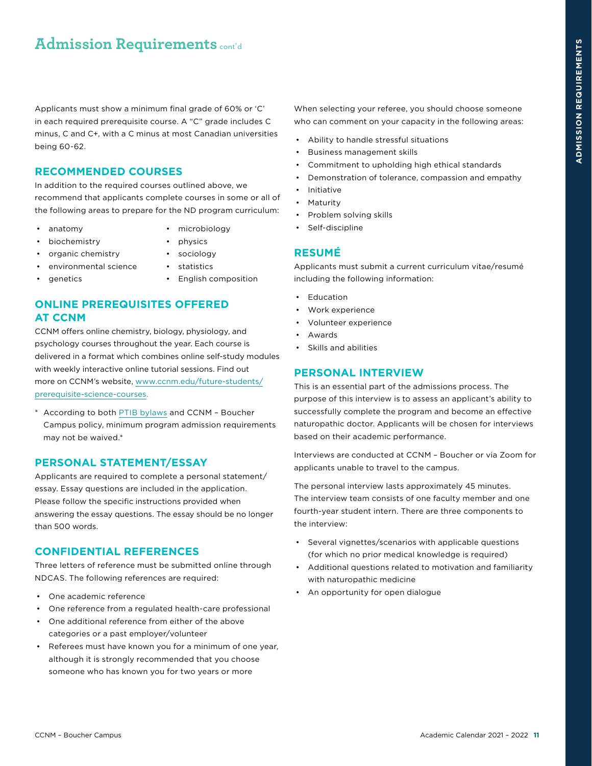# Admission Requirements cont'd

Applicants must show a minimum final grade of 60% or 'C' in each required prerequisite course. A "C" grade includes C minus, C and C+, with a C minus at most Canadian universities being 60-62.

## RECOMMENDED COURSES

In addition to the required courses outlined above, we recommend that applicants complete courses in some or all of the following areas to prepare for the ND program curriculum:

- anatomy
- biochemistry
- organic chemistry
- environmental science
- genetics
- microbiology
- physics
- sociology
- statistics
- English composition

## ONLINE PREREQUISITES OFFERED AT CCNM

CCNM offers online chemistry, biology, physiology, and psychology courses throughout the year. Each course is delivered in a format which combines online self-study modules with weekly interactive online tutorial sessions. Find out more on CCNM's website, www.ccnm.edu/future-students/prerequisite-science-courses.

* According to both PTIB bylaws and CCNM – Boucher Campus policy, minimum program admission requirements may not be waived.*

## PERSONAL STATEMENT/ESSAY

Applicants are required to complete a personal statement/essay. Essay questions are included in the application. Please follow the specific instructions provided when answering the essay questions. The essay should be no longer than 500 words.

## CONFIDENTIAL REFERENCES

Three letters of reference must be submitted online through NDCAS. The following references are required:

- One academic reference
- One reference from a regulated health-care professional
- One additional reference from either of the above categories or a past employer/volunteer
- Referees must have known you for a minimum of one year, although it is strongly recommended that you choose someone who has known you for two years or more

When selecting your referee, you should choose someone who can comment on your capacity in the following areas:

- Ability to handle stressful situations
- Business management skills
- Commitment to upholding high ethical standards
- Demonstration of tolerance, compassion and empathy
- Initiative
- Maturity
- Problem solving skills
- Self-discipline

## RESUMÉ

Applicants must submit a current curriculum vitae/resumé including the following information:

- Education
- Work experience
- Volunteer experience
- Awards
- Skills and abilities

## PERSONAL INTERVIEW

This is an essential part of the admissions process. The purpose of this interview is to assess an applicant's ability to successfully complete the program and become an effective naturopathic doctor. Applicants will be chosen for interviews based on their academic performance.

Interviews are conducted at CCNM – Boucher or via Zoom for applicants unable to travel to the campus.

The personal interview lasts approximately 45 minutes. The interview team consists of one faculty member and one fourth-year student intern. There are three components to the interview:

- Several vignettes/scenarios with applicable questions (for which no prior medical knowledge is required)
- Additional questions related to motivation and familiarity with naturopathic medicine
- An opportunity for open dialogue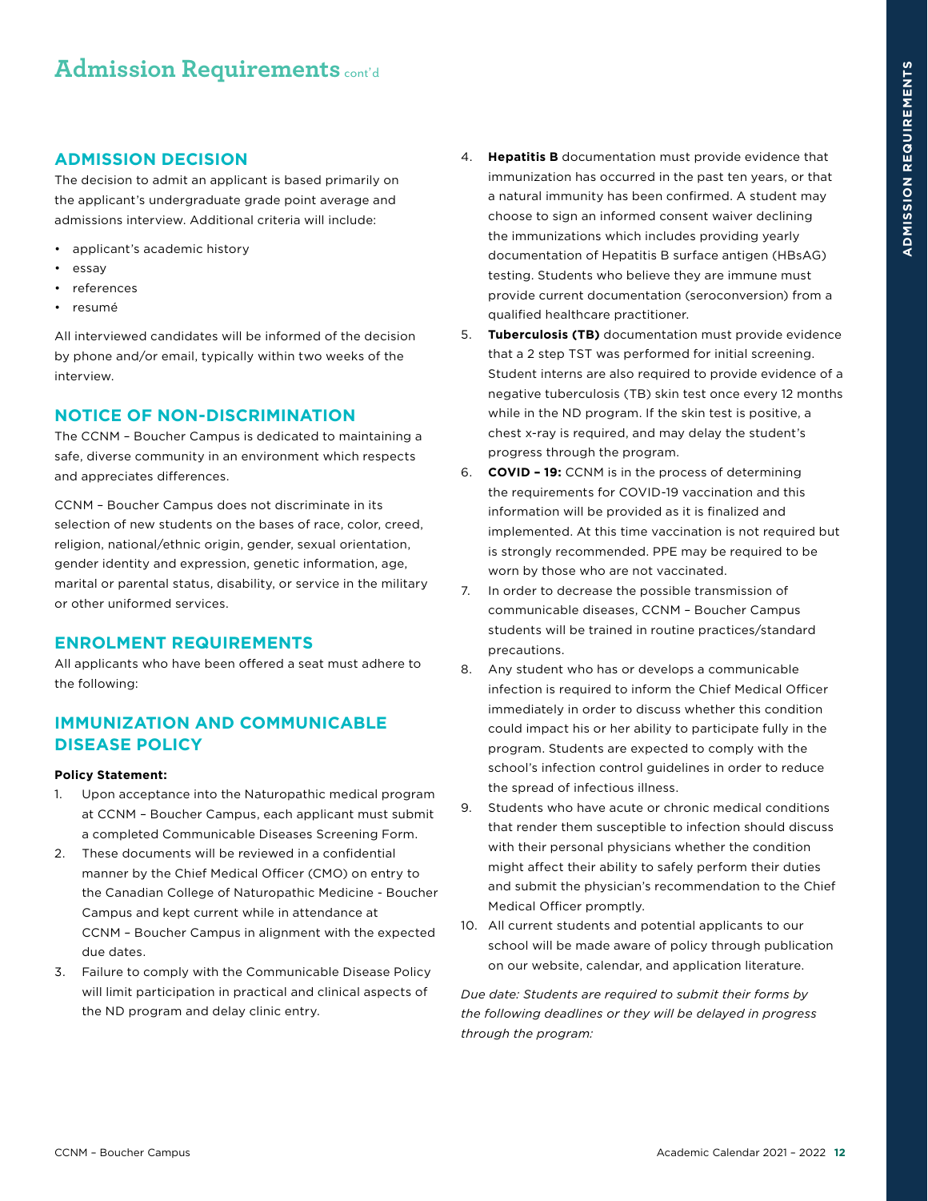# Admission Requirements cont'd

## ADMISSION DECISION

The decision to admit an applicant is based primarily on the applicant's undergraduate grade point average and admissions interview. Additional criteria will include:

- applicant's academic history
- essay
- references
- resumé

All interviewed candidates will be informed of the decision by phone and/or email, typically within two weeks of the interview.

## NOTICE OF NON-DISCRIMINATION

The CCNM – Boucher Campus is dedicated to maintaining a safe, diverse community in an environment which respects and appreciates differences.

CCNM – Boucher Campus does not discriminate in its selection of new students on the bases of race, color, creed, religion, national/ethnic origin, gender, sexual orientation, gender identity and expression, genetic information, age, marital or parental status, disability, or service in the military or other uniformed services.

## ENROLMENT REQUIREMENTS

All applicants who have been offered a seat must adhere to the following:

## IMMUNIZATION AND COMMUNICABLE DISEASE POLICY

**Policy Statement:**

1. Upon acceptance into the Naturopathic medical program at CCNM – Boucher Campus, each applicant must submit a completed Communicable Diseases Screening Form.
2. These documents will be reviewed in a confidential manner by the Chief Medical Officer (CMO) on entry to the Canadian College of Naturopathic Medicine - Boucher Campus and kept current while in attendance at CCNM – Boucher Campus in alignment with the expected due dates.
3. Failure to comply with the Communicable Disease Policy will limit participation in practical and clinical aspects of the ND program and delay clinic entry.
4. **Hepatitis B** documentation must provide evidence that immunization has occurred in the past ten years, or that a natural immunity has been confirmed. A student may choose to sign an informed consent waiver declining the immunizations which includes providing yearly documentation of Hepatitis B surface antigen (HBsAG) testing. Students who believe they are immune must provide current documentation (seroconversion) from a qualified healthcare practitioner.
5. **Tuberculosis (TB)** documentation must provide evidence that a 2 step TST was performed for initial screening. Student interns are also required to provide evidence of a negative tuberculosis (TB) skin test once every 12 months while in the ND program. If the skin test is positive, a chest x-ray is required, and may delay the student's progress through the program.
6. **COVID – 19:** CCNM is in the process of determining the requirements for COVID-19 vaccination and this information will be provided as it is finalized and implemented. At this time vaccination is not required but is strongly recommended. PPE may be required to be worn by those who are not vaccinated.
7. In order to decrease the possible transmission of communicable diseases, CCNM – Boucher Campus students will be trained in routine practices/standard precautions.
8. Any student who has or develops a communicable infection is required to inform the Chief Medical Officer immediately in order to discuss whether this condition could impact his or her ability to participate fully in the program. Students are expected to comply with the school's infection control guidelines in order to reduce the spread of infectious illness.
9. Students who have acute or chronic medical conditions that render them susceptible to infection should discuss with their personal physicians whether the condition might affect their ability to safely perform their duties and submit the physician's recommendation to the Chief Medical Officer promptly.
10. All current students and potential applicants to our school will be made aware of policy through publication on our website, calendar, and application literature.

*Due date: Students are required to submit their forms by the following deadlines or they will be delayed in progress through the program:*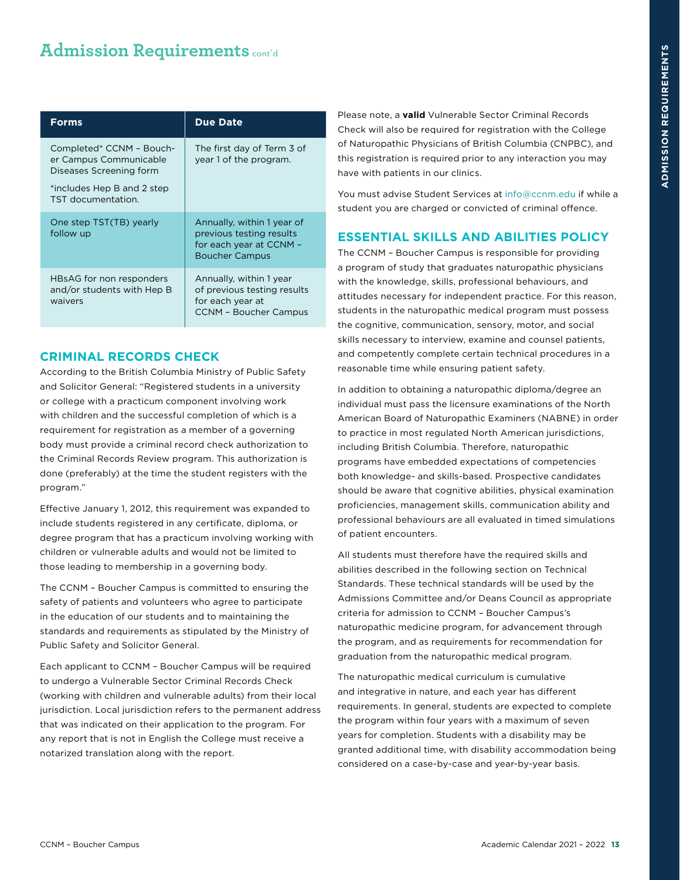# Admission Requirements cont'd

| Forms | Due Date |
|---|---|
| Completed* CCNM – Boucher Campus Communicable Diseases Screening form<br><br>*includes Hep B and 2 step TST documentation. | The first day of Term 3 of year 1 of the program. |
| One step TST(TB) yearly follow up | Annually, within 1 year of previous testing results for each year at CCNM – Boucher Campus |
| HBsAG for non responders and/or students with Hep B waivers | Annually, within 1 year of previous testing results for each year at CCNM – Boucher Campus |

## CRIMINAL RECORDS CHECK

According to the British Columbia Ministry of Public Safety and Solicitor General: "Registered students in a university or college with a practicum component involving work with children and the successful completion of which is a requirement for registration as a member of a governing body must provide a criminal record check authorization to the Criminal Records Review program. This authorization is done (preferably) at the time the student registers with the program."

Effective January 1, 2012, this requirement was expanded to include students registered in any certificate, diploma, or degree program that has a practicum involving working with children or vulnerable adults and would not be limited to those leading to membership in a governing body.

The CCNM – Boucher Campus is committed to ensuring the safety of patients and volunteers who agree to participate in the education of our students and to maintaining the standards and requirements as stipulated by the Ministry of Public Safety and Solicitor General.

Each applicant to CCNM – Boucher Campus will be required to undergo a Vulnerable Sector Criminal Records Check (working with children and vulnerable adults) from their local jurisdiction. Local jurisdiction refers to the permanent address that was indicated on their application to the program. For any report that is not in English the College must receive a notarized translation along with the report.

Please note, a **valid** Vulnerable Sector Criminal Records Check will also be required for registration with the College of Naturopathic Physicians of British Columbia (CNPBC), and this registration is required prior to any interaction you may have with patients in our clinics.

You must advise Student Services at info@ccnm.edu if while a student you are charged or convicted of criminal offence.

## ESSENTIAL SKILLS AND ABILITIES POLICY

The CCNM – Boucher Campus is responsible for providing a program of study that graduates naturopathic physicians with the knowledge, skills, professional behaviours, and attitudes necessary for independent practice. For this reason, students in the naturopathic medical program must possess the cognitive, communication, sensory, motor, and social skills necessary to interview, examine and counsel patients, and competently complete certain technical procedures in a reasonable time while ensuring patient safety.

In addition to obtaining a naturopathic diploma/degree an individual must pass the licensure examinations of the North American Board of Naturopathic Examiners (NABNE) in order to practice in most regulated North American jurisdictions, including British Columbia. Therefore, naturopathic programs have embedded expectations of competencies both knowledge- and skills-based. Prospective candidates should be aware that cognitive abilities, physical examination proficiencies, management skills, communication ability and professional behaviours are all evaluated in timed simulations of patient encounters.

All students must therefore have the required skills and abilities described in the following section on Technical Standards. These technical standards will be used by the Admissions Committee and/or Deans Council as appropriate criteria for admission to CCNM – Boucher Campus's naturopathic medicine program, for advancement through the program, and as requirements for recommendation for graduation from the naturopathic medical program.

The naturopathic medical curriculum is cumulative and integrative in nature, and each year has different requirements. In general, students are expected to complete the program within four years with a maximum of seven years for completion. Students with a disability may be granted additional time, with disability accommodation being considered on a case-by-case and year-by-year basis.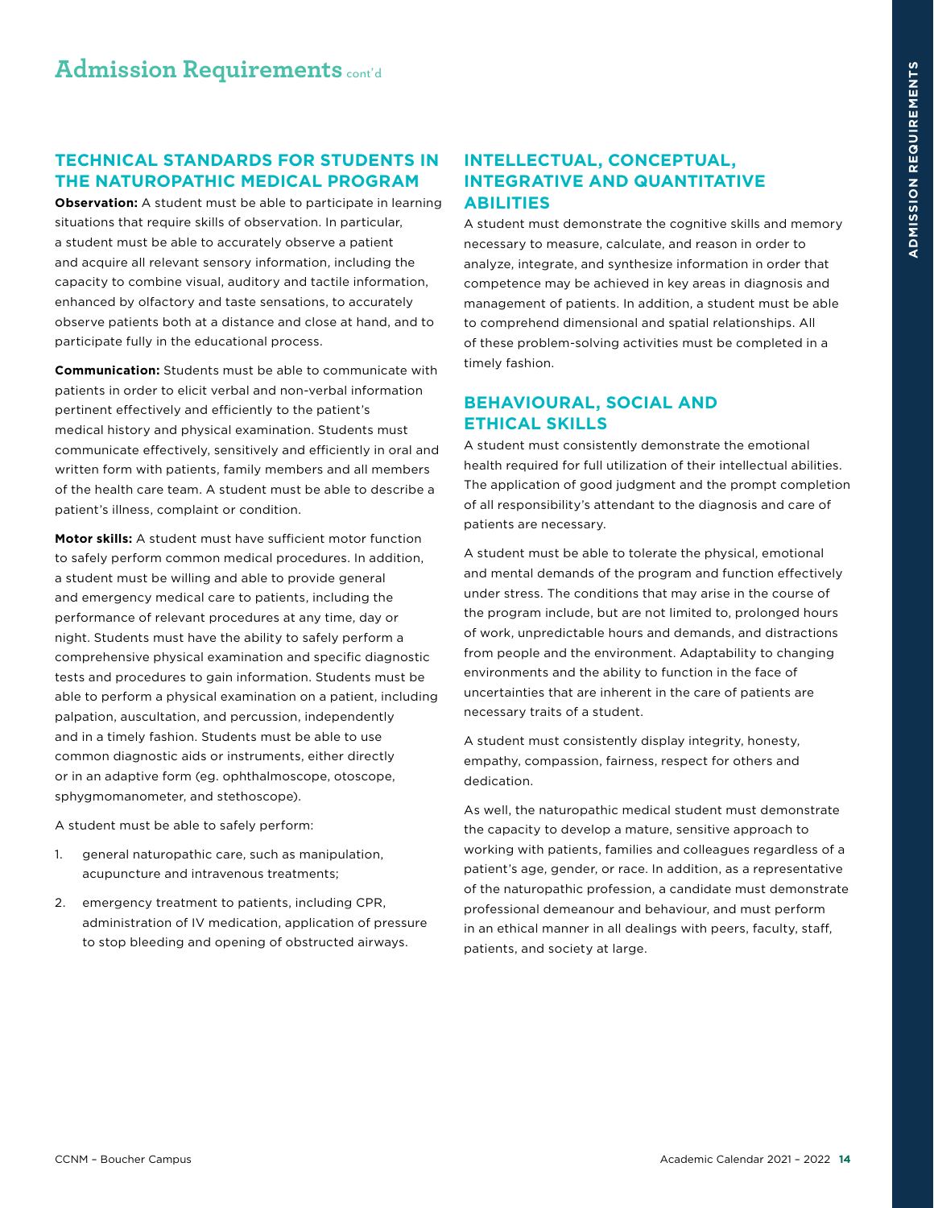# Admission Requirements cont'd

## TECHNICAL STANDARDS FOR STUDENTS IN THE NATUROPATHIC MEDICAL PROGRAM

**Observation:** A student must be able to participate in learning situations that require skills of observation. In particular, a student must be able to accurately observe a patient and acquire all relevant sensory information, including the capacity to combine visual, auditory and tactile information, enhanced by olfactory and taste sensations, to accurately observe patients both at a distance and close at hand, and to participate fully in the educational process.

**Communication:** Students must be able to communicate with patients in order to elicit verbal and non-verbal information pertinent effectively and efficiently to the patient's medical history and physical examination. Students must communicate effectively, sensitively and efficiently in oral and written form with patients, family members and all members of the health care team. A student must be able to describe a patient's illness, complaint or condition.

**Motor skills:** A student must have sufficient motor function to safely perform common medical procedures. In addition, a student must be willing and able to provide general and emergency medical care to patients, including the performance of relevant procedures at any time, day or night. Students must have the ability to safely perform a comprehensive physical examination and specific diagnostic tests and procedures to gain information. Students must be able to perform a physical examination on a patient, including palpation, auscultation, and percussion, independently and in a timely fashion. Students must be able to use common diagnostic aids or instruments, either directly or in an adaptive form (eg. ophthalmoscope, otoscope, sphygmomanometer, and stethoscope).

A student must be able to safely perform:

1. general naturopathic care, such as manipulation, acupuncture and intravenous treatments;
2. emergency treatment to patients, including CPR, administration of IV medication, application of pressure to stop bleeding and opening of obstructed airways.

## INTELLECTUAL, CONCEPTUAL, INTEGRATIVE AND QUANTITATIVE ABILITIES

A student must demonstrate the cognitive skills and memory necessary to measure, calculate, and reason in order to analyze, integrate, and synthesize information in order that competence may be achieved in key areas in diagnosis and management of patients. In addition, a student must be able to comprehend dimensional and spatial relationships. All of these problem-solving activities must be completed in a timely fashion.

## BEHAVIOURAL, SOCIAL AND ETHICAL SKILLS

A student must consistently demonstrate the emotional health required for full utilization of their intellectual abilities. The application of good judgment and the prompt completion of all responsibility's attendant to the diagnosis and care of patients are necessary.

A student must be able to tolerate the physical, emotional and mental demands of the program and function effectively under stress. The conditions that may arise in the course of the program include, but are not limited to, prolonged hours of work, unpredictable hours and demands, and distractions from people and the environment. Adaptability to changing environments and the ability to function in the face of uncertainties that are inherent in the care of patients are necessary traits of a student.

A student must consistently display integrity, honesty, empathy, compassion, fairness, respect for others and dedication.

As well, the naturopathic medical student must demonstrate the capacity to develop a mature, sensitive approach to working with patients, families and colleagues regardless of a patient's age, gender, or race. In addition, as a representative of the naturopathic profession, a candidate must demonstrate professional demeanour and behaviour, and must perform in an ethical manner in all dealings with peers, faculty, staff, patients, and society at large.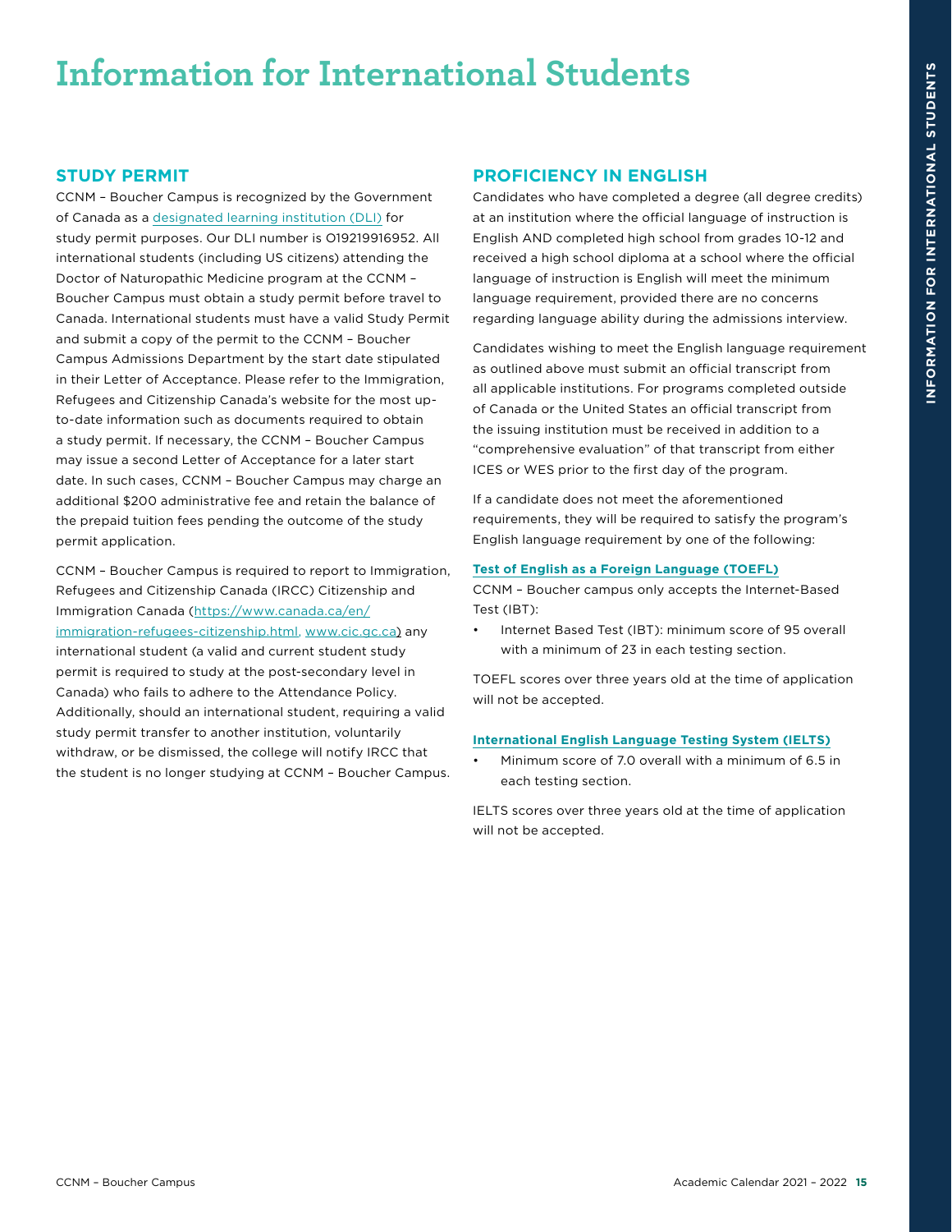# Information for International Students

## STUDY PERMIT

CCNM – Boucher Campus is recognized by the Government of Canada as a designated learning institution (DLI) for study permit purposes. Our DLI number is O19219916952. All international students (including US citizens) attending the Doctor of Naturopathic Medicine program at the CCNM – Boucher Campus must obtain a study permit before travel to Canada. International students must have a valid Study Permit and submit a copy of the permit to the CCNM – Boucher Campus Admissions Department by the start date stipulated in their Letter of Acceptance. Please refer to the Immigration, Refugees and Citizenship Canada's website for the most up-to-date information such as documents required to obtain a study permit. If necessary, the CCNM – Boucher Campus may issue a second Letter of Acceptance for a later start date. In such cases, CCNM – Boucher Campus may charge an additional $200 administrative fee and retain the balance of the prepaid tuition fees pending the outcome of the study permit application.

CCNM – Boucher Campus is required to report to Immigration, Refugees and Citizenship Canada (IRCC) Citizenship and Immigration Canada (https://www.canada.ca/en/immigration-refugees-citizenship.html, www.cic.gc.ca) any international student (a valid and current student study permit is required to study at the post-secondary level in Canada) who fails to adhere to the Attendance Policy. Additionally, should an international student, requiring a valid study permit transfer to another institution, voluntarily withdraw, or be dismissed, the college will notify IRCC that the student is no longer studying at CCNM – Boucher Campus.

## PROFICIENCY IN ENGLISH

Candidates who have completed a degree (all degree credits) at an institution where the official language of instruction is English AND completed high school from grades 10-12 and received a high school diploma at a school where the official language of instruction is English will meet the minimum language requirement, provided there are no concerns regarding language ability during the admissions interview.

Candidates wishing to meet the English language requirement as outlined above must submit an official transcript from all applicable institutions. For programs completed outside of Canada or the United States an official transcript from the issuing institution must be received in addition to a "comprehensive evaluation" of that transcript from either ICES or WES prior to the first day of the program.

If a candidate does not meet the aforementioned requirements, they will be required to satisfy the program's English language requirement by one of the following:

**Test of English as a Foreign Language (TOEFL)**

CCNM – Boucher campus only accepts the Internet-Based Test (IBT):

- Internet Based Test (IBT): minimum score of 95 overall with a minimum of 23 in each testing section.

TOEFL scores over three years old at the time of application will not be accepted.

**International English Language Testing System (IELTS)**

- Minimum score of 7.0 overall with a minimum of 6.5 in each testing section.

IELTS scores over three years old at the time of application will not be accepted.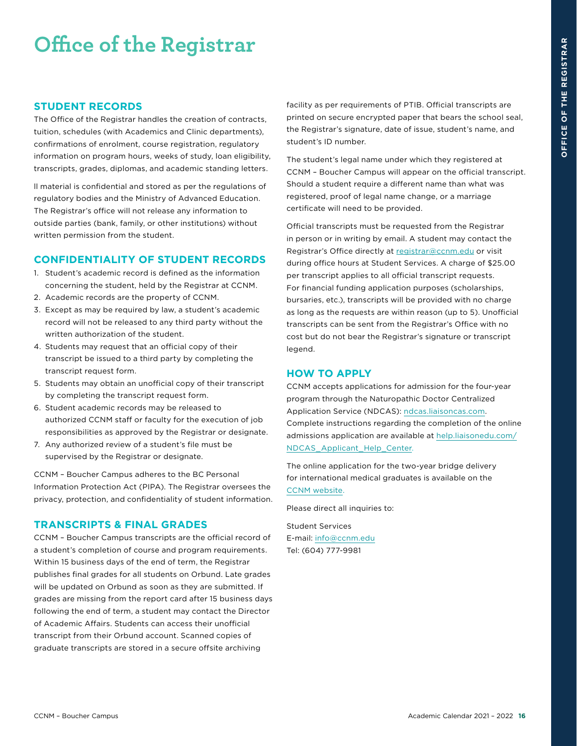# Office of the Registrar

## STUDENT RECORDS

The Office of the Registrar handles the creation of contracts, tuition, schedules (with Academics and Clinic departments), confirmations of enrolment, course registration, regulatory information on program hours, weeks of study, loan eligibility, transcripts, grades, diplomas, and academic standing letters.

ll material is confidential and stored as per the regulations of regulatory bodies and the Ministry of Advanced Education. The Registrar's office will not release any information to outside parties (bank, family, or other institutions) without written permission from the student.

## CONFIDENTIALITY OF STUDENT RECORDS

1. Student's academic record is defined as the information concerning the student, held by the Registrar at CCNM.
2. Academic records are the property of CCNM.
3. Except as may be required by law, a student's academic record will not be released to any third party without the written authorization of the student.
4. Students may request that an official copy of their transcript be issued to a third party by completing the transcript request form.
5. Students may obtain an unofficial copy of their transcript by completing the transcript request form.
6. Student academic records may be released to authorized CCNM staff or faculty for the execution of job responsibilities as approved by the Registrar or designate.
7. Any authorized review of a student's file must be supervised by the Registrar or designate.

CCNM – Boucher Campus adheres to the BC Personal Information Protection Act (PIPA). The Registrar oversees the privacy, protection, and confidentiality of student information.

## TRANSCRIPTS & FINAL GRADES

CCNM – Boucher Campus transcripts are the official record of a student's completion of course and program requirements. Within 15 business days of the end of term, the Registrar publishes final grades for all students on Orbund. Late grades will be updated on Orbund as soon as they are submitted. If grades are missing from the report card after 15 business days following the end of term, a student may contact the Director of Academic Affairs. Students can access their unofficial transcript from their Orbund account. Scanned copies of graduate transcripts are stored in a secure offsite archiving facility as per requirements of PTIB. Official transcripts are printed on secure encrypted paper that bears the school seal, the Registrar's signature, date of issue, student's name, and student's ID number.

The student's legal name under which they registered at CCNM – Boucher Campus will appear on the official transcript. Should a student require a different name than what was registered, proof of legal name change, or a marriage certificate will need to be provided.

Official transcripts must be requested from the Registrar in person or in writing by email. A student may contact the Registrar's Office directly at registrar@ccnm.edu or visit during office hours at Student Services. A charge of $25.00 per transcript applies to all official transcript requests. For financial funding application purposes (scholarships, bursaries, etc.), transcripts will be provided with no charge as long as the requests are within reason (up to 5). Unofficial transcripts can be sent from the Registrar's Office with no cost but do not bear the Registrar's signature or transcript legend.

## HOW TO APPLY

CCNM accepts applications for admission for the four-year program through the Naturopathic Doctor Centralized Application Service (NDCAS): ndcas.liaisoncas.com. Complete instructions regarding the completion of the online admissions application are available at help.liaisonedu.com/NDCAS_Applicant_Help_Center.

The online application for the two-year bridge delivery for international medical graduates is available on the CCNM website.

Please direct all inquiries to:

Student Services
E-mail: info@ccnm.edu
Tel: (604) 777-9981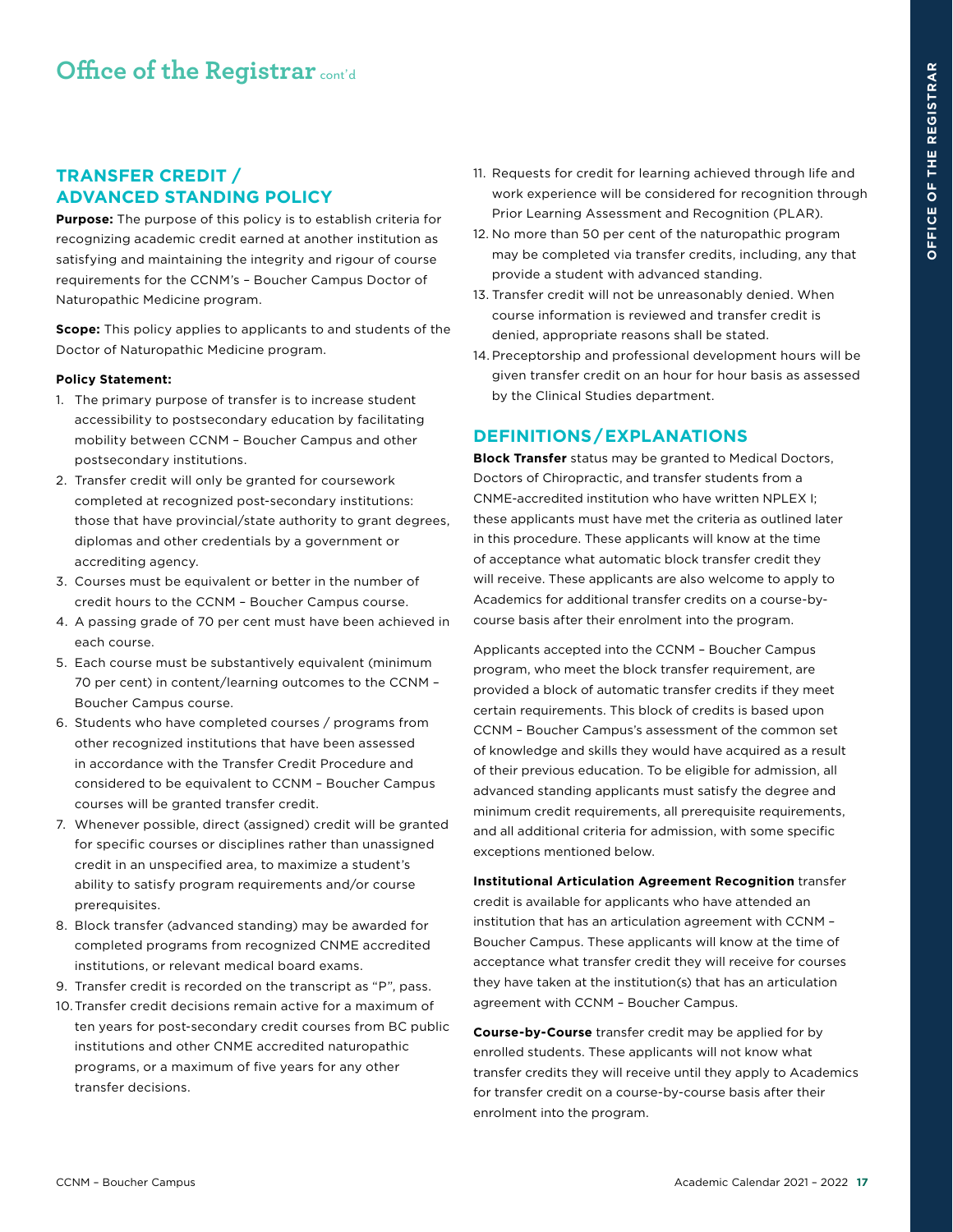# Office of the Registrar cont'd

## TRANSFER CREDIT / ADVANCED STANDING POLICY

**Purpose:** The purpose of this policy is to establish criteria for recognizing academic credit earned at another institution as satisfying and maintaining the integrity and rigour of course requirements for the CCNM's – Boucher Campus Doctor of Naturopathic Medicine program.

**Scope:** This policy applies to applicants to and students of the Doctor of Naturopathic Medicine program.

**Policy Statement:**

1. The primary purpose of transfer is to increase student accessibility to postsecondary education by facilitating mobility between CCNM – Boucher Campus and other postsecondary institutions.
2. Transfer credit will only be granted for coursework completed at recognized post-secondary institutions: those that have provincial/state authority to grant degrees, diplomas and other credentials by a government or accrediting agency.
3. Courses must be equivalent or better in the number of credit hours to the CCNM – Boucher Campus course.
4. A passing grade of 70 per cent must have been achieved in each course.
5. Each course must be substantively equivalent (minimum 70 per cent) in content/learning outcomes to the CCNM – Boucher Campus course.
6. Students who have completed courses / programs from other recognized institutions that have been assessed in accordance with the Transfer Credit Procedure and considered to be equivalent to CCNM – Boucher Campus courses will be granted transfer credit.
7. Whenever possible, direct (assigned) credit will be granted for specific courses or disciplines rather than unassigned credit in an unspecified area, to maximize a student's ability to satisfy program requirements and/or course prerequisites.
8. Block transfer (advanced standing) may be awarded for completed programs from recognized CNME accredited institutions, or relevant medical board exams.
9. Transfer credit is recorded on the transcript as "P", pass.
10. Transfer credit decisions remain active for a maximum of ten years for post-secondary credit courses from BC public institutions and other CNME accredited naturopathic programs, or a maximum of five years for any other transfer decisions.
11. Requests for credit for learning achieved through life and work experience will be considered for recognition through Prior Learning Assessment and Recognition (PLAR).
12. No more than 50 per cent of the naturopathic program may be completed via transfer credits, including, any that provide a student with advanced standing.
13. Transfer credit will not be unreasonably denied. When course information is reviewed and transfer credit is denied, appropriate reasons shall be stated.
14. Preceptorship and professional development hours will be given transfer credit on an hour for hour basis as assessed by the Clinical Studies department.

## DEFINITIONS/EXPLANATIONS

**Block Transfer** status may be granted to Medical Doctors, Doctors of Chiropractic, and transfer students from a CNME-accredited institution who have written NPLEX I; these applicants must have met the criteria as outlined later in this procedure. These applicants will know at the time of acceptance what automatic block transfer credit they will receive. These applicants are also welcome to apply to Academics for additional transfer credits on a course-by-course basis after their enrolment into the program.

Applicants accepted into the CCNM – Boucher Campus program, who meet the block transfer requirement, are provided a block of automatic transfer credits if they meet certain requirements. This block of credits is based upon CCNM – Boucher Campus's assessment of the common set of knowledge and skills they would have acquired as a result of their previous education. To be eligible for admission, all advanced standing applicants must satisfy the degree and minimum credit requirements, all prerequisite requirements, and all additional criteria for admission, with some specific exceptions mentioned below.

**Institutional Articulation Agreement Recognition** transfer credit is available for applicants who have attended an institution that has an articulation agreement with CCNM – Boucher Campus. These applicants will know at the time of acceptance what transfer credit they will receive for courses they have taken at the institution(s) that has an articulation agreement with CCNM – Boucher Campus.

**Course-by-Course** transfer credit may be applied for by enrolled students. These applicants will not know what transfer credits they will receive until they apply to Academics for transfer credit on a course-by-course basis after their enrolment into the program.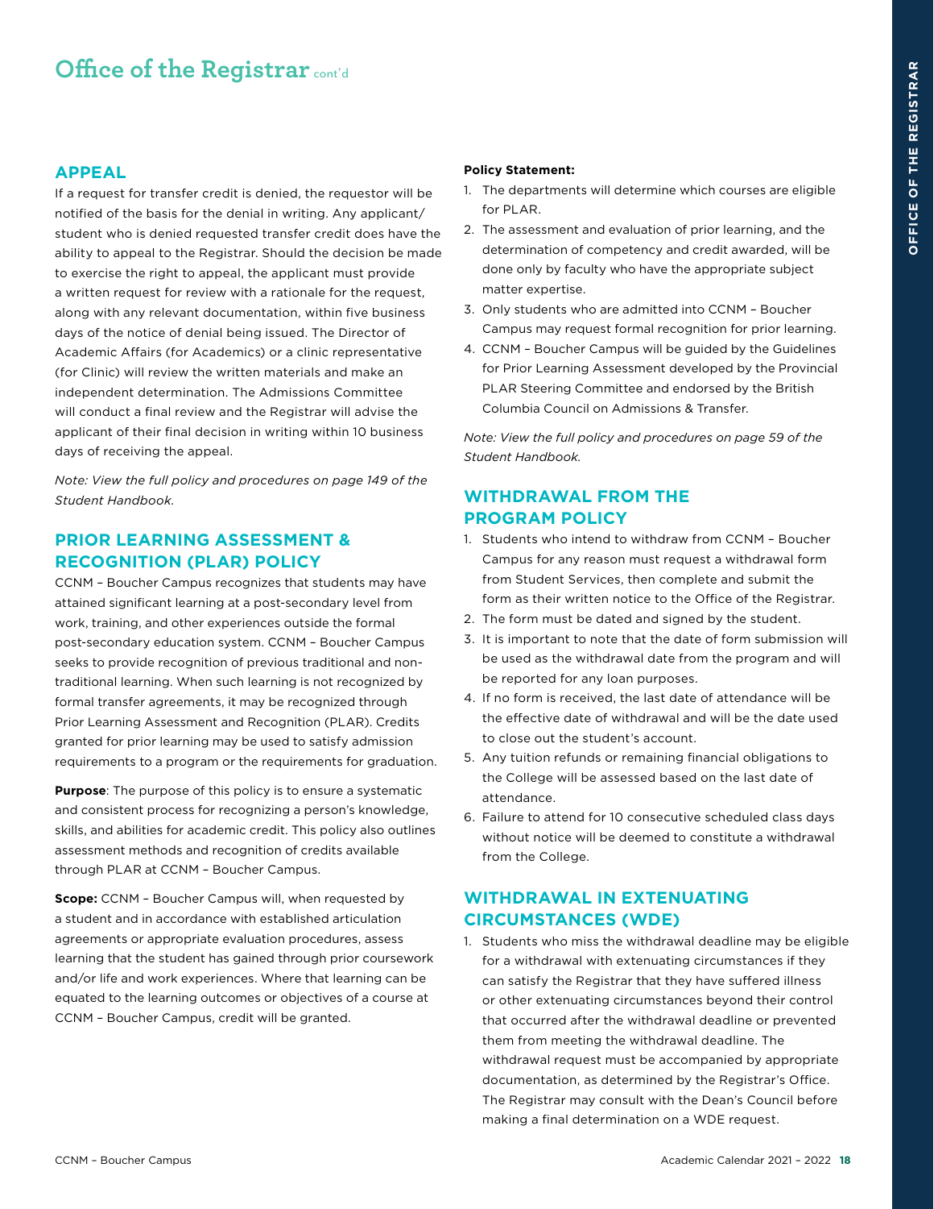# Office of the Registrar cont'd

## APPEAL

If a request for transfer credit is denied, the requestor will be notified of the basis for the denial in writing. Any applicant/student who is denied requested transfer credit does have the ability to appeal to the Registrar. Should the decision be made to exercise the right to appeal, the applicant must provide a written request for review with a rationale for the request, along with any relevant documentation, within five business days of the notice of denial being issued. The Director of Academic Affairs (for Academics) or a clinic representative (for Clinic) will review the written materials and make an independent determination. The Admissions Committee will conduct a final review and the Registrar will advise the applicant of their final decision in writing within 10 business days of receiving the appeal.

*Note: View the full policy and procedures on page 149 of the Student Handbook.*

## PRIOR LEARNING ASSESSMENT & RECOGNITION (PLAR) POLICY

CCNM – Boucher Campus recognizes that students may have attained significant learning at a post-secondary level from work, training, and other experiences outside the formal post-secondary education system. CCNM – Boucher Campus seeks to provide recognition of previous traditional and non-traditional learning. When such learning is not recognized by formal transfer agreements, it may be recognized through Prior Learning Assessment and Recognition (PLAR). Credits granted for prior learning may be used to satisfy admission requirements to a program or the requirements for graduation.

**Purpose**: The purpose of this policy is to ensure a systematic and consistent process for recognizing a person's knowledge, skills, and abilities for academic credit. This policy also outlines assessment methods and recognition of credits available through PLAR at CCNM – Boucher Campus.

**Scope:** CCNM – Boucher Campus will, when requested by a student and in accordance with established articulation agreements or appropriate evaluation procedures, assess learning that the student has gained through prior coursework and/or life and work experiences. Where that learning can be equated to the learning outcomes or objectives of a course at CCNM – Boucher Campus, credit will be granted.

**Policy Statement:**

1. The departments will determine which courses are eligible for PLAR.
2. The assessment and evaluation of prior learning, and the determination of competency and credit awarded, will be done only by faculty who have the appropriate subject matter expertise.
3. Only students who are admitted into CCNM – Boucher Campus may request formal recognition for prior learning.
4. CCNM – Boucher Campus will be guided by the Guidelines for Prior Learning Assessment developed by the Provincial PLAR Steering Committee and endorsed by the British Columbia Council on Admissions & Transfer.

*Note: View the full policy and procedures on page 59 of the Student Handbook.*

## WITHDRAWAL FROM THE PROGRAM POLICY

1. Students who intend to withdraw from CCNM – Boucher Campus for any reason must request a withdrawal form from Student Services, then complete and submit the form as their written notice to the Office of the Registrar.
2. The form must be dated and signed by the student.
3. It is important to note that the date of form submission will be used as the withdrawal date from the program and will be reported for any loan purposes.
4. If no form is received, the last date of attendance will be the effective date of withdrawal and will be the date used to close out the student's account.
5. Any tuition refunds or remaining financial obligations to the College will be assessed based on the last date of attendance.
6. Failure to attend for 10 consecutive scheduled class days without notice will be deemed to constitute a withdrawal from the College.

## WITHDRAWAL IN EXTENUATING CIRCUMSTANCES (WDE)

1. Students who miss the withdrawal deadline may be eligible for a withdrawal with extenuating circumstances if they can satisfy the Registrar that they have suffered illness or other extenuating circumstances beyond their control that occurred after the withdrawal deadline or prevented them from meeting the withdrawal deadline. The withdrawal request must be accompanied by appropriate documentation, as determined by the Registrar's Office. The Registrar may consult with the Dean's Council before making a final determination on a WDE request.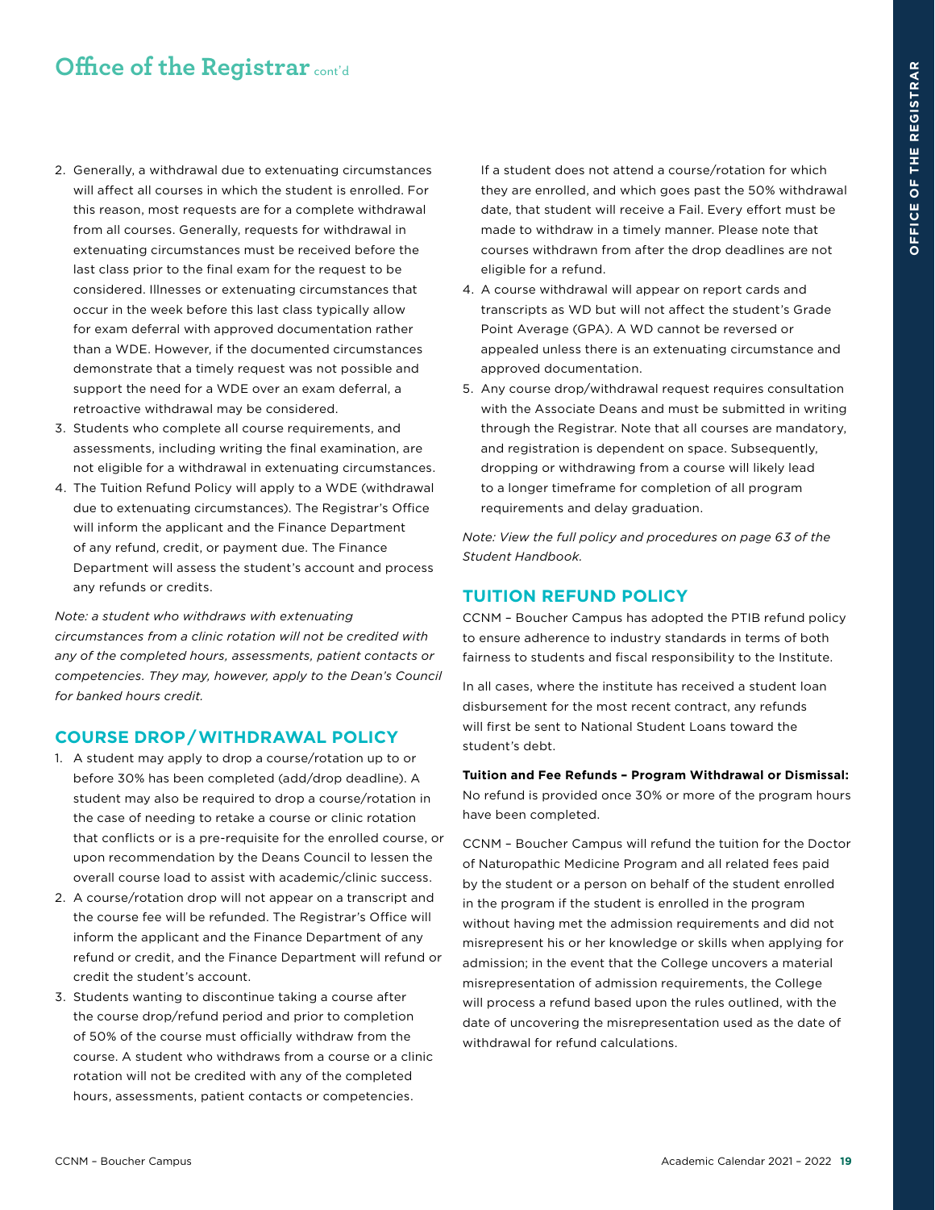# Office of the Registrar cont'd

2. Generally, a withdrawal due to extenuating circumstances will affect all courses in which the student is enrolled. For this reason, most requests are for a complete withdrawal from all courses. Generally, requests for withdrawal in extenuating circumstances must be received before the last class prior to the final exam for the request to be considered. Illnesses or extenuating circumstances that occur in the week before this last class typically allow for exam deferral with approved documentation rather than a WDE. However, if the documented circumstances demonstrate that a timely request was not possible and support the need for a WDE over an exam deferral, a retroactive withdrawal may be considered.
3. Students who complete all course requirements, and assessments, including writing the final examination, are not eligible for a withdrawal in extenuating circumstances.
4. The Tuition Refund Policy will apply to a WDE (withdrawal due to extenuating circumstances). The Registrar's Office will inform the applicant and the Finance Department of any refund, credit, or payment due. The Finance Department will assess the student's account and process any refunds or credits.

*Note: a student who withdraws with extenuating circumstances from a clinic rotation will not be credited with any of the completed hours, assessments, patient contacts or competencies. They may, however, apply to the Dean's Council for banked hours credit.*

## COURSE DROP/WITHDRAWAL POLICY

1. A student may apply to drop a course/rotation up to or before 30% has been completed (add/drop deadline). A student may also be required to drop a course/rotation in the case of needing to retake a course or clinic rotation that conflicts or is a pre-requisite for the enrolled course, or upon recommendation by the Deans Council to lessen the overall course load to assist with academic/clinic success.
2. A course/rotation drop will not appear on a transcript and the course fee will be refunded. The Registrar's Office will inform the applicant and the Finance Department of any refund or credit, and the Finance Department will refund or credit the student's account.
3. Students wanting to discontinue taking a course after the course drop/refund period and prior to completion of 50% of the course must officially withdraw from the course. A student who withdraws from a course or a clinic rotation will not be credited with any of the completed hours, assessments, patient contacts or competencies.

   If a student does not attend a course/rotation for which they are enrolled, and which goes past the 50% withdrawal date, that student will receive a Fail. Every effort must be made to withdraw in a timely manner. Please note that courses withdrawn from after the drop deadlines are not eligible for a refund.
4. A course withdrawal will appear on report cards and transcripts as WD but will not affect the student's Grade Point Average (GPA). A WD cannot be reversed or appealed unless there is an extenuating circumstance and approved documentation.
5. Any course drop/withdrawal request requires consultation with the Associate Deans and must be submitted in writing through the Registrar. Note that all courses are mandatory, and registration is dependent on space. Subsequently, dropping or withdrawing from a course will likely lead to a longer timeframe for completion of all program requirements and delay graduation.

*Note: View the full policy and procedures on page 63 of the Student Handbook.*

## TUITION REFUND POLICY

CCNM – Boucher Campus has adopted the PTIB refund policy to ensure adherence to industry standards in terms of both fairness to students and fiscal responsibility to the Institute.

In all cases, where the institute has received a student loan disbursement for the most recent contract, any refunds will first be sent to National Student Loans toward the student's debt.

**Tuition and Fee Refunds – Program Withdrawal or Dismissal:** No refund is provided once 30% or more of the program hours have been completed.

CCNM – Boucher Campus will refund the tuition for the Doctor of Naturopathic Medicine Program and all related fees paid by the student or a person on behalf of the student enrolled in the program if the student is enrolled in the program without having met the admission requirements and did not misrepresent his or her knowledge or skills when applying for admission; in the event that the College uncovers a material misrepresentation of admission requirements, the College will process a refund based upon the rules outlined, with the date of uncovering the misrepresentation used as the date of withdrawal for refund calculations.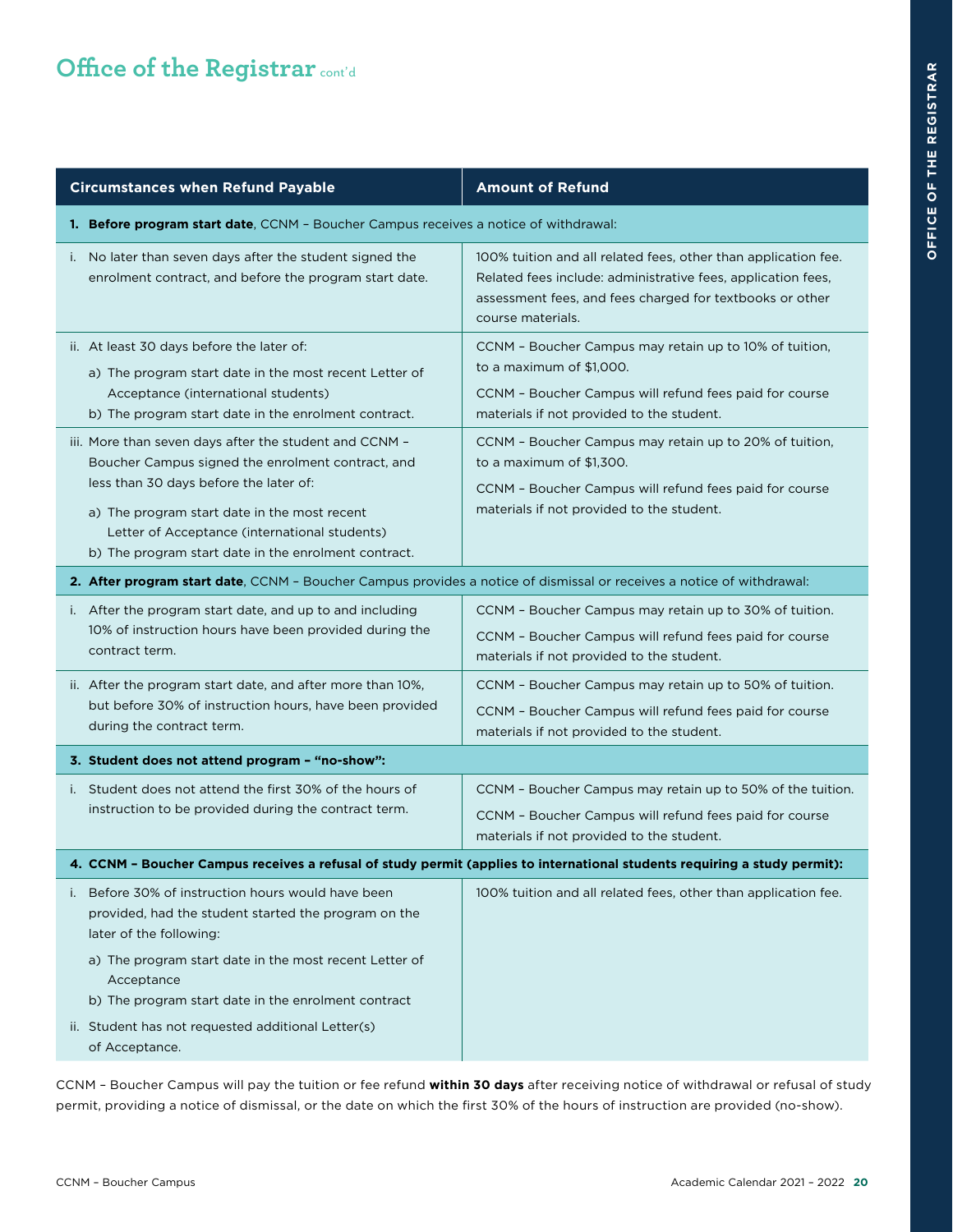# Office of the Registrar cont'd

| Circumstances when Refund Payable | Amount of Refund |
|---|---|
| **1. Before program start date**, CCNM – Boucher Campus receives a notice of withdrawal: | |
| i. No later than seven days after the student signed the enrolment contract, and before the program start date. | 100% tuition and all related fees, other than application fee. Related fees include: administrative fees, application fees, assessment fees, and fees charged for textbooks or other course materials. |
| ii. At least 30 days before the later of:<br>a) The program start date in the most recent Letter of Acceptance (international students)<br>b) The program start date in the enrolment contract. | CCNM – Boucher Campus may retain up to 10% of tuition, to a maximum of $1,000.<br>CCNM – Boucher Campus will refund fees paid for course materials if not provided to the student. |
| iii. More than seven days after the student and CCNM – Boucher Campus signed the enrolment contract, and less than 30 days before the later of:<br>a) The program start date in the most recent Letter of Acceptance (international students)<br>b) The program start date in the enrolment contract. | CCNM – Boucher Campus may retain up to 20% of tuition, to a maximum of $1,300.<br>CCNM – Boucher Campus will refund fees paid for course materials if not provided to the student. |
| **2. After program start date**, CCNM – Boucher Campus provides a notice of dismissal or receives a notice of withdrawal: | |
| i. After the program start date, and up to and including 10% of instruction hours have been provided during the contract term. | CCNM – Boucher Campus may retain up to 30% of tuition.<br>CCNM – Boucher Campus will refund fees paid for course materials if not provided to the student. |
| ii. After the program start date, and after more than 10%, but before 30% of instruction hours, have been provided during the contract term. | CCNM – Boucher Campus may retain up to 50% of tuition.<br>CCNM – Boucher Campus will refund fees paid for course materials if not provided to the student. |
| **3. Student does not attend program – "no-show":** | |
| i. Student does not attend the first 30% of the hours of instruction to be provided during the contract term. | CCNM – Boucher Campus may retain up to 50% of the tuition.<br>CCNM – Boucher Campus will refund fees paid for course materials if not provided to the student. |
| **4. CCNM – Boucher Campus receives a refusal of study permit (applies to international students requiring a study permit):** | |
| i. Before 30% of instruction hours would have been provided, had the student started the program on the later of the following:<br>a) The program start date in the most recent Letter of Acceptance<br>b) The program start date in the enrolment contract<br>ii. Student has not requested additional Letter(s) of Acceptance. | 100% tuition and all related fees, other than application fee. |

CCNM – Boucher Campus will pay the tuition or fee refund **within 30 days** after receiving notice of withdrawal or refusal of study permit, providing a notice of dismissal, or the date on which the first 30% of the hours of instruction are provided (no-show).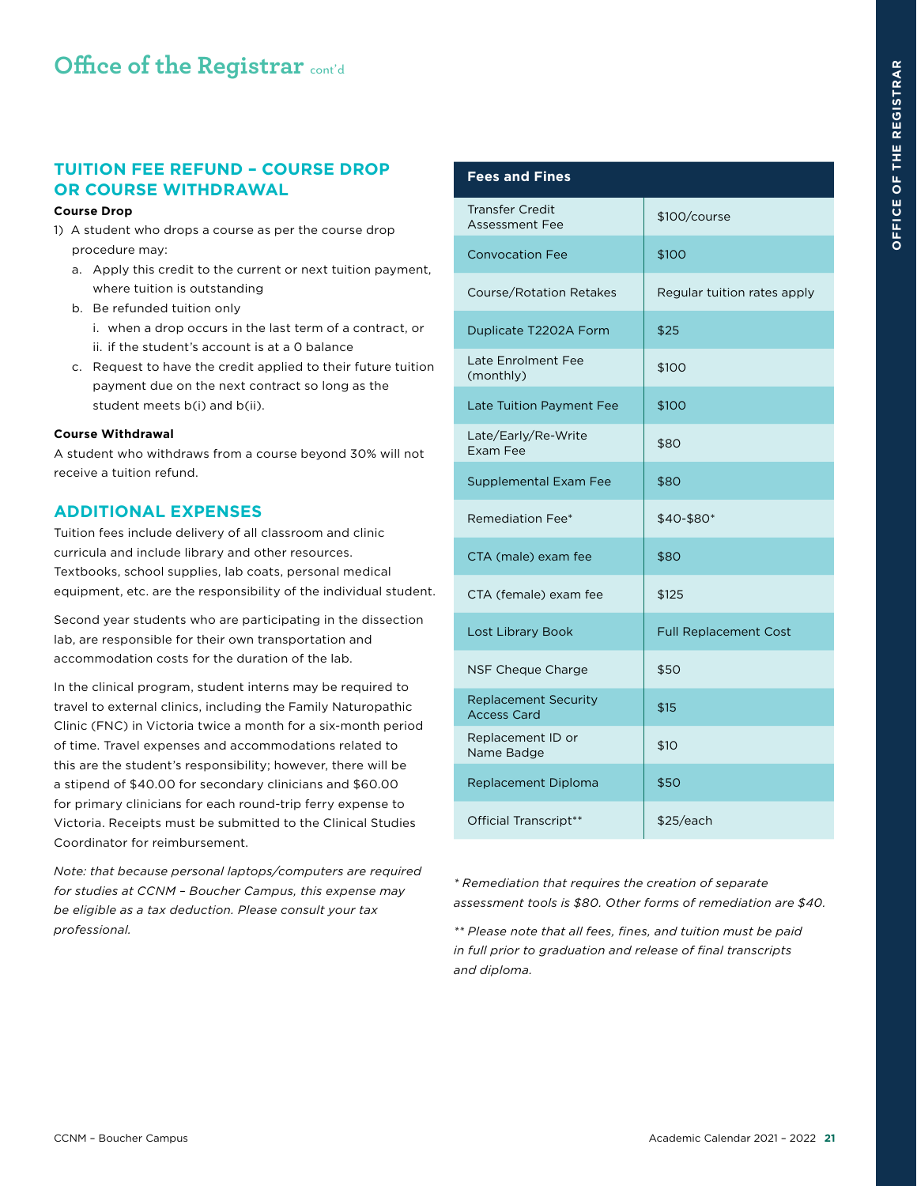## Office of the Registrar cont'd

### TUITION FEE REFUND – COURSE DROP OR COURSE WITHDRAWAL

**Course Drop**

1) A student who drops a course as per the course drop procedure may:
   a. Apply this credit to the current or next tuition payment, where tuition is outstanding
   b. Be refunded tuition only
      i. when a drop occurs in the last term of a contract, or
      ii. if the student's account is at a 0 balance
   c. Request to have the credit applied to their future tuition payment due on the next contract so long as the student meets b(i) and b(ii).

**Course Withdrawal**

A student who withdraws from a course beyond 30% will not receive a tuition refund.

### ADDITIONAL EXPENSES

Tuition fees include delivery of all classroom and clinic curricula and include library and other resources. Textbooks, school supplies, lab coats, personal medical equipment, etc. are the responsibility of the individual student.

Second year students who are participating in the dissection lab, are responsible for their own transportation and accommodation costs for the duration of the lab.

In the clinical program, student interns may be required to travel to external clinics, including the Family Naturopathic Clinic (FNC) in Victoria twice a month for a six-month period of time. Travel expenses and accommodations related to this are the student's responsibility; however, there will be a stipend of $40.00 for secondary clinicians and $60.00 for primary clinicians for each round-trip ferry expense to Victoria. Receipts must be submitted to the Clinical Studies Coordinator for reimbursement.

*Note: that because personal laptops/computers are required for studies at CCNM – Boucher Campus, this expense may be eligible as a tax deduction. Please consult your tax professional.*

| Fees and Fines | |
|---|---|
| Transfer Credit Assessment Fee | $100/course |
| Convocation Fee | $100 |
| Course/Rotation Retakes | Regular tuition rates apply |
| Duplicate T2202A Form | $25 |
| Late Enrolment Fee (monthly) | $100 |
| Late Tuition Payment Fee | $100 |
| Late/Early/Re-Write Exam Fee | $80 |
| Supplemental Exam Fee | $80 |
| Remediation Fee* | $40-$80* |
| CTA (male) exam fee | $80 |
| CTA (female) exam fee | $125 |
| Lost Library Book | Full Replacement Cost |
| NSF Cheque Charge | $50 |
| Replacement Security Access Card | $15 |
| Replacement ID or Name Badge | $10 |
| Replacement Diploma | $50 |
| Official Transcript** | $25/each |

*\* Remediation that requires the creation of separate assessment tools is $80. Other forms of remediation are $40.*

*\*\* Please note that all fees, fines, and tuition must be paid in full prior to graduation and release of final transcripts and diploma.*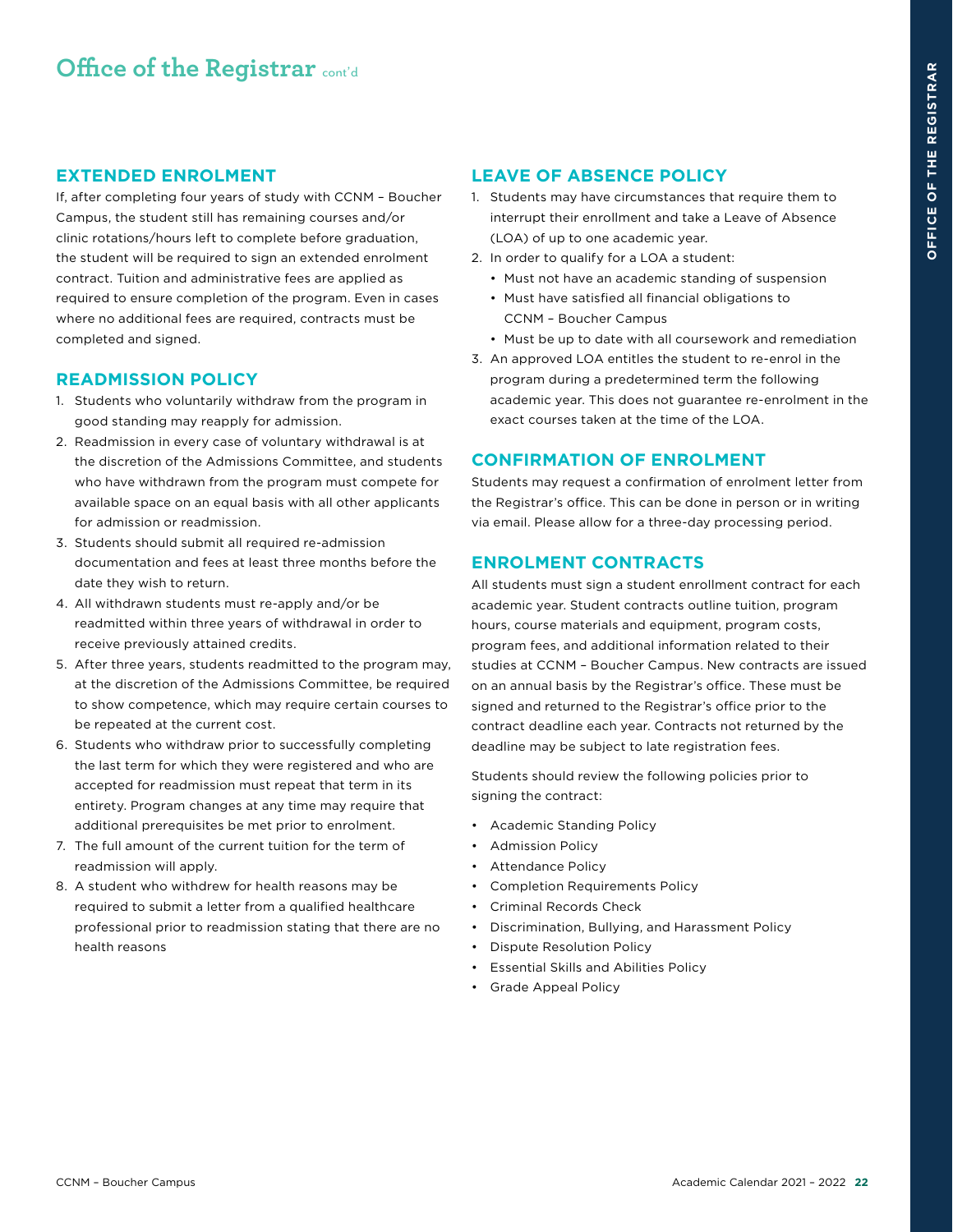# Office of the Registrar cont'd

## EXTENDED ENROLMENT

If, after completing four years of study with CCNM – Boucher Campus, the student still has remaining courses and/or clinic rotations/hours left to complete before graduation, the student will be required to sign an extended enrolment contract. Tuition and administrative fees are applied as required to ensure completion of the program. Even in cases where no additional fees are required, contracts must be completed and signed.

## READMISSION POLICY

1. Students who voluntarily withdraw from the program in good standing may reapply for admission.
2. Readmission in every case of voluntary withdrawal is at the discretion of the Admissions Committee, and students who have withdrawn from the program must compete for available space on an equal basis with all other applicants for admission or readmission.
3. Students should submit all required re-admission documentation and fees at least three months before the date they wish to return.
4. All withdrawn students must re-apply and/or be readmitted within three years of withdrawal in order to receive previously attained credits.
5. After three years, students readmitted to the program may, at the discretion of the Admissions Committee, be required to show competence, which may require certain courses to be repeated at the current cost.
6. Students who withdraw prior to successfully completing the last term for which they were registered and who are accepted for readmission must repeat that term in its entirety. Program changes at any time may require that additional prerequisites be met prior to enrolment.
7. The full amount of the current tuition for the term of readmission will apply.
8. A student who withdrew for health reasons may be required to submit a letter from a qualified healthcare professional prior to readmission stating that there are no health reasons

## LEAVE OF ABSENCE POLICY

1. Students may have circumstances that require them to interrupt their enrollment and take a Leave of Absence (LOA) of up to one academic year.
2. In order to qualify for a LOA a student:
   - Must not have an academic standing of suspension
   - Must have satisfied all financial obligations to CCNM – Boucher Campus
   - Must be up to date with all coursework and remediation
3. An approved LOA entitles the student to re-enrol in the program during a predetermined term the following academic year. This does not guarantee re-enrolment in the exact courses taken at the time of the LOA.

## CONFIRMATION OF ENROLMENT

Students may request a confirmation of enrolment letter from the Registrar's office. This can be done in person or in writing via email. Please allow for a three-day processing period.

## ENROLMENT CONTRACTS

All students must sign a student enrollment contract for each academic year. Student contracts outline tuition, program hours, course materials and equipment, program costs, program fees, and additional information related to their studies at CCNM – Boucher Campus. New contracts are issued on an annual basis by the Registrar's office. These must be signed and returned to the Registrar's office prior to the contract deadline each year. Contracts not returned by the deadline may be subject to late registration fees.

Students should review the following policies prior to signing the contract:

- Academic Standing Policy
- Admission Policy
- Attendance Policy
- Completion Requirements Policy
- Criminal Records Check
- Discrimination, Bullying, and Harassment Policy
- Dispute Resolution Policy
- Essential Skills and Abilities Policy
- Grade Appeal Policy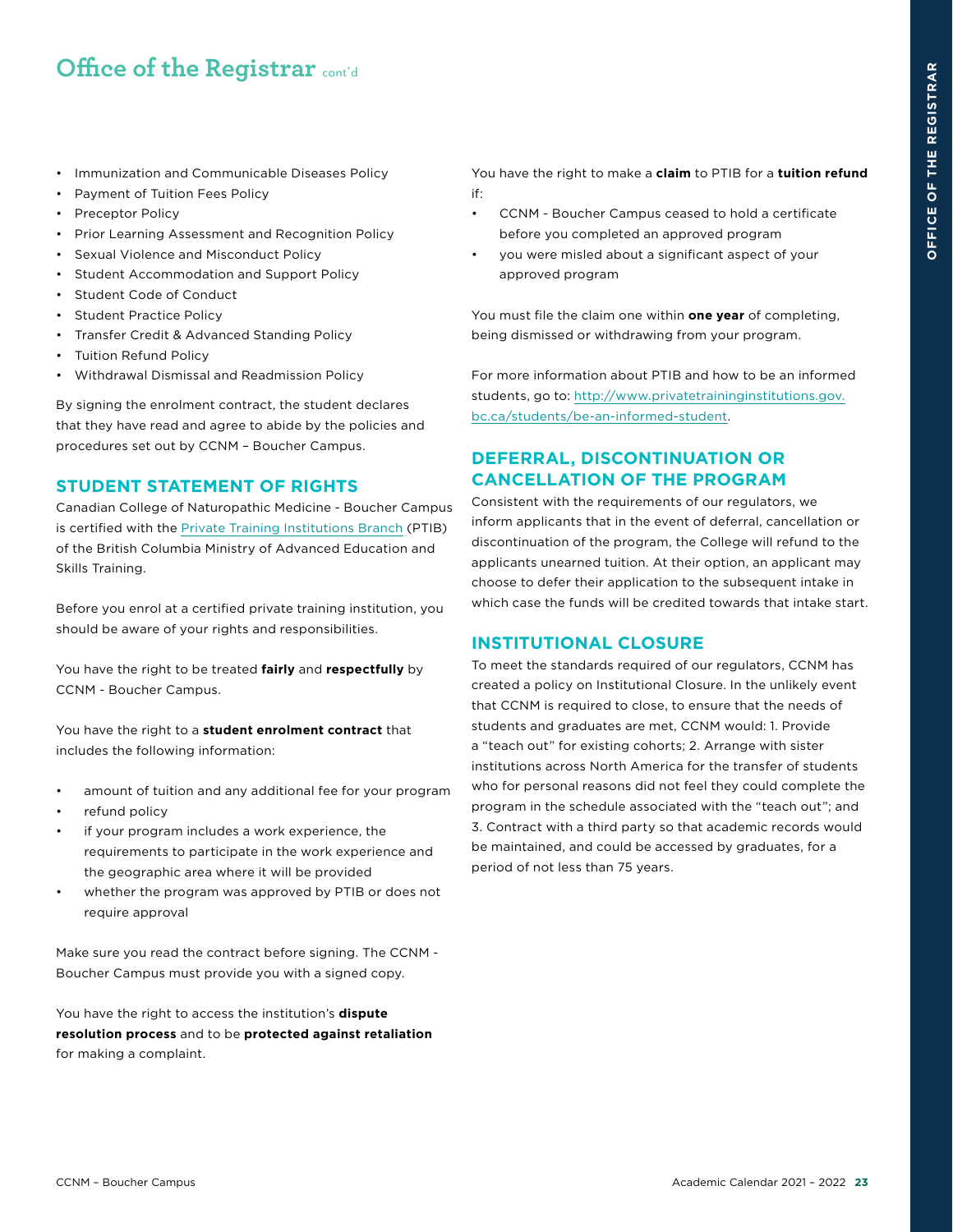# Office of the Registrar cont'd

- Immunization and Communicable Diseases Policy
- Payment of Tuition Fees Policy
- Preceptor Policy
- Prior Learning Assessment and Recognition Policy
- Sexual Violence and Misconduct Policy
- Student Accommodation and Support Policy
- Student Code of Conduct
- Student Practice Policy
- Transfer Credit & Advanced Standing Policy
- Tuition Refund Policy
- Withdrawal Dismissal and Readmission Policy

By signing the enrolment contract, the student declares that they have read and agree to abide by the policies and procedures set out by CCNM – Boucher Campus.

## STUDENT STATEMENT OF RIGHTS

Canadian College of Naturopathic Medicine - Boucher Campus is certified with the Private Training Institutions Branch (PTIB) of the British Columbia Ministry of Advanced Education and Skills Training.

Before you enrol at a certified private training institution, you should be aware of your rights and responsibilities.

You have the right to be treated **fairly** and **respectfully** by CCNM - Boucher Campus.

You have the right to a **student enrolment contract** that includes the following information:

- amount of tuition and any additional fee for your program
- refund policy
- if your program includes a work experience, the requirements to participate in the work experience and the geographic area where it will be provided
- whether the program was approved by PTIB or does not require approval

Make sure you read the contract before signing. The CCNM - Boucher Campus must provide you with a signed copy.

You have the right to access the institution's **dispute resolution process** and to be **protected against retaliation** for making a complaint.

You have the right to make a **claim** to PTIB for a **tuition refund** if:

- CCNM - Boucher Campus ceased to hold a certificate before you completed an approved program
- you were misled about a significant aspect of your approved program

You must file the claim one within **one year** of completing, being dismissed or withdrawing from your program.

For more information about PTIB and how to be an informed students, go to: http://www.privatetraininginstitutions.gov.bc.ca/students/be-an-informed-student.

## DEFERRAL, DISCONTINUATION OR CANCELLATION OF THE PROGRAM

Consistent with the requirements of our regulators, we inform applicants that in the event of deferral, cancellation or discontinuation of the program, the College will refund to the applicants unearned tuition. At their option, an applicant may choose to defer their application to the subsequent intake in which case the funds will be credited towards that intake start.

## INSTITUTIONAL CLOSURE

To meet the standards required of our regulators, CCNM has created a policy on Institutional Closure. In the unlikely event that CCNM is required to close, to ensure that the needs of students and graduates are met, CCNM would: 1. Provide a "teach out" for existing cohorts; 2. Arrange with sister institutions across North America for the transfer of students who for personal reasons did not feel they could complete the program in the schedule associated with the "teach out"; and 3. Contract with a third party so that academic records would be maintained, and could be accessed by graduates, for a period of not less than 75 years.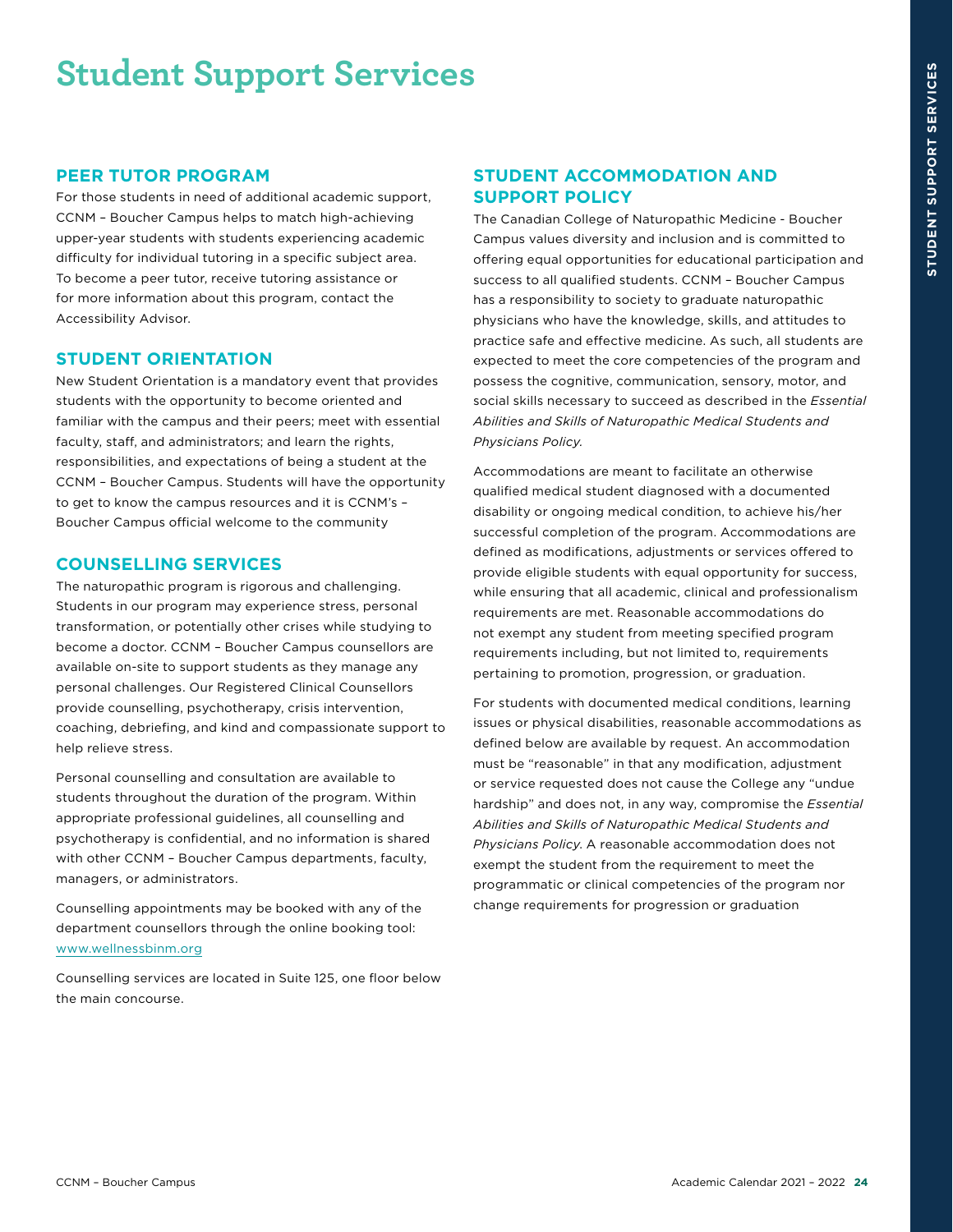# Student Support Services

## PEER TUTOR PROGRAM

For those students in need of additional academic support, CCNM – Boucher Campus helps to match high-achieving upper-year students with students experiencing academic difficulty for individual tutoring in a specific subject area. To become a peer tutor, receive tutoring assistance or for more information about this program, contact the Accessibility Advisor.

## STUDENT ORIENTATION

New Student Orientation is a mandatory event that provides students with the opportunity to become oriented and familiar with the campus and their peers; meet with essential faculty, staff, and administrators; and learn the rights, responsibilities, and expectations of being a student at the CCNM – Boucher Campus. Students will have the opportunity to get to know the campus resources and it is CCNM's – Boucher Campus official welcome to the community

## COUNSELLING SERVICES

The naturopathic program is rigorous and challenging. Students in our program may experience stress, personal transformation, or potentially other crises while studying to become a doctor. CCNM – Boucher Campus counsellors are available on-site to support students as they manage any personal challenges. Our Registered Clinical Counsellors provide counselling, psychotherapy, crisis intervention, coaching, debriefing, and kind and compassionate support to help relieve stress.

Personal counselling and consultation are available to students throughout the duration of the program. Within appropriate professional guidelines, all counselling and psychotherapy is confidential, and no information is shared with other CCNM – Boucher Campus departments, faculty, managers, or administrators.

Counselling appointments may be booked with any of the department counsellors through the online booking tool: www.wellnessbinm.org

Counselling services are located in Suite 125, one floor below the main concourse.

## STUDENT ACCOMMODATION AND SUPPORT POLICY

The Canadian College of Naturopathic Medicine - Boucher Campus values diversity and inclusion and is committed to offering equal opportunities for educational participation and success to all qualified students. CCNM – Boucher Campus has a responsibility to society to graduate naturopathic physicians who have the knowledge, skills, and attitudes to practice safe and effective medicine. As such, all students are expected to meet the core competencies of the program and possess the cognitive, communication, sensory, motor, and social skills necessary to succeed as described in the *Essential Abilities and Skills of Naturopathic Medical Students and Physicians Policy.*

Accommodations are meant to facilitate an otherwise qualified medical student diagnosed with a documented disability or ongoing medical condition, to achieve his/her successful completion of the program. Accommodations are defined as modifications, adjustments or services offered to provide eligible students with equal opportunity for success, while ensuring that all academic, clinical and professionalism requirements are met. Reasonable accommodations do not exempt any student from meeting specified program requirements including, but not limited to, requirements pertaining to promotion, progression, or graduation.

For students with documented medical conditions, learning issues or physical disabilities, reasonable accommodations as defined below are available by request. An accommodation must be "reasonable" in that any modification, adjustment or service requested does not cause the College any "undue hardship" and does not, in any way, compromise the *Essential Abilities and Skills of Naturopathic Medical Students and Physicians Policy.* A reasonable accommodation does not exempt the student from the requirement to meet the programmatic or clinical competencies of the program nor change requirements for progression or graduation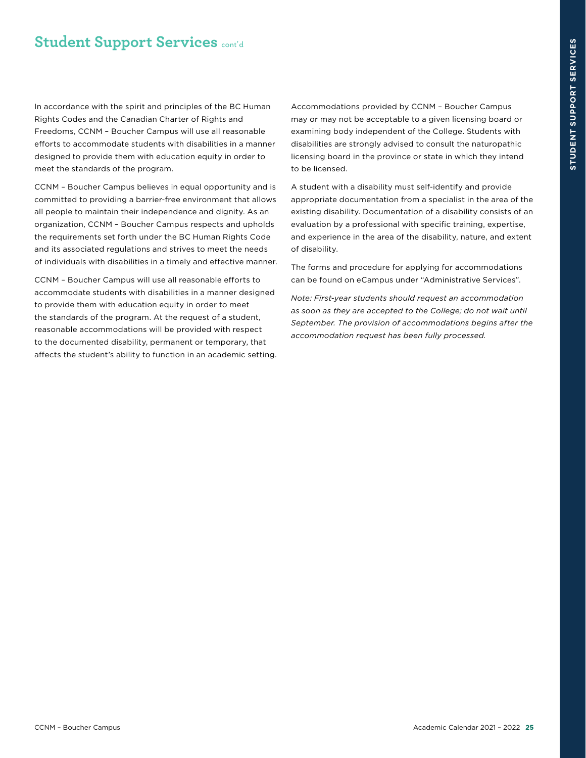## Student Support Services cont'd

In accordance with the spirit and principles of the BC Human Rights Codes and the Canadian Charter of Rights and Freedoms, CCNM – Boucher Campus will use all reasonable efforts to accommodate students with disabilities in a manner designed to provide them with education equity in order to meet the standards of the program.

CCNM – Boucher Campus believes in equal opportunity and is committed to providing a barrier-free environment that allows all people to maintain their independence and dignity. As an organization, CCNM – Boucher Campus respects and upholds the requirements set forth under the BC Human Rights Code and its associated regulations and strives to meet the needs of individuals with disabilities in a timely and effective manner.

CCNM – Boucher Campus will use all reasonable efforts to accommodate students with disabilities in a manner designed to provide them with education equity in order to meet the standards of the program. At the request of a student, reasonable accommodations will be provided with respect to the documented disability, permanent or temporary, that affects the student's ability to function in an academic setting.

Accommodations provided by CCNM – Boucher Campus may or may not be acceptable to a given licensing board or examining body independent of the College. Students with disabilities are strongly advised to consult the naturopathic licensing board in the province or state in which they intend to be licensed.

A student with a disability must self-identify and provide appropriate documentation from a specialist in the area of the existing disability. Documentation of a disability consists of an evaluation by a professional with specific training, expertise, and experience in the area of the disability, nature, and extent of disability.

The forms and procedure for applying for accommodations can be found on eCampus under "Administrative Services".

*Note: First-year students should request an accommodation as soon as they are accepted to the College; do not wait until September. The provision of accommodations begins after the accommodation request has been fully processed.*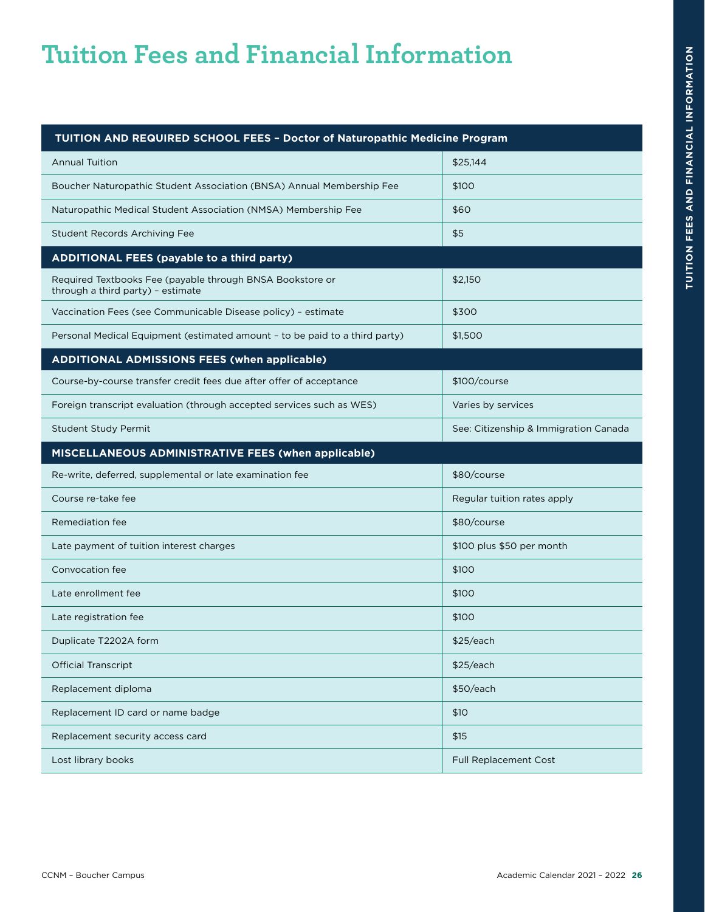# Tuition Fees and Financial Information

| TUITION AND REQUIRED SCHOOL FEES – Doctor of Naturopathic Medicine Program | |
|---|---|
| Annual Tuition | $25,144 |
| Boucher Naturopathic Student Association (BNSA) Annual Membership Fee | $100 |
| Naturopathic Medical Student Association (NMSA) Membership Fee | $60 |
| Student Records Archiving Fee | $5 |
| **ADDITIONAL FEES (payable to a third party)** | |
| Required Textbooks Fee (payable through BNSA Bookstore or through a third party) – estimate | $2,150 |
| Vaccination Fees (see Communicable Disease policy) – estimate | $300 |
| Personal Medical Equipment (estimated amount – to be paid to a third party) | $1,500 |
| **ADDITIONAL ADMISSIONS FEES (when applicable)** | |
| Course-by-course transfer credit fees due after offer of acceptance | $100/course |
| Foreign transcript evaluation (through accepted services such as WES) | Varies by services |
| Student Study Permit | See: Citizenship & Immigration Canada |
| **MISCELLANEOUS ADMINISTRATIVE FEES (when applicable)** | |
| Re-write, deferred, supplemental or late examination fee | $80/course |
| Course re-take fee | Regular tuition rates apply |
| Remediation fee | $80/course |
| Late payment of tuition interest charges | $100 plus $50 per month |
| Convocation fee | $100 |
| Late enrollment fee | $100 |
| Late registration fee | $100 |
| Duplicate T2202A form | $25/each |
| Official Transcript | $25/each |
| Replacement diploma | $50/each |
| Replacement ID card or name badge | $10 |
| Replacement security access card | $15 |
| Lost library books | Full Replacement Cost |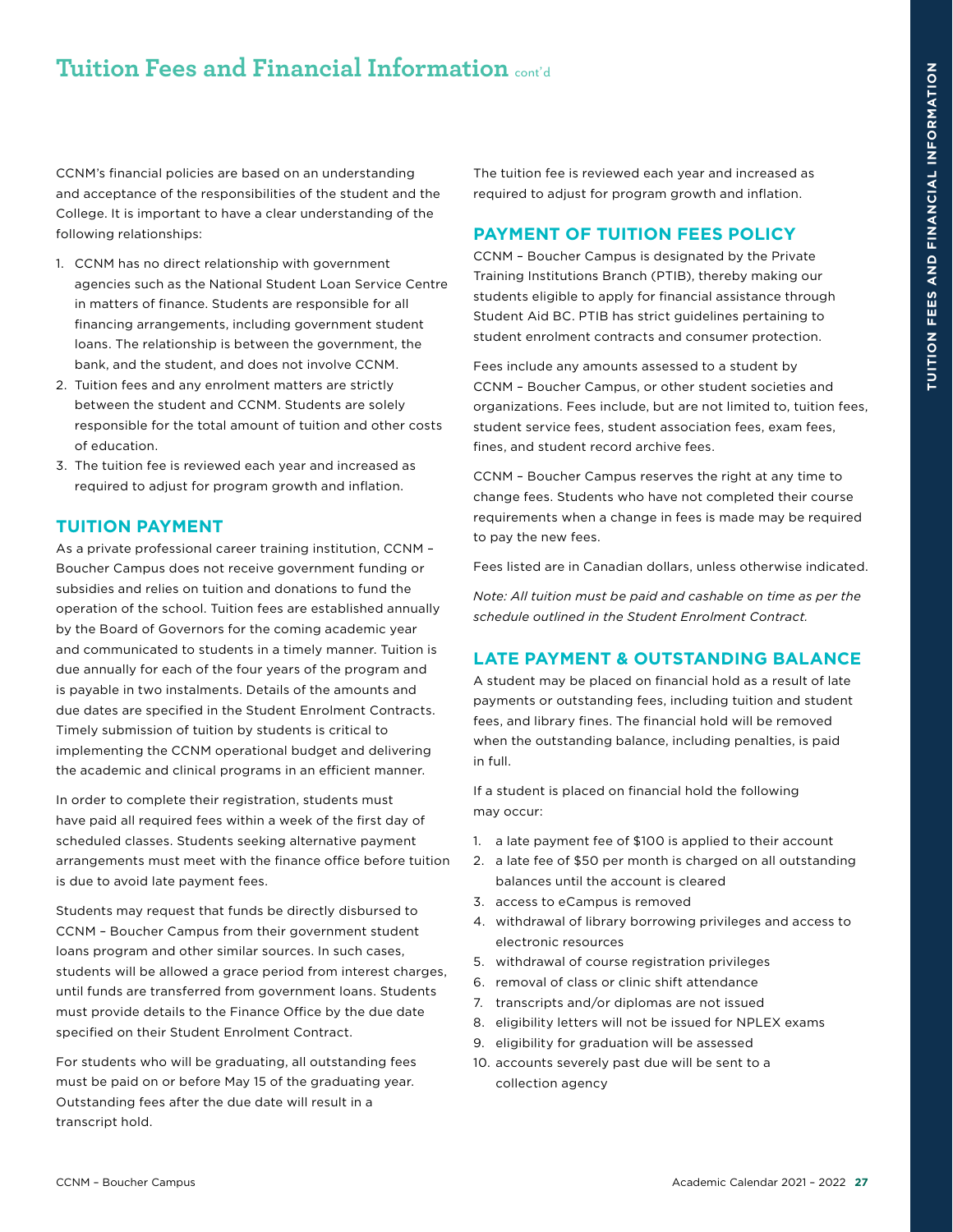# Tuition Fees and Financial Information cont'd

CCNM's financial policies are based on an understanding and acceptance of the responsibilities of the student and the College. It is important to have a clear understanding of the following relationships:

1. CCNM has no direct relationship with government agencies such as the National Student Loan Service Centre in matters of finance. Students are responsible for all financing arrangements, including government student loans. The relationship is between the government, the bank, and the student, and does not involve CCNM.
2. Tuition fees and any enrolment matters are strictly between the student and CCNM. Students are solely responsible for the total amount of tuition and other costs of education.
3. The tuition fee is reviewed each year and increased as required to adjust for program growth and inflation.

## TUITION PAYMENT

As a private professional career training institution, CCNM – Boucher Campus does not receive government funding or subsidies and relies on tuition and donations to fund the operation of the school. Tuition fees are established annually by the Board of Governors for the coming academic year and communicated to students in a timely manner. Tuition is due annually for each of the four years of the program and is payable in two instalments. Details of the amounts and due dates are specified in the Student Enrolment Contracts. Timely submission of tuition by students is critical to implementing the CCNM operational budget and delivering the academic and clinical programs in an efficient manner.

In order to complete their registration, students must have paid all required fees within a week of the first day of scheduled classes. Students seeking alternative payment arrangements must meet with the finance office before tuition is due to avoid late payment fees.

Students may request that funds be directly disbursed to CCNM – Boucher Campus from their government student loans program and other similar sources. In such cases, students will be allowed a grace period from interest charges, until funds are transferred from government loans. Students must provide details to the Finance Office by the due date specified on their Student Enrolment Contract.

For students who will be graduating, all outstanding fees must be paid on or before May 15 of the graduating year. Outstanding fees after the due date will result in a transcript hold.

The tuition fee is reviewed each year and increased as required to adjust for program growth and inflation.

## PAYMENT OF TUITION FEES POLICY

CCNM – Boucher Campus is designated by the Private Training Institutions Branch (PTIB), thereby making our students eligible to apply for financial assistance through Student Aid BC. PTIB has strict guidelines pertaining to student enrolment contracts and consumer protection.

Fees include any amounts assessed to a student by CCNM – Boucher Campus, or other student societies and organizations. Fees include, but are not limited to, tuition fees, student service fees, student association fees, exam fees, fines, and student record archive fees.

CCNM – Boucher Campus reserves the right at any time to change fees. Students who have not completed their course requirements when a change in fees is made may be required to pay the new fees.

Fees listed are in Canadian dollars, unless otherwise indicated.

*Note: All tuition must be paid and cashable on time as per the schedule outlined in the Student Enrolment Contract.*

## LATE PAYMENT & OUTSTANDING BALANCE

A student may be placed on financial hold as a result of late payments or outstanding fees, including tuition and student fees, and library fines. The financial hold will be removed when the outstanding balance, including penalties, is paid in full.

If a student is placed on financial hold the following may occur:

1. a late payment fee of $100 is applied to their account
2. a late fee of $50 per month is charged on all outstanding balances until the account is cleared
3. access to eCampus is removed
4. withdrawal of library borrowing privileges and access to electronic resources
5. withdrawal of course registration privileges
6. removal of class or clinic shift attendance
7. transcripts and/or diplomas are not issued
8. eligibility letters will not be issued for NPLEX exams
9. eligibility for graduation will be assessed
10. accounts severely past due will be sent to a collection agency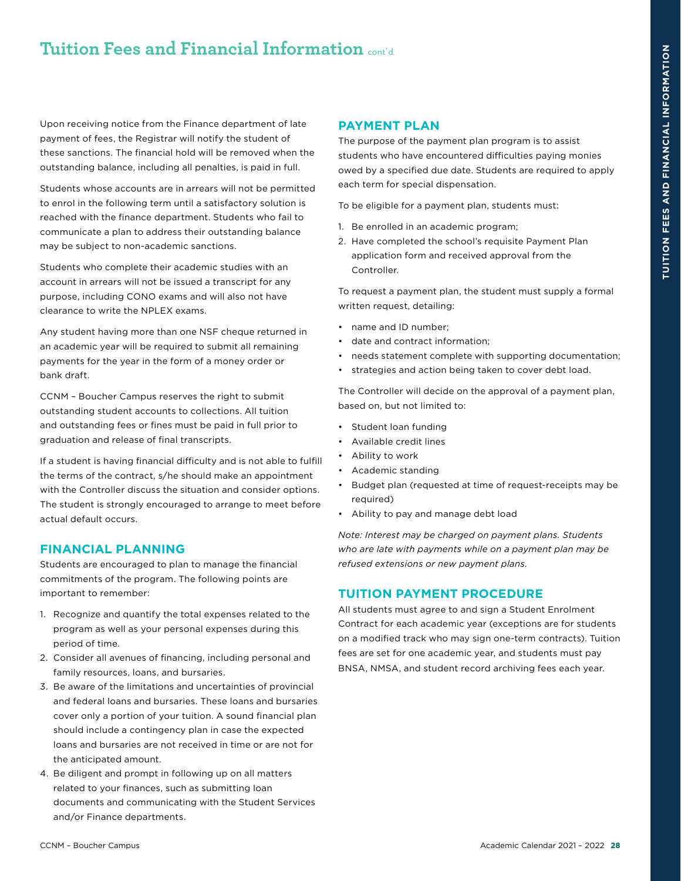# Tuition Fees and Financial Information cont'd

Upon receiving notice from the Finance department of late payment of fees, the Registrar will notify the student of these sanctions. The financial hold will be removed when the outstanding balance, including all penalties, is paid in full.

Students whose accounts are in arrears will not be permitted to enrol in the following term until a satisfactory solution is reached with the finance department. Students who fail to communicate a plan to address their outstanding balance may be subject to non-academic sanctions.

Students who complete their academic studies with an account in arrears will not be issued a transcript for any purpose, including CONO exams and will also not have clearance to write the NPLEX exams.

Any student having more than one NSF cheque returned in an academic year will be required to submit all remaining payments for the year in the form of a money order or bank draft.

CCNM – Boucher Campus reserves the right to submit outstanding student accounts to collections. All tuition and outstanding fees or fines must be paid in full prior to graduation and release of final transcripts.

If a student is having financial difficulty and is not able to fulfill the terms of the contract, s/he should make an appointment with the Controller discuss the situation and consider options. The student is strongly encouraged to arrange to meet before actual default occurs.

## FINANCIAL PLANNING

Students are encouraged to plan to manage the financial commitments of the program. The following points are important to remember:

1. Recognize and quantify the total expenses related to the program as well as your personal expenses during this period of time.
2. Consider all avenues of financing, including personal and family resources, loans, and bursaries.
3. Be aware of the limitations and uncertainties of provincial and federal loans and bursaries. These loans and bursaries cover only a portion of your tuition. A sound financial plan should include a contingency plan in case the expected loans and bursaries are not received in time or are not for the anticipated amount.
4. Be diligent and prompt in following up on all matters related to your finances, such as submitting loan documents and communicating with the Student Services and/or Finance departments.

## PAYMENT PLAN

The purpose of the payment plan program is to assist students who have encountered difficulties paying monies owed by a specified due date. Students are required to apply each term for special dispensation.

To be eligible for a payment plan, students must:

1. Be enrolled in an academic program;
2. Have completed the school's requisite Payment Plan application form and received approval from the Controller.

To request a payment plan, the student must supply a formal written request, detailing:

- name and ID number;
- date and contract information;
- needs statement complete with supporting documentation;
- strategies and action being taken to cover debt load.

The Controller will decide on the approval of a payment plan, based on, but not limited to:

- Student loan funding
- Available credit lines
- Ability to work
- Academic standing
- Budget plan (requested at time of request-receipts may be required)
- Ability to pay and manage debt load

*Note: Interest may be charged on payment plans. Students who are late with payments while on a payment plan may be refused extensions or new payment plans.*

## TUITION PAYMENT PROCEDURE

All students must agree to and sign a Student Enrolment Contract for each academic year (exceptions are for students on a modified track who may sign one-term contracts). Tuition fees are set for one academic year, and students must pay BNSA, NMSA, and student record archiving fees each year.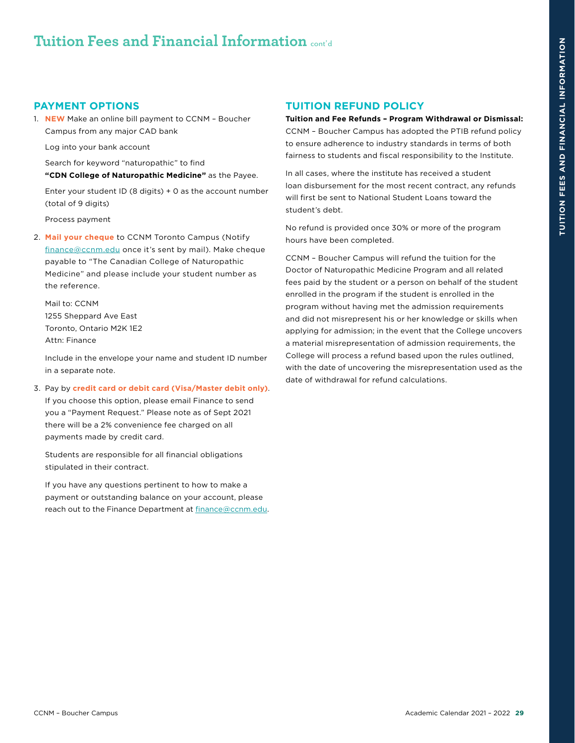# Tuition Fees and Financial Information cont'd

## PAYMENT OPTIONS

1. **NEW** Make an online bill payment to CCNM – Boucher Campus from any major CAD bank

   Log into your bank account

   Search for keyword "naturopathic" to find **"CDN College of Naturopathic Medicine"** as the Payee.

   Enter your student ID (8 digits) + 0 as the account number (total of 9 digits)

   Process payment

2. **Mail your cheque** to CCNM Toronto Campus (Notify finance@ccnm.edu once it's sent by mail). Make cheque payable to "The Canadian College of Naturopathic Medicine" and please include your student number as the reference.

   Mail to: CCNM  
   1255 Sheppard Ave East  
   Toronto, Ontario M2K 1E2  
   Attn: Finance

   Include in the envelope your name and student ID number in a separate note.

3. Pay by **credit card or debit card (Visa/Master debit only)**. If you choose this option, please email Finance to send you a "Payment Request." Please note as of Sept 2021 there will be a 2% convenience fee charged on all payments made by credit card.

   Students are responsible for all financial obligations stipulated in their contract.

   If you have any questions pertinent to how to make a payment or outstanding balance on your account, please reach out to the Finance Department at finance@ccnm.edu.

## TUITION REFUND POLICY

**Tuition and Fee Refunds – Program Withdrawal or Dismissal:** CCNM – Boucher Campus has adopted the PTIB refund policy to ensure adherence to industry standards in terms of both fairness to students and fiscal responsibility to the Institute.

In all cases, where the institute has received a student loan disbursement for the most recent contract, any refunds will first be sent to National Student Loans toward the student's debt.

No refund is provided once 30% or more of the program hours have been completed.

CCNM – Boucher Campus will refund the tuition for the Doctor of Naturopathic Medicine Program and all related fees paid by the student or a person on behalf of the student enrolled in the program if the student is enrolled in the program without having met the admission requirements and did not misrepresent his or her knowledge or skills when applying for admission; in the event that the College uncovers a material misrepresentation of admission requirements, the College will process a refund based upon the rules outlined, with the date of uncovering the misrepresentation used as the date of withdrawal for refund calculations.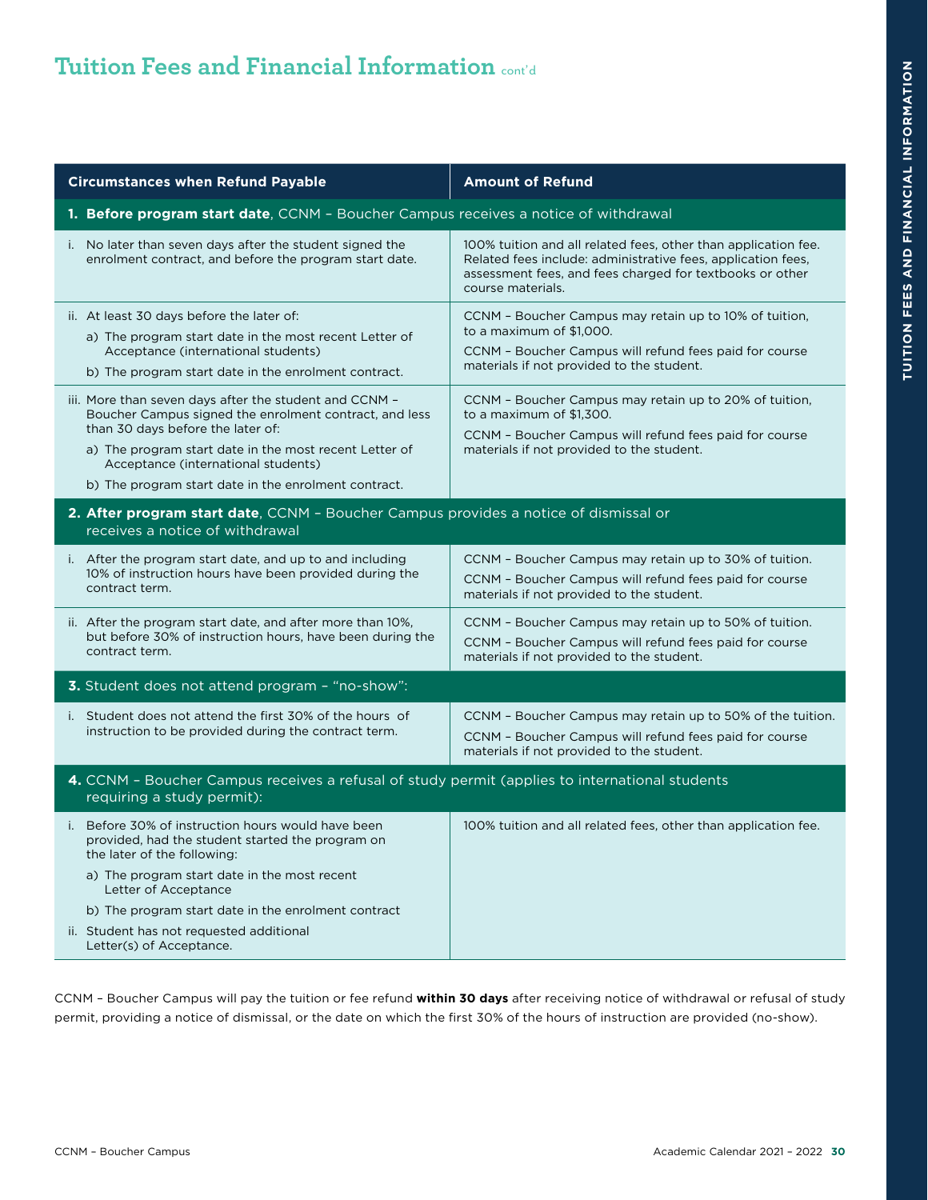## Tuition Fees and Financial Information cont'd

| Circumstances when Refund Payable | Amount of Refund |
|---|---|
| **1. Before program start date**, CCNM – Boucher Campus receives a notice of withdrawal | |
| i. No later than seven days after the student signed the enrolment contract, and before the program start date. | 100% tuition and all related fees, other than application fee. Related fees include: administrative fees, application fees, assessment fees, and fees charged for textbooks or other course materials. |
| ii. At least 30 days before the later of: a) The program start date in the most recent Letter of Acceptance (international students) b) The program start date in the enrolment contract. | CCNM – Boucher Campus may retain up to 10% of tuition, to a maximum of $1,000. CCNM – Boucher Campus will refund fees paid for course materials if not provided to the student. |
| iii. More than seven days after the student and CCNM – Boucher Campus signed the enrolment contract, and less than 30 days before the later of: a) The program start date in the most recent Letter of Acceptance (international students) b) The program start date in the enrolment contract. | CCNM – Boucher Campus may retain up to 20% of tuition, to a maximum of $1,300. CCNM – Boucher Campus will refund fees paid for course materials if not provided to the student. |
| **2. After program start date**, CCNM – Boucher Campus provides a notice of dismissal or receives a notice of withdrawal | |
| i. After the program start date, and up to and including 10% of instruction hours have been provided during the contract term. | CCNM – Boucher Campus may retain up to 30% of tuition. CCNM – Boucher Campus will refund fees paid for course materials if not provided to the student. |
| ii. After the program start date, and after more than 10%, but before 30% of instruction hours, have been during the contract term. | CCNM – Boucher Campus may retain up to 50% of tuition. CCNM – Boucher Campus will refund fees paid for course materials if not provided to the student. |
| **3.** Student does not attend program – "no-show": | |
| i. Student does not attend the first 30% of the hours of instruction to be provided during the contract term. | CCNM – Boucher Campus may retain up to 50% of the tuition. CCNM – Boucher Campus will refund fees paid for course materials if not provided to the student. |
| **4.** CCNM – Boucher Campus receives a refusal of study permit (applies to international students requiring a study permit): | |
| i. Before 30% of instruction hours would have been provided, had the student started the program on the later of the following: a) The program start date in the most recent Letter of Acceptance b) The program start date in the enrolment contract ii. Student has not requested additional Letter(s) of Acceptance. | 100% tuition and all related fees, other than application fee. |

CCNM – Boucher Campus will pay the tuition or fee refund **within 30 days** after receiving notice of withdrawal or refusal of study permit, providing a notice of dismissal, or the date on which the first 30% of the hours of instruction are provided (no-show).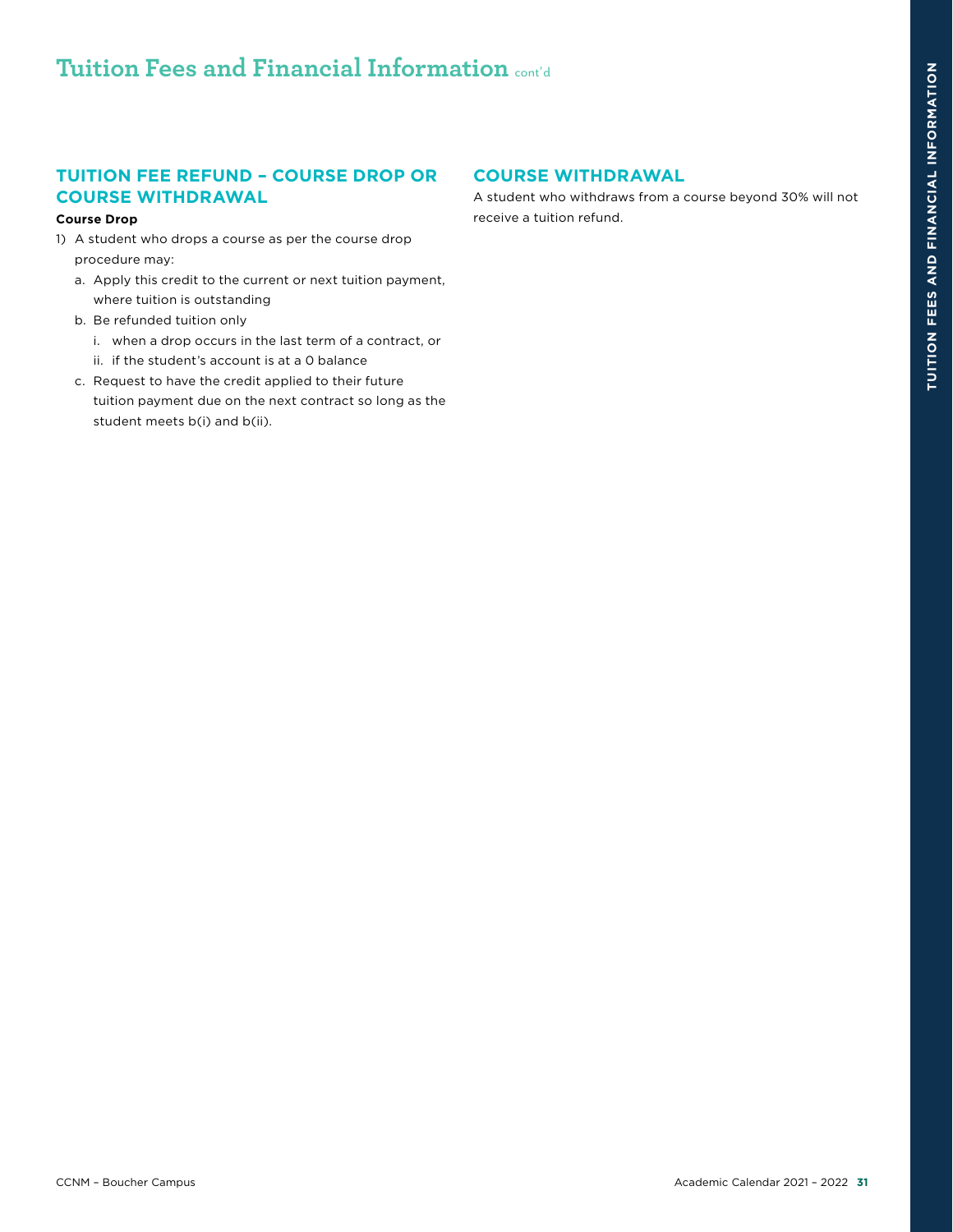# Tuition Fees and Financial Information cont'd

## TUITION FEE REFUND – COURSE DROP OR COURSE WITHDRAWAL

**Course Drop**

1) A student who drops a course as per the course drop procedure may:
   a. Apply this credit to the current or next tuition payment, where tuition is outstanding
   b. Be refunded tuition only
      i. when a drop occurs in the last term of a contract, or
      ii. if the student's account is at a 0 balance
   c. Request to have the credit applied to their future tuition payment due on the next contract so long as the student meets b(i) and b(ii).

## COURSE WITHDRAWAL

A student who withdraws from a course beyond 30% will not receive a tuition refund.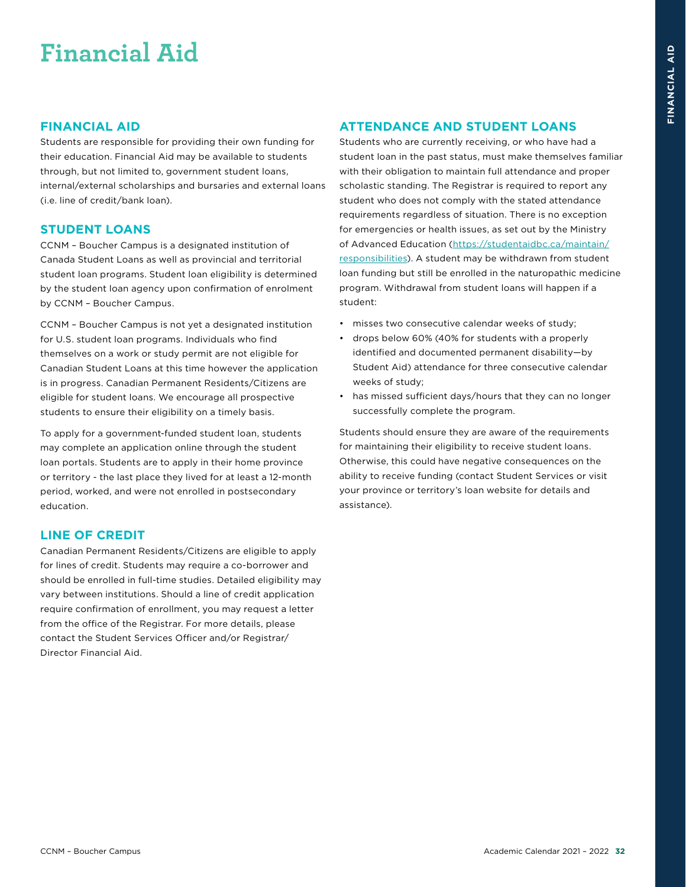# Financial Aid

## FINANCIAL AID

Students are responsible for providing their own funding for their education. Financial Aid may be available to students through, but not limited to, government student loans, internal/external scholarships and bursaries and external loans (i.e. line of credit/bank loan).

## STUDENT LOANS

CCNM – Boucher Campus is a designated institution of Canada Student Loans as well as provincial and territorial student loan programs. Student loan eligibility is determined by the student loan agency upon confirmation of enrolment by CCNM – Boucher Campus.

CCNM – Boucher Campus is not yet a designated institution for U.S. student loan programs. Individuals who find themselves on a work or study permit are not eligible for Canadian Student Loans at this time however the application is in progress. Canadian Permanent Residents/Citizens are eligible for student loans. We encourage all prospective students to ensure their eligibility on a timely basis.

To apply for a government-funded student loan, students may complete an application online through the student loan portals. Students are to apply in their home province or territory - the last place they lived for at least a 12-month period, worked, and were not enrolled in postsecondary education.

## LINE OF CREDIT

Canadian Permanent Residents/Citizens are eligible to apply for lines of credit. Students may require a co-borrower and should be enrolled in full-time studies. Detailed eligibility may vary between institutions. Should a line of credit application require confirmation of enrollment, you may request a letter from the office of the Registrar. For more details, please contact the Student Services Officer and/or Registrar/ Director Financial Aid.

## ATTENDANCE AND STUDENT LOANS

Students who are currently receiving, or who have had a student loan in the past status, must make themselves familiar with their obligation to maintain full attendance and proper scholastic standing. The Registrar is required to report any student who does not comply with the stated attendance requirements regardless of situation. There is no exception for emergencies or health issues, as set out by the Ministry of Advanced Education (https://studentaidbc.ca/maintain/responsibilities). A student may be withdrawn from student loan funding but still be enrolled in the naturopathic medicine program. Withdrawal from student loans will happen if a student:

- misses two consecutive calendar weeks of study;
- drops below 60% (40% for students with a properly identified and documented permanent disability—by Student Aid) attendance for three consecutive calendar weeks of study;
- has missed sufficient days/hours that they can no longer successfully complete the program.

Students should ensure they are aware of the requirements for maintaining their eligibility to receive student loans. Otherwise, this could have negative consequences on the ability to receive funding (contact Student Services or visit your province or territory's loan website for details and assistance).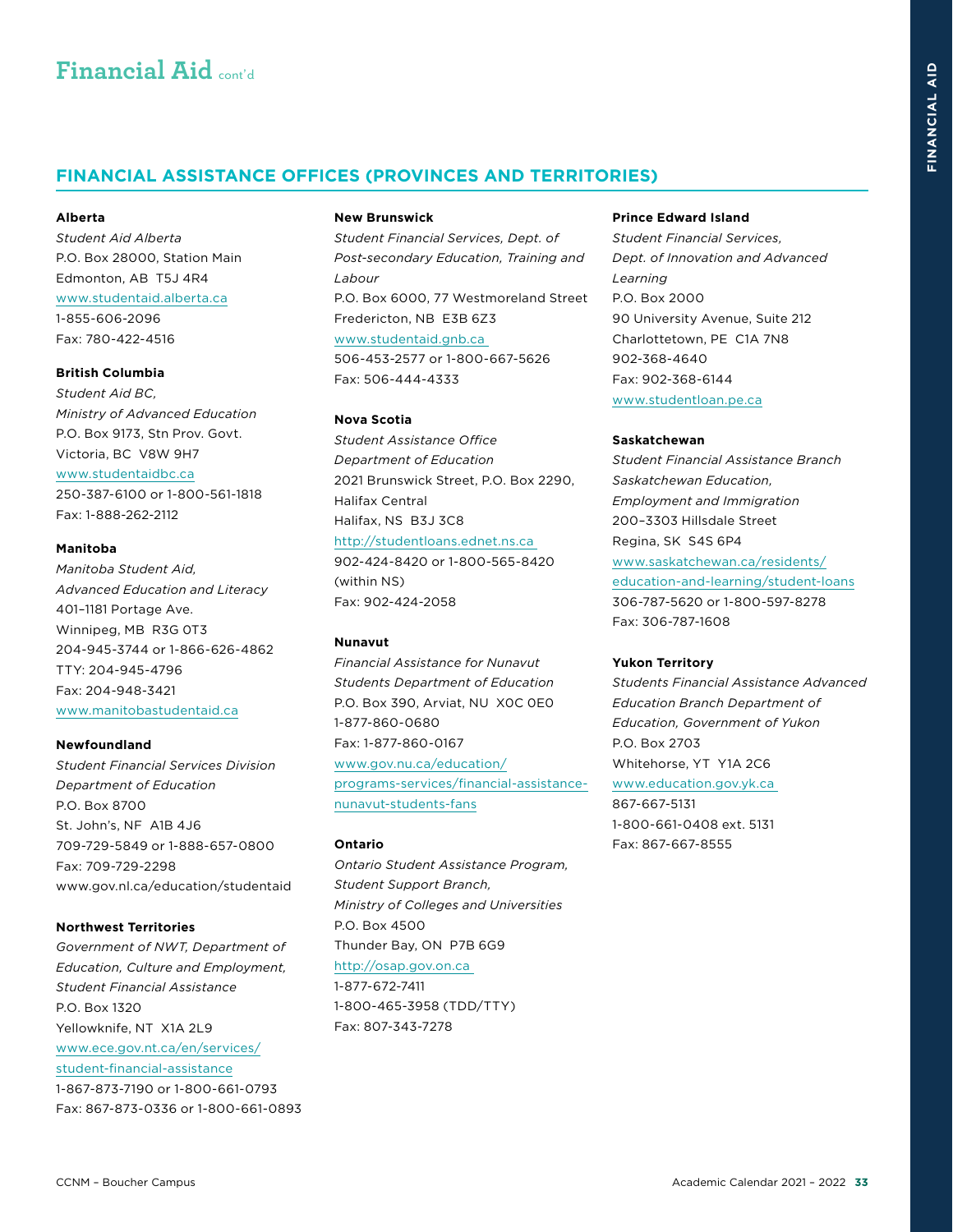# Financial Aid cont'd

## FINANCIAL ASSISTANCE OFFICES (PROVINCES AND TERRITORIES)

**Alberta**
*Student Aid Alberta*
P.O. Box 28000, Station Main
Edmonton, AB T5J 4R4
www.studentaid.alberta.ca
1-855-606-2096
Fax: 780-422-4516

**British Columbia**
*Student Aid BC,*
*Ministry of Advanced Education*
P.O. Box 9173, Stn Prov. Govt.
Victoria, BC V8W 9H7
www.studentaidbc.ca
250-387-6100 or 1-800-561-1818
Fax: 1-888-262-2112

**Manitoba**
*Manitoba Student Aid,*
*Advanced Education and Literacy*
401–1181 Portage Ave.
Winnipeg, MB R3G 0T3
204-945-3744 or 1-866-626-4862
TTY: 204-945-4796
Fax: 204-948-3421
www.manitobastudentaid.ca

**Newfoundland**
*Student Financial Services Division*
*Department of Education*
P.O. Box 8700
St. John's, NF A1B 4J6
709-729-5849 or 1-888-657-0800
Fax: 709-729-2298
www.gov.nl.ca/education/studentaid

**Northwest Territories**
*Government of NWT, Department of Education, Culture and Employment, Student Financial Assistance*
P.O. Box 1320
Yellowknife, NT X1A 2L9
www.ece.gov.nt.ca/en/services/student-financial-assistance
1-867-873-7190 or 1-800-661-0793
Fax: 867-873-0336 or 1-800-661-0893

**New Brunswick**
*Student Financial Services, Dept. of Post-secondary Education, Training and Labour*
P.O. Box 6000, 77 Westmoreland Street
Fredericton, NB E3B 6Z3
www.studentaid.gnb.ca
506-453-2577 or 1-800-667-5626
Fax: 506-444-4333

**Nova Scotia**
*Student Assistance Office*
*Department of Education*
2021 Brunswick Street, P.O. Box 2290,
Halifax Central
Halifax, NS B3J 3C8
http://studentloans.ednet.ns.ca
902-424-8420 or 1-800-565-8420 (within NS)
Fax: 902-424-2058

**Nunavut**
*Financial Assistance for Nunavut Students Department of Education*
P.O. Box 390, Arviat, NU X0C 0E0
1-877-860-0680
Fax: 1-877-860-0167
www.gov.nu.ca/education/programs-services/financial-assistance-nunavut-students-fans

**Ontario**
*Ontario Student Assistance Program,*
*Student Support Branch,*
*Ministry of Colleges and Universities*
P.O. Box 4500
Thunder Bay, ON P7B 6G9
http://osap.gov.on.ca
1-877-672-7411
1-800-465-3958 (TDD/TTY)
Fax: 807-343-7278

**Prince Edward Island**
*Student Financial Services,*
*Dept. of Innovation and Advanced Learning*
P.O. Box 2000
90 University Avenue, Suite 212
Charlottetown, PE C1A 7N8
902-368-4640
Fax: 902-368-6144
www.studentloan.pe.ca

**Saskatchewan**
*Student Financial Assistance Branch*
*Saskatchewan Education,*
*Employment and Immigration*
200–3303 Hillsdale Street
Regina, SK S4S 6P4
www.saskatchewan.ca/residents/education-and-learning/student-loans
306-787-5620 or 1-800-597-8278
Fax: 306-787-1608

**Yukon Territory**
*Students Financial Assistance Advanced Education Branch Department of Education, Government of Yukon*
P.O. Box 2703
Whitehorse, YT Y1A 2C6
www.education.gov.yk.ca
867-667-5131
1-800-661-0408 ext. 5131
Fax: 867-667-8555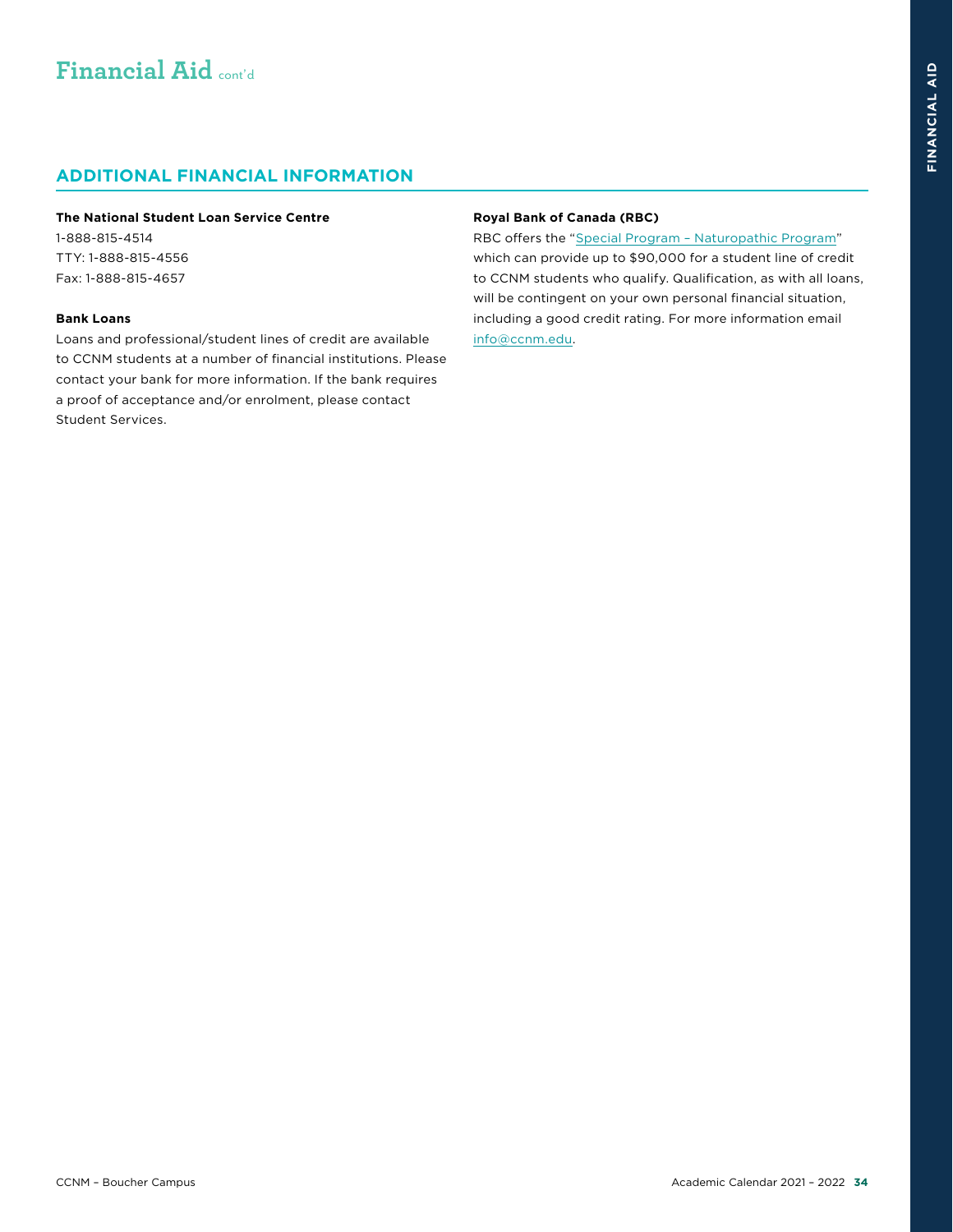# Financial Aid cont'd

## ADDITIONAL FINANCIAL INFORMATION

**The National Student Loan Service Centre**

1-888-815-4514
TTY: 1-888-815-4556
Fax: 1-888-815-4657

**Bank Loans**

Loans and professional/student lines of credit are available to CCNM students at a number of financial institutions. Please contact your bank for more information. If the bank requires a proof of acceptance and/or enrolment, please contact Student Services.

**Royal Bank of Canada (RBC)**

RBC offers the "Special Program – Naturopathic Program" which can provide up to $90,000 for a student line of credit to CCNM students who qualify. Qualification, as with all loans, will be contingent on your own personal financial situation, including a good credit rating. For more information email info@ccnm.edu.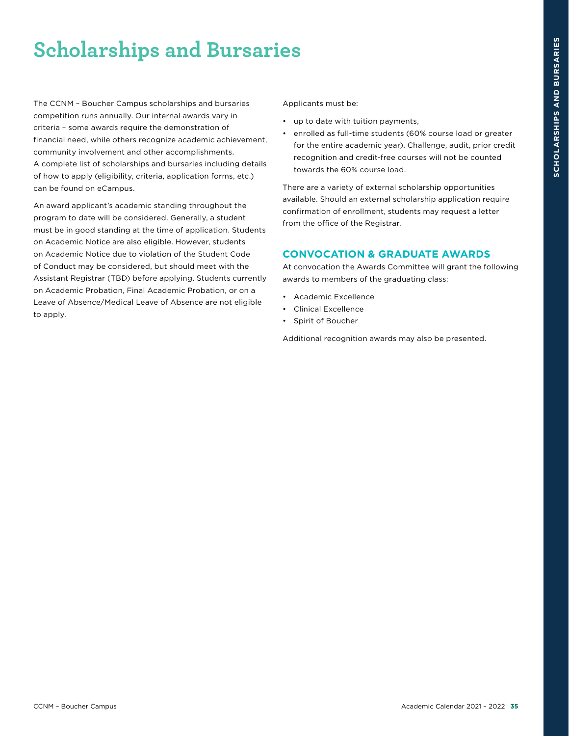# Scholarships and Bursaries

The CCNM – Boucher Campus scholarships and bursaries competition runs annually. Our internal awards vary in criteria – some awards require the demonstration of financial need, while others recognize academic achievement, community involvement and other accomplishments. A complete list of scholarships and bursaries including details of how to apply (eligibility, criteria, application forms, etc.) can be found on eCampus.

An award applicant's academic standing throughout the program to date will be considered. Generally, a student must be in good standing at the time of application. Students on Academic Notice are also eligible. However, students on Academic Notice due to violation of the Student Code of Conduct may be considered, but should meet with the Assistant Registrar (TBD) before applying. Students currently on Academic Probation, Final Academic Probation, or on a Leave of Absence/Medical Leave of Absence are not eligible to apply.

Applicants must be:

- up to date with tuition payments,
- enrolled as full-time students (60% course load or greater for the entire academic year). Challenge, audit, prior credit recognition and credit-free courses will not be counted towards the 60% course load.

There are a variety of external scholarship opportunities available. Should an external scholarship application require confirmation of enrollment, students may request a letter from the office of the Registrar.

## CONVOCATION & GRADUATE AWARDS

At convocation the Awards Committee will grant the following awards to members of the graduating class:

- Academic Excellence
- Clinical Excellence
- Spirit of Boucher

Additional recognition awards may also be presented.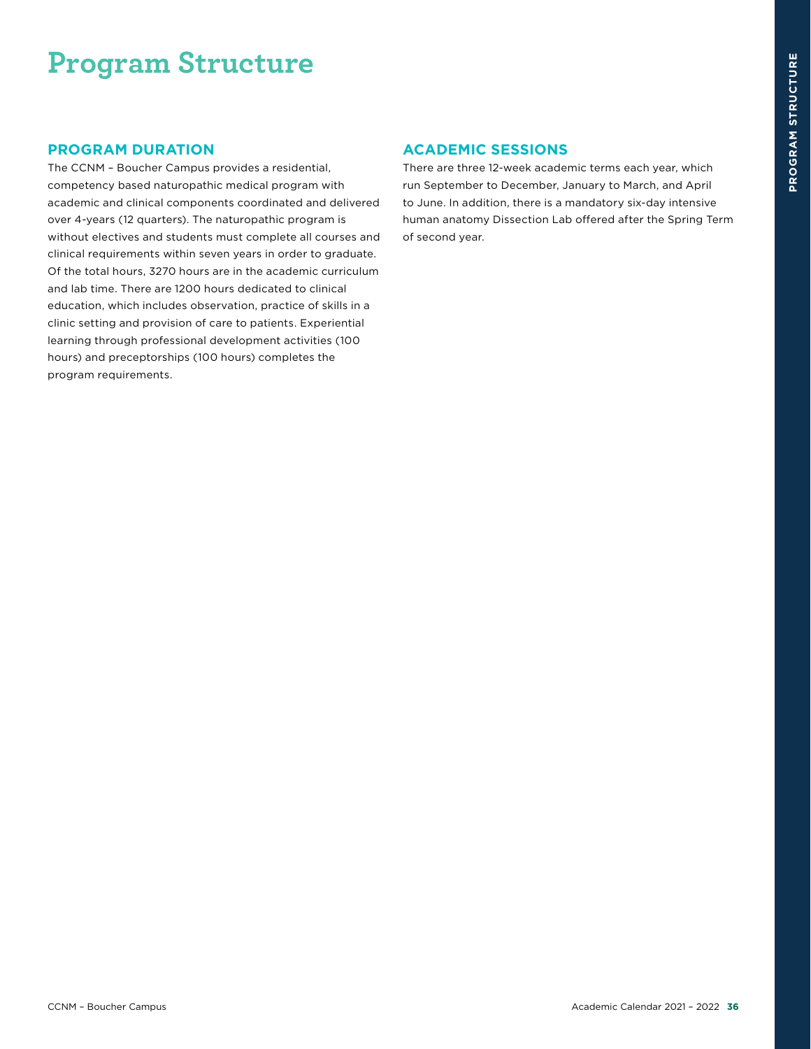# Program Structure

## PROGRAM DURATION

The CCNM – Boucher Campus provides a residential, competency based naturopathic medical program with academic and clinical components coordinated and delivered over 4-years (12 quarters). The naturopathic program is without electives and students must complete all courses and clinical requirements within seven years in order to graduate. Of the total hours, 3270 hours are in the academic curriculum and lab time. There are 1200 hours dedicated to clinical education, which includes observation, practice of skills in a clinic setting and provision of care to patients. Experiential learning through professional development activities (100 hours) and preceptorships (100 hours) completes the program requirements.

## ACADEMIC SESSIONS

There are three 12-week academic terms each year, which run September to December, January to March, and April to June. In addition, there is a mandatory six-day intensive human anatomy Dissection Lab offered after the Spring Term of second year.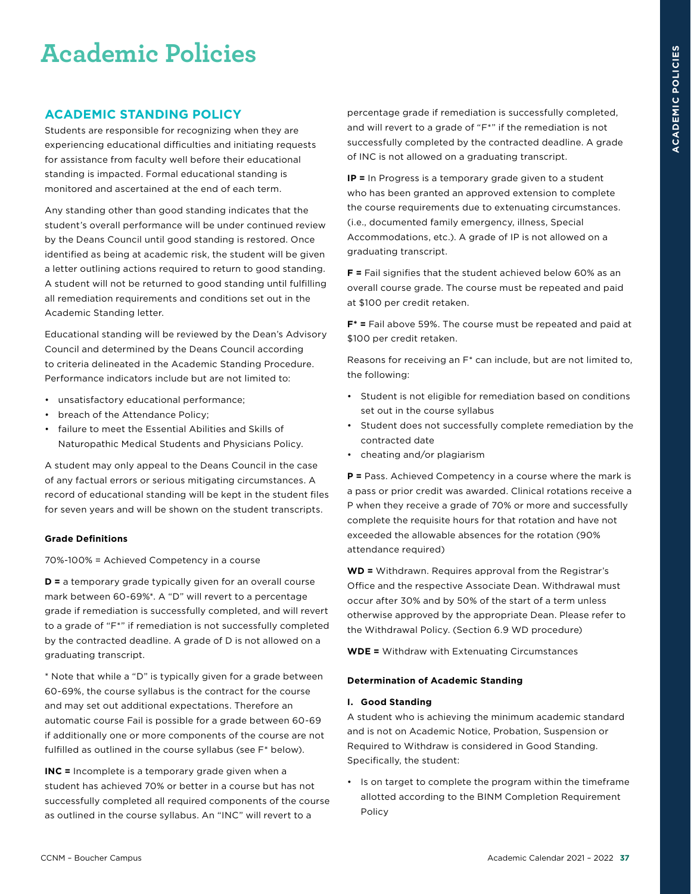# Academic Policies

## ACADEMIC STANDING POLICY

Students are responsible for recognizing when they are experiencing educational difficulties and initiating requests for assistance from faculty well before their educational standing is impacted. Formal educational standing is monitored and ascertained at the end of each term.

Any standing other than good standing indicates that the student's overall performance will be under continued review by the Deans Council until good standing is restored. Once identified as being at academic risk, the student will be given a letter outlining actions required to return to good standing. A student will not be returned to good standing until fulfilling all remediation requirements and conditions set out in the Academic Standing letter.

Educational standing will be reviewed by the Dean's Advisory Council and determined by the Deans Council according to criteria delineated in the Academic Standing Procedure. Performance indicators include but are not limited to:

- unsatisfactory educational performance;
- breach of the Attendance Policy;
- failure to meet the Essential Abilities and Skills of Naturopathic Medical Students and Physicians Policy.

A student may only appeal to the Deans Council in the case of any factual errors or serious mitigating circumstances. A record of educational standing will be kept in the student files for seven years and will be shown on the student transcripts.

#### Grade Definitions

70%-100% = Achieved Competency in a course

**D =** a temporary grade typically given for an overall course mark between 60-69%*. A "D" will revert to a percentage grade if remediation is successfully completed, and will revert to a grade of "F*" if remediation is not successfully completed by the contracted deadline. A grade of D is not allowed on a graduating transcript.

* Note that while a "D" is typically given for a grade between 60-69%, the course syllabus is the contract for the course and may set out additional expectations. Therefore an automatic course Fail is possible for a grade between 60-69 if additionally one or more components of the course are not fulfilled as outlined in the course syllabus (see F* below).

**INC =** Incomplete is a temporary grade given when a student has achieved 70% or better in a course but has not successfully completed all required components of the course as outlined in the course syllabus. An "INC" will revert to a percentage grade if remediation is successfully completed, and will revert to a grade of "F*" if the remediation is not successfully completed by the contracted deadline. A grade of INC is not allowed on a graduating transcript.

**IP =** In Progress is a temporary grade given to a student who has been granted an approved extension to complete the course requirements due to extenuating circumstances. (i.e., documented family emergency, illness, Special Accommodations, etc.). A grade of IP is not allowed on a graduating transcript.

**F =** Fail signifies that the student achieved below 60% as an overall course grade. The course must be repeated and paid at $100 per credit retaken.

**F* =** Fail above 59%. The course must be repeated and paid at $100 per credit retaken.

Reasons for receiving an F* can include, but are not limited to, the following:

- Student is not eligible for remediation based on conditions set out in the course syllabus
- Student does not successfully complete remediation by the contracted date
- cheating and/or plagiarism

**P =** Pass. Achieved Competency in a course where the mark is a pass or prior credit was awarded. Clinical rotations receive a P when they receive a grade of 70% or more and successfully complete the requisite hours for that rotation and have not exceeded the allowable absences for the rotation (90% attendance required)

**WD =** Withdrawn. Requires approval from the Registrar's Office and the respective Associate Dean. Withdrawal must occur after 30% and by 50% of the start of a term unless otherwise approved by the appropriate Dean. Please refer to the Withdrawal Policy. (Section 6.9 WD procedure)

**WDE =** Withdraw with Extenuating Circumstances

#### Determination of Academic Standing

**I. Good Standing**

A student who is achieving the minimum academic standard and is not on Academic Notice, Probation, Suspension or Required to Withdraw is considered in Good Standing. Specifically, the student:

- Is on target to complete the program within the timeframe allotted according to the BINM Completion Requirement Policy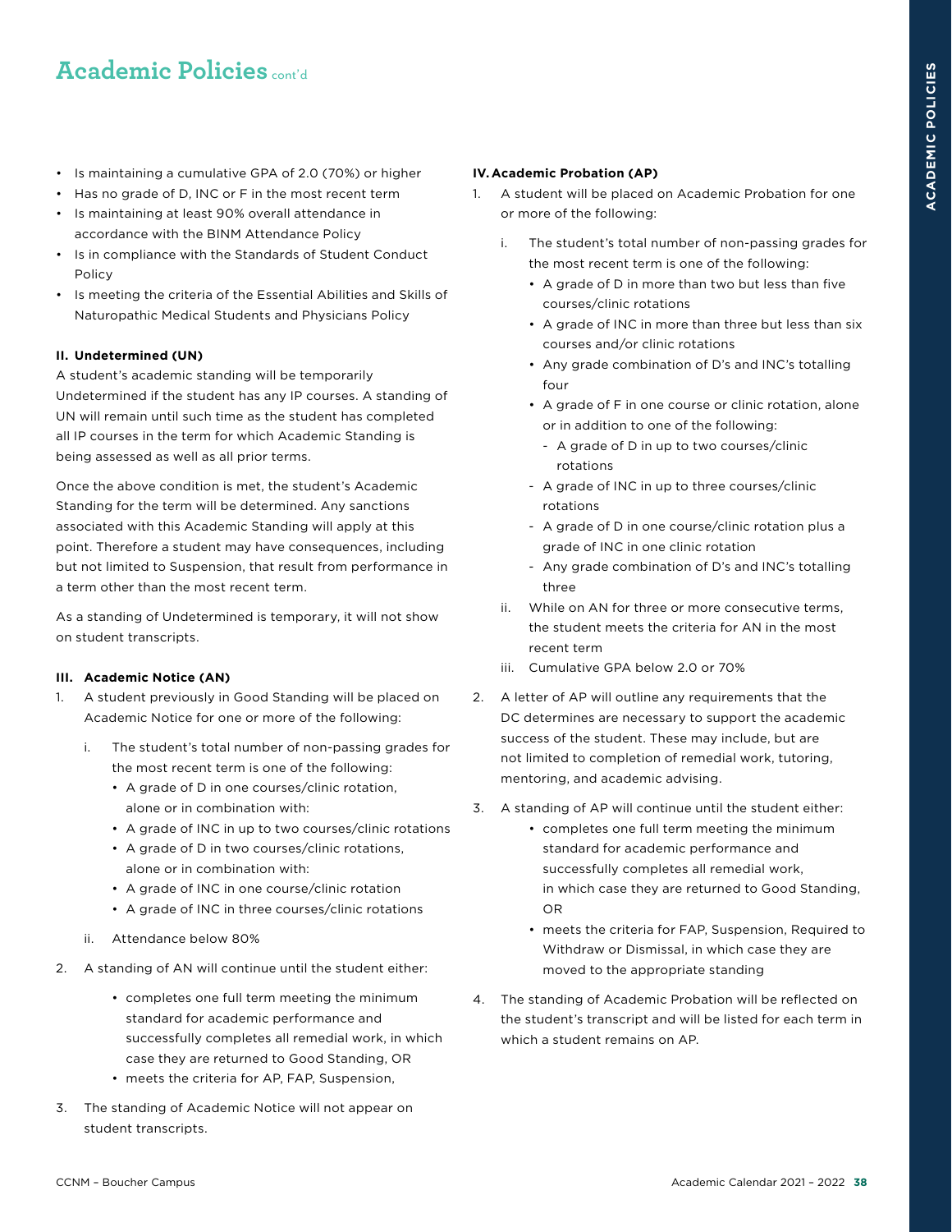# Academic Policies cont'd

- Is maintaining a cumulative GPA of 2.0 (70%) or higher
- Has no grade of D, INC or F in the most recent term
- Is maintaining at least 90% overall attendance in accordance with the BINM Attendance Policy
- Is in compliance with the Standards of Student Conduct Policy
- Is meeting the criteria of the Essential Abilities and Skills of Naturopathic Medical Students and Physicians Policy

**II. Undetermined (UN)**

A student's academic standing will be temporarily Undetermined if the student has any IP courses. A standing of UN will remain until such time as the student has completed all IP courses in the term for which Academic Standing is being assessed as well as all prior terms.

Once the above condition is met, the student's Academic Standing for the term will be determined. Any sanctions associated with this Academic Standing will apply at this point. Therefore a student may have consequences, including but not limited to Suspension, that result from performance in a term other than the most recent term.

As a standing of Undetermined is temporary, it will not show on student transcripts.

**III. Academic Notice (AN)**

1. A student previously in Good Standing will be placed on Academic Notice for one or more of the following:
   i. The student's total number of non-passing grades for the most recent term is one of the following:
      - A grade of D in one courses/clinic rotation, alone or in combination with:
      - A grade of INC in up to two courses/clinic rotations
      - A grade of D in two courses/clinic rotations, alone or in combination with:
      - A grade of INC in one course/clinic rotation
      - A grade of INC in three courses/clinic rotations
   
   ii. Attendance below 80%
2. A standing of AN will continue until the student either:
   - completes one full term meeting the minimum standard for academic performance and successfully completes all remedial work, in which case they are returned to Good Standing, OR
   - meets the criteria for AP, FAP, Suspension,
3. The standing of Academic Notice will not appear on student transcripts.

**IV. Academic Probation (AP)**

1. A student will be placed on Academic Probation for one or more of the following:
   i. The student's total number of non-passing grades for the most recent term is one of the following:
      - A grade of D in more than two but less than five courses/clinic rotations
      - A grade of INC in more than three but less than six courses and/or clinic rotations
      - Any grade combination of D's and INC's totalling four
      - A grade of F in one course or clinic rotation, alone or in addition to one of the following:
        - A grade of D in up to two courses/clinic rotations
        - A grade of INC in up to three courses/clinic rotations
        - A grade of D in one course/clinic rotation plus a grade of INC in one clinic rotation
        - Any grade combination of D's and INC's totalling three
   
   ii. While on AN for three or more consecutive terms, the student meets the criteria for AN in the most recent term
   
   iii. Cumulative GPA below 2.0 or 70%
2. A letter of AP will outline any requirements that the DC determines are necessary to support the academic success of the student. These may include, but are not limited to completion of remedial work, tutoring, mentoring, and academic advising.
3. A standing of AP will continue until the student either:
   - completes one full term meeting the minimum standard for academic performance and successfully completes all remedial work, in which case they are returned to Good Standing, OR
   - meets the criteria for FAP, Suspension, Required to Withdraw or Dismissal, in which case they are moved to the appropriate standing
4. The standing of Academic Probation will be reflected on the student's transcript and will be listed for each term in which a student remains on AP.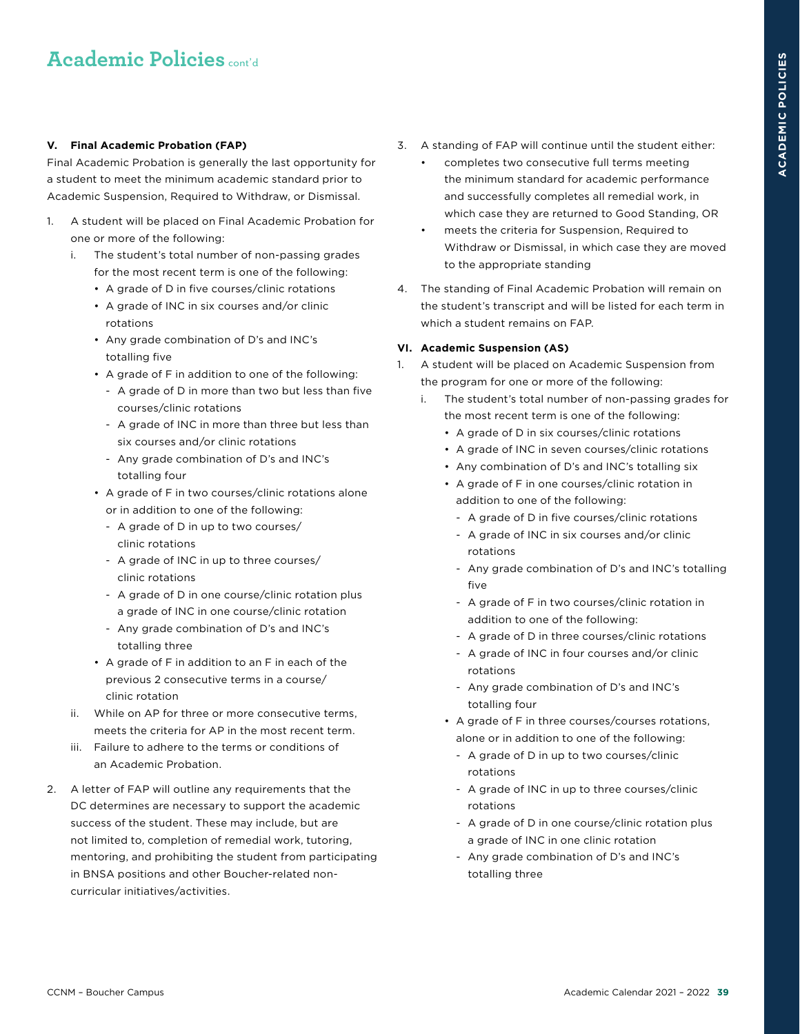## Academic Policies cont'd

**V. Final Academic Probation (FAP)**

Final Academic Probation is generally the last opportunity for a student to meet the minimum academic standard prior to Academic Suspension, Required to Withdraw, or Dismissal.

1. A student will be placed on Final Academic Probation for one or more of the following:
   i. The student's total number of non-passing grades for the most recent term is one of the following:
      - A grade of D in five courses/clinic rotations
      - A grade of INC in six courses and/or clinic rotations
      - Any grade combination of D's and INC's totalling five
      - A grade of F in addition to one of the following:
        - A grade of D in more than two but less than five courses/clinic rotations
        - A grade of INC in more than three but less than six courses and/or clinic rotations
        - Any grade combination of D's and INC's totalling four
      - A grade of F in two courses/clinic rotations alone or in addition to one of the following:
        - A grade of D in up to two courses/clinic rotations
        - A grade of INC in up to three courses/clinic rotations
        - A grade of D in one course/clinic rotation plus a grade of INC in one course/clinic rotation
        - Any grade combination of D's and INC's totalling three
      - A grade of F in addition to an F in each of the previous 2 consecutive terms in a course/clinic rotation

   ii. While on AP for three or more consecutive terms, meets the criteria for AP in the most recent term.

   iii. Failure to adhere to the terms or conditions of an Academic Probation.

2. A letter of FAP will outline any requirements that the DC determines are necessary to support the academic success of the student. These may include, but are not limited to, completion of remedial work, tutoring, mentoring, and prohibiting the student from participating in BNSA positions and other Boucher-related non-curricular initiatives/activities.

3. A standing of FAP will continue until the student either:
   - completes two consecutive full terms meeting the minimum standard for academic performance and successfully completes all remedial work, in which case they are returned to Good Standing, OR
   - meets the criteria for Suspension, Required to Withdraw or Dismissal, in which case they are moved to the appropriate standing

4. The standing of Final Academic Probation will remain on the student's transcript and will be listed for each term in which a student remains on FAP.

**VI. Academic Suspension (AS)**

1. A student will be placed on Academic Suspension from the program for one or more of the following:
   i. The student's total number of non-passing grades for the most recent term is one of the following:
      - A grade of D in six courses/clinic rotations
      - A grade of INC in seven courses/clinic rotations
      - Any combination of D's and INC's totalling six
      - A grade of F in one courses/clinic rotation in addition to one of the following:
        - A grade of D in five courses/clinic rotations
        - A grade of INC in six courses and/or clinic rotations
        - Any grade combination of D's and INC's totalling five
        - A grade of F in two courses/clinic rotation in addition to one of the following:
        - A grade of D in three courses/clinic rotations
        - A grade of INC in four courses and/or clinic rotations
        - Any grade combination of D's and INC's totalling four
      - A grade of F in three courses/courses rotations, alone or in addition to one of the following:
        - A grade of D in up to two courses/clinic rotations
        - A grade of INC in up to three courses/clinic rotations
        - A grade of D in one course/clinic rotation plus a grade of INC in one clinic rotation
        - Any grade combination of D's and INC's totalling three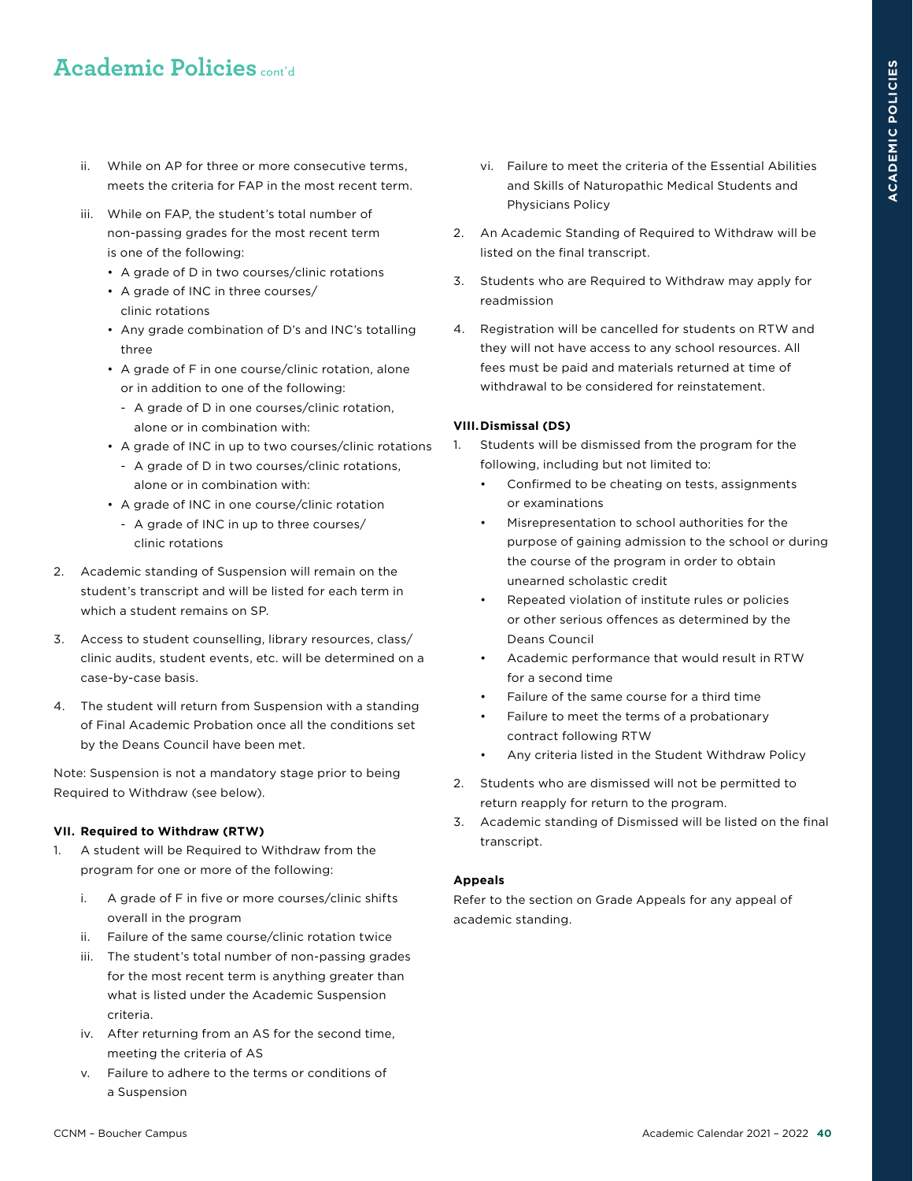## Academic Policies cont'd

ii. While on AP for three or more consecutive terms, meets the criteria for FAP in the most recent term.

iii. While on FAP, the student's total number of non-passing grades for the most recent term is one of the following:
   - A grade of D in two courses/clinic rotations
   - A grade of INC in three courses/clinic rotations
   - Any grade combination of D's and INC's totalling three
   - A grade of F in one course/clinic rotation, alone or in addition to one of the following:
     - A grade of D in one courses/clinic rotation, alone or in combination with:
   - A grade of INC in up to two courses/clinic rotations
     - A grade of D in two courses/clinic rotations, alone or in combination with:
   - A grade of INC in one course/clinic rotation
     - A grade of INC in up to three courses/clinic rotations

2. Academic standing of Suspension will remain on the student's transcript and will be listed for each term in which a student remains on SP.

3. Access to student counselling, library resources, class/clinic audits, student events, etc. will be determined on a case-by-case basis.

4. The student will return from Suspension with a standing of Final Academic Probation once all the conditions set by the Deans Council have been met.

Note: Suspension is not a mandatory stage prior to being Required to Withdraw (see below).

**VII. Required to Withdraw (RTW)**

1. A student will be Required to Withdraw from the program for one or more of the following:

   i. A grade of F in five or more courses/clinic shifts overall in the program

   ii. Failure of the same course/clinic rotation twice

   iii. The student's total number of non-passing grades for the most recent term is anything greater than what is listed under the Academic Suspension criteria.

   iv. After returning from an AS for the second time, meeting the criteria of AS

   v. Failure to adhere to the terms or conditions of a Suspension

   vi. Failure to meet the criteria of the Essential Abilities and Skills of Naturopathic Medical Students and Physicians Policy

2. An Academic Standing of Required to Withdraw will be listed on the final transcript.

3. Students who are Required to Withdraw may apply for readmission

4. Registration will be cancelled for students on RTW and they will not have access to any school resources. All fees must be paid and materials returned at time of withdrawal to be considered for reinstatement.

**VIII. Dismissal (DS)**

1. Students will be dismissed from the program for the following, including but not limited to:
   - Confirmed to be cheating on tests, assignments or examinations
   - Misrepresentation to school authorities for the purpose of gaining admission to the school or during the course of the program in order to obtain unearned scholastic credit
   - Repeated violation of institute rules or policies or other serious offences as determined by the Deans Council
   - Academic performance that would result in RTW for a second time
   - Failure of the same course for a third time
   - Failure to meet the terms of a probationary contract following RTW
   - Any criteria listed in the Student Withdraw Policy

2. Students who are dismissed will not be permitted to return reapply for return to the program.

3. Academic standing of Dismissed will be listed on the final transcript.

**Appeals**

Refer to the section on Grade Appeals for any appeal of academic standing.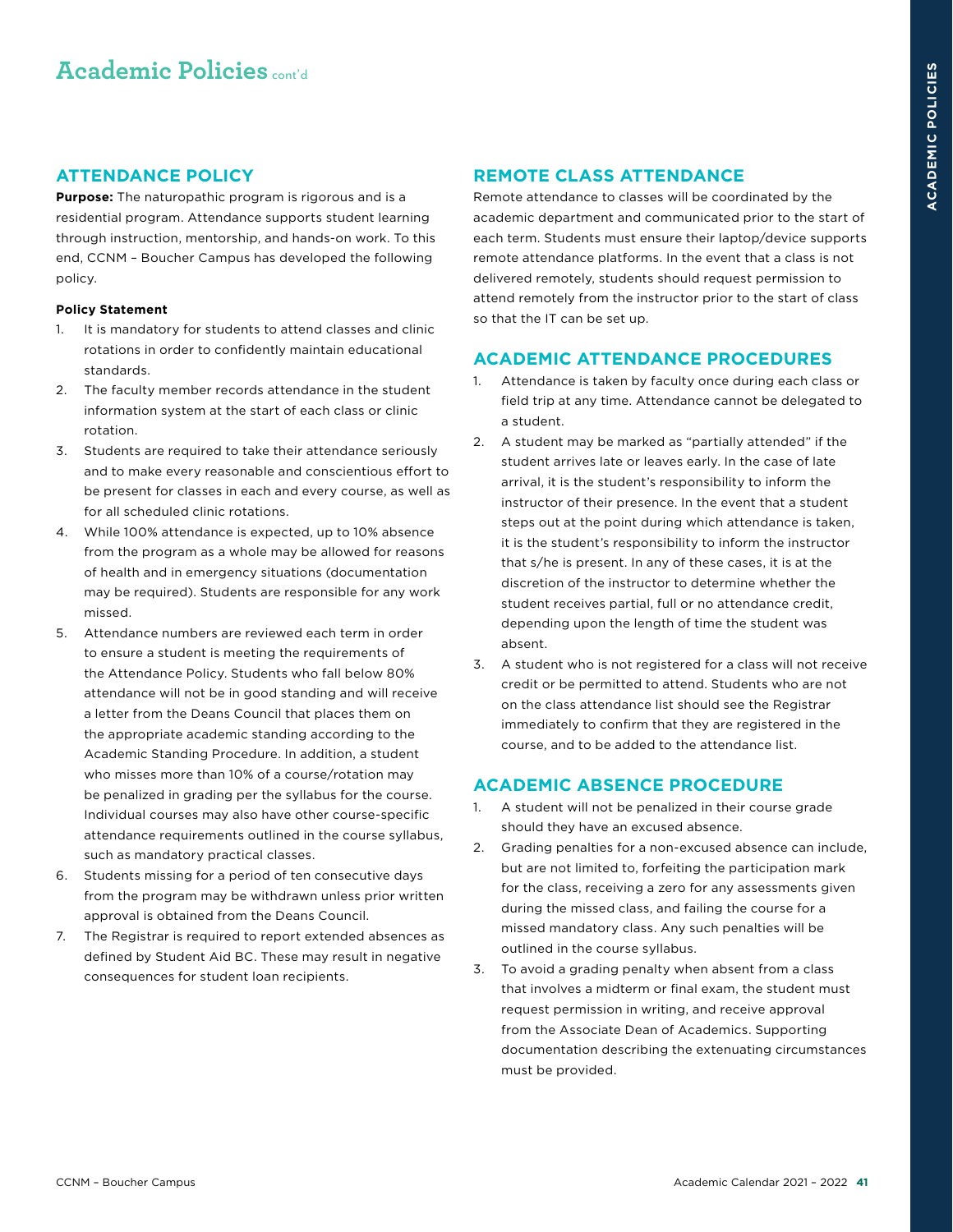# Academic Policies cont'd

## ATTENDANCE POLICY

**Purpose:** The naturopathic program is rigorous and is a residential program. Attendance supports student learning through instruction, mentorship, and hands-on work. To this end, CCNM – Boucher Campus has developed the following policy.

**Policy Statement**

1. It is mandatory for students to attend classes and clinic rotations in order to confidently maintain educational standards.
2. The faculty member records attendance in the student information system at the start of each class or clinic rotation.
3. Students are required to take their attendance seriously and to make every reasonable and conscientious effort to be present for classes in each and every course, as well as for all scheduled clinic rotations.
4. While 100% attendance is expected, up to 10% absence from the program as a whole may be allowed for reasons of health and in emergency situations (documentation may be required). Students are responsible for any work missed.
5. Attendance numbers are reviewed each term in order to ensure a student is meeting the requirements of the Attendance Policy. Students who fall below 80% attendance will not be in good standing and will receive a letter from the Deans Council that places them on the appropriate academic standing according to the Academic Standing Procedure. In addition, a student who misses more than 10% of a course/rotation may be penalized in grading per the syllabus for the course. Individual courses may also have other course-specific attendance requirements outlined in the course syllabus, such as mandatory practical classes.
6. Students missing for a period of ten consecutive days from the program may be withdrawn unless prior written approval is obtained from the Deans Council.
7. The Registrar is required to report extended absences as defined by Student Aid BC. These may result in negative consequences for student loan recipients.

## REMOTE CLASS ATTENDANCE

Remote attendance to classes will be coordinated by the academic department and communicated prior to the start of each term. Students must ensure their laptop/device supports remote attendance platforms. In the event that a class is not delivered remotely, students should request permission to attend remotely from the instructor prior to the start of class so that the IT can be set up.

## ACADEMIC ATTENDANCE PROCEDURES

1. Attendance is taken by faculty once during each class or field trip at any time. Attendance cannot be delegated to a student.
2. A student may be marked as "partially attended" if the student arrives late or leaves early. In the case of late arrival, it is the student's responsibility to inform the instructor of their presence. In the event that a student steps out at the point during which attendance is taken, it is the student's responsibility to inform the instructor that s/he is present. In any of these cases, it is at the discretion of the instructor to determine whether the student receives partial, full or no attendance credit, depending upon the length of time the student was absent.
3. A student who is not registered for a class will not receive credit or be permitted to attend. Students who are not on the class attendance list should see the Registrar immediately to confirm that they are registered in the course, and to be added to the attendance list.

## ACADEMIC ABSENCE PROCEDURE

1. A student will not be penalized in their course grade should they have an excused absence.
2. Grading penalties for a non-excused absence can include, but are not limited to, forfeiting the participation mark for the class, receiving a zero for any assessments given during the missed class, and failing the course for a missed mandatory class. Any such penalties will be outlined in the course syllabus.
3. To avoid a grading penalty when absent from a class that involves a midterm or final exam, the student must request permission in writing, and receive approval from the Associate Dean of Academics. Supporting documentation describing the extenuating circumstances must be provided.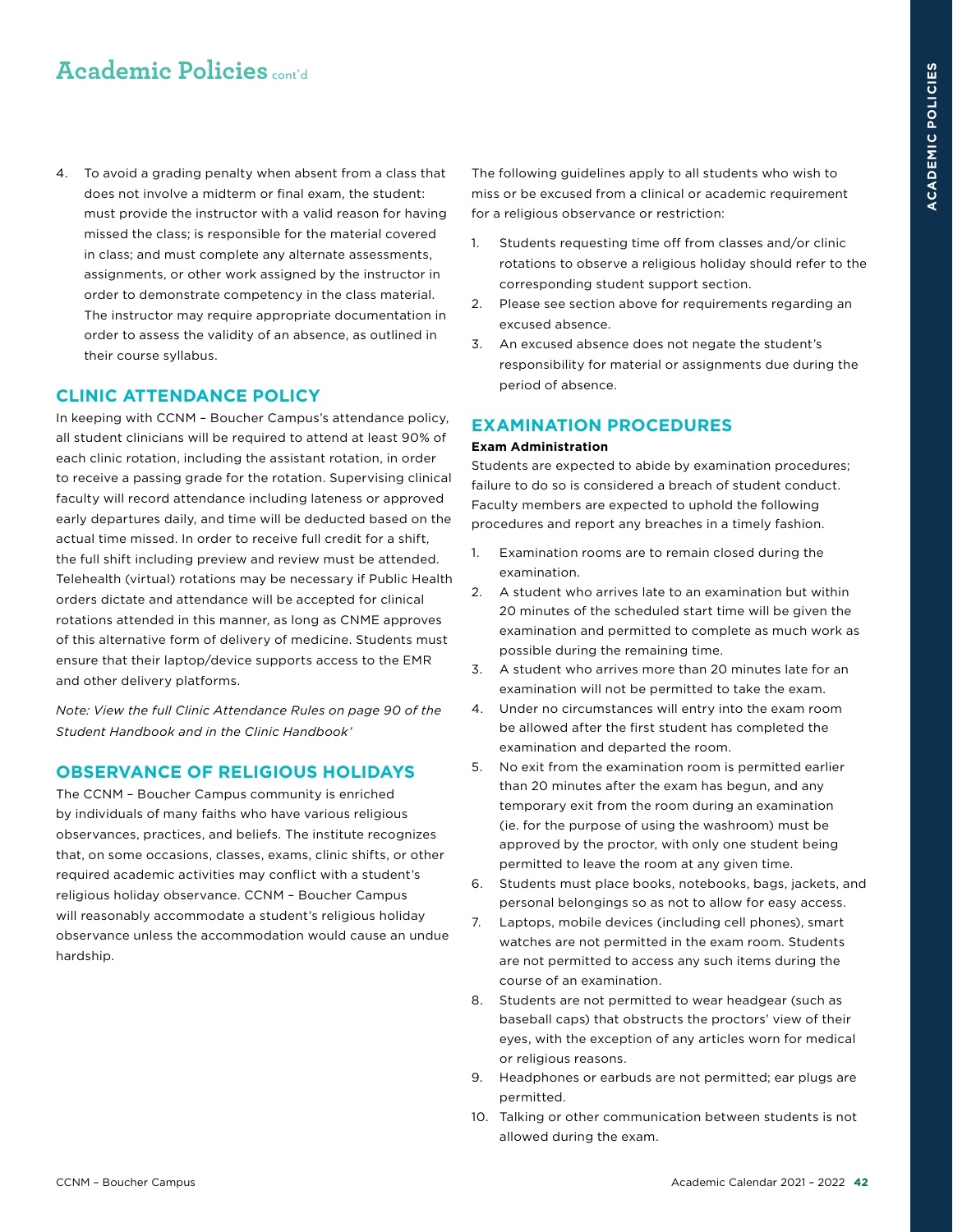# Academic Policies cont'd

4. To avoid a grading penalty when absent from a class that does not involve a midterm or final exam, the student: must provide the instructor with a valid reason for having missed the class; is responsible for the material covered in class; and must complete any alternate assessments, assignments, or other work assigned by the instructor in order to demonstrate competency in the class material. The instructor may require appropriate documentation in order to assess the validity of an absence, as outlined in their course syllabus.

## CLINIC ATTENDANCE POLICY

In keeping with CCNM – Boucher Campus's attendance policy, all student clinicians will be required to attend at least 90% of each clinic rotation, including the assistant rotation, in order to receive a passing grade for the rotation. Supervising clinical faculty will record attendance including lateness or approved early departures daily, and time will be deducted based on the actual time missed. In order to receive full credit for a shift, the full shift including preview and review must be attended. Telehealth (virtual) rotations may be necessary if Public Health orders dictate and attendance will be accepted for clinical rotations attended in this manner, as long as CNME approves of this alternative form of delivery of medicine. Students must ensure that their laptop/device supports access to the EMR and other delivery platforms.

*Note: View the full Clinic Attendance Rules on page 90 of the Student Handbook and in the Clinic Handbook'*

## OBSERVANCE OF RELIGIOUS HOLIDAYS

The CCNM – Boucher Campus community is enriched by individuals of many faiths who have various religious observances, practices, and beliefs. The institute recognizes that, on some occasions, classes, exams, clinic shifts, or other required academic activities may conflict with a student's religious holiday observance. CCNM – Boucher Campus will reasonably accommodate a student's religious holiday observance unless the accommodation would cause an undue hardship.

The following guidelines apply to all students who wish to miss or be excused from a clinical or academic requirement for a religious observance or restriction:

1. Students requesting time off from classes and/or clinic rotations to observe a religious holiday should refer to the corresponding student support section.
2. Please see section above for requirements regarding an excused absence.
3. An excused absence does not negate the student's responsibility for material or assignments due during the period of absence.

## EXAMINATION PROCEDURES

### Exam Administration

Students are expected to abide by examination procedures; failure to do so is considered a breach of student conduct. Faculty members are expected to uphold the following procedures and report any breaches in a timely fashion.

1. Examination rooms are to remain closed during the examination.
2. A student who arrives late to an examination but within 20 minutes of the scheduled start time will be given the examination and permitted to complete as much work as possible during the remaining time.
3. A student who arrives more than 20 minutes late for an examination will not be permitted to take the exam.
4. Under no circumstances will entry into the exam room be allowed after the first student has completed the examination and departed the room.
5. No exit from the examination room is permitted earlier than 20 minutes after the exam has begun, and any temporary exit from the room during an examination (ie. for the purpose of using the washroom) must be approved by the proctor, with only one student being permitted to leave the room at any given time.
6. Students must place books, notebooks, bags, jackets, and personal belongings so as not to allow for easy access.
7. Laptops, mobile devices (including cell phones), smart watches are not permitted in the exam room. Students are not permitted to access any such items during the course of an examination.
8. Students are not permitted to wear headgear (such as baseball caps) that obstructs the proctors' view of their eyes, with the exception of any articles worn for medical or religious reasons.
9. Headphones or earbuds are not permitted; ear plugs are permitted.
10. Talking or other communication between students is not allowed during the exam.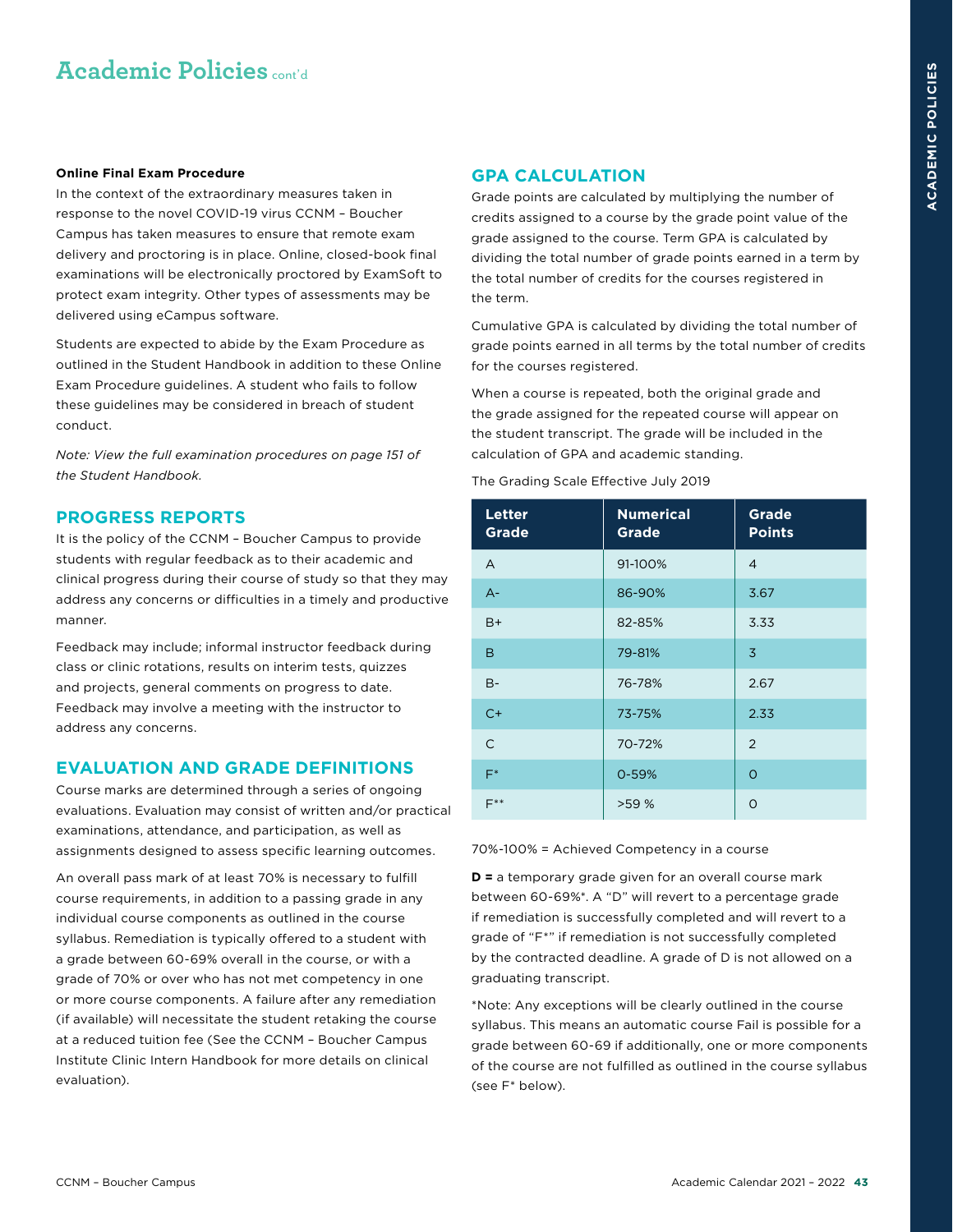# Academic Policies cont'd

**Online Final Exam Procedure**

In the context of the extraordinary measures taken in response to the novel COVID-19 virus CCNM – Boucher Campus has taken measures to ensure that remote exam delivery and proctoring is in place. Online, closed-book final examinations will be electronically proctored by ExamSoft to protect exam integrity. Other types of assessments may be delivered using eCampus software.

Students are expected to abide by the Exam Procedure as outlined in the Student Handbook in addition to these Online Exam Procedure guidelines. A student who fails to follow these guidelines may be considered in breach of student conduct.

*Note: View the full examination procedures on page 151 of the Student Handbook.*

## PROGRESS REPORTS

It is the policy of the CCNM – Boucher Campus to provide students with regular feedback as to their academic and clinical progress during their course of study so that they may address any concerns or difficulties in a timely and productive manner.

Feedback may include; informal instructor feedback during class or clinic rotations, results on interim tests, quizzes and projects, general comments on progress to date. Feedback may involve a meeting with the instructor to address any concerns.

## EVALUATION AND GRADE DEFINITIONS

Course marks are determined through a series of ongoing evaluations. Evaluation may consist of written and/or practical examinations, attendance, and participation, as well as assignments designed to assess specific learning outcomes.

An overall pass mark of at least 70% is necessary to fulfill course requirements, in addition to a passing grade in any individual course components as outlined in the course syllabus. Remediation is typically offered to a student with a grade between 60-69% overall in the course, or with a grade of 70% or over who has not met competency in one or more course components. A failure after any remediation (if available) will necessitate the student retaking the course at a reduced tuition fee (See the CCNM – Boucher Campus Institute Clinic Intern Handbook for more details on clinical evaluation).

## GPA CALCULATION

Grade points are calculated by multiplying the number of credits assigned to a course by the grade point value of the grade assigned to the course. Term GPA is calculated by dividing the total number of grade points earned in a term by the total number of credits for the courses registered in the term.

Cumulative GPA is calculated by dividing the total number of grade points earned in all terms by the total number of credits for the courses registered.

When a course is repeated, both the original grade and the grade assigned for the repeated course will appear on the student transcript. The grade will be included in the calculation of GPA and academic standing.

The Grading Scale Effective July 2019

| Letter Grade | Numerical Grade | Grade Points |
|---|---|---|
| A | 91-100% | 4 |
| A- | 86-90% | 3.67 |
| B+ | 82-85% | 3.33 |
| B | 79-81% | 3 |
| B- | 76-78% | 2.67 |
| C+ | 73-75% | 2.33 |
| C | 70-72% | 2 |
| F* | 0-59% | 0 |
| F** | >59 % | 0 |

70%-100% = Achieved Competency in a course

**D =** a temporary grade given for an overall course mark between 60-69%*. A "D" will revert to a percentage grade if remediation is successfully completed and will revert to a grade of "F*" if remediation is not successfully completed by the contracted deadline. A grade of D is not allowed on a graduating transcript.

*Note: Any exceptions will be clearly outlined in the course syllabus. This means an automatic course Fail is possible for a grade between 60-69 if additionally, one or more components of the course are not fulfilled as outlined in the course syllabus (see F* below).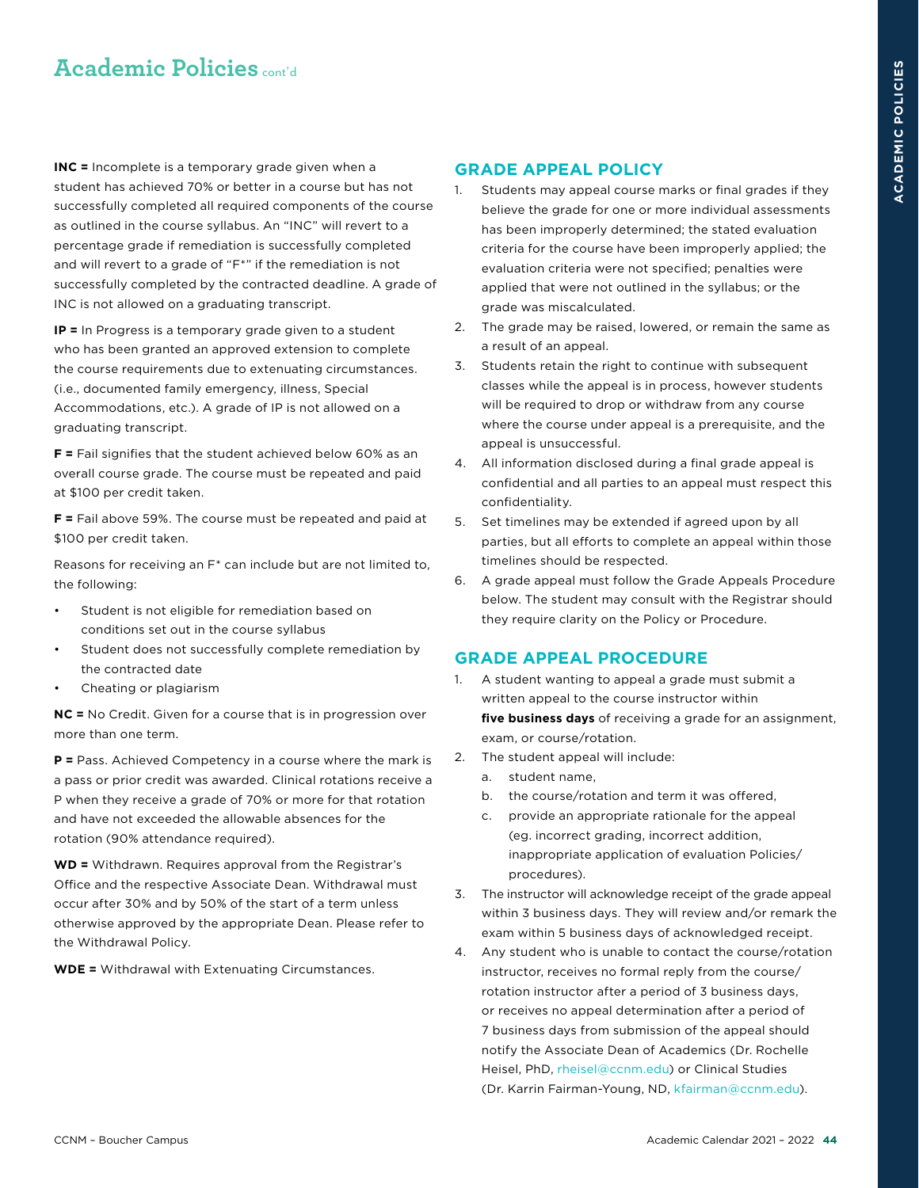# Academic Policies cont'd

**INC =** Incomplete is a temporary grade given when a student has achieved 70% or better in a course but has not successfully completed all required components of the course as outlined in the course syllabus. An "INC" will revert to a percentage grade if remediation is successfully completed and will revert to a grade of "F*" if the remediation is not successfully completed by the contracted deadline. A grade of INC is not allowed on a graduating transcript.

**IP =** In Progress is a temporary grade given to a student who has been granted an approved extension to complete the course requirements due to extenuating circumstances. (i.e., documented family emergency, illness, Special Accommodations, etc.). A grade of IP is not allowed on a graduating transcript.

**F =** Fail signifies that the student achieved below 60% as an overall course grade. The course must be repeated and paid at $100 per credit taken.

**F =** Fail above 59%. The course must be repeated and paid at $100 per credit taken.

Reasons for receiving an F* can include but are not limited to, the following:

- Student is not eligible for remediation based on conditions set out in the course syllabus
- Student does not successfully complete remediation by the contracted date
- Cheating or plagiarism

**NC =** No Credit. Given for a course that is in progression over more than one term.

**P =** Pass. Achieved Competency in a course where the mark is a pass or prior credit was awarded. Clinical rotations receive a P when they receive a grade of 70% or more for that rotation and have not exceeded the allowable absences for the rotation (90% attendance required).

**WD =** Withdrawn. Requires approval from the Registrar's Office and the respective Associate Dean. Withdrawal must occur after 30% and by 50% of the start of a term unless otherwise approved by the appropriate Dean. Please refer to the Withdrawal Policy.

**WDE =** Withdrawal with Extenuating Circumstances.

## GRADE APPEAL POLICY

1. Students may appeal course marks or final grades if they believe the grade for one or more individual assessments has been improperly determined; the stated evaluation criteria for the course have been improperly applied; the evaluation criteria were not specified; penalties were applied that were not outlined in the syllabus; or the grade was miscalculated.
2. The grade may be raised, lowered, or remain the same as a result of an appeal.
3. Students retain the right to continue with subsequent classes while the appeal is in process, however students will be required to drop or withdraw from any course where the course under appeal is a prerequisite, and the appeal is unsuccessful.
4. All information disclosed during a final grade appeal is confidential and all parties to an appeal must respect this confidentiality.
5. Set timelines may be extended if agreed upon by all parties, but all efforts to complete an appeal within those timelines should be respected.
6. A grade appeal must follow the Grade Appeals Procedure below. The student may consult with the Registrar should they require clarity on the Policy or Procedure.

## GRADE APPEAL PROCEDURE

1. A student wanting to appeal a grade must submit a written appeal to the course instructor within **five business days** of receiving a grade for an assignment, exam, or course/rotation.
2. The student appeal will include:
   a. student name,
   b. the course/rotation and term it was offered,
   c. provide an appropriate rationale for the appeal (eg. incorrect grading, incorrect addition, inappropriate application of evaluation Policies/ procedures).
3. The instructor will acknowledge receipt of the grade appeal within 3 business days. They will review and/or remark the exam within 5 business days of acknowledged receipt.
4. Any student who is unable to contact the course/rotation instructor, receives no formal reply from the course/ rotation instructor after a period of 3 business days, or receives no appeal determination after a period of 7 business days from submission of the appeal should notify the Associate Dean of Academics (Dr. Rochelle Heisel, PhD, rheisel@ccnm.edu) or Clinical Studies (Dr. Karrin Fairman-Young, ND, kfairman@ccnm.edu).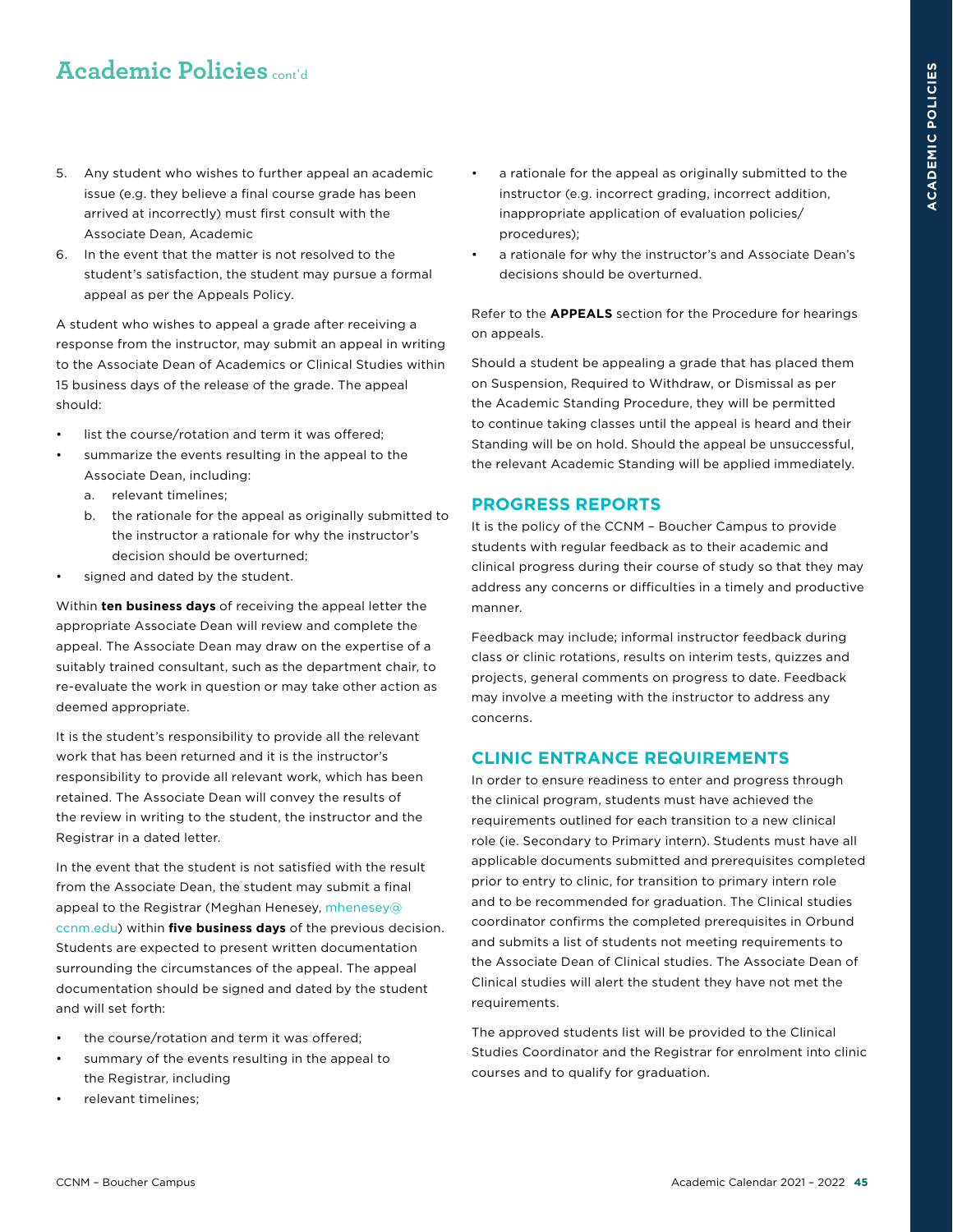## Academic Policies cont'd

5. Any student who wishes to further appeal an academic issue (e.g. they believe a final course grade has been arrived at incorrectly) must first consult with the Associate Dean, Academic
6. In the event that the matter is not resolved to the student's satisfaction, the student may pursue a formal appeal as per the Appeals Policy.

A student who wishes to appeal a grade after receiving a response from the instructor, may submit an appeal in writing to the Associate Dean of Academics or Clinical Studies within 15 business days of the release of the grade. The appeal should:

- list the course/rotation and term it was offered;
- summarize the events resulting in the appeal to the Associate Dean, including:
  a. relevant timelines;
  b. the rationale for the appeal as originally submitted to the instructor a rationale for why the instructor's decision should be overturned;
- signed and dated by the student.

Within **ten business days** of receiving the appeal letter the appropriate Associate Dean will review and complete the appeal. The Associate Dean may draw on the expertise of a suitably trained consultant, such as the department chair, to re-evaluate the work in question or may take other action as deemed appropriate.

It is the student's responsibility to provide all the relevant work that has been returned and it is the instructor's responsibility to provide all relevant work, which has been retained. The Associate Dean will convey the results of the review in writing to the student, the instructor and the Registrar in a dated letter.

In the event that the student is not satisfied with the result from the Associate Dean, the student may submit a final appeal to the Registrar (Meghan Henesey, mhenesey@ccnm.edu) within **five business days** of the previous decision. Students are expected to present written documentation surrounding the circumstances of the appeal. The appeal documentation should be signed and dated by the student and will set forth:

- the course/rotation and term it was offered;
- summary of the events resulting in the appeal to the Registrar, including
- relevant timelines;
- a rationale for the appeal as originally submitted to the instructor (e.g. incorrect grading, incorrect addition, inappropriate application of evaluation policies/ procedures);
- a rationale for why the instructor's and Associate Dean's decisions should be overturned.

Refer to the **APPEALS** section for the Procedure for hearings on appeals.

Should a student be appealing a grade that has placed them on Suspension, Required to Withdraw, or Dismissal as per the Academic Standing Procedure, they will be permitted to continue taking classes until the appeal is heard and their Standing will be on hold. Should the appeal be unsuccessful, the relevant Academic Standing will be applied immediately.

### PROGRESS REPORTS

It is the policy of the CCNM – Boucher Campus to provide students with regular feedback as to their academic and clinical progress during their course of study so that they may address any concerns or difficulties in a timely and productive manner.

Feedback may include; informal instructor feedback during class or clinic rotations, results on interim tests, quizzes and projects, general comments on progress to date. Feedback may involve a meeting with the instructor to address any concerns.

### CLINIC ENTRANCE REQUIREMENTS

In order to ensure readiness to enter and progress through the clinical program, students must have achieved the requirements outlined for each transition to a new clinical role (ie. Secondary to Primary intern). Students must have all applicable documents submitted and prerequisites completed prior to entry to clinic, for transition to primary intern role and to be recommended for graduation. The Clinical studies coordinator confirms the completed prerequisites in Orbund and submits a list of students not meeting requirements to the Associate Dean of Clinical studies. The Associate Dean of Clinical studies will alert the student they have not met the requirements.

The approved students list will be provided to the Clinical Studies Coordinator and the Registrar for enrolment into clinic courses and to qualify for graduation.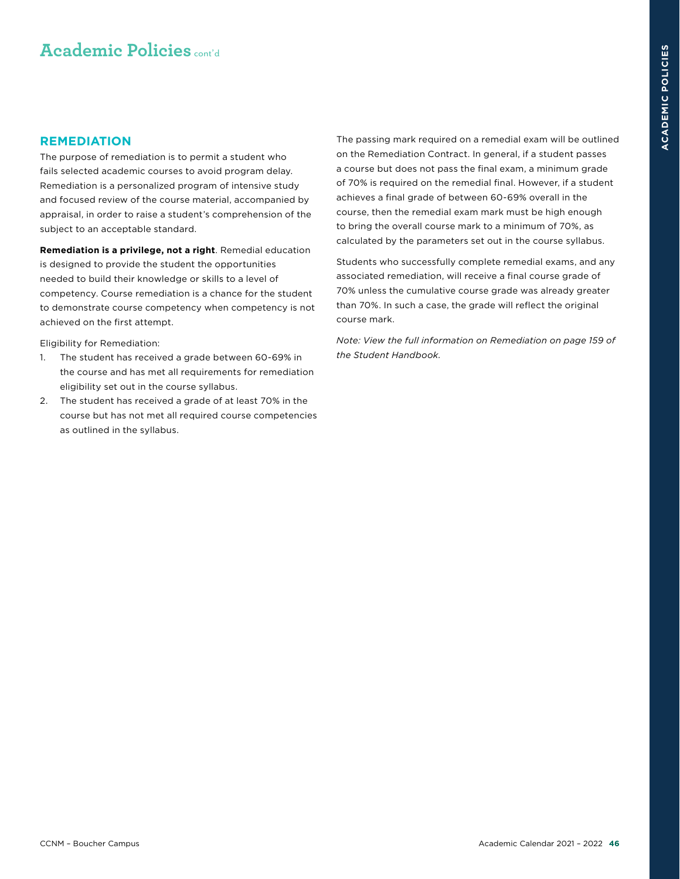# Academic Policies cont'd

## REMEDIATION

The purpose of remediation is to permit a student who fails selected academic courses to avoid program delay. Remediation is a personalized program of intensive study and focused review of the course material, accompanied by appraisal, in order to raise a student's comprehension of the subject to an acceptable standard.

**Remediation is a privilege, not a right**. Remedial education is designed to provide the student the opportunities needed to build their knowledge or skills to a level of competency. Course remediation is a chance for the student to demonstrate course competency when competency is not achieved on the first attempt.

Eligibility for Remediation:

1. The student has received a grade between 60-69% in the course and has met all requirements for remediation eligibility set out in the course syllabus.
2. The student has received a grade of at least 70% in the course but has not met all required course competencies as outlined in the syllabus.

The passing mark required on a remedial exam will be outlined on the Remediation Contract. In general, if a student passes a course but does not pass the final exam, a minimum grade of 70% is required on the remedial final. However, if a student achieves a final grade of between 60-69% overall in the course, then the remedial exam mark must be high enough to bring the overall course mark to a minimum of 70%, as calculated by the parameters set out in the course syllabus.

Students who successfully complete remedial exams, and any associated remediation, will receive a final course grade of 70% unless the cumulative course grade was already greater than 70%. In such a case, the grade will reflect the original course mark.

*Note: View the full information on Remediation on page 159 of the Student Handbook.*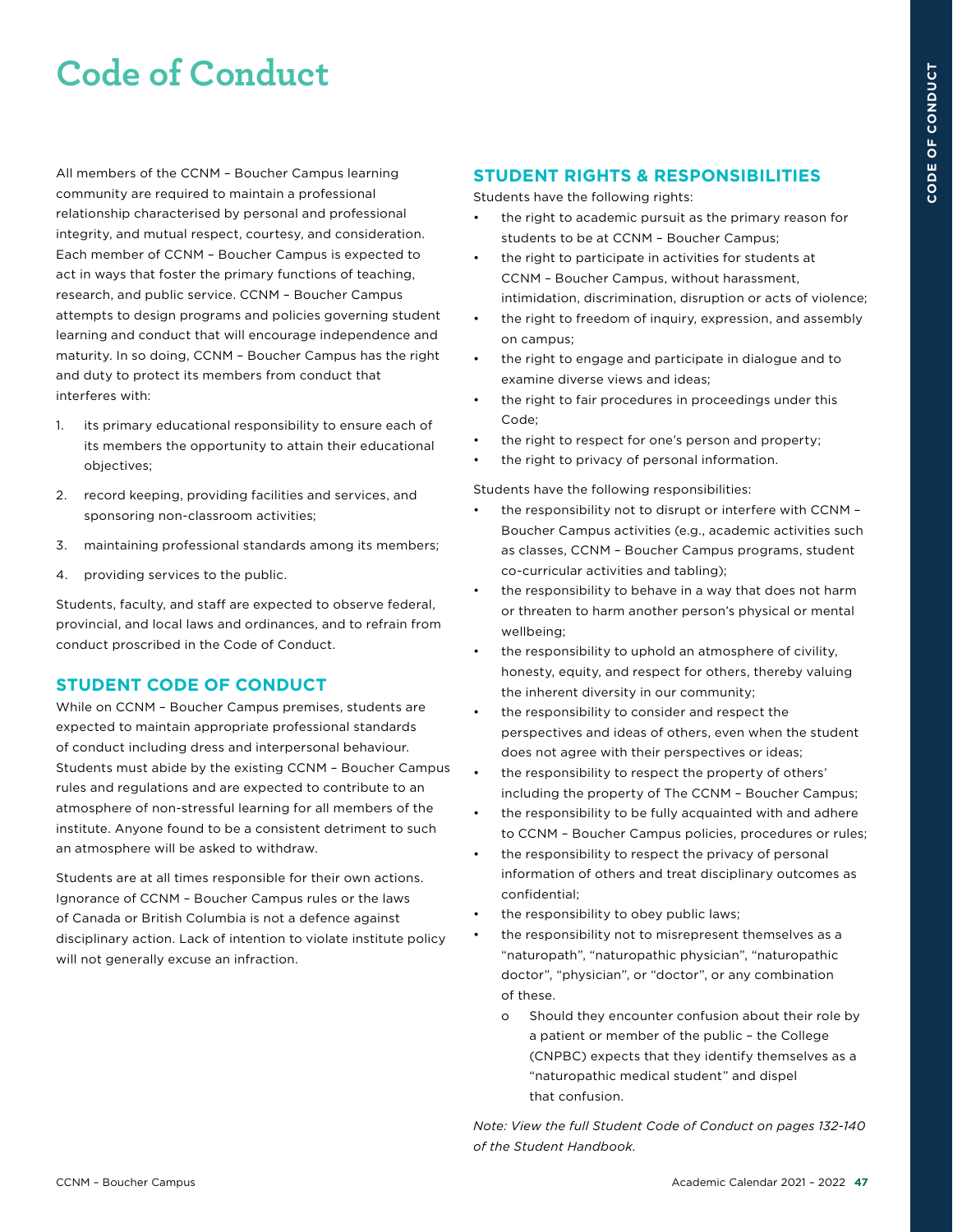# Code of Conduct

All members of the CCNM – Boucher Campus learning community are required to maintain a professional relationship characterised by personal and professional integrity, and mutual respect, courtesy, and consideration. Each member of CCNM – Boucher Campus is expected to act in ways that foster the primary functions of teaching, research, and public service. CCNM – Boucher Campus attempts to design programs and policies governing student learning and conduct that will encourage independence and maturity. In so doing, CCNM – Boucher Campus has the right and duty to protect its members from conduct that interferes with:

1. its primary educational responsibility to ensure each of its members the opportunity to attain their educational objectives;
2. record keeping, providing facilities and services, and sponsoring non-classroom activities;
3. maintaining professional standards among its members;
4. providing services to the public.

Students, faculty, and staff are expected to observe federal, provincial, and local laws and ordinances, and to refrain from conduct proscribed in the Code of Conduct.

## STUDENT CODE OF CONDUCT

While on CCNM – Boucher Campus premises, students are expected to maintain appropriate professional standards of conduct including dress and interpersonal behaviour. Students must abide by the existing CCNM – Boucher Campus rules and regulations and are expected to contribute to an atmosphere of non-stressful learning for all members of the institute. Anyone found to be a consistent detriment to such an atmosphere will be asked to withdraw.

Students are at all times responsible for their own actions. Ignorance of CCNM – Boucher Campus rules or the laws of Canada or British Columbia is not a defence against disciplinary action. Lack of intention to violate institute policy will not generally excuse an infraction.

## STUDENT RIGHTS & RESPONSIBILITIES

Students have the following rights:

- the right to academic pursuit as the primary reason for students to be at CCNM – Boucher Campus;
- the right to participate in activities for students at CCNM – Boucher Campus, without harassment, intimidation, discrimination, disruption or acts of violence;
- the right to freedom of inquiry, expression, and assembly on campus;
- the right to engage and participate in dialogue and to examine diverse views and ideas;
- the right to fair procedures in proceedings under this Code;
- the right to respect for one's person and property;
- the right to privacy of personal information.

Students have the following responsibilities:

- the responsibility not to disrupt or interfere with CCNM – Boucher Campus activities (e.g., academic activities such as classes, CCNM – Boucher Campus programs, student co-curricular activities and tabling);
- the responsibility to behave in a way that does not harm or threaten to harm another person's physical or mental wellbeing;
- the responsibility to uphold an atmosphere of civility, honesty, equity, and respect for others, thereby valuing the inherent diversity in our community;
- the responsibility to consider and respect the perspectives and ideas of others, even when the student does not agree with their perspectives or ideas;
- the responsibility to respect the property of others' including the property of The CCNM – Boucher Campus;
- the responsibility to be fully acquainted with and adhere to CCNM – Boucher Campus policies, procedures or rules;
- the responsibility to respect the privacy of personal information of others and treat disciplinary outcomes as confidential;
- the responsibility to obey public laws;
- the responsibility not to misrepresent themselves as a "naturopath", "naturopathic physician", "naturopathic doctor", "physician", or "doctor", or any combination of these.
    - Should they encounter confusion about their role by a patient or member of the public – the College (CNPBC) expects that they identify themselves as a "naturopathic medical student" and dispel that confusion.

*Note: View the full Student Code of Conduct on pages 132-140 of the Student Handbook.*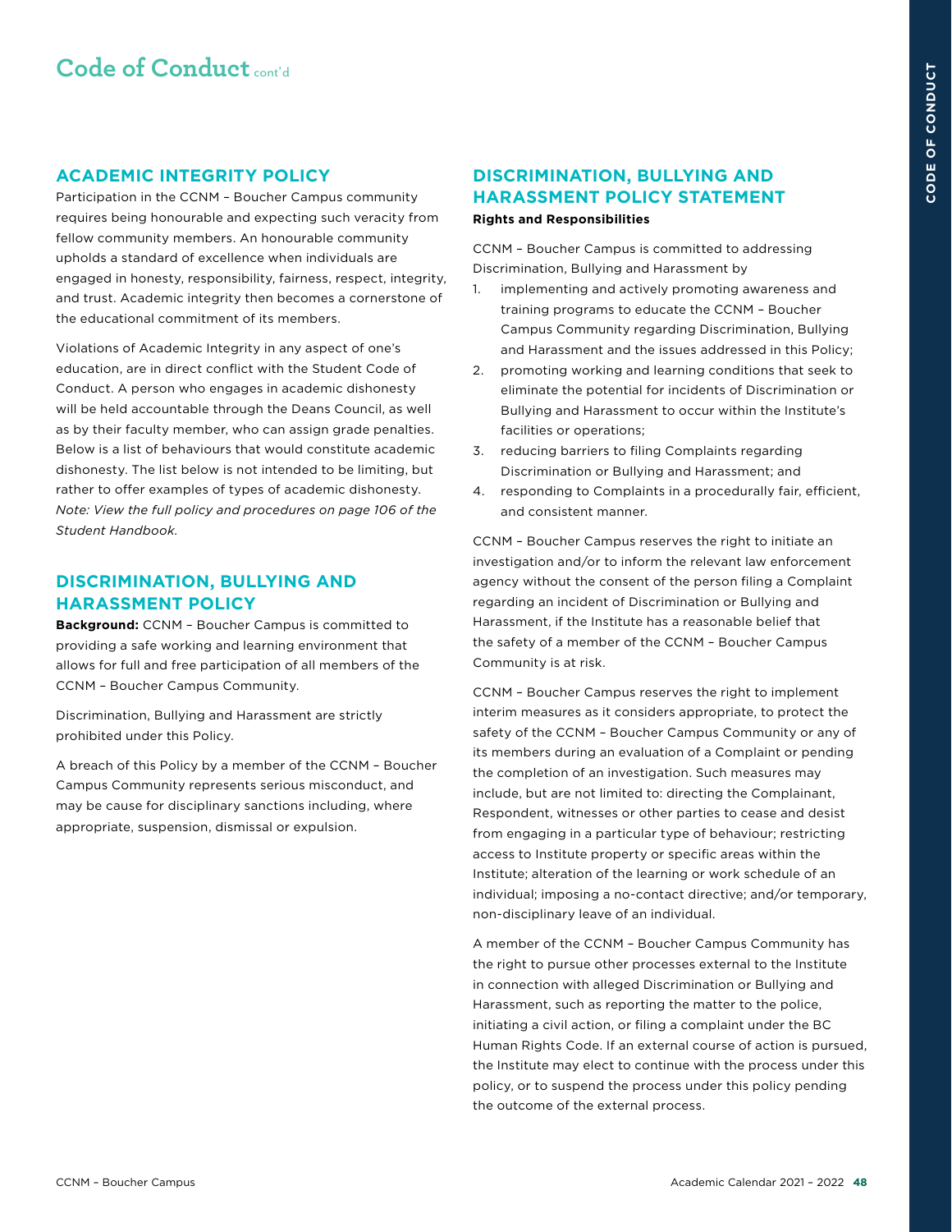# Code of Conduct cont'd

## ACADEMIC INTEGRITY POLICY

Participation in the CCNM – Boucher Campus community requires being honourable and expecting such veracity from fellow community members. An honourable community upholds a standard of excellence when individuals are engaged in honesty, responsibility, fairness, respect, integrity, and trust. Academic integrity then becomes a cornerstone of the educational commitment of its members.

Violations of Academic Integrity in any aspect of one's education, are in direct conflict with the Student Code of Conduct. A person who engages in academic dishonesty will be held accountable through the Deans Council, as well as by their faculty member, who can assign grade penalties. Below is a list of behaviours that would constitute academic dishonesty. The list below is not intended to be limiting, but rather to offer examples of types of academic dishonesty. *Note: View the full policy and procedures on page 106 of the Student Handbook.*

## DISCRIMINATION, BULLYING AND HARASSMENT POLICY

**Background:** CCNM – Boucher Campus is committed to providing a safe working and learning environment that allows for full and free participation of all members of the CCNM – Boucher Campus Community.

Discrimination, Bullying and Harassment are strictly prohibited under this Policy.

A breach of this Policy by a member of the CCNM – Boucher Campus Community represents serious misconduct, and may be cause for disciplinary sanctions including, where appropriate, suspension, dismissal or expulsion.

## DISCRIMINATION, BULLYING AND HARASSMENT POLICY STATEMENT

**Rights and Responsibilities**

CCNM – Boucher Campus is committed to addressing Discrimination, Bullying and Harassment by

1. implementing and actively promoting awareness and training programs to educate the CCNM – Boucher Campus Community regarding Discrimination, Bullying and Harassment and the issues addressed in this Policy;
2. promoting working and learning conditions that seek to eliminate the potential for incidents of Discrimination or Bullying and Harassment to occur within the Institute's facilities or operations;
3. reducing barriers to filing Complaints regarding Discrimination or Bullying and Harassment; and
4. responding to Complaints in a procedurally fair, efficient, and consistent manner.

CCNM – Boucher Campus reserves the right to initiate an investigation and/or to inform the relevant law enforcement agency without the consent of the person filing a Complaint regarding an incident of Discrimination or Bullying and Harassment, if the Institute has a reasonable belief that the safety of a member of the CCNM – Boucher Campus Community is at risk.

CCNM – Boucher Campus reserves the right to implement interim measures as it considers appropriate, to protect the safety of the CCNM – Boucher Campus Community or any of its members during an evaluation of a Complaint or pending the completion of an investigation. Such measures may include, but are not limited to: directing the Complainant, Respondent, witnesses or other parties to cease and desist from engaging in a particular type of behaviour; restricting access to Institute property or specific areas within the Institute; alteration of the learning or work schedule of an individual; imposing a no-contact directive; and/or temporary, non-disciplinary leave of an individual.

A member of the CCNM – Boucher Campus Community has the right to pursue other processes external to the Institute in connection with alleged Discrimination or Bullying and Harassment, such as reporting the matter to the police, initiating a civil action, or filing a complaint under the BC Human Rights Code. If an external course of action is pursued, the Institute may elect to continue with the process under this policy, or to suspend the process under this policy pending the outcome of the external process.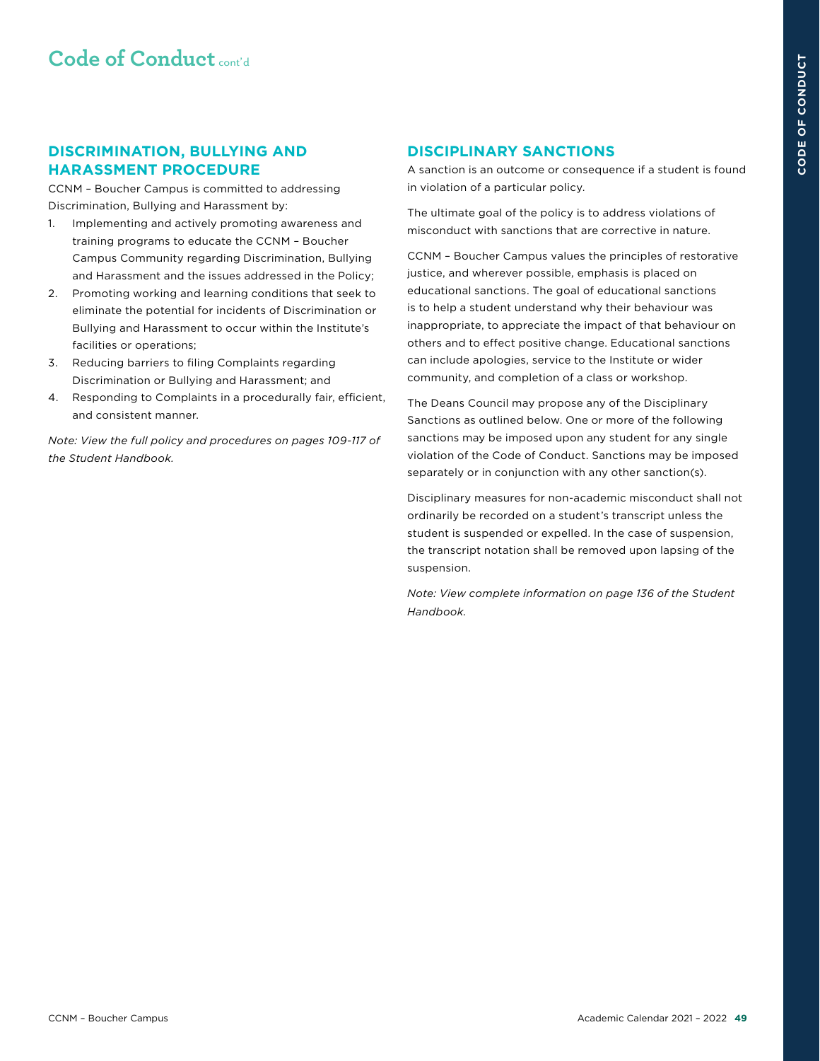# Code of Conduct cont'd

## DISCRIMINATION, BULLYING AND HARASSMENT PROCEDURE

CCNM – Boucher Campus is committed to addressing Discrimination, Bullying and Harassment by:

1. Implementing and actively promoting awareness and training programs to educate the CCNM – Boucher Campus Community regarding Discrimination, Bullying and Harassment and the issues addressed in the Policy;
2. Promoting working and learning conditions that seek to eliminate the potential for incidents of Discrimination or Bullying and Harassment to occur within the Institute's facilities or operations;
3. Reducing barriers to filing Complaints regarding Discrimination or Bullying and Harassment; and
4. Responding to Complaints in a procedurally fair, efficient, and consistent manner.

*Note: View the full policy and procedures on pages 109-117 of the Student Handbook.*

## DISCIPLINARY SANCTIONS

A sanction is an outcome or consequence if a student is found in violation of a particular policy.

The ultimate goal of the policy is to address violations of misconduct with sanctions that are corrective in nature.

CCNM – Boucher Campus values the principles of restorative justice, and wherever possible, emphasis is placed on educational sanctions. The goal of educational sanctions is to help a student understand why their behaviour was inappropriate, to appreciate the impact of that behaviour on others and to effect positive change. Educational sanctions can include apologies, service to the Institute or wider community, and completion of a class or workshop.

The Deans Council may propose any of the Disciplinary Sanctions as outlined below. One or more of the following sanctions may be imposed upon any student for any single violation of the Code of Conduct. Sanctions may be imposed separately or in conjunction with any other sanction(s).

Disciplinary measures for non-academic misconduct shall not ordinarily be recorded on a student's transcript unless the student is suspended or expelled. In the case of suspension, the transcript notation shall be removed upon lapsing of the suspension.

*Note: View complete information on page 136 of the Student Handbook.*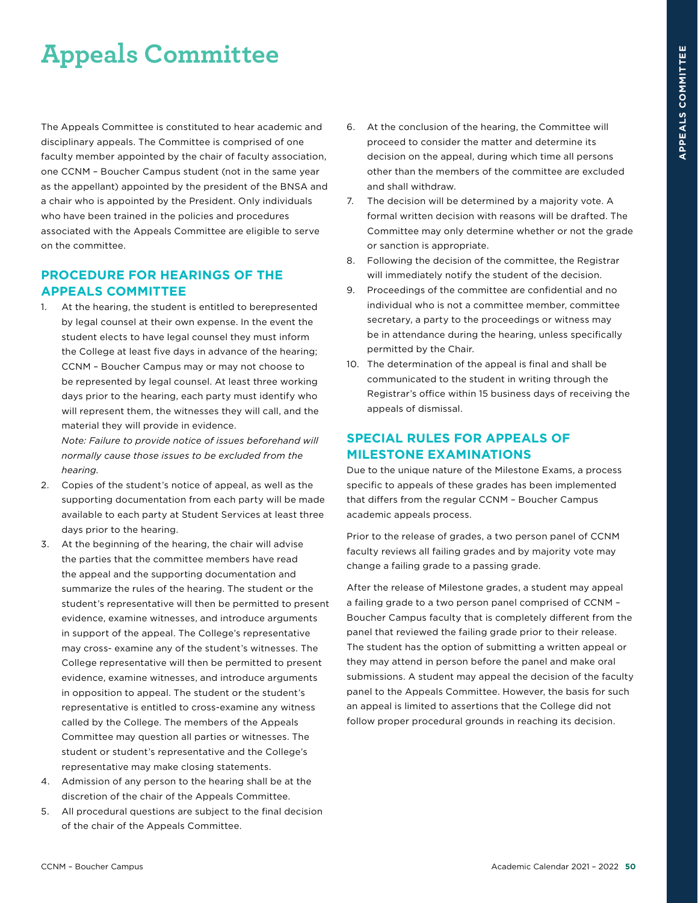# Appeals Committee

The Appeals Committee is constituted to hear academic and disciplinary appeals. The Committee is comprised of one faculty member appointed by the chair of faculty association, one CCNM – Boucher Campus student (not in the same year as the appellant) appointed by the president of the BNSA and a chair who is appointed by the President. Only individuals who have been trained in the policies and procedures associated with the Appeals Committee are eligible to serve on the committee.

## PROCEDURE FOR HEARINGS OF THE APPEALS COMMITTEE

1. At the hearing, the student is entitled to berepresented by legal counsel at their own expense. In the event the student elects to have legal counsel they must inform the College at least five days in advance of the hearing; CCNM – Boucher Campus may or may not choose to be represented by legal counsel. At least three working days prior to the hearing, each party must identify who will represent them, the witnesses they will call, and the material they will provide in evidence.
   *Note: Failure to provide notice of issues beforehand will normally cause those issues to be excluded from the hearing.*
2. Copies of the student's notice of appeal, as well as the supporting documentation from each party will be made available to each party at Student Services at least three days prior to the hearing.
3. At the beginning of the hearing, the chair will advise the parties that the committee members have read the appeal and the supporting documentation and summarize the rules of the hearing. The student or the student's representative will then be permitted to present evidence, examine witnesses, and introduce arguments in support of the appeal. The College's representative may cross- examine any of the student's witnesses. The College representative will then be permitted to present evidence, examine witnesses, and introduce arguments in opposition to appeal. The student or the student's representative is entitled to cross-examine any witness called by the College. The members of the Appeals Committee may question all parties or witnesses. The student or student's representative and the College's representative may make closing statements.
4. Admission of any person to the hearing shall be at the discretion of the chair of the Appeals Committee.
5. All procedural questions are subject to the final decision of the chair of the Appeals Committee.
6. At the conclusion of the hearing, the Committee will proceed to consider the matter and determine its decision on the appeal, during which time all persons other than the members of the committee are excluded and shall withdraw.
7. The decision will be determined by a majority vote. A formal written decision with reasons will be drafted. The Committee may only determine whether or not the grade or sanction is appropriate.
8. Following the decision of the committee, the Registrar will immediately notify the student of the decision.
9. Proceedings of the committee are confidential and no individual who is not a committee member, committee secretary, a party to the proceedings or witness may be in attendance during the hearing, unless specifically permitted by the Chair.
10. The determination of the appeal is final and shall be communicated to the student in writing through the Registrar's office within 15 business days of receiving the appeals of dismissal.

## SPECIAL RULES FOR APPEALS OF MILESTONE EXAMINATIONS

Due to the unique nature of the Milestone Exams, a process specific to appeals of these grades has been implemented that differs from the regular CCNM – Boucher Campus academic appeals process.

Prior to the release of grades, a two person panel of CCNM faculty reviews all failing grades and by majority vote may change a failing grade to a passing grade.

After the release of Milestone grades, a student may appeal a failing grade to a two person panel comprised of CCNM – Boucher Campus faculty that is completely different from the panel that reviewed the failing grade prior to their release. The student has the option of submitting a written appeal or they may attend in person before the panel and make oral submissions. A student may appeal the decision of the faculty panel to the Appeals Committee. However, the basis for such an appeal is limited to assertions that the College did not follow proper procedural grounds in reaching its decision.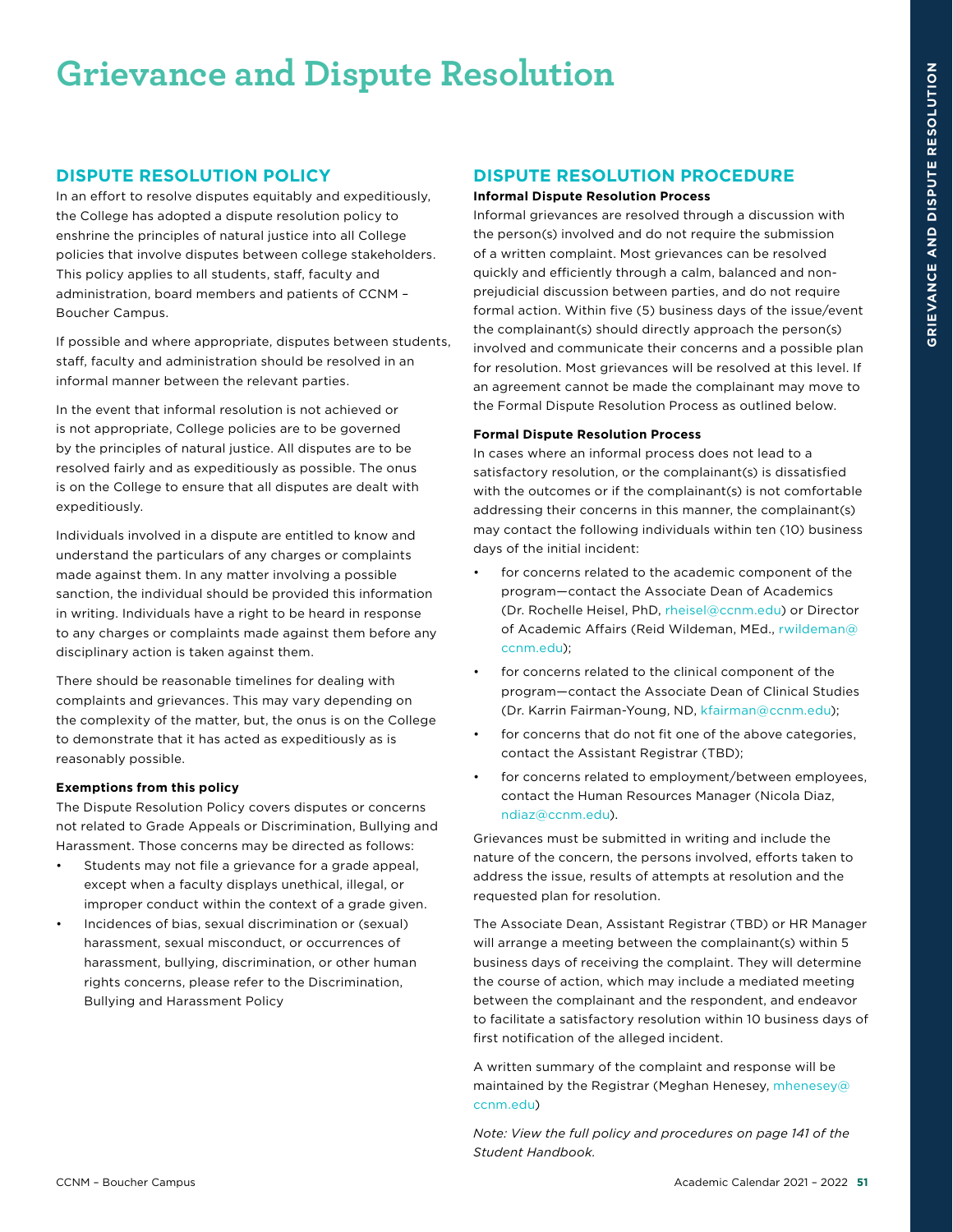# Grievance and Dispute Resolution

## DISPUTE RESOLUTION POLICY

In an effort to resolve disputes equitably and expeditiously, the College has adopted a dispute resolution policy to enshrine the principles of natural justice into all College policies that involve disputes between college stakeholders. This policy applies to all students, staff, faculty and administration, board members and patients of CCNM – Boucher Campus.

If possible and where appropriate, disputes between students, staff, faculty and administration should be resolved in an informal manner between the relevant parties.

In the event that informal resolution is not achieved or is not appropriate, College policies are to be governed by the principles of natural justice. All disputes are to be resolved fairly and as expeditiously as possible. The onus is on the College to ensure that all disputes are dealt with expeditiously.

Individuals involved in a dispute are entitled to know and understand the particulars of any charges or complaints made against them. In any matter involving a possible sanction, the individual should be provided this information in writing. Individuals have a right to be heard in response to any charges or complaints made against them before any disciplinary action is taken against them.

There should be reasonable timelines for dealing with complaints and grievances. This may vary depending on the complexity of the matter, but, the onus is on the College to demonstrate that it has acted as expeditiously as is reasonably possible.

**Exemptions from this policy**

The Dispute Resolution Policy covers disputes or concerns not related to Grade Appeals or Discrimination, Bullying and Harassment. Those concerns may be directed as follows:

- Students may not file a grievance for a grade appeal, except when a faculty displays unethical, illegal, or improper conduct within the context of a grade given.
- Incidences of bias, sexual discrimination or (sexual) harassment, sexual misconduct, or occurrences of harassment, bullying, discrimination, or other human rights concerns, please refer to the Discrimination, Bullying and Harassment Policy

## DISPUTE RESOLUTION PROCEDURE

**Informal Dispute Resolution Process**

Informal grievances are resolved through a discussion with the person(s) involved and do not require the submission of a written complaint. Most grievances can be resolved quickly and efficiently through a calm, balanced and non-prejudicial discussion between parties, and do not require formal action. Within five (5) business days of the issue/event the complainant(s) should directly approach the person(s) involved and communicate their concerns and a possible plan for resolution. Most grievances will be resolved at this level. If an agreement cannot be made the complainant may move to the Formal Dispute Resolution Process as outlined below.

**Formal Dispute Resolution Process**

In cases where an informal process does not lead to a satisfactory resolution, or the complainant(s) is dissatisfied with the outcomes or if the complainant(s) is not comfortable addressing their concerns in this manner, the complainant(s) may contact the following individuals within ten (10) business days of the initial incident:

- for concerns related to the academic component of the program—contact the Associate Dean of Academics (Dr. Rochelle Heisel, PhD, rheisel@ccnm.edu) or Director of Academic Affairs (Reid Wildeman, MEd., rwildeman@ccnm.edu);
- for concerns related to the clinical component of the program—contact the Associate Dean of Clinical Studies (Dr. Karrin Fairman-Young, ND, kfairman@ccnm.edu);
- for concerns that do not fit one of the above categories, contact the Assistant Registrar (TBD);
- for concerns related to employment/between employees, contact the Human Resources Manager (Nicola Diaz, ndiaz@ccnm.edu).

Grievances must be submitted in writing and include the nature of the concern, the persons involved, efforts taken to address the issue, results of attempts at resolution and the requested plan for resolution.

The Associate Dean, Assistant Registrar (TBD) or HR Manager will arrange a meeting between the complainant(s) within 5 business days of receiving the complaint. They will determine the course of action, which may include a mediated meeting between the complainant and the respondent, and endeavor to facilitate a satisfactory resolution within 10 business days of first notification of the alleged incident.

A written summary of the complaint and response will be maintained by the Registrar (Meghan Henesey, mhenesey@ccnm.edu)

*Note: View the full policy and procedures on page 141 of the Student Handbook.*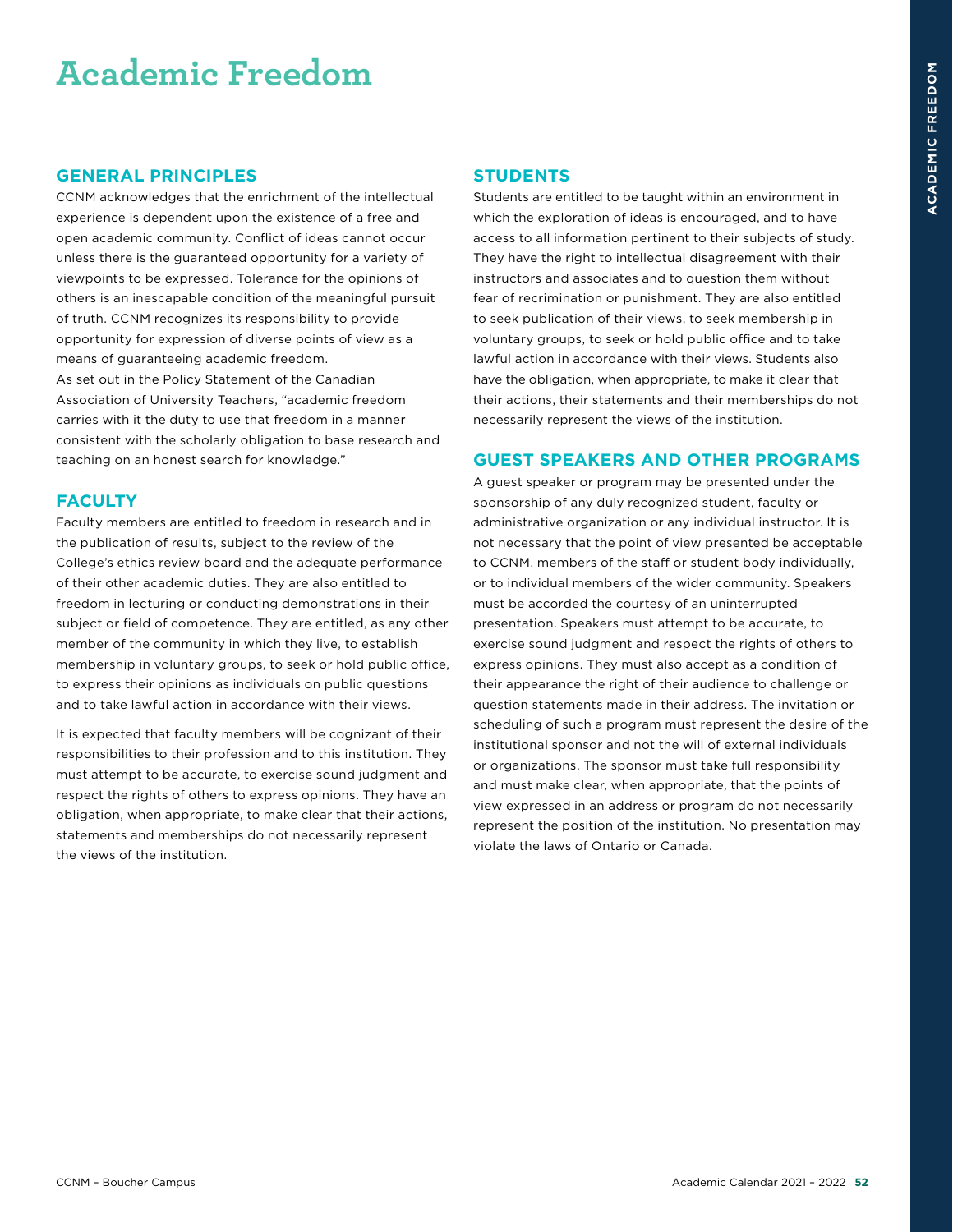# Academic Freedom

## GENERAL PRINCIPLES

CCNM acknowledges that the enrichment of the intellectual experience is dependent upon the existence of a free and open academic community. Conflict of ideas cannot occur unless there is the guaranteed opportunity for a variety of viewpoints to be expressed. Tolerance for the opinions of others is an inescapable condition of the meaningful pursuit of truth. CCNM recognizes its responsibility to provide opportunity for expression of diverse points of view as a means of guaranteeing academic freedom.

As set out in the Policy Statement of the Canadian Association of University Teachers, "academic freedom carries with it the duty to use that freedom in a manner consistent with the scholarly obligation to base research and teaching on an honest search for knowledge."

## FACULTY

Faculty members are entitled to freedom in research and in the publication of results, subject to the review of the College's ethics review board and the adequate performance of their other academic duties. They are also entitled to freedom in lecturing or conducting demonstrations in their subject or field of competence. They are entitled, as any other member of the community in which they live, to establish membership in voluntary groups, to seek or hold public office, to express their opinions as individuals on public questions and to take lawful action in accordance with their views.

It is expected that faculty members will be cognizant of their responsibilities to their profession and to this institution. They must attempt to be accurate, to exercise sound judgment and respect the rights of others to express opinions. They have an obligation, when appropriate, to make clear that their actions, statements and memberships do not necessarily represent the views of the institution.

## STUDENTS

Students are entitled to be taught within an environment in which the exploration of ideas is encouraged, and to have access to all information pertinent to their subjects of study. They have the right to intellectual disagreement with their instructors and associates and to question them without fear of recrimination or punishment. They are also entitled to seek publication of their views, to seek membership in voluntary groups, to seek or hold public office and to take lawful action in accordance with their views. Students also have the obligation, when appropriate, to make it clear that their actions, their statements and their memberships do not necessarily represent the views of the institution.

## GUEST SPEAKERS AND OTHER PROGRAMS

A guest speaker or program may be presented under the sponsorship of any duly recognized student, faculty or administrative organization or any individual instructor. It is not necessary that the point of view presented be acceptable to CCNM, members of the staff or student body individually, or to individual members of the wider community. Speakers must be accorded the courtesy of an uninterrupted presentation. Speakers must attempt to be accurate, to exercise sound judgment and respect the rights of others to express opinions. They must also accept as a condition of their appearance the right of their audience to challenge or question statements made in their address. The invitation or scheduling of such a program must represent the desire of the institutional sponsor and not the will of external individuals or organizations. The sponsor must take full responsibility and must make clear, when appropriate, that the points of view expressed in an address or program do not necessarily represent the position of the institution. No presentation may violate the laws of Ontario or Canada.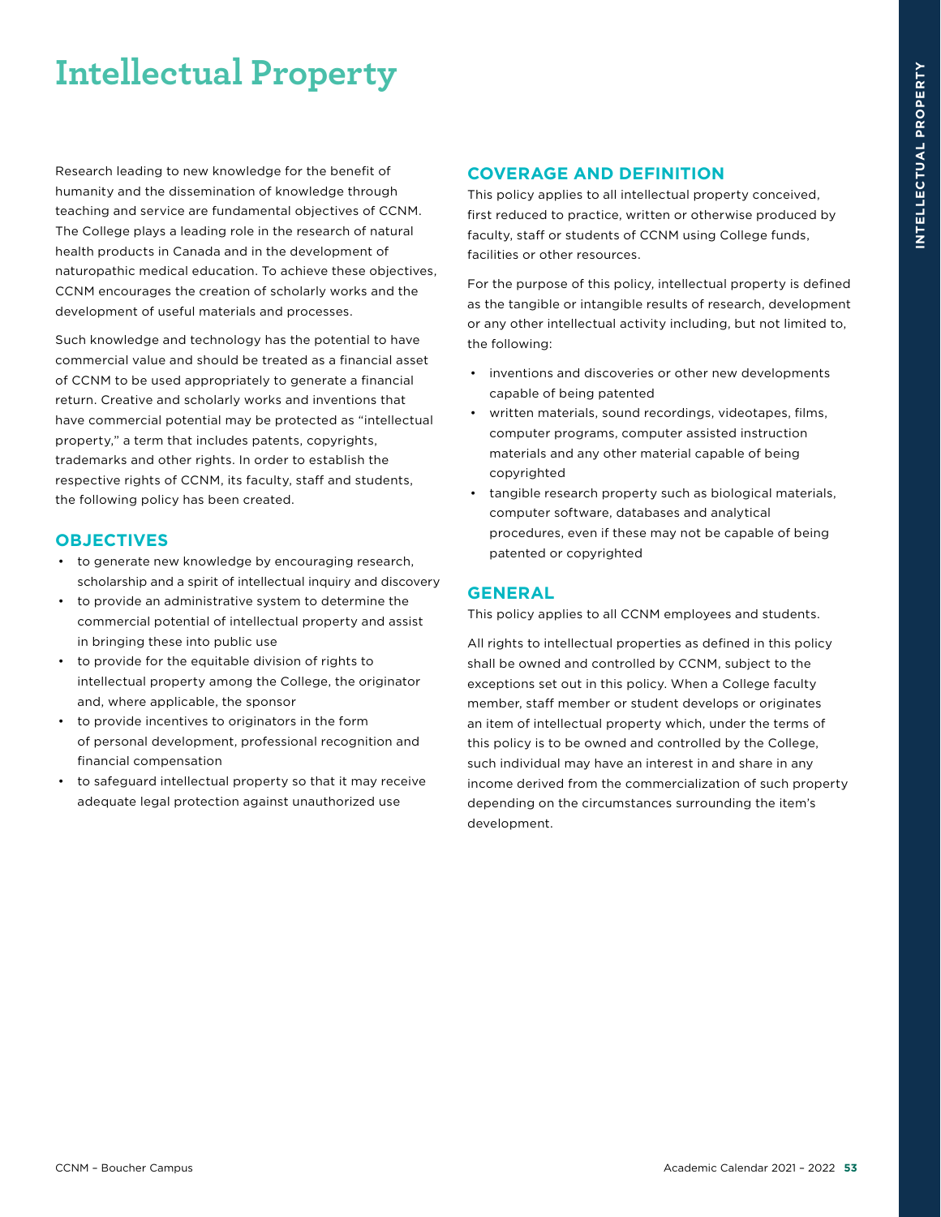# Intellectual Property

Research leading to new knowledge for the benefit of humanity and the dissemination of knowledge through teaching and service are fundamental objectives of CCNM. The College plays a leading role in the research of natural health products in Canada and in the development of naturopathic medical education. To achieve these objectives, CCNM encourages the creation of scholarly works and the development of useful materials and processes.

Such knowledge and technology has the potential to have commercial value and should be treated as a financial asset of CCNM to be used appropriately to generate a financial return. Creative and scholarly works and inventions that have commercial potential may be protected as "intellectual property," a term that includes patents, copyrights, trademarks and other rights. In order to establish the respective rights of CCNM, its faculty, staff and students, the following policy has been created.

## OBJECTIVES

- to generate new knowledge by encouraging research, scholarship and a spirit of intellectual inquiry and discovery
- to provide an administrative system to determine the commercial potential of intellectual property and assist in bringing these into public use
- to provide for the equitable division of rights to intellectual property among the College, the originator and, where applicable, the sponsor
- to provide incentives to originators in the form of personal development, professional recognition and financial compensation
- to safeguard intellectual property so that it may receive adequate legal protection against unauthorized use

## COVERAGE AND DEFINITION

This policy applies to all intellectual property conceived, first reduced to practice, written or otherwise produced by faculty, staff or students of CCNM using College funds, facilities or other resources.

For the purpose of this policy, intellectual property is defined as the tangible or intangible results of research, development or any other intellectual activity including, but not limited to, the following:

- inventions and discoveries or other new developments capable of being patented
- written materials, sound recordings, videotapes, films, computer programs, computer assisted instruction materials and any other material capable of being copyrighted
- tangible research property such as biological materials, computer software, databases and analytical procedures, even if these may not be capable of being patented or copyrighted

## GENERAL

This policy applies to all CCNM employees and students.

All rights to intellectual properties as defined in this policy shall be owned and controlled by CCNM, subject to the exceptions set out in this policy. When a College faculty member, staff member or student develops or originates an item of intellectual property which, under the terms of this policy is to be owned and controlled by the College, such individual may have an interest in and share in any income derived from the commercialization of such property depending on the circumstances surrounding the item's development.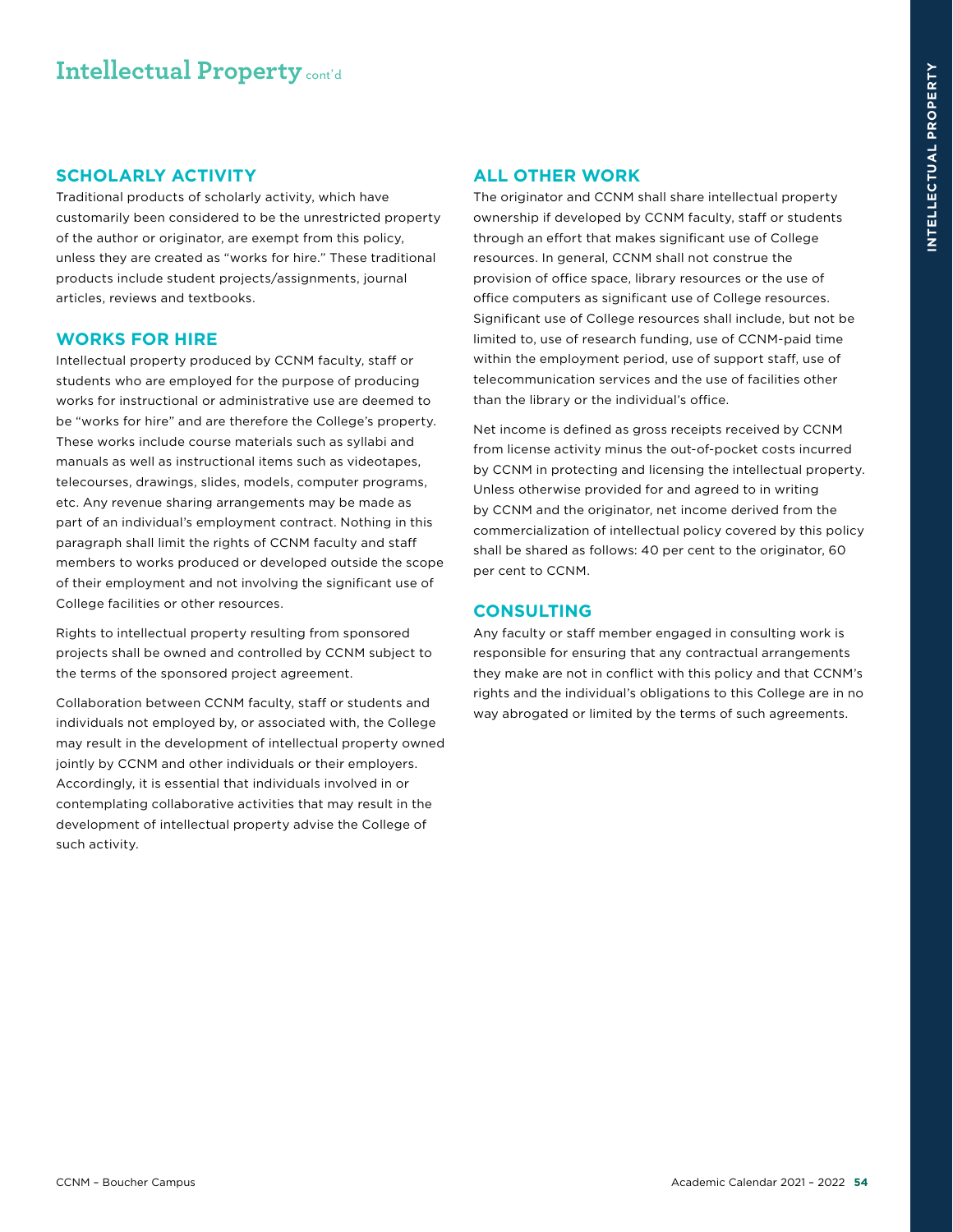# Intellectual Property cont'd

## SCHOLARLY ACTIVITY

Traditional products of scholarly activity, which have customarily been considered to be the unrestricted property of the author or originator, are exempt from this policy, unless they are created as "works for hire." These traditional products include student projects/assignments, journal articles, reviews and textbooks.

## WORKS FOR HIRE

Intellectual property produced by CCNM faculty, staff or students who are employed for the purpose of producing works for instructional or administrative use are deemed to be "works for hire" and are therefore the College's property. These works include course materials such as syllabi and manuals as well as instructional items such as videotapes, telecourses, drawings, slides, models, computer programs, etc. Any revenue sharing arrangements may be made as part of an individual's employment contract. Nothing in this paragraph shall limit the rights of CCNM faculty and staff members to works produced or developed outside the scope of their employment and not involving the significant use of College facilities or other resources.

Rights to intellectual property resulting from sponsored projects shall be owned and controlled by CCNM subject to the terms of the sponsored project agreement.

Collaboration between CCNM faculty, staff or students and individuals not employed by, or associated with, the College may result in the development of intellectual property owned jointly by CCNM and other individuals or their employers. Accordingly, it is essential that individuals involved in or contemplating collaborative activities that may result in the development of intellectual property advise the College of such activity.

## ALL OTHER WORK

The originator and CCNM shall share intellectual property ownership if developed by CCNM faculty, staff or students through an effort that makes significant use of College resources. In general, CCNM shall not construe the provision of office space, library resources or the use of office computers as significant use of College resources. Significant use of College resources shall include, but not be limited to, use of research funding, use of CCNM-paid time within the employment period, use of support staff, use of telecommunication services and the use of facilities other than the library or the individual's office.

Net income is defined as gross receipts received by CCNM from license activity minus the out-of-pocket costs incurred by CCNM in protecting and licensing the intellectual property. Unless otherwise provided for and agreed to in writing by CCNM and the originator, net income derived from the commercialization of intellectual policy covered by this policy shall be shared as follows: 40 per cent to the originator, 60 per cent to CCNM.

## CONSULTING

Any faculty or staff member engaged in consulting work is responsible for ensuring that any contractual arrangements they make are not in conflict with this policy and that CCNM's rights and the individual's obligations to this College are in no way abrogated or limited by the terms of such agreements.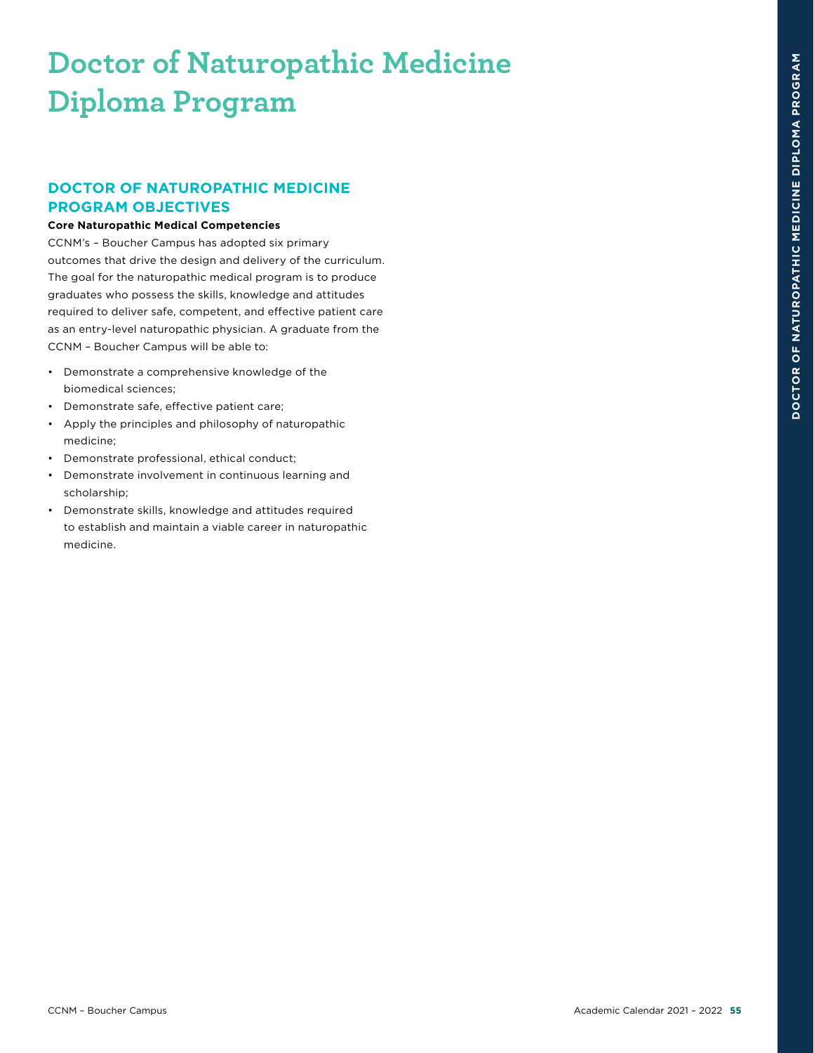# Doctor of Naturopathic Medicine Diploma Program

## DOCTOR OF NATUROPATHIC MEDICINE PROGRAM OBJECTIVES

**Core Naturopathic Medical Competencies**

CCNM's – Boucher Campus has adopted six primary outcomes that drive the design and delivery of the curriculum. The goal for the naturopathic medical program is to produce graduates who possess the skills, knowledge and attitudes required to deliver safe, competent, and effective patient care as an entry-level naturopathic physician. A graduate from the CCNM – Boucher Campus will be able to:

- Demonstrate a comprehensive knowledge of the biomedical sciences;
- Demonstrate safe, effective patient care;
- Apply the principles and philosophy of naturopathic medicine;
- Demonstrate professional, ethical conduct;
- Demonstrate involvement in continuous learning and scholarship;
- Demonstrate skills, knowledge and attitudes required to establish and maintain a viable career in naturopathic medicine.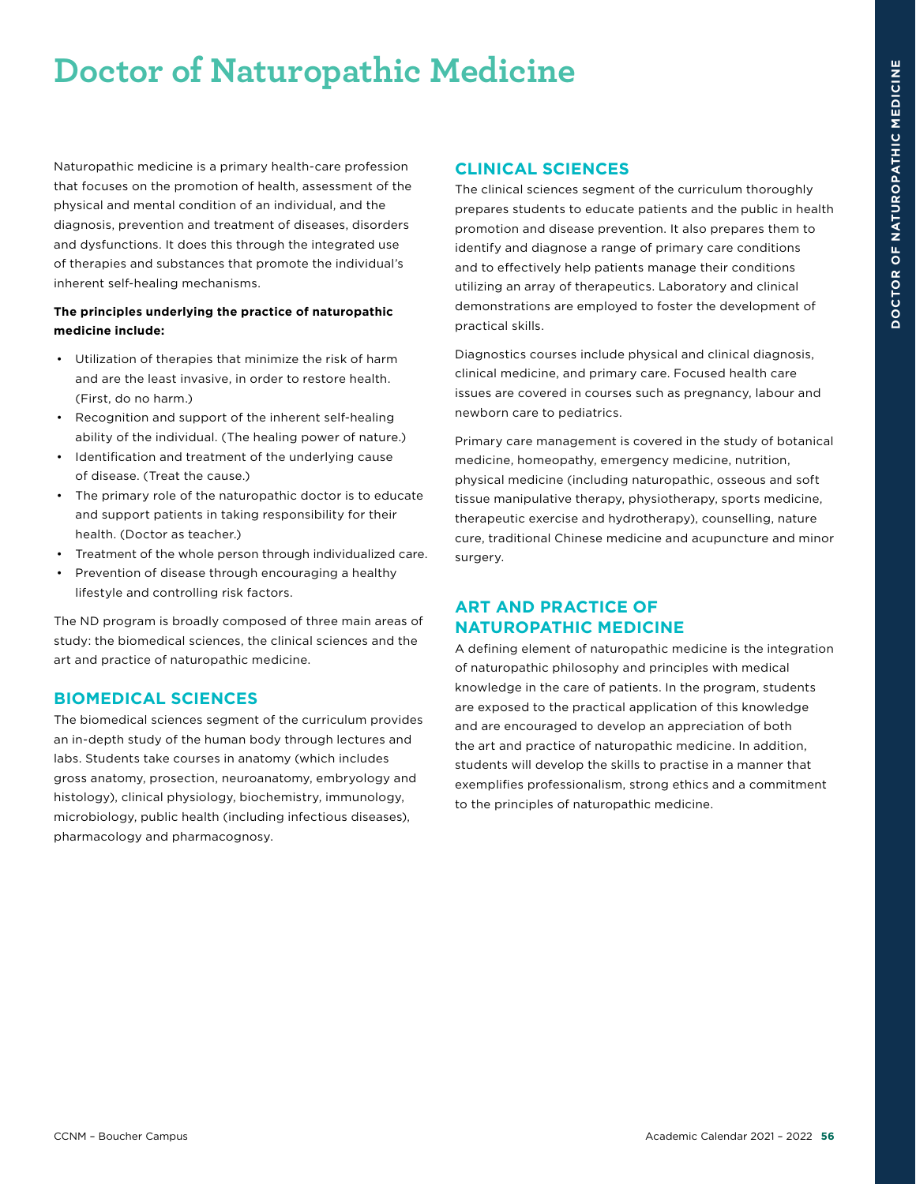# Doctor of Naturopathic Medicine

Naturopathic medicine is a primary health-care profession that focuses on the promotion of health, assessment of the physical and mental condition of an individual, and the diagnosis, prevention and treatment of diseases, disorders and dysfunctions. It does this through the integrated use of therapies and substances that promote the individual's inherent self-healing mechanisms.

**The principles underlying the practice of naturopathic medicine include:**

- Utilization of therapies that minimize the risk of harm and are the least invasive, in order to restore health. (First, do no harm.)
- Recognition and support of the inherent self-healing ability of the individual. (The healing power of nature.)
- Identification and treatment of the underlying cause of disease. (Treat the cause.)
- The primary role of the naturopathic doctor is to educate and support patients in taking responsibility for their health. (Doctor as teacher.)
- Treatment of the whole person through individualized care.
- Prevention of disease through encouraging a healthy lifestyle and controlling risk factors.

The ND program is broadly composed of three main areas of study: the biomedical sciences, the clinical sciences and the art and practice of naturopathic medicine.

## BIOMEDICAL SCIENCES

The biomedical sciences segment of the curriculum provides an in-depth study of the human body through lectures and labs. Students take courses in anatomy (which includes gross anatomy, prosection, neuroanatomy, embryology and histology), clinical physiology, biochemistry, immunology, microbiology, public health (including infectious diseases), pharmacology and pharmacognosy.

## CLINICAL SCIENCES

The clinical sciences segment of the curriculum thoroughly prepares students to educate patients and the public in health promotion and disease prevention. It also prepares them to identify and diagnose a range of primary care conditions and to effectively help patients manage their conditions utilizing an array of therapeutics. Laboratory and clinical demonstrations are employed to foster the development of practical skills.

Diagnostics courses include physical and clinical diagnosis, clinical medicine, and primary care. Focused health care issues are covered in courses such as pregnancy, labour and newborn care to pediatrics.

Primary care management is covered in the study of botanical medicine, homeopathy, emergency medicine, nutrition, physical medicine (including naturopathic, osseous and soft tissue manipulative therapy, physiotherapy, sports medicine, therapeutic exercise and hydrotherapy), counselling, nature cure, traditional Chinese medicine and acupuncture and minor surgery.

## ART AND PRACTICE OF NATUROPATHIC MEDICINE

A defining element of naturopathic medicine is the integration of naturopathic philosophy and principles with medical knowledge in the care of patients. In the program, students are exposed to the practical application of this knowledge and are encouraged to develop an appreciation of both the art and practice of naturopathic medicine. In addition, students will develop the skills to practise in a manner that exemplifies professionalism, strong ethics and a commitment to the principles of naturopathic medicine.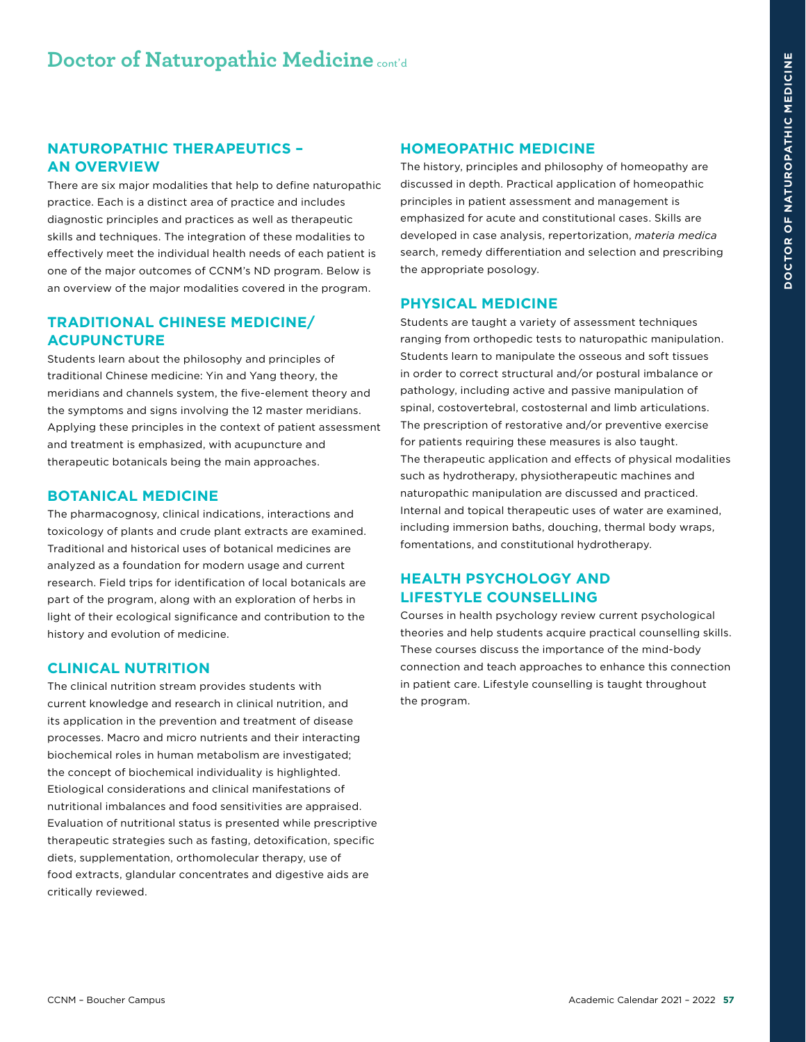# Doctor of Naturopathic Medicine cont'd

## NATUROPATHIC THERAPEUTICS – AN OVERVIEW

There are six major modalities that help to define naturopathic practice. Each is a distinct area of practice and includes diagnostic principles and practices as well as therapeutic skills and techniques. The integration of these modalities to effectively meet the individual health needs of each patient is one of the major outcomes of CCNM's ND program. Below is an overview of the major modalities covered in the program.

## TRADITIONAL CHINESE MEDICINE/ ACUPUNCTURE

Students learn about the philosophy and principles of traditional Chinese medicine: Yin and Yang theory, the meridians and channels system, the five-element theory and the symptoms and signs involving the 12 master meridians. Applying these principles in the context of patient assessment and treatment is emphasized, with acupuncture and therapeutic botanicals being the main approaches.

## BOTANICAL MEDICINE

The pharmacognosy, clinical indications, interactions and toxicology of plants and crude plant extracts are examined. Traditional and historical uses of botanical medicines are analyzed as a foundation for modern usage and current research. Field trips for identification of local botanicals are part of the program, along with an exploration of herbs in light of their ecological significance and contribution to the history and evolution of medicine.

## CLINICAL NUTRITION

The clinical nutrition stream provides students with current knowledge and research in clinical nutrition, and its application in the prevention and treatment of disease processes. Macro and micro nutrients and their interacting biochemical roles in human metabolism are investigated; the concept of biochemical individuality is highlighted. Etiological considerations and clinical manifestations of nutritional imbalances and food sensitivities are appraised. Evaluation of nutritional status is presented while prescriptive therapeutic strategies such as fasting, detoxification, specific diets, supplementation, orthomolecular therapy, use of food extracts, glandular concentrates and digestive aids are critically reviewed.

## HOMEOPATHIC MEDICINE

The history, principles and philosophy of homeopathy are discussed in depth. Practical application of homeopathic principles in patient assessment and management is emphasized for acute and constitutional cases. Skills are developed in case analysis, repertorization, *materia medica* search, remedy differentiation and selection and prescribing the appropriate posology.

## PHYSICAL MEDICINE

Students are taught a variety of assessment techniques ranging from orthopedic tests to naturopathic manipulation. Students learn to manipulate the osseous and soft tissues in order to correct structural and/or postural imbalance or pathology, including active and passive manipulation of spinal, costovertebral, costosternal and limb articulations. The prescription of restorative and/or preventive exercise for patients requiring these measures is also taught. The therapeutic application and effects of physical modalities such as hydrotherapy, physiotherapeutic machines and naturopathic manipulation are discussed and practiced. Internal and topical therapeutic uses of water are examined, including immersion baths, douching, thermal body wraps, fomentations, and constitutional hydrotherapy.

## HEALTH PSYCHOLOGY AND LIFESTYLE COUNSELLING

Courses in health psychology review current psychological theories and help students acquire practical counselling skills. These courses discuss the importance of the mind-body connection and teach approaches to enhance this connection in patient care. Lifestyle counselling is taught throughout the program.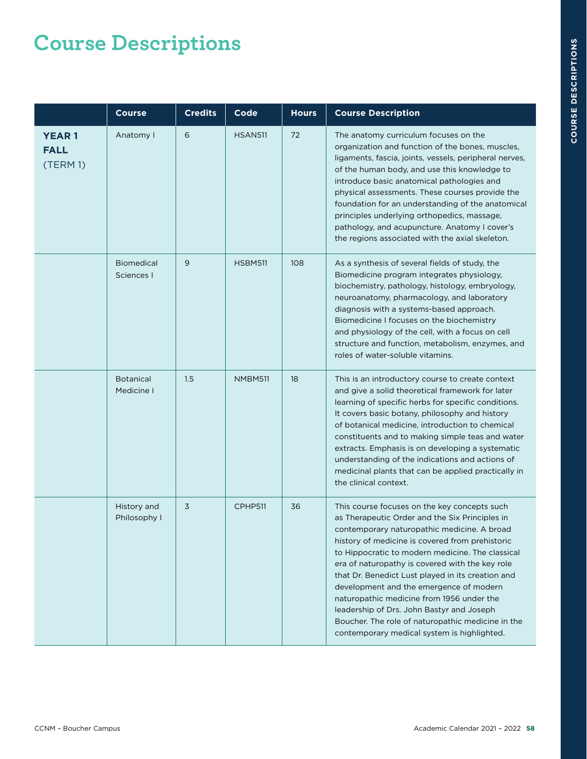# Course Descriptions

| | Course | Credits | Code | Hours | Course Description |
|---|---|---|---|---|---|
| **YEAR 1 FALL** (TERM 1) | Anatomy I | 6 | HSAN511 | 72 | The anatomy curriculum focuses on the organization and function of the bones, muscles, ligaments, fascia, joints, vessels, peripheral nerves, of the human body, and use this knowledge to introduce basic anatomical pathologies and physical assessments. These courses provide the foundation for an understanding of the anatomical principles underlying orthopedics, massage, pathology, and acupuncture. Anatomy I cover's the regions associated with the axial skeleton. |
| | Biomedical Sciences I | 9 | HSBM511 | 108 | As a synthesis of several fields of study, the Biomedicine program integrates physiology, biochemistry, pathology, histology, embryology, neuroanatomy, pharmacology, and laboratory diagnosis with a systems-based approach. Biomedicine I focuses on the biochemistry and physiology of the cell, with a focus on cell structure and function, metabolism, enzymes, and roles of water-soluble vitamins. |
| | Botanical Medicine I | 1.5 | NMBM511 | 18 | This is an introductory course to create context and give a solid theoretical framework for later learning of specific herbs for specific conditions. It covers basic botany, philosophy and history of botanical medicine, introduction to chemical constituents and to making simple teas and water extracts. Emphasis is on developing a systematic understanding of the indications and actions of medicinal plants that can be applied practically in the clinical context. |
| | History and Philosophy I | 3 | CPHP511 | 36 | This course focuses on the key concepts such as Therapeutic Order and the Six Principles in contemporary naturopathic medicine. A broad history of medicine is covered from prehistoric to Hippocratic to modern medicine. The classical era of naturopathy is covered with the key role that Dr. Benedict Lust played in its creation and development and the emergence of modern naturopathic medicine from 1956 under the leadership of Drs. John Bastyr and Joseph Boucher. The role of naturopathic medicine in the contemporary medical system is highlighted. |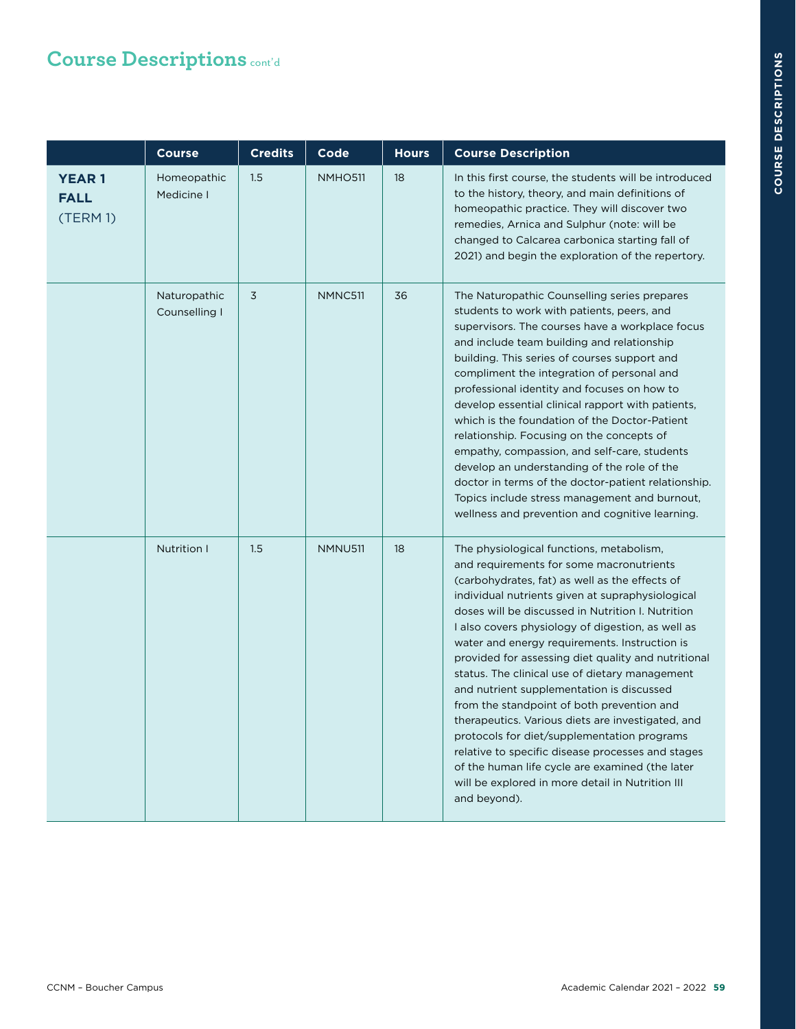## Course Descriptions cont'd

| | Course | Credits | Code | Hours | Course Description |
|---|---|---|---|---|---|
| **YEAR 1 FALL** (TERM 1) | Homeopathic Medicine I | 1.5 | NMHO511 | 18 | In this first course, the students will be introduced to the history, theory, and main definitions of homeopathic practice. They will discover two remedies, Arnica and Sulphur (note: will be changed to Calcarea carbonica starting fall of 2021) and begin the exploration of the repertory. |
| | Naturopathic Counselling I | 3 | NMNC511 | 36 | The Naturopathic Counselling series prepares students to work with patients, peers, and supervisors. The courses have a workplace focus and include team building and relationship building. This series of courses support and compliment the integration of personal and professional identity and focuses on how to develop essential clinical rapport with patients, which is the foundation of the Doctor-Patient relationship. Focusing on the concepts of empathy, compassion, and self-care, students develop an understanding of the role of the doctor in terms of the doctor-patient relationship. Topics include stress management and burnout, wellness and prevention and cognitive learning. |
| | Nutrition I | 1.5 | NMNU511 | 18 | The physiological functions, metabolism, and requirements for some macronutrients (carbohydrates, fat) as well as the effects of individual nutrients given at supraphysiological doses will be discussed in Nutrition I. Nutrition I also covers physiology of digestion, as well as water and energy requirements. Instruction is provided for assessing diet quality and nutritional status. The clinical use of dietary management and nutrient supplementation is discussed from the standpoint of both prevention and therapeutics. Various diets are investigated, and protocols for diet/supplementation programs relative to specific disease processes and stages of the human life cycle are examined (the later will be explored in more detail in Nutrition III and beyond). |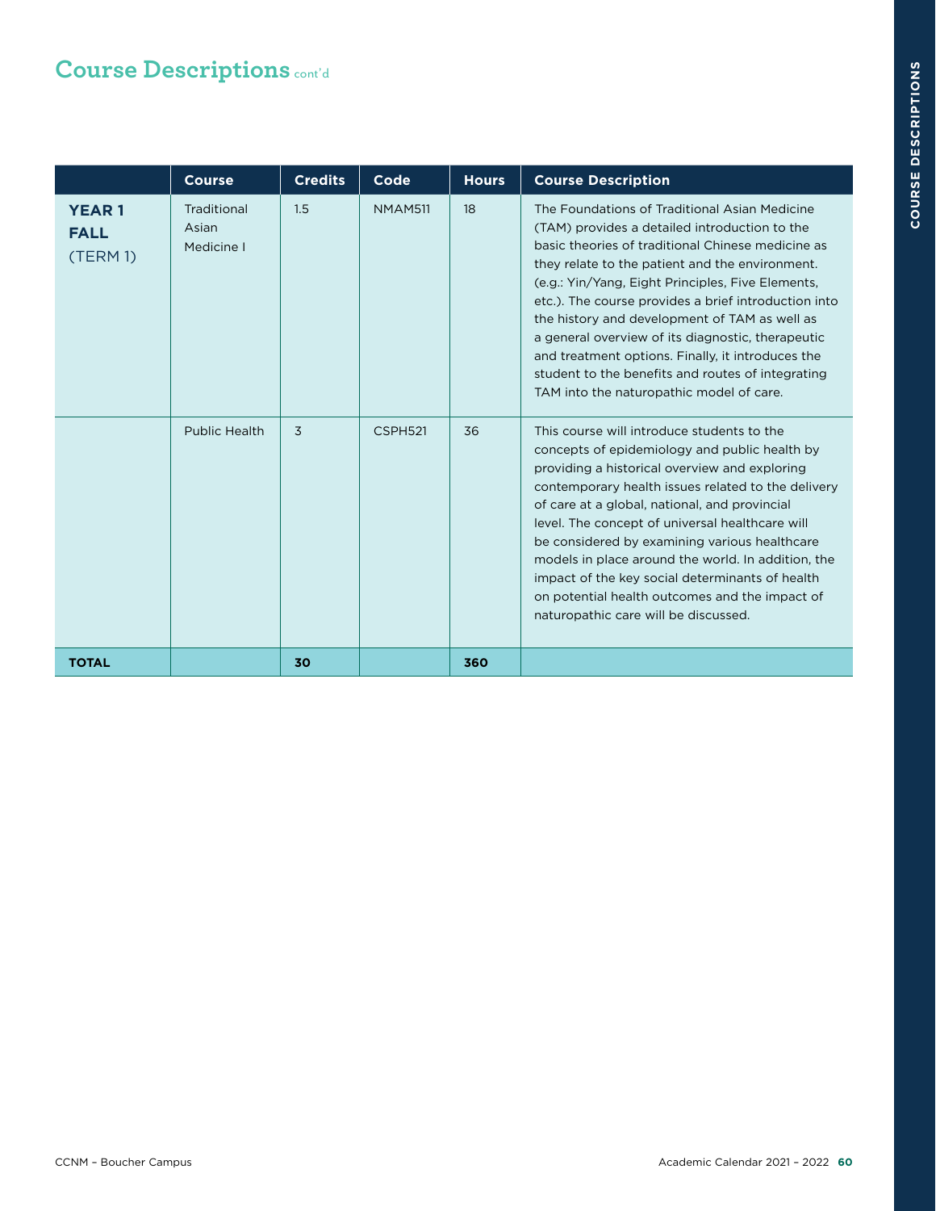# Course Descriptions cont'd

| | Course | Credits | Code | Hours | Course Description |
|---|---|---|---|---|---|
| **YEAR 1 FALL** (TERM 1) | Traditional Asian Medicine I | 1.5 | NMAM511 | 18 | The Foundations of Traditional Asian Medicine (TAM) provides a detailed introduction to the basic theories of traditional Chinese medicine as they relate to the patient and the environment. (e.g.: Yin/Yang, Eight Principles, Five Elements, etc.). The course provides a brief introduction into the history and development of TAM as well as a general overview of its diagnostic, therapeutic and treatment options. Finally, it introduces the student to the benefits and routes of integrating TAM into the naturopathic model of care. |
| | Public Health | 3 | CSPH521 | 36 | This course will introduce students to the concepts of epidemiology and public health by providing a historical overview and exploring contemporary health issues related to the delivery of care at a global, national, and provincial level. The concept of universal healthcare will be considered by examining various healthcare models in place around the world. In addition, the impact of the key social determinants of health on potential health outcomes and the impact of naturopathic care will be discussed. |
| **TOTAL** | | **30** | | **360** | |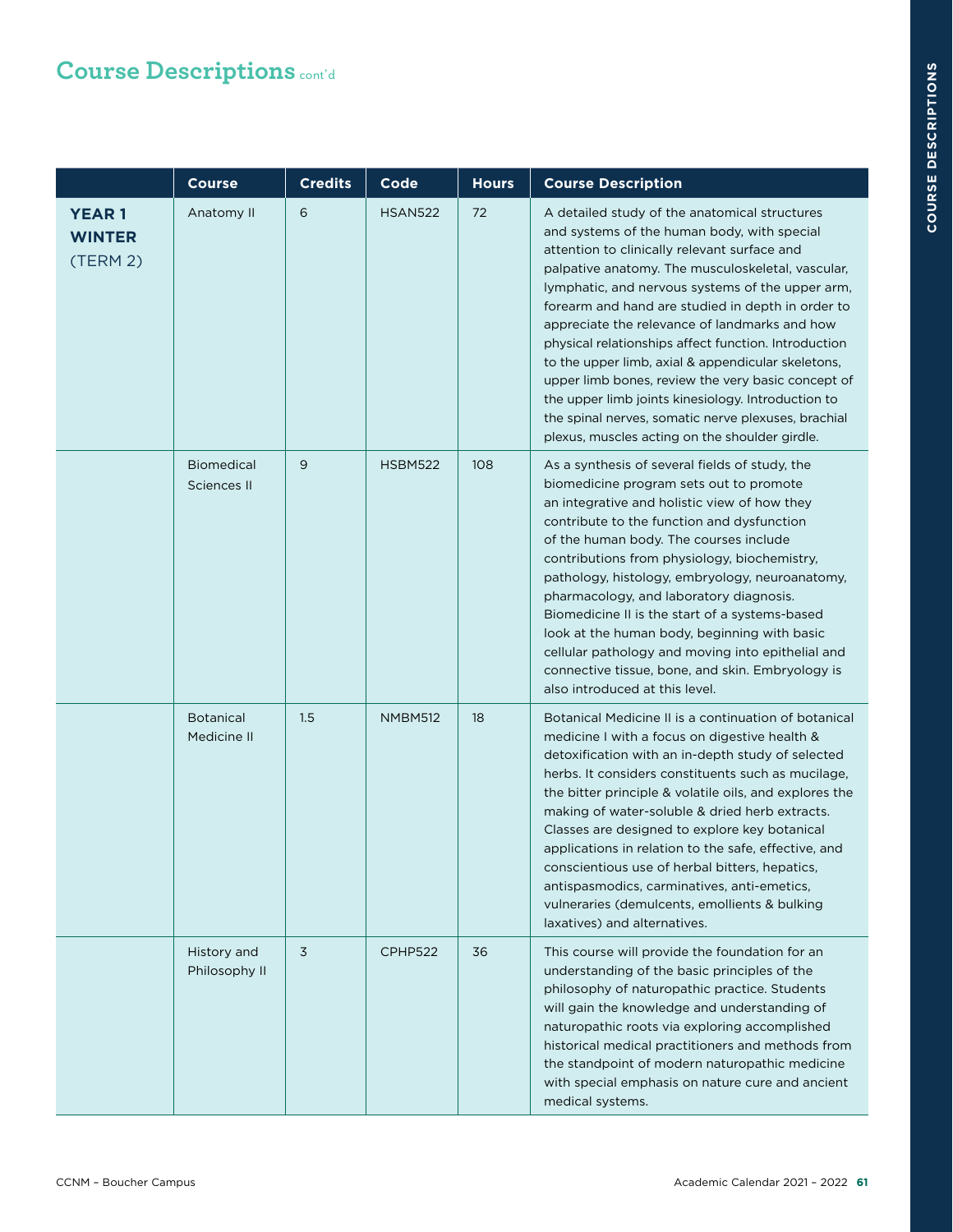## Course Descriptions cont'd

| | Course | Credits | Code | Hours | Course Description |
|---|---|---|---|---|---|
| **YEAR 1 WINTER** (TERM 2) | Anatomy II | 6 | HSAN522 | 72 | A detailed study of the anatomical structures and systems of the human body, with special attention to clinically relevant surface and palpative anatomy. The musculoskeletal, vascular, lymphatic, and nervous systems of the upper arm, forearm and hand are studied in depth in order to appreciate the relevance of landmarks and how physical relationships affect function. Introduction to the upper limb, axial & appendicular skeletons, upper limb bones, review the very basic concept of the upper limb joints kinesiology. Introduction to the spinal nerves, somatic nerve plexuses, brachial plexus, muscles acting on the shoulder girdle. |
| | Biomedical Sciences II | 9 | HSBM522 | 108 | As a synthesis of several fields of study, the biomedicine program sets out to promote an integrative and holistic view of how they contribute to the function and dysfunction of the human body. The courses include contributions from physiology, biochemistry, pathology, histology, embryology, neuroanatomy, pharmacology, and laboratory diagnosis. Biomedicine II is the start of a systems-based look at the human body, beginning with basic cellular pathology and moving into epithelial and connective tissue, bone, and skin. Embryology is also introduced at this level. |
| | Botanical Medicine II | 1.5 | NMBM512 | 18 | Botanical Medicine II is a continuation of botanical medicine I with a focus on digestive health & detoxification with an in-depth study of selected herbs. It considers constituents such as mucilage, the bitter principle & volatile oils, and explores the making of water-soluble & dried herb extracts. Classes are designed to explore key botanical applications in relation to the safe, effective, and conscientious use of herbal bitters, hepatics, antispasmodics, carminatives, anti-emetics, vulneraries (demulcents, emollients & bulking laxatives) and alternatives. |
| | History and Philosophy II | 3 | CPHP522 | 36 | This course will provide the foundation for an understanding of the basic principles of the philosophy of naturopathic practice. Students will gain the knowledge and understanding of naturopathic roots via exploring accomplished historical medical practitioners and methods from the standpoint of modern naturopathic medicine with special emphasis on nature cure and ancient medical systems. |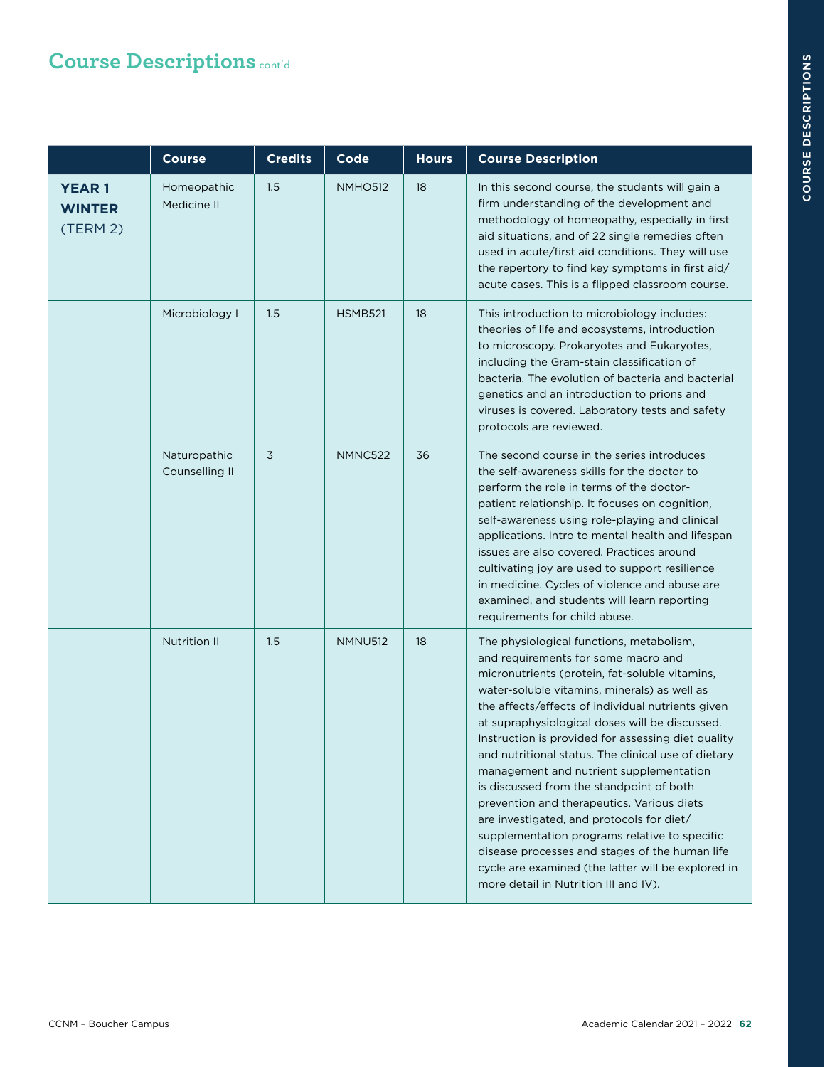# Course Descriptions cont'd

| | Course | Credits | Code | Hours | Course Description |
|---|---|---|---|---|---|
| **YEAR 1 WINTER** (TERM 2) | Homeopathic Medicine II | 1.5 | NMHO512 | 18 | In this second course, the students will gain a firm understanding of the development and methodology of homeopathy, especially in first aid situations, and of 22 single remedies often used in acute/first aid conditions. They will use the repertory to find key symptoms in first aid/acute cases. This is a flipped classroom course. |
| | Microbiology I | 1.5 | HSMB521 | 18 | This introduction to microbiology includes: theories of life and ecosystems, introduction to microscopy. Prokaryotes and Eukaryotes, including the Gram-stain classification of bacteria. The evolution of bacteria and bacterial genetics and an introduction to prions and viruses is covered. Laboratory tests and safety protocols are reviewed. |
| | Naturopathic Counselling II | 3 | NMNC522 | 36 | The second course in the series introduces the self-awareness skills for the doctor to perform the role in terms of the doctor-patient relationship. It focuses on cognition, self-awareness using role-playing and clinical applications. Intro to mental health and lifespan issues are also covered. Practices around cultivating joy are used to support resilience in medicine. Cycles of violence and abuse are examined, and students will learn reporting requirements for child abuse. |
| | Nutrition II | 1.5 | NMNU512 | 18 | The physiological functions, metabolism, and requirements for some macro and micronutrients (protein, fat-soluble vitamins, water-soluble vitamins, minerals) as well as the affects/effects of individual nutrients given at supraphysiological doses will be discussed. Instruction is provided for assessing diet quality and nutritional status. The clinical use of dietary management and nutrient supplementation is discussed from the standpoint of both prevention and therapeutics. Various diets are investigated, and protocols for diet/supplementation programs relative to specific disease processes and stages of the human life cycle are examined (the latter will be explored in more detail in Nutrition III and IV). |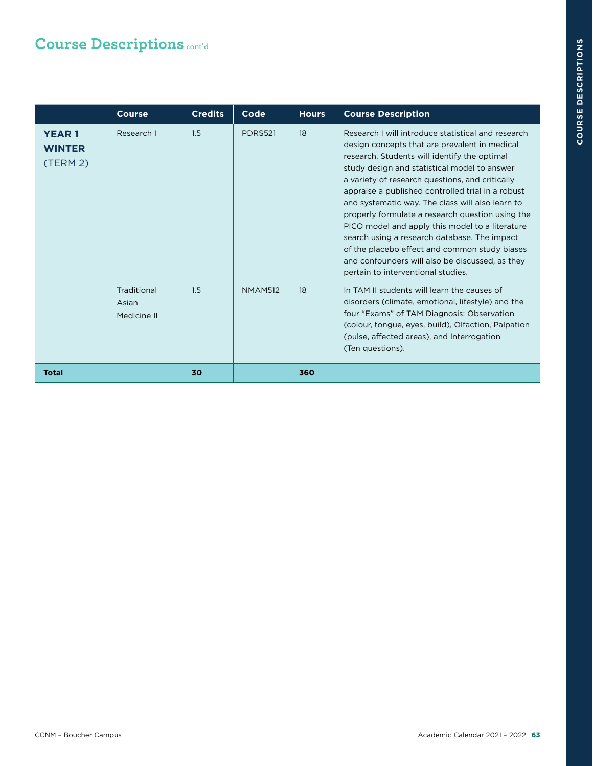## Course Descriptions cont'd

| | Course | Credits | Code | Hours | Course Description |
|---|---|---|---|---|---|
| **YEAR 1 WINTER** (TERM 2) | Research I | 1.5 | PDRS521 | 18 | Research I will introduce statistical and research design concepts that are prevalent in medical research. Students will identify the optimal study design and statistical model to answer a variety of research questions, and critically appraise a published controlled trial in a robust and systematic way. The class will also learn to properly formulate a research question using the PICO model and apply this model to a literature search using a research database. The impact of the placebo effect and common study biases and confounders will also be discussed, as they pertain to interventional studies. |
| | Traditional Asian Medicine II | 1.5 | NMAM512 | 18 | In TAM II students will learn the causes of disorders (climate, emotional, lifestyle) and the four "Exams" of TAM Diagnosis: Observation (colour, tongue, eyes, build), Olfaction, Palpation (pulse, affected areas), and Interrogation (Ten questions). |
| **Total** | | **30** | | **360** | |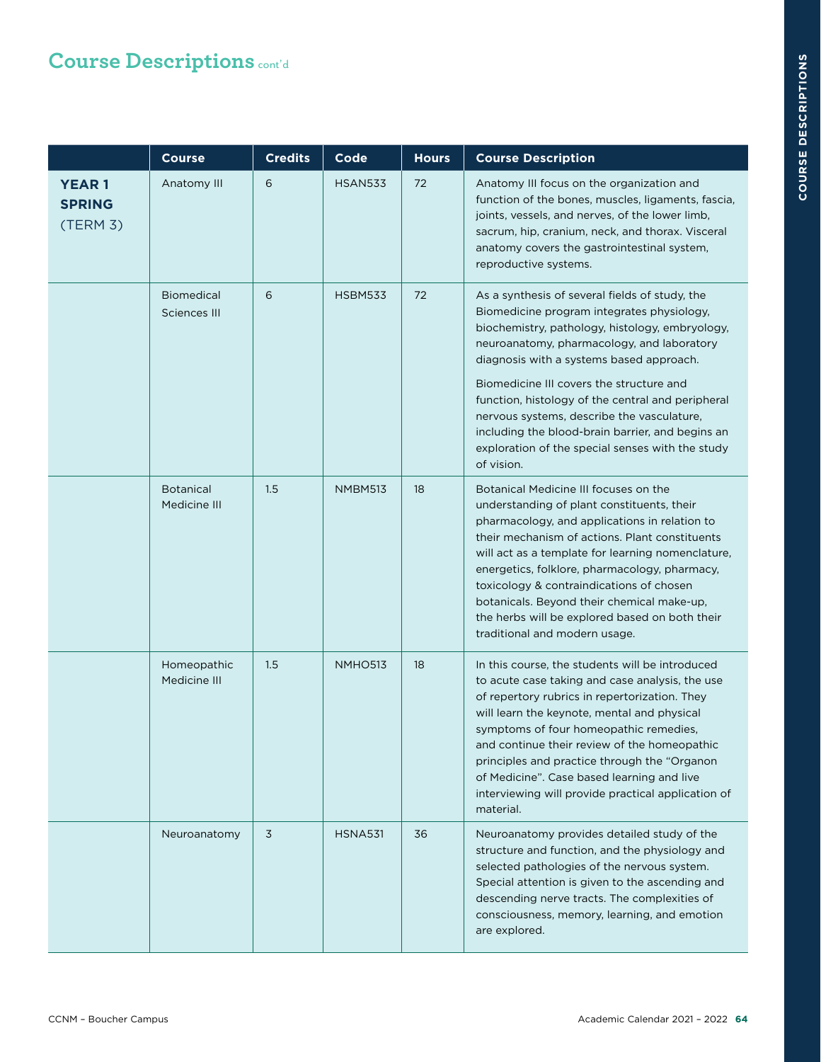# Course Descriptions cont'd

| | Course | Credits | Code | Hours | Course Description |
|---|---|---|---|---|---|
| **YEAR 1 SPRING** (TERM 3) | Anatomy III | 6 | HSAN533 | 72 | Anatomy III focus on the organization and function of the bones, muscles, ligaments, fascia, joints, vessels, and nerves, of the lower limb, sacrum, hip, cranium, neck, and thorax. Visceral anatomy covers the gastrointestinal system, reproductive systems. |
| | Biomedical Sciences III | 6 | HSBM533 | 72 | As a synthesis of several fields of study, the Biomedicine program integrates physiology, biochemistry, pathology, histology, embryology, neuroanatomy, pharmacology, and laboratory diagnosis with a systems based approach. <br><br> Biomedicine III covers the structure and function, histology of the central and peripheral nervous systems, describe the vasculature, including the blood-brain barrier, and begins an exploration of the special senses with the study of vision. |
| | Botanical Medicine III | 1.5 | NMBM513 | 18 | Botanical Medicine III focuses on the understanding of plant constituents, their pharmacology, and applications in relation to their mechanism of actions. Plant constituents will act as a template for learning nomenclature, energetics, folklore, pharmacology, pharmacy, toxicology & contraindications of chosen botanicals. Beyond their chemical make-up, the herbs will be explored based on both their traditional and modern usage. |
| | Homeopathic Medicine III | 1.5 | NMHO513 | 18 | In this course, the students will be introduced to acute case taking and case analysis, the use of repertory rubrics in repertorization. They will learn the keynote, mental and physical symptoms of four homeopathic remedies, and continue their review of the homeopathic principles and practice through the "Organon of Medicine". Case based learning and live interviewing will provide practical application of material. |
| | Neuroanatomy | 3 | HSNA531 | 36 | Neuroanatomy provides detailed study of the structure and function, and the physiology and selected pathologies of the nervous system. Special attention is given to the ascending and descending nerve tracts. The complexities of consciousness, memory, learning, and emotion are explored. |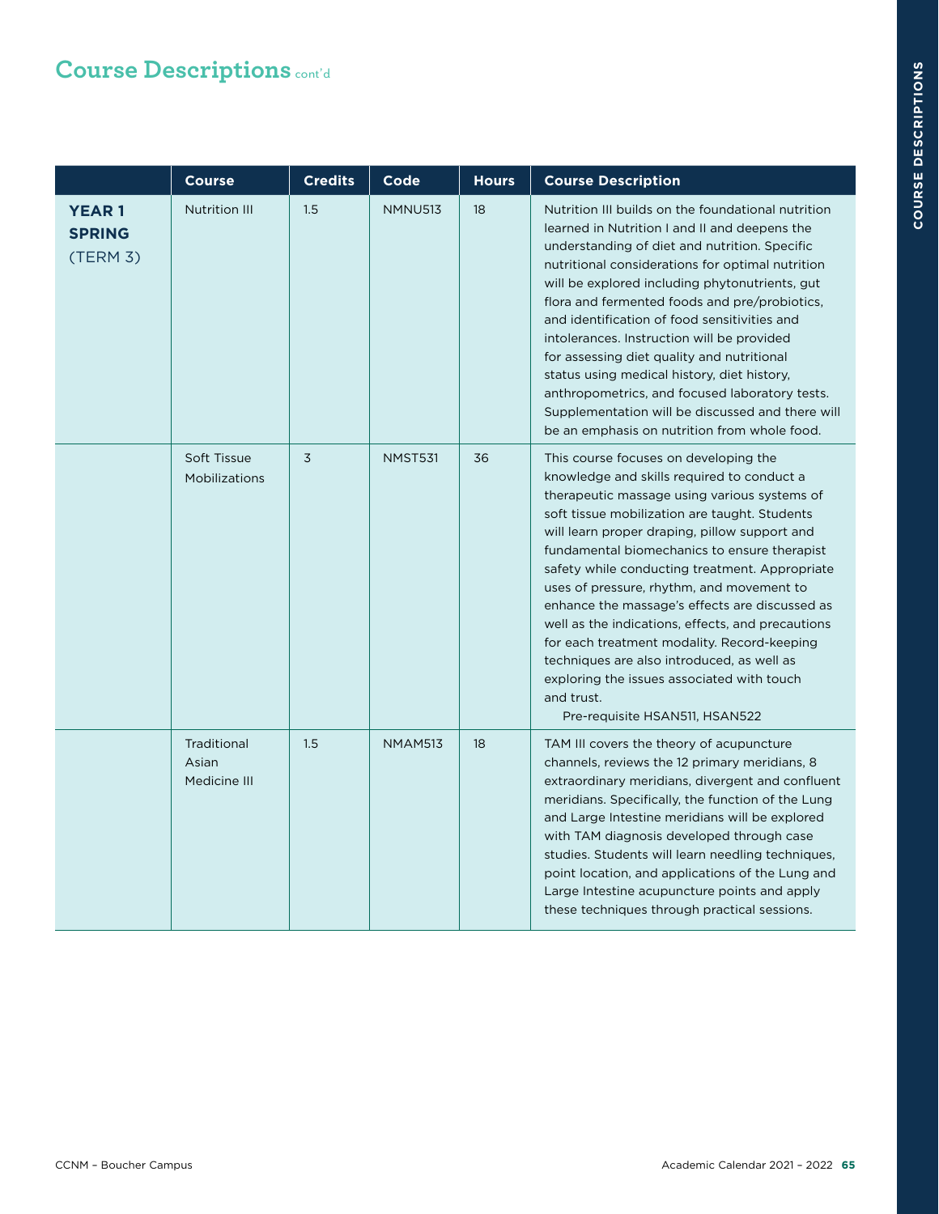## Course Descriptions cont'd

| | Course | Credits | Code | Hours | Course Description |
|---|---|---|---|---|---|
| **YEAR 1 SPRING** (TERM 3) | Nutrition III | 1.5 | NMNU513 | 18 | Nutrition III builds on the foundational nutrition learned in Nutrition I and II and deepens the understanding of diet and nutrition. Specific nutritional considerations for optimal nutrition will be explored including phytonutrients, gut flora and fermented foods and pre/probiotics, and identification of food sensitivities and intolerances. Instruction will be provided for assessing diet quality and nutritional status using medical history, diet history, anthropometrics, and focused laboratory tests. Supplementation will be discussed and there will be an emphasis on nutrition from whole food. |
| | Soft Tissue Mobilizations | 3 | NMST531 | 36 | This course focuses on developing the knowledge and skills required to conduct a therapeutic massage using various systems of soft tissue mobilization are taught. Students will learn proper draping, pillow support and fundamental biomechanics to ensure therapist safety while conducting treatment. Appropriate uses of pressure, rhythm, and movement to enhance the massage's effects are discussed as well as the indications, effects, and precautions for each treatment modality. Record-keeping techniques are also introduced, as well as exploring the issues associated with touch and trust. Pre-requisite HSAN511, HSAN522 |
| | Traditional Asian Medicine III | 1.5 | NMAM513 | 18 | TAM III covers the theory of acupuncture channels, reviews the 12 primary meridians, 8 extraordinary meridians, divergent and confluent meridians. Specifically, the function of the Lung and Large Intestine meridians will be explored with TAM diagnosis developed through case studies. Students will learn needling techniques, point location, and applications of the Lung and Large Intestine acupuncture points and apply these techniques through practical sessions. |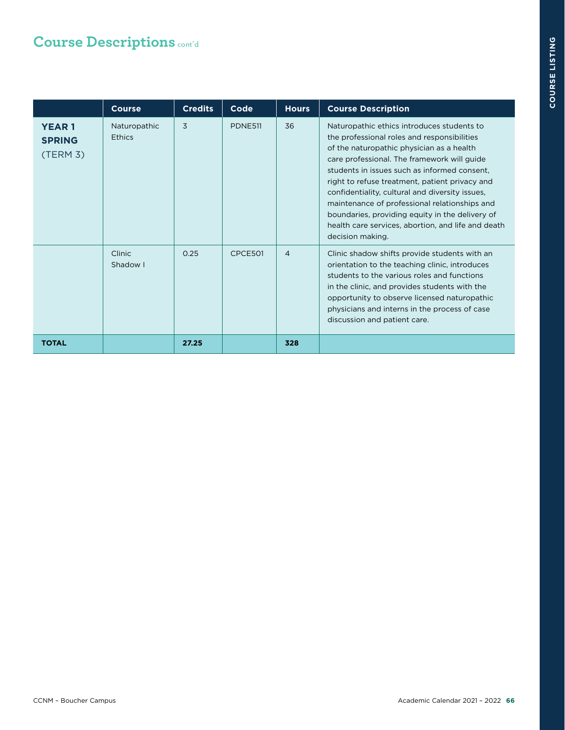## Course Descriptions cont'd

| | Course | Credits | Code | Hours | Course Description |
|---|---|---|---|---|---|
| **YEAR 1 SPRING** (TERM 3) | Naturopathic Ethics | 3 | PDNE511 | 36 | Naturopathic ethics introduces students to the professional roles and responsibilities of the naturopathic physician as a health care professional. The framework will guide students in issues such as informed consent, right to refuse treatment, patient privacy and confidentiality, cultural and diversity issues, maintenance of professional relationships and boundaries, providing equity in the delivery of health care services, abortion, and life and death decision making. |
| | Clinic Shadow I | 0.25 | CPCE501 | 4 | Clinic shadow shifts provide students with an orientation to the teaching clinic, introduces students to the various roles and functions in the clinic, and provides students with the opportunity to observe licensed naturopathic physicians and interns in the process of case discussion and patient care. |
| **TOTAL** | | **27.25** | | **328** | |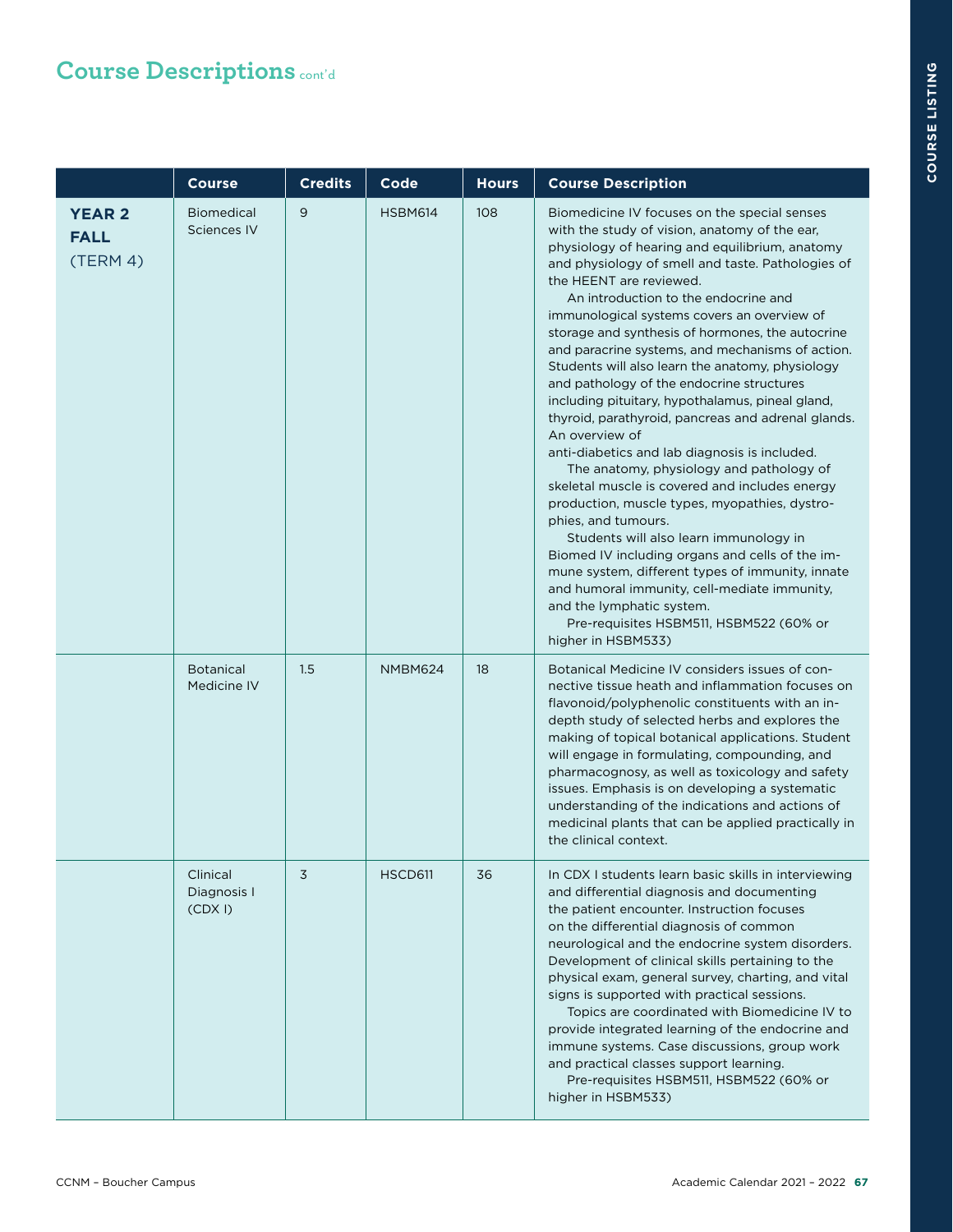# Course Descriptions cont'd

| | Course | Credits | Code | Hours | Course Description |
|---|---|---|---|---|---|
| **YEAR 2 FALL** (TERM 4) | Biomedical Sciences IV | 9 | HSBM614 | 108 | Biomedicine IV focuses on the special senses with the study of vision, anatomy of the ear, physiology of hearing and equilibrium, anatomy and physiology of smell and taste. Pathologies of the HEENT are reviewed.<br>An introduction to the endocrine and immunological systems covers an overview of storage and synthesis of hormones, the autocrine and paracrine systems, and mechanisms of action. Students will also learn the anatomy, physiology and pathology of the endocrine structures including pituitary, hypothalamus, pineal gland, thyroid, parathyroid, pancreas and adrenal glands. An overview of anti-diabetics and lab diagnosis is included.<br>The anatomy, physiology and pathology of skeletal muscle is covered and includes energy production, muscle types, myopathies, dystrophies, and tumours.<br>Students will also learn immunology in Biomed IV including organs and cells of the immune system, different types of immunity, innate and humoral immunity, cell-mediate immunity, and the lymphatic system.<br>Pre-requisites HSBM511, HSBM522 (60% or higher in HSBM533) |
| | Botanical Medicine IV | 1.5 | NMBM624 | 18 | Botanical Medicine IV considers issues of connective tissue heath and inflammation focuses on flavonoid/polyphenolic constituents with an in-depth study of selected herbs and explores the making of topical botanical applications. Student will engage in formulating, compounding, and pharmacognosy, as well as toxicology and safety issues. Emphasis is on developing a systematic understanding of the indications and actions of medicinal plants that can be applied practically in the clinical context. |
| | Clinical Diagnosis I (CDX I) | 3 | HSCD611 | 36 | In CDX I students learn basic skills in interviewing and differential diagnosis and documenting the patient encounter. Instruction focuses on the differential diagnosis of common neurological and the endocrine system disorders. Development of clinical skills pertaining to the physical exam, general survey, charting, and vital signs is supported with practical sessions.<br>Topics are coordinated with Biomedicine IV to provide integrated learning of the endocrine and immune systems. Case discussions, group work and practical classes support learning.<br>Pre-requisites HSBM511, HSBM522 (60% or higher in HSBM533) |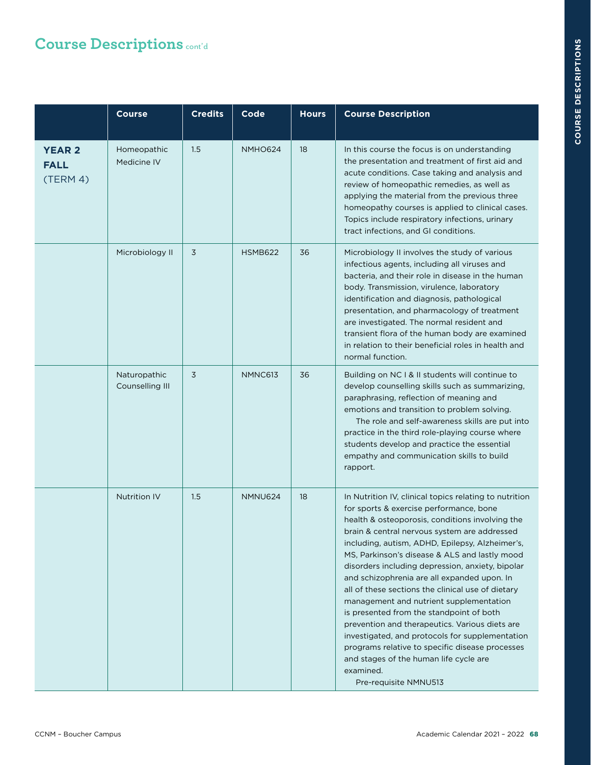## Course Descriptions cont'd

| | Course | Credits | Code | Hours | Course Description |
|---|---|---|---|---|---|
| **YEAR 2 FALL** (TERM 4) | Homeopathic Medicine IV | 1.5 | NMHO624 | 18 | In this course the focus is on understanding the presentation and treatment of first aid and acute conditions. Case taking and analysis and review of homeopathic remedies, as well as applying the material from the previous three homeopathy courses is applied to clinical cases. Topics include respiratory infections, urinary tract infections, and GI conditions. |
| | Microbiology II | 3 | HSMB622 | 36 | Microbiology II involves the study of various infectious agents, including all viruses and bacteria, and their role in disease in the human body. Transmission, virulence, laboratory identification and diagnosis, pathological presentation, and pharmacology of treatment are investigated. The normal resident and transient flora of the human body are examined in relation to their beneficial roles in health and normal function. |
| | Naturopathic Counselling III | 3 | NMNC613 | 36 | Building on NC I & II students will continue to develop counselling skills such as summarizing, paraphrasing, reflection of meaning and emotions and transition to problem solving. The role and self-awareness skills are put into practice in the third role-playing course where students develop and practice the essential empathy and communication skills to build rapport. |
| | Nutrition IV | 1.5 | NMNU624 | 18 | In Nutrition IV, clinical topics relating to nutrition for sports & exercise performance, bone health & osteoporosis, conditions involving the brain & central nervous system are addressed including, autism, ADHD, Epilepsy, Alzheimer's, MS, Parkinson's disease & ALS and lastly mood disorders including depression, anxiety, bipolar and schizophrenia are all expanded upon. In all of these sections the clinical use of dietary management and nutrient supplementation is presented from the standpoint of both prevention and therapeutics. Various diets are investigated, and protocols for supplementation programs relative to specific disease processes and stages of the human life cycle are examined. Pre-requisite NMNU513 |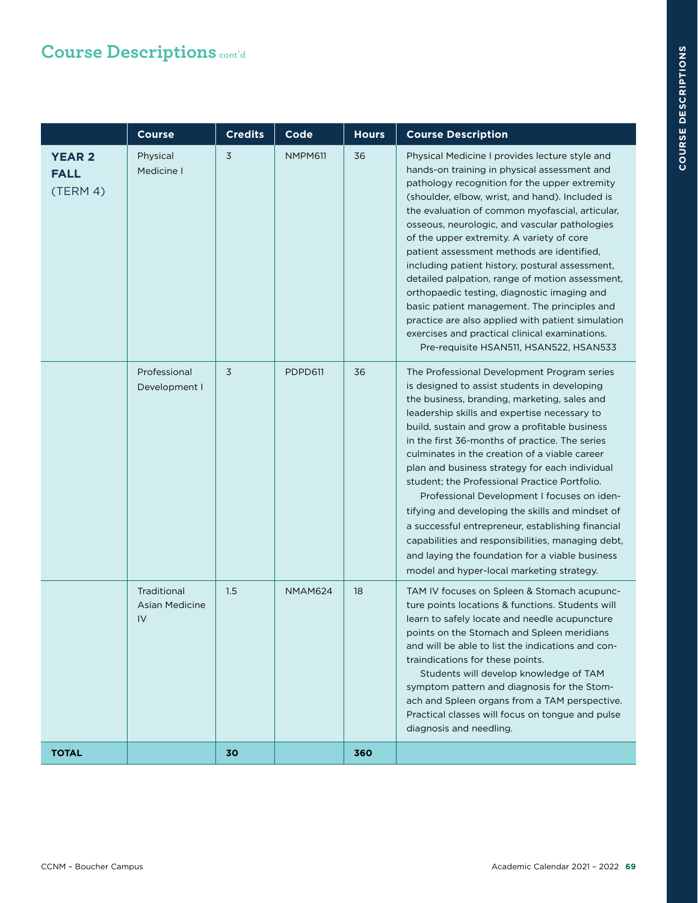## Course Descriptions cont'd

| | Course | Credits | Code | Hours | Course Description |
|---|---|---|---|---|---|
| **YEAR 2 FALL** (TERM 4) | Physical Medicine I | 3 | NMPM611 | 36 | Physical Medicine I provides lecture style and hands-on training in physical assessment and pathology recognition for the upper extremity (shoulder, elbow, wrist, and hand). Included is the evaluation of common myofascial, articular, osseous, neurologic, and vascular pathologies of the upper extremity. A variety of core patient assessment methods are identified, including patient history, postural assessment, detailed palpation, range of motion assessment, orthopaedic testing, diagnostic imaging and basic patient management. The principles and practice are also applied with patient simulation exercises and practical clinical examinations. Pre-requisite HSAN511, HSAN522, HSAN533 |
| | Professional Development I | 3 | PDPD611 | 36 | The Professional Development Program series is designed to assist students in developing the business, branding, marketing, sales and leadership skills and expertise necessary to build, sustain and grow a profitable business in the first 36-months of practice. The series culminates in the creation of a viable career plan and business strategy for each individual student; the Professional Practice Portfolio. Professional Development I focuses on identifying and developing the skills and mindset of a successful entrepreneur, establishing financial capabilities and responsibilities, managing debt, and laying the foundation for a viable business model and hyper-local marketing strategy. |
| | Traditional Asian Medicine IV | 1.5 | NMAM624 | 18 | TAM IV focuses on Spleen & Stomach acupuncture points locations & functions. Students will learn to safely locate and needle acupuncture points on the Stomach and Spleen meridians and will be able to list the indications and contraindications for these points. Students will develop knowledge of TAM symptom pattern and diagnosis for the Stomach and Spleen organs from a TAM perspective. Practical classes will focus on tongue and pulse diagnosis and needling. |
| **TOTAL** | | **30** | | **360** | |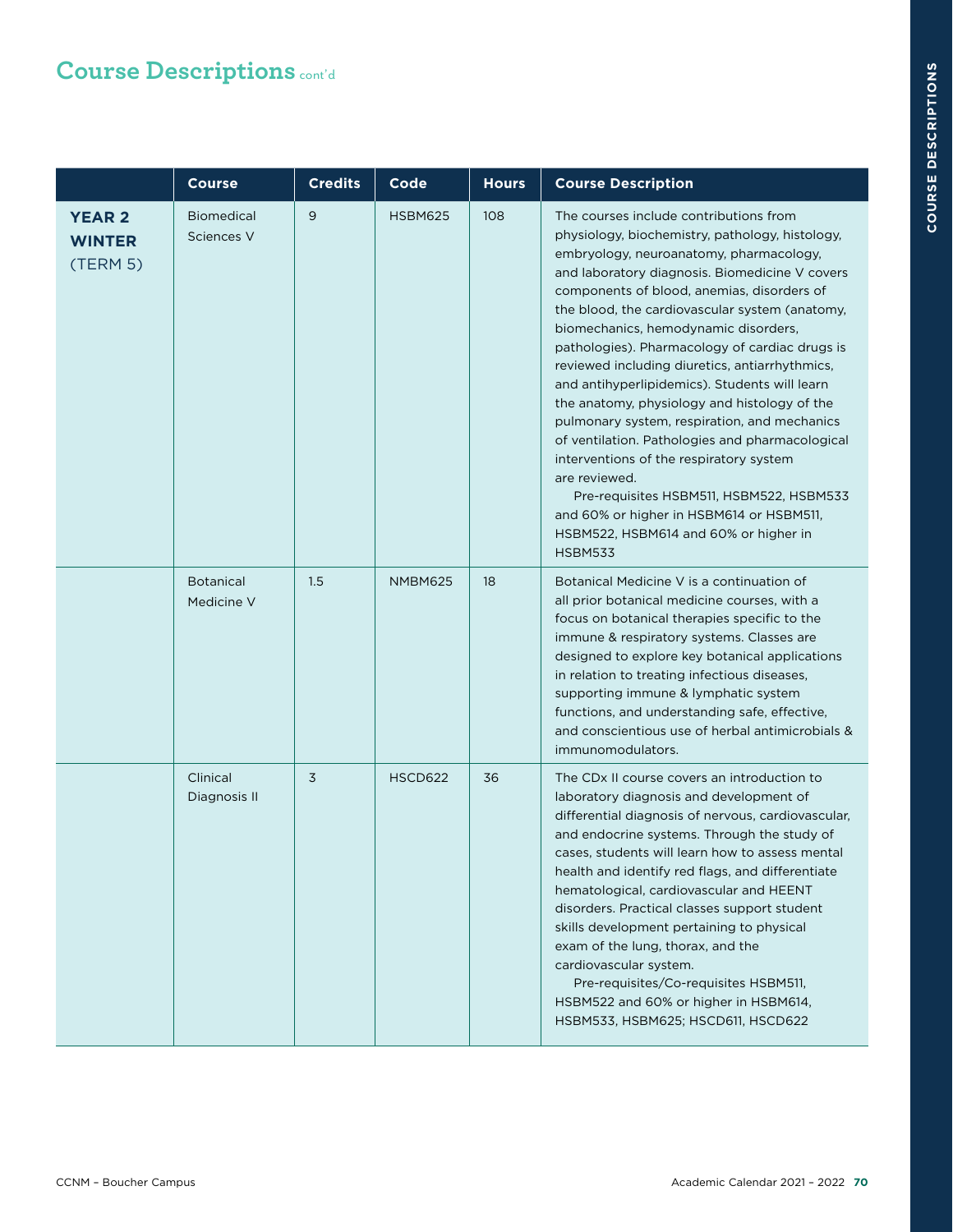## Course Descriptions cont'd

| | Course | Credits | Code | Hours | Course Description |
|---|---|---|---|---|---|
| **YEAR 2 WINTER** (TERM 5) | Biomedical Sciences V | 9 | HSBM625 | 108 | The courses include contributions from physiology, biochemistry, pathology, histology, embryology, neuroanatomy, pharmacology, and laboratory diagnosis. Biomedicine V covers components of blood, anemias, disorders of the blood, the cardiovascular system (anatomy, biomechanics, hemodynamic disorders, pathologies). Pharmacology of cardiac drugs is reviewed including diuretics, antiarrhythmics, and antihyperlipidemics). Students will learn the anatomy, physiology and histology of the pulmonary system, respiration, and mechanics of ventilation. Pathologies and pharmacological interventions of the respiratory system are reviewed. Pre-requisites HSBM511, HSBM522, HSBM533 and 60% or higher in HSBM614 or HSBM511, HSBM522, HSBM614 and 60% or higher in HSBM533 |
| | Botanical Medicine V | 1.5 | NMBM625 | 18 | Botanical Medicine V is a continuation of all prior botanical medicine courses, with a focus on botanical therapies specific to the immune & respiratory systems. Classes are designed to explore key botanical applications in relation to treating infectious diseases, supporting immune & lymphatic system functions, and understanding safe, effective, and conscientious use of herbal antimicrobials & immunomodulators. |
| | Clinical Diagnosis II | 3 | HSCD622 | 36 | The CDx II course covers an introduction to laboratory diagnosis and development of differential diagnosis of nervous, cardiovascular, and endocrine systems. Through the study of cases, students will learn how to assess mental health and identify red flags, and differentiate hematological, cardiovascular and HEENT disorders. Practical classes support student skills development pertaining to physical exam of the lung, thorax, and the cardiovascular system. Pre-requisites/Co-requisites HSBM511, HSBM522 and 60% or higher in HSBM614, HSBM533, HSBM625; HSCD611, HSCD622 |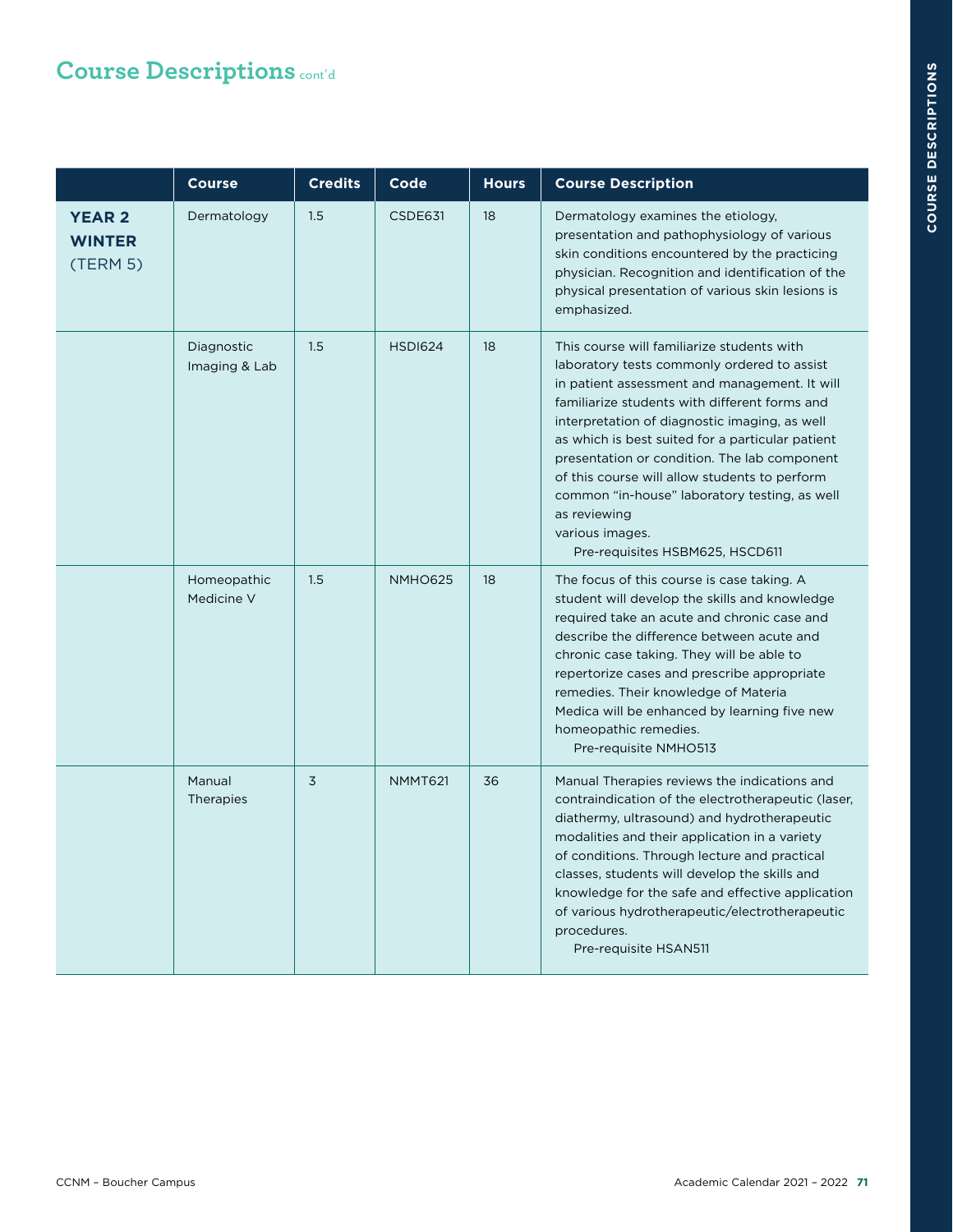## Course Descriptions cont'd

| | Course | Credits | Code | Hours | Course Description |
|---|---|---|---|---|---|
| **YEAR 2 WINTER** (TERM 5) | Dermatology | 1.5 | CSDE631 | 18 | Dermatology examines the etiology, presentation and pathophysiology of various skin conditions encountered by the practicing physician. Recognition and identification of the physical presentation of various skin lesions is emphasized. |
| | Diagnostic Imaging & Lab | 1.5 | HSDI624 | 18 | This course will familiarize students with laboratory tests commonly ordered to assist in patient assessment and management. It will familiarize students with different forms and interpretation of diagnostic imaging, as well as which is best suited for a particular patient presentation or condition. The lab component of this course will allow students to perform common "in-house" laboratory testing, as well as reviewing various images. Pre-requisites HSBM625, HSCD611 |
| | Homeopathic Medicine V | 1.5 | NMHO625 | 18 | The focus of this course is case taking. A student will develop the skills and knowledge required take an acute and chronic case and describe the difference between acute and chronic case taking. They will be able to repertorize cases and prescribe appropriate remedies. Their knowledge of Materia Medica will be enhanced by learning five new homeopathic remedies. Pre-requisite NMHO513 |
| | Manual Therapies | 3 | NMMT621 | 36 | Manual Therapies reviews the indications and contraindication of the electrotherapeutic (laser, diathermy, ultrasound) and hydrotherapeutic modalities and their application in a variety of conditions. Through lecture and practical classes, students will develop the skills and knowledge for the safe and effective application of various hydrotherapeutic/electrotherapeutic procedures. Pre-requisite HSAN511 |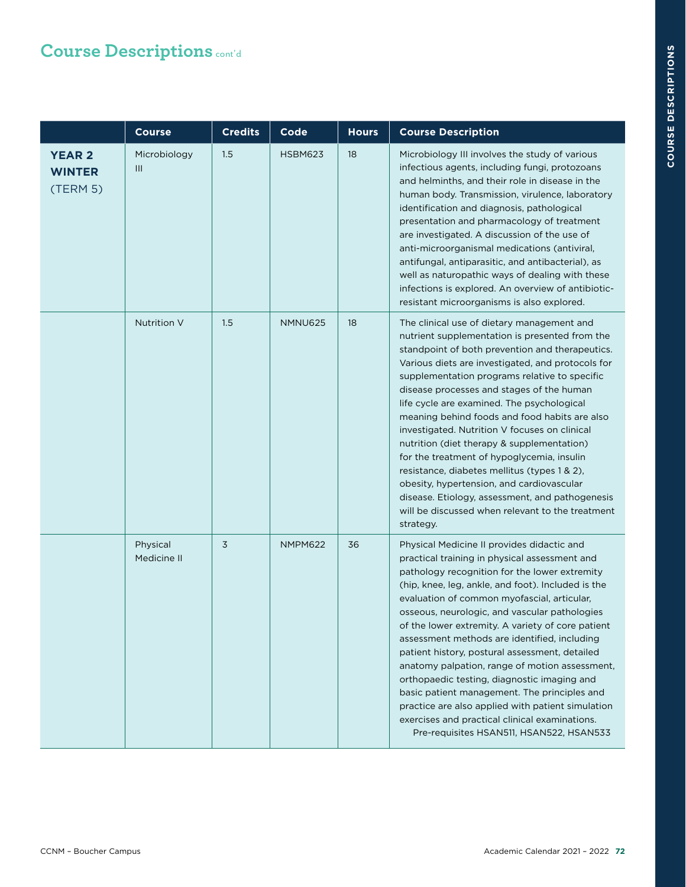## Course Descriptions cont'd

| | Course | Credits | Code | Hours | Course Description |
|---|---|---|---|---|---|
| **YEAR 2 WINTER** (TERM 5) | Microbiology III | 1.5 | HSBM623 | 18 | Microbiology III involves the study of various infectious agents, including fungi, protozoans and helminths, and their role in disease in the human body. Transmission, virulence, laboratory identification and diagnosis, pathological presentation and pharmacology of treatment are investigated. A discussion of the use of anti-microorganismal medications (antiviral, antifungal, antiparasitic, and antibacterial), as well as naturopathic ways of dealing with these infections is explored. An overview of antibiotic-resistant microorganisms is also explored. |
| | Nutrition V | 1.5 | NMNU625 | 18 | The clinical use of dietary management and nutrient supplementation is presented from the standpoint of both prevention and therapeutics. Various diets are investigated, and protocols for supplementation programs relative to specific disease processes and stages of the human life cycle are examined. The psychological meaning behind foods and food habits are also investigated. Nutrition V focuses on clinical nutrition (diet therapy & supplementation) for the treatment of hypoglycemia, insulin resistance, diabetes mellitus (types 1 & 2), obesity, hypertension, and cardiovascular disease. Etiology, assessment, and pathogenesis will be discussed when relevant to the treatment strategy. |
| | Physical Medicine II | 3 | NMPM622 | 36 | Physical Medicine II provides didactic and practical training in physical assessment and pathology recognition for the lower extremity (hip, knee, leg, ankle, and foot). Included is the evaluation of common myofascial, articular, osseous, neurologic, and vascular pathologies of the lower extremity. A variety of core patient assessment methods are identified, including patient history, postural assessment, detailed anatomy palpation, range of motion assessment, orthopaedic testing, diagnostic imaging and basic patient management. The principles and practice are also applied with patient simulation exercises and practical clinical examinations. Pre-requisites HSAN511, HSAN522, HSAN533 |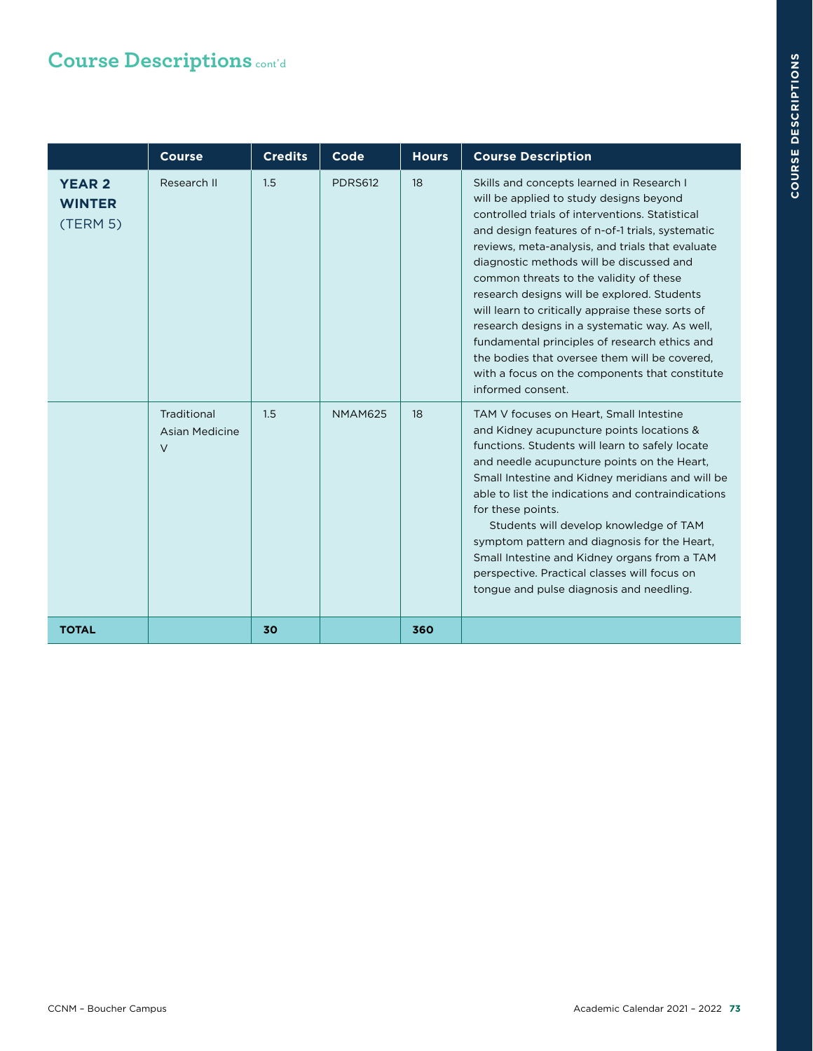## Course Descriptions cont'd

| | Course | Credits | Code | Hours | Course Description |
|---|---|---|---|---|---|
| **YEAR 2 WINTER** (TERM 5) | Research II | 1.5 | PDRS612 | 18 | Skills and concepts learned in Research I will be applied to study designs beyond controlled trials of interventions. Statistical and design features of n-of-1 trials, systematic reviews, meta-analysis, and trials that evaluate diagnostic methods will be discussed and common threats to the validity of these research designs will be explored. Students will learn to critically appraise these sorts of research designs in a systematic way. As well, fundamental principles of research ethics and the bodies that oversee them will be covered, with a focus on the components that constitute informed consent. |
| | Traditional Asian Medicine V | 1.5 | NMAM625 | 18 | TAM V focuses on Heart, Small Intestine and Kidney acupuncture points locations & functions. Students will learn to safely locate and needle acupuncture points on the Heart, Small Intestine and Kidney meridians and will be able to list the indications and contraindications for these points. Students will develop knowledge of TAM symptom pattern and diagnosis for the Heart, Small Intestine and Kidney organs from a TAM perspective. Practical classes will focus on tongue and pulse diagnosis and needling. |
| **TOTAL** | | **30** | | **360** | |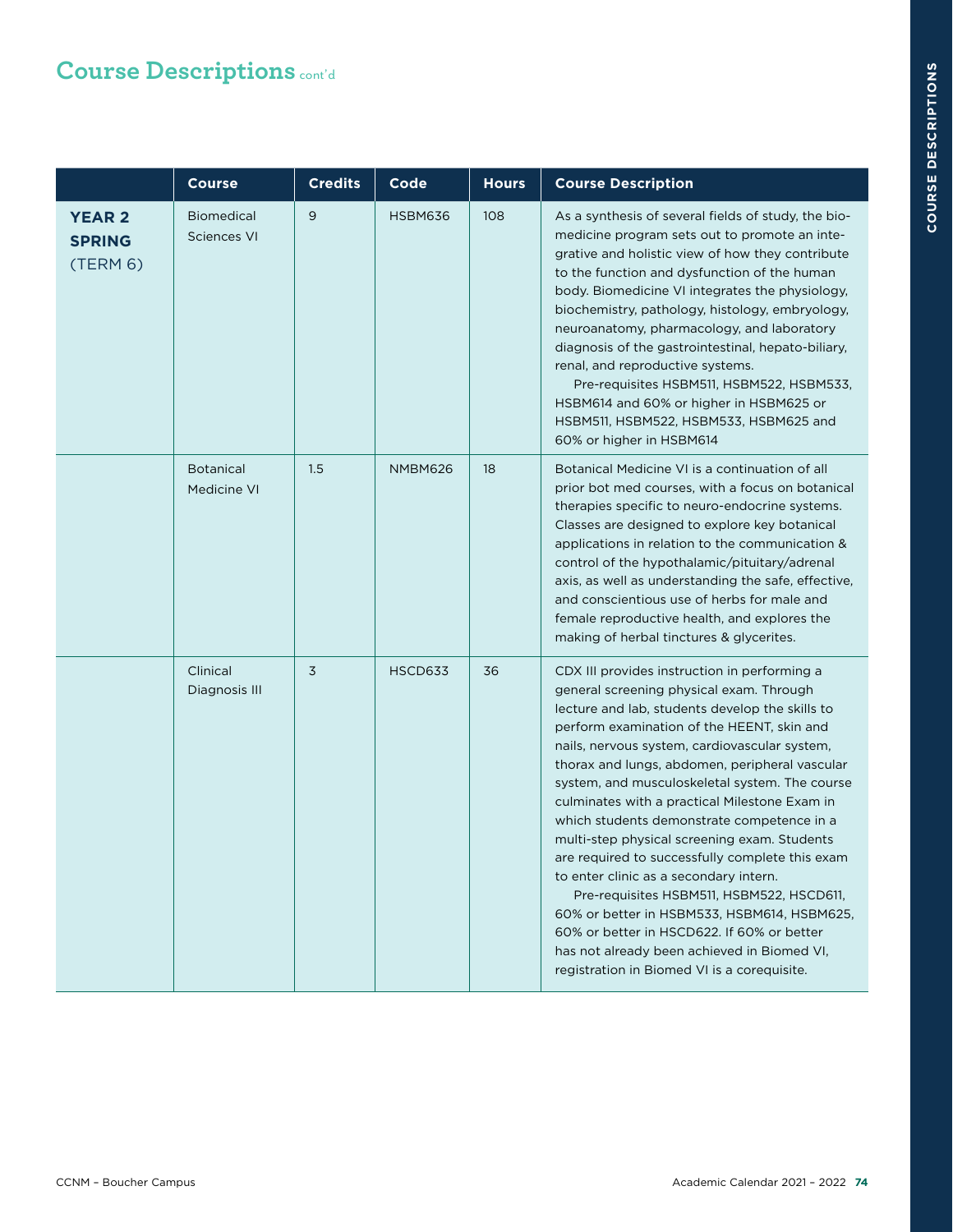## Course Descriptions cont'd

| | Course | Credits | Code | Hours | Course Description |
|---|---|---|---|---|---|
| **YEAR 2 SPRING** (TERM 6) | Biomedical Sciences VI | 9 | HSBM636 | 108 | As a synthesis of several fields of study, the biomedicine program sets out to promote an integrative and holistic view of how they contribute to the function and dysfunction of the human body. Biomedicine VI integrates the physiology, biochemistry, pathology, histology, embryology, neuroanatomy, pharmacology, and laboratory diagnosis of the gastrointestinal, hepato-biliary, renal, and reproductive systems. Pre-requisites HSBM511, HSBM522, HSBM533, HSBM614 and 60% or higher in HSBM625 or HSBM511, HSBM522, HSBM533, HSBM625 and 60% or higher in HSBM614 |
| | Botanical Medicine VI | 1.5 | NMBM626 | 18 | Botanical Medicine VI is a continuation of all prior bot med courses, with a focus on botanical therapies specific to neuro-endocrine systems. Classes are designed to explore key botanical applications in relation to the communication & control of the hypothalamic/pituitary/adrenal axis, as well as understanding the safe, effective, and conscientious use of herbs for male and female reproductive health, and explores the making of herbal tinctures & glycerites. |
| | Clinical Diagnosis III | 3 | HSCD633 | 36 | CDX III provides instruction in performing a general screening physical exam. Through lecture and lab, students develop the skills to perform examination of the HEENT, skin and nails, nervous system, cardiovascular system, thorax and lungs, abdomen, peripheral vascular system, and musculoskeletal system. The course culminates with a practical Milestone Exam in which students demonstrate competence in a multi-step physical screening exam. Students are required to successfully complete this exam to enter clinic as a secondary intern. Pre-requisites HSBM511, HSBM522, HSCD611, 60% or better in HSBM533, HSBM614, HSBM625, 60% or better in HSCD622. If 60% or better has not already been achieved in Biomed VI, registration in Biomed VI is a corequisite. |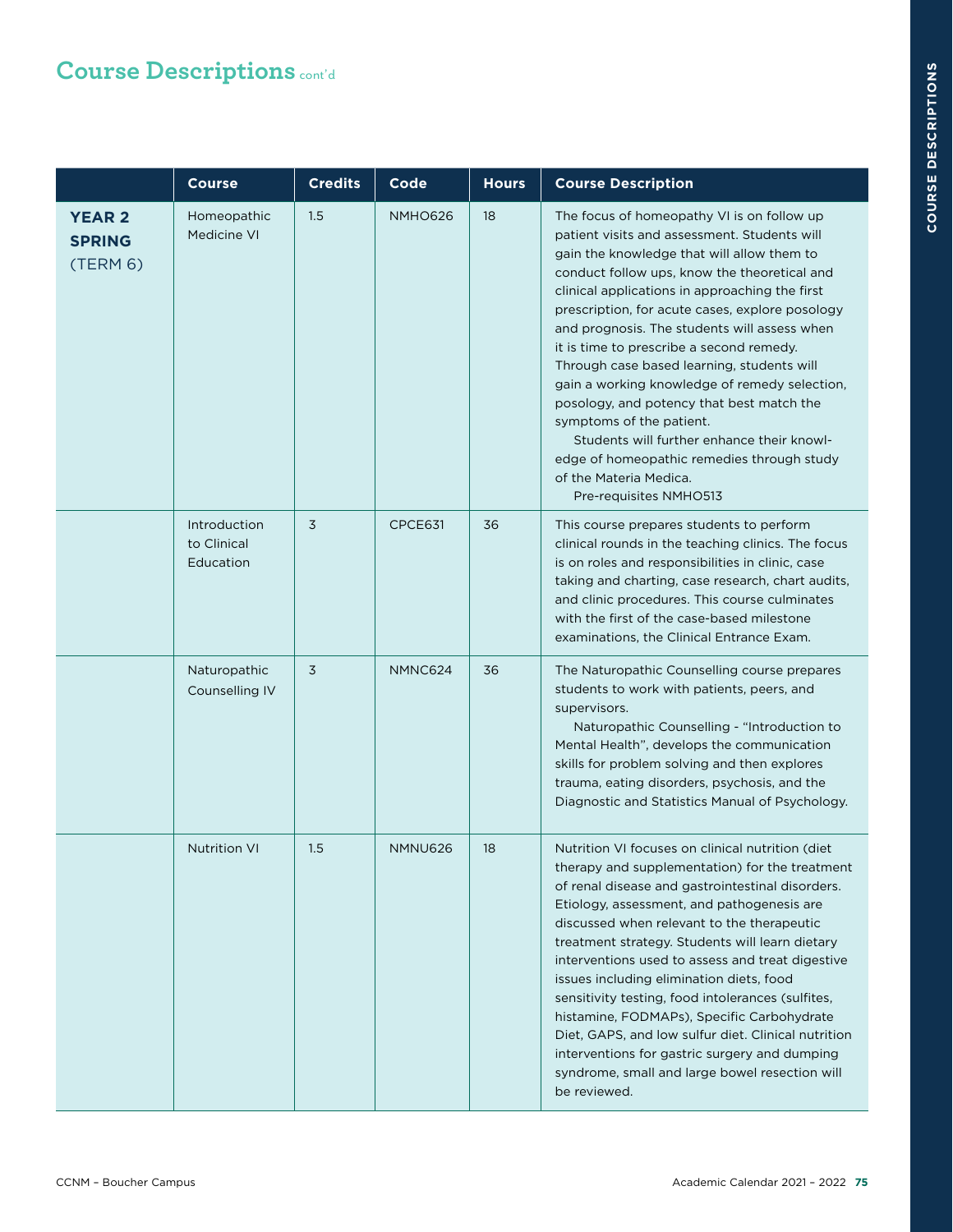## Course Descriptions cont'd

| | Course | Credits | Code | Hours | Course Description |
|---|---|---|---|---|---|
| **YEAR 2 SPRING** (TERM 6) | Homeopathic Medicine VI | 1.5 | NMHO626 | 18 | The focus of homeopathy VI is on follow up patient visits and assessment. Students will gain the knowledge that will allow them to conduct follow ups, know the theoretical and clinical applications in approaching the first prescription, for acute cases, explore posology and prognosis. The students will assess when it is time to prescribe a second remedy. Through case based learning, students will gain a working knowledge of remedy selection, posology, and potency that best match the symptoms of the patient. Students will further enhance their knowledge of homeopathic remedies through study of the Materia Medica. Pre-requisites NMHO513 |
| | Introduction to Clinical Education | 3 | CPCE631 | 36 | This course prepares students to perform clinical rounds in the teaching clinics. The focus is on roles and responsibilities in clinic, case taking and charting, case research, chart audits, and clinic procedures. This course culminates with the first of the case-based milestone examinations, the Clinical Entrance Exam. |
| | Naturopathic Counselling IV | 3 | NMNC624 | 36 | The Naturopathic Counselling course prepares students to work with patients, peers, and supervisors. Naturopathic Counselling - "Introduction to Mental Health", develops the communication skills for problem solving and then explores trauma, eating disorders, psychosis, and the Diagnostic and Statistics Manual of Psychology. |
| | Nutrition VI | 1.5 | NMNU626 | 18 | Nutrition VI focuses on clinical nutrition (diet therapy and supplementation) for the treatment of renal disease and gastrointestinal disorders. Etiology, assessment, and pathogenesis are discussed when relevant to the therapeutic treatment strategy. Students will learn dietary interventions used to assess and treat digestive issues including elimination diets, food sensitivity testing, food intolerances (sulfites, histamine, FODMAPs), Specific Carbohydrate Diet, GAPS, and low sulfur diet. Clinical nutrition interventions for gastric surgery and dumping syndrome, small and large bowel resection will be reviewed. |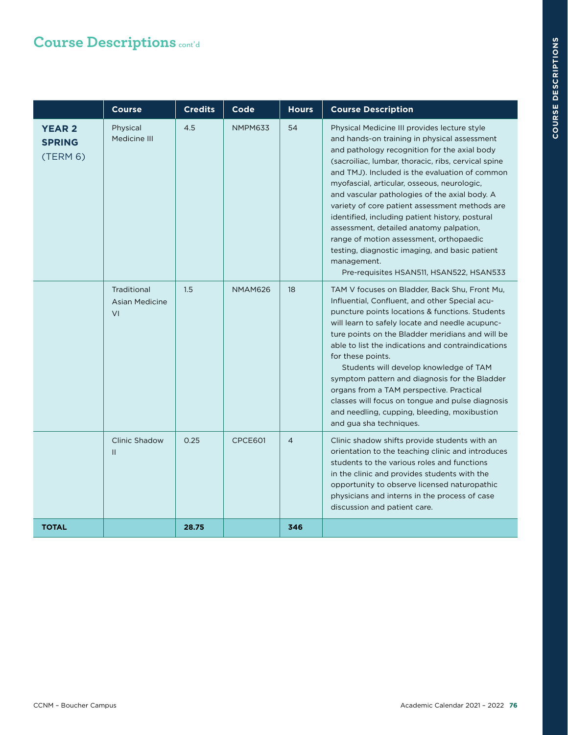## Course Descriptions cont'd

| | Course | Credits | Code | Hours | Course Description |
|---|---|---|---|---|---|
| **YEAR 2 SPRING** (TERM 6) | Physical Medicine III | 4.5 | NMPM633 | 54 | Physical Medicine III provides lecture style and hands-on training in physical assessment and pathology recognition for the axial body (sacroiliac, lumbar, thoracic, ribs, cervical spine and TMJ). Included is the evaluation of common myofascial, articular, osseous, neurologic, and vascular pathologies of the axial body. A variety of core patient assessment methods are identified, including patient history, postural assessment, detailed anatomy palpation, range of motion assessment, orthopaedic testing, diagnostic imaging, and basic patient management. Pre-requisites HSAN511, HSAN522, HSAN533 |
| | Traditional Asian Medicine VI | 1.5 | NMAM626 | 18 | TAM V focuses on Bladder, Back Shu, Front Mu, Influential, Confluent, and other Special acupuncture points locations & functions. Students will learn to safely locate and needle acupuncture points on the Bladder meridians and will be able to list the indications and contraindications for these points. Students will develop knowledge of TAM symptom pattern and diagnosis for the Bladder organs from a TAM perspective. Practical classes will focus on tongue and pulse diagnosis and needling, cupping, bleeding, moxibustion and gua sha techniques. |
| | Clinic Shadow II | 0.25 | CPCE601 | 4 | Clinic shadow shifts provide students with an orientation to the teaching clinic and introduces students to the various roles and functions in the clinic and provides students with the opportunity to observe licensed naturopathic physicians and interns in the process of case discussion and patient care. |
| **TOTAL** | | **28.75** | | **346** | |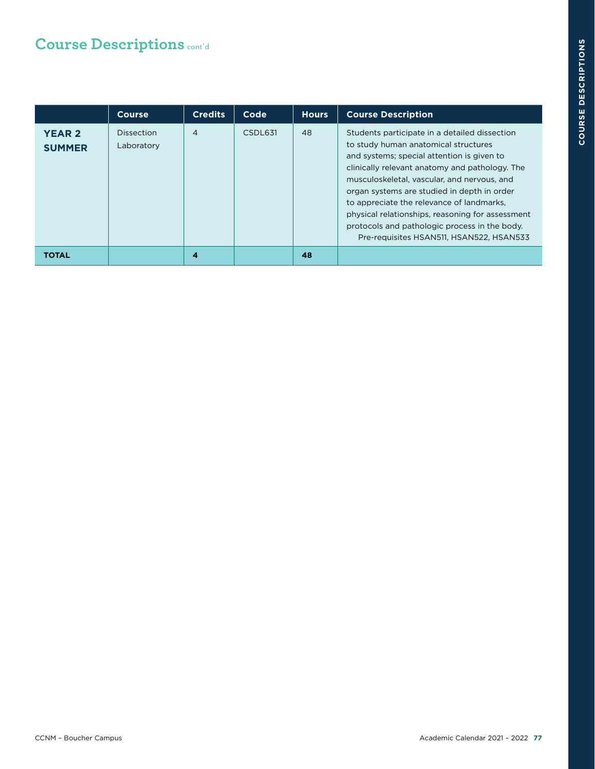## Course Descriptions cont'd

| | Course | Credits | Code | Hours | Course Description |
|---|---|---|---|---|---|
| **YEAR 2 SUMMER** | Dissection Laboratory | 4 | CSDL631 | 48 | Students participate in a detailed dissection to study human anatomical structures and systems; special attention is given to clinically relevant anatomy and pathology. The musculoskeletal, vascular, and nervous, and organ systems are studied in depth in order to appreciate the relevance of landmarks, physical relationships, reasoning for assessment protocols and pathologic process in the body. Pre-requisites HSAN511, HSAN522, HSAN533 |
| **TOTAL** | | **4** | | **48** | |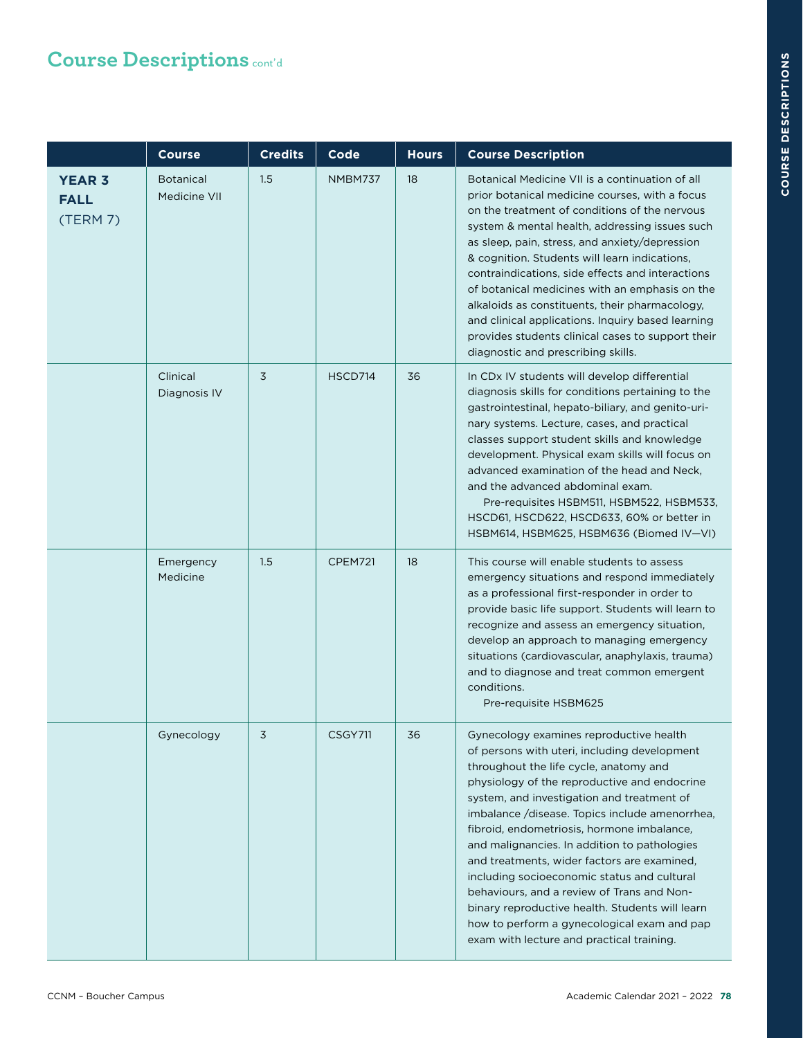## Course Descriptions cont'd

| | Course | Credits | Code | Hours | Course Description |
|---|---|---|---|---|---|
| **YEAR 3 FALL** (TERM 7) | Botanical Medicine VII | 1.5 | NMBM737 | 18 | Botanical Medicine VII is a continuation of all prior botanical medicine courses, with a focus on the treatment of conditions of the nervous system & mental health, addressing issues such as sleep, pain, stress, and anxiety/depression & cognition. Students will learn indications, contraindications, side effects and interactions of botanical medicines with an emphasis on the alkaloids as constituents, their pharmacology, and clinical applications. Inquiry based learning provides students clinical cases to support their diagnostic and prescribing skills. |
| | Clinical Diagnosis IV | 3 | HSCD714 | 36 | In CDx IV students will develop differential diagnosis skills for conditions pertaining to the gastrointestinal, hepato-biliary, and genito-urinary systems. Lecture, cases, and practical classes support student skills and knowledge development. Physical exam skills will focus on advanced examination of the head and Neck, and the advanced abdominal exam. Pre-requisites HSBM511, HSBM522, HSBM533, HSCD61, HSCD622, HSCD633, 60% or better in HSBM614, HSBM625, HSBM636 (Biomed IV—VI) |
| | Emergency Medicine | 1.5 | CPEM721 | 18 | This course will enable students to assess emergency situations and respond immediately as a professional first-responder in order to provide basic life support. Students will learn to recognize and assess an emergency situation, develop an approach to managing emergency situations (cardiovascular, anaphylaxis, trauma) and to diagnose and treat common emergent conditions. Pre-requisite HSBM625 |
| | Gynecology | 3 | CSGY711 | 36 | Gynecology examines reproductive health of persons with uteri, including development throughout the life cycle, anatomy and physiology of the reproductive and endocrine system, and investigation and treatment of imbalance /disease. Topics include amenorrhea, fibroid, endometriosis, hormone imbalance, and malignancies. In addition to pathologies and treatments, wider factors are examined, including socioeconomic status and cultural behaviours, and a review of Trans and Non-binary reproductive health. Students will learn how to perform a gynecological exam and pap exam with lecture and practical training. |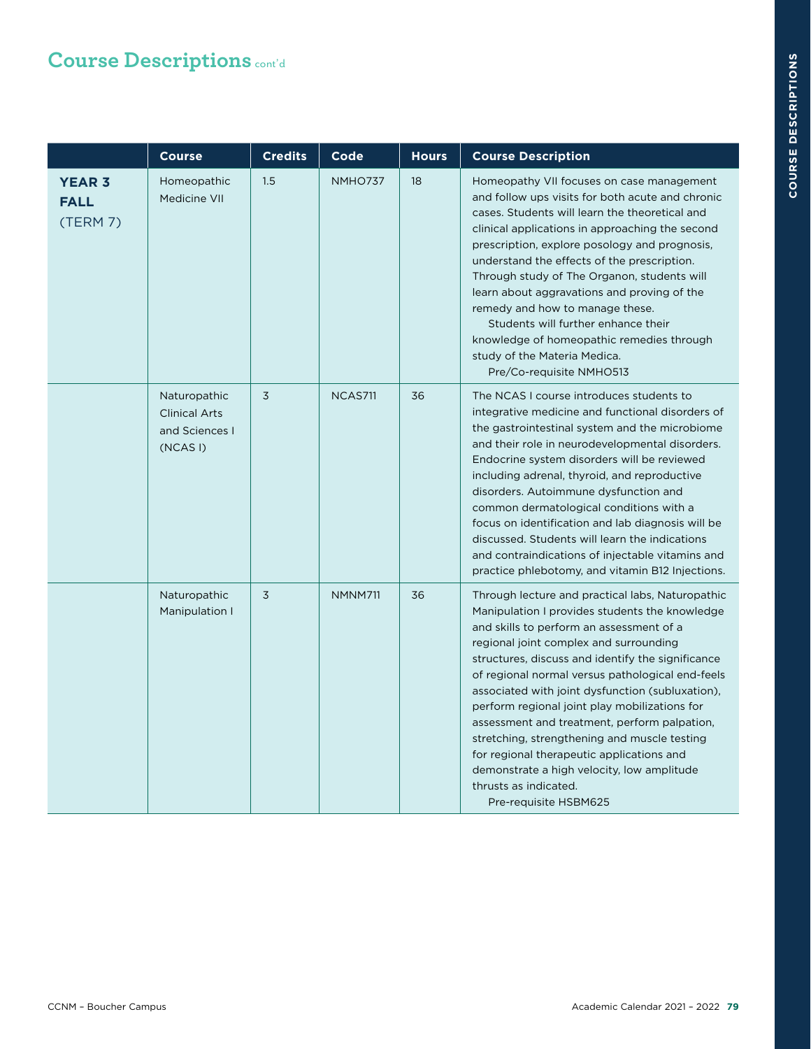## Course Descriptions cont'd

| | Course | Credits | Code | Hours | Course Description |
|---|---|---|---|---|---|
| **YEAR 3 FALL** (TERM 7) | Homeopathic Medicine VII | 1.5 | NMHO737 | 18 | Homeopathy VII focuses on case management and follow ups visits for both acute and chronic cases. Students will learn the theoretical and clinical applications in approaching the second prescription, explore posology and prognosis, understand the effects of the prescription. Through study of The Organon, students will learn about aggravations and proving of the remedy and how to manage these. Students will further enhance their knowledge of homeopathic remedies through study of the Materia Medica. Pre/Co-requisite NMHO513 |
| | Naturopathic Clinical Arts and Sciences I (NCAS I) | 3 | NCAS711 | 36 | The NCAS I course introduces students to integrative medicine and functional disorders of the gastrointestinal system and the microbiome and their role in neurodevelopmental disorders. Endocrine system disorders will be reviewed including adrenal, thyroid, and reproductive disorders. Autoimmune dysfunction and common dermatological conditions with a focus on identification and lab diagnosis will be discussed. Students will learn the indications and contraindications of injectable vitamins and practice phlebotomy, and vitamin B12 Injections. |
| | Naturopathic Manipulation I | 3 | NMNM711 | 36 | Through lecture and practical labs, Naturopathic Manipulation I provides students the knowledge and skills to perform an assessment of a regional joint complex and surrounding structures, discuss and identify the significance of regional normal versus pathological end-feels associated with joint dysfunction (subluxation), perform regional joint play mobilizations for assessment and treatment, perform palpation, stretching, strengthening and muscle testing for regional therapeutic applications and demonstrate a high velocity, low amplitude thrusts as indicated. Pre-requisite HSBM625 |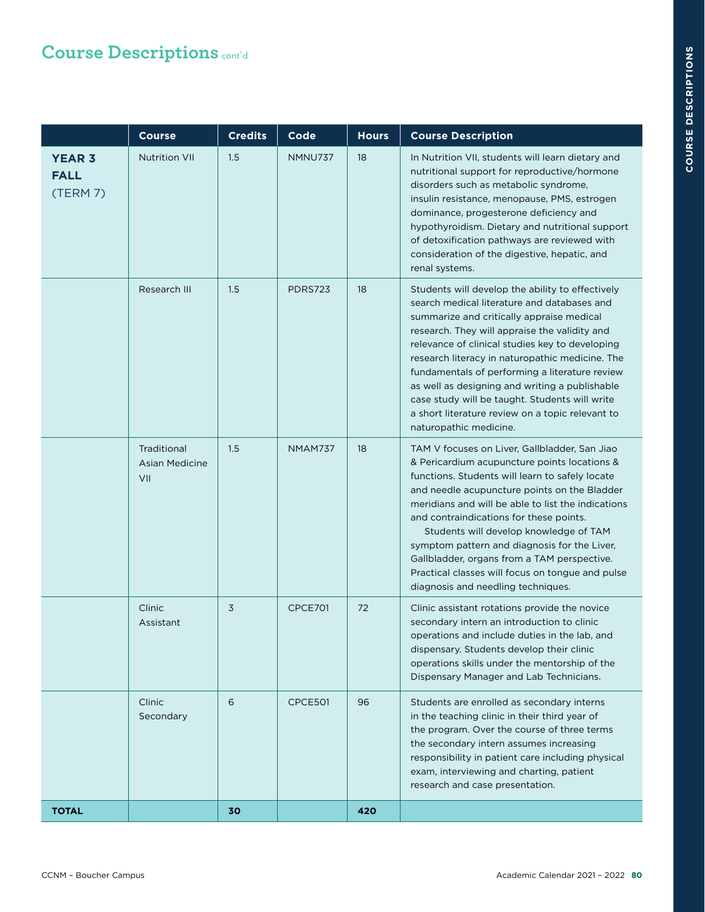## Course Descriptions cont'd

| | Course | Credits | Code | Hours | Course Description |
|---|---|---|---|---|---|
| **YEAR 3 FALL** (TERM 7) | Nutrition VII | 1.5 | NMNU737 | 18 | In Nutrition VII, students will learn dietary and nutritional support for reproductive/hormone disorders such as metabolic syndrome, insulin resistance, menopause, PMS, estrogen dominance, progesterone deficiency and hypothyroidism. Dietary and nutritional support of detoxification pathways are reviewed with consideration of the digestive, hepatic, and renal systems. |
| | Research III | 1.5 | PDRS723 | 18 | Students will develop the ability to effectively search medical literature and databases and summarize and critically appraise medical research. They will appraise the validity and relevance of clinical studies key to developing research literacy in naturopathic medicine. The fundamentals of performing a literature review as well as designing and writing a publishable case study will be taught. Students will write a short literature review on a topic relevant to naturopathic medicine. |
| | Traditional Asian Medicine VII | 1.5 | NMAM737 | 18 | TAM V focuses on Liver, Gallbladder, San Jiao & Pericardium acupuncture points locations & functions. Students will learn to safely locate and needle acupuncture points on the Bladder meridians and will be able to list the indications and contraindications for these points. Students will develop knowledge of TAM symptom pattern and diagnosis for the Liver, Gallbladder, organs from a TAM perspective. Practical classes will focus on tongue and pulse diagnosis and needling techniques. |
| | Clinic Assistant | 3 | CPCE701 | 72 | Clinic assistant rotations provide the novice secondary intern an introduction to clinic operations and include duties in the lab, and dispensary. Students develop their clinic operations skills under the mentorship of the Dispensary Manager and Lab Technicians. |
| | Clinic Secondary | 6 | CPCE501 | 96 | Students are enrolled as secondary interns in the teaching clinic in their third year of the program. Over the course of three terms the secondary intern assumes increasing responsibility in patient care including physical exam, interviewing and charting, patient research and case presentation. |
| **TOTAL** | | **30** | | **420** | |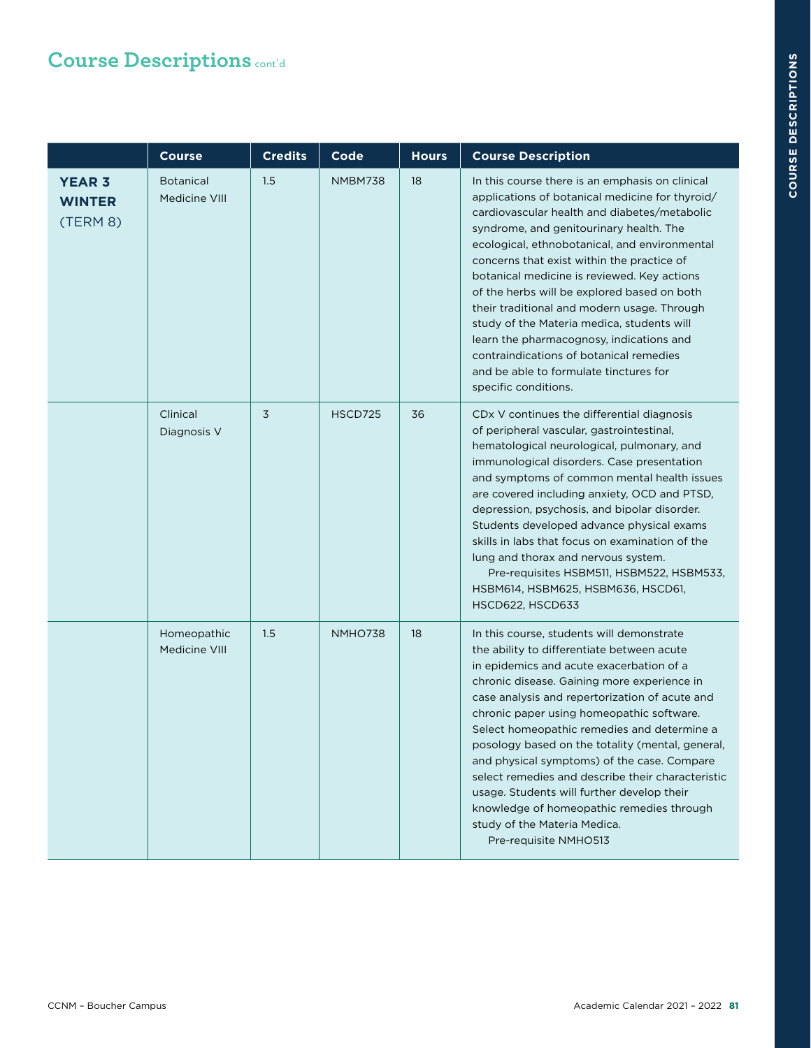# Course Descriptions cont'd

| | Course | Credits | Code | Hours | Course Description |
|---|---|---|---|---|---|
| **YEAR 3 WINTER** (TERM 8) | Botanical Medicine VIII | 1.5 | NMBM738 | 18 | In this course there is an emphasis on clinical applications of botanical medicine for thyroid/cardiovascular health and diabetes/metabolic syndrome, and genitourinary health. The ecological, ethnobotanical, and environmental concerns that exist within the practice of botanical medicine is reviewed. Key actions of the herbs will be explored based on both their traditional and modern usage. Through study of the Materia medica, students will learn the pharmacognosy, indications and contraindications of botanical remedies and be able to formulate tinctures for specific conditions. |
| | Clinical Diagnosis V | 3 | HSCD725 | 36 | CDx V continues the differential diagnosis of peripheral vascular, gastrointestinal, hematological neurological, pulmonary, and immunological disorders. Case presentation and symptoms of common mental health issues are covered including anxiety, OCD and PTSD, depression, psychosis, and bipolar disorder. Students developed advance physical exams skills in labs that focus on examination of the lung and thorax and nervous system. Pre-requisites HSBM511, HSBM522, HSBM533, HSBM614, HSBM625, HSBM636, HSCD61, HSCD622, HSCD633 |
| | Homeopathic Medicine VIII | 1.5 | NMHO738 | 18 | In this course, students will demonstrate the ability to differentiate between acute in epidemics and acute exacerbation of a chronic disease. Gaining more experience in case analysis and repertorization of acute and chronic paper using homeopathic software. Select homeopathic remedies and determine a posology based on the totality (mental, general, and physical symptoms) of the case. Compare select remedies and describe their characteristic usage. Students will further develop their knowledge of homeopathic remedies through study of the Materia Medica. Pre-requisite NMHO513 |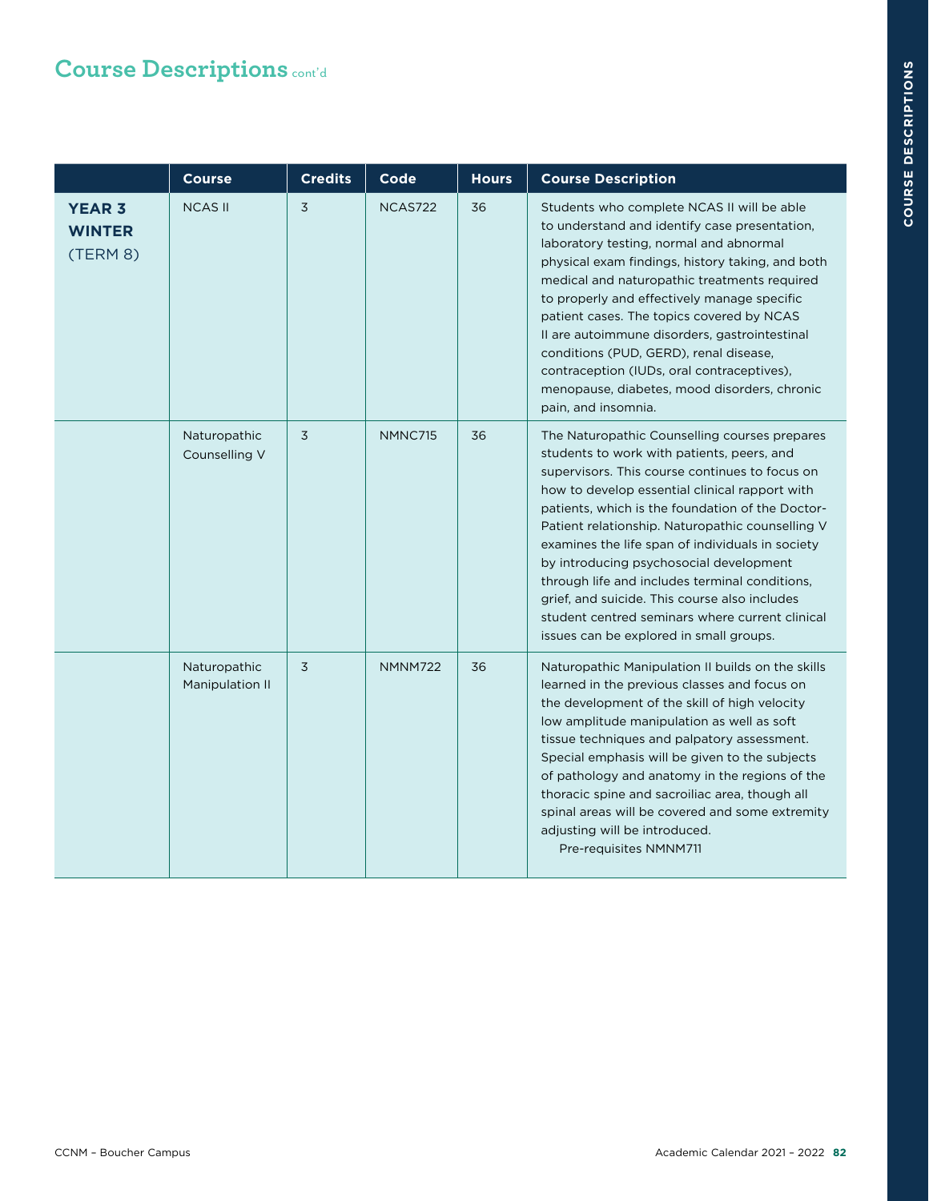## Course Descriptions cont'd

| | Course | Credits | Code | Hours | Course Description |
|---|---|---|---|---|---|
| **YEAR 3 WINTER** (TERM 8) | NCAS II | 3 | NCAS722 | 36 | Students who complete NCAS II will be able to understand and identify case presentation, laboratory testing, normal and abnormal physical exam findings, history taking, and both medical and naturopathic treatments required to properly and effectively manage specific patient cases. The topics covered by NCAS II are autoimmune disorders, gastrointestinal conditions (PUD, GERD), renal disease, contraception (IUDs, oral contraceptives), menopause, diabetes, mood disorders, chronic pain, and insomnia. |
| | Naturopathic Counselling V | 3 | NMNC715 | 36 | The Naturopathic Counselling courses prepares students to work with patients, peers, and supervisors. This course continues to focus on how to develop essential clinical rapport with patients, which is the foundation of the Doctor-Patient relationship. Naturopathic counselling V examines the life span of individuals in society by introducing psychosocial development through life and includes terminal conditions, grief, and suicide. This course also includes student centred seminars where current clinical issues can be explored in small groups. |
| | Naturopathic Manipulation II | 3 | NMNM722 | 36 | Naturopathic Manipulation II builds on the skills learned in the previous classes and focus on the development of the skill of high velocity low amplitude manipulation as well as soft tissue techniques and palpatory assessment. Special emphasis will be given to the subjects of pathology and anatomy in the regions of the thoracic spine and sacroiliac area, though all spinal areas will be covered and some extremity adjusting will be introduced. Pre-requisites NMNM711 |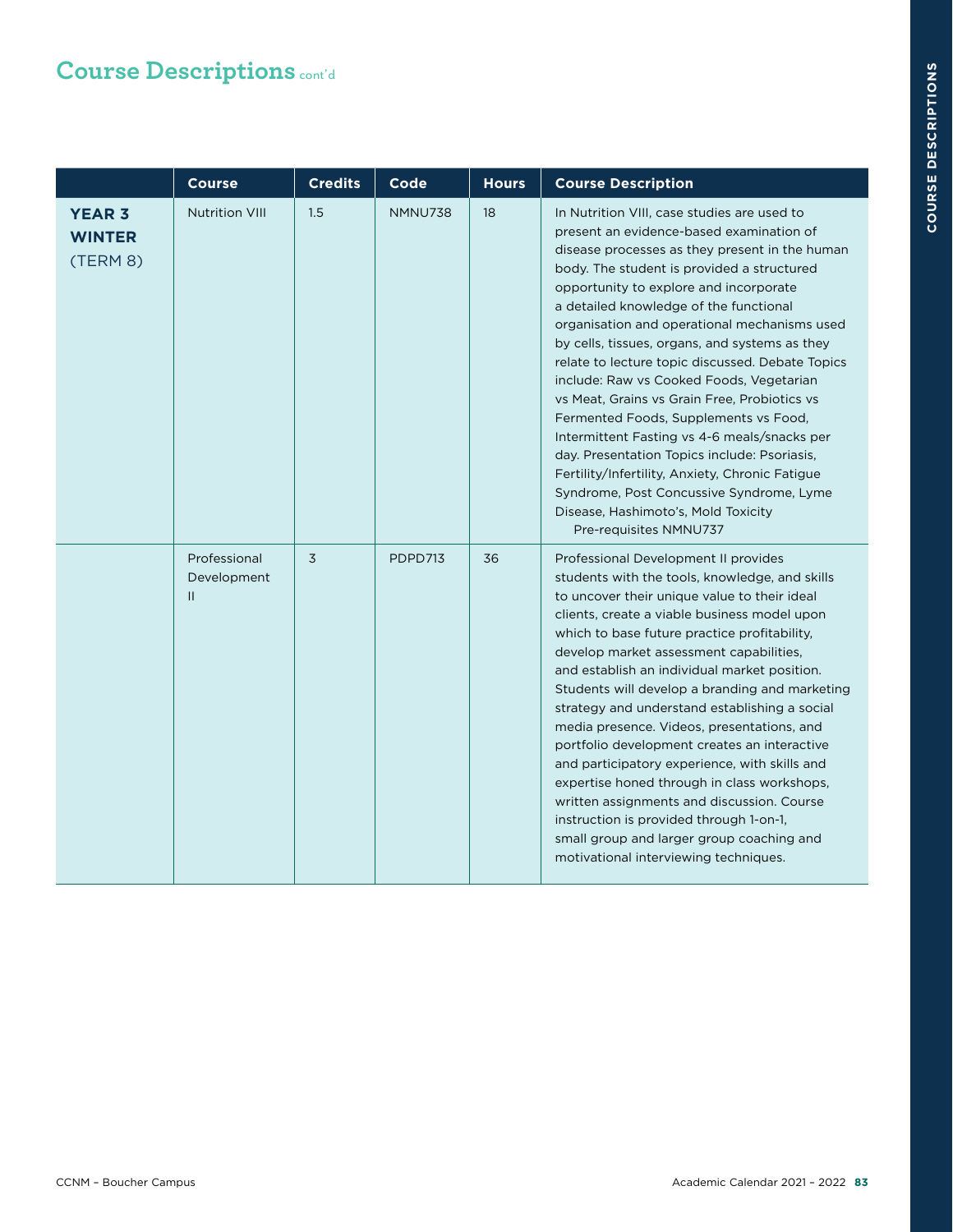# Course Descriptions cont'd

| | Course | Credits | Code | Hours | Course Description |
|---|---|---|---|---|---|
| **YEAR 3 WINTER** (TERM 8) | Nutrition VIII | 1.5 | NMNU738 | 18 | In Nutrition VIII, case studies are used to present an evidence-based examination of disease processes as they present in the human body. The student is provided a structured opportunity to explore and incorporate a detailed knowledge of the functional organisation and operational mechanisms used by cells, tissues, organs, and systems as they relate to lecture topic discussed. Debate Topics include: Raw vs Cooked Foods, Vegetarian vs Meat, Grains vs Grain Free, Probiotics vs Fermented Foods, Supplements vs Food, Intermittent Fasting vs 4-6 meals/snacks per day. Presentation Topics include: Psoriasis, Fertility/Infertility, Anxiety, Chronic Fatigue Syndrome, Post Concussive Syndrome, Lyme Disease, Hashimoto's, Mold Toxicity Pre-requisites NMNU737 |
| | Professional Development II | 3 | PDPD713 | 36 | Professional Development II provides students with the tools, knowledge, and skills to uncover their unique value to their ideal clients, create a viable business model upon which to base future practice profitability, develop market assessment capabilities, and establish an individual market position. Students will develop a branding and marketing strategy and understand establishing a social media presence. Videos, presentations, and portfolio development creates an interactive and participatory experience, with skills and expertise honed through in class workshops, written assignments and discussion. Course instruction is provided through 1-on-1, small group and larger group coaching and motivational interviewing techniques. |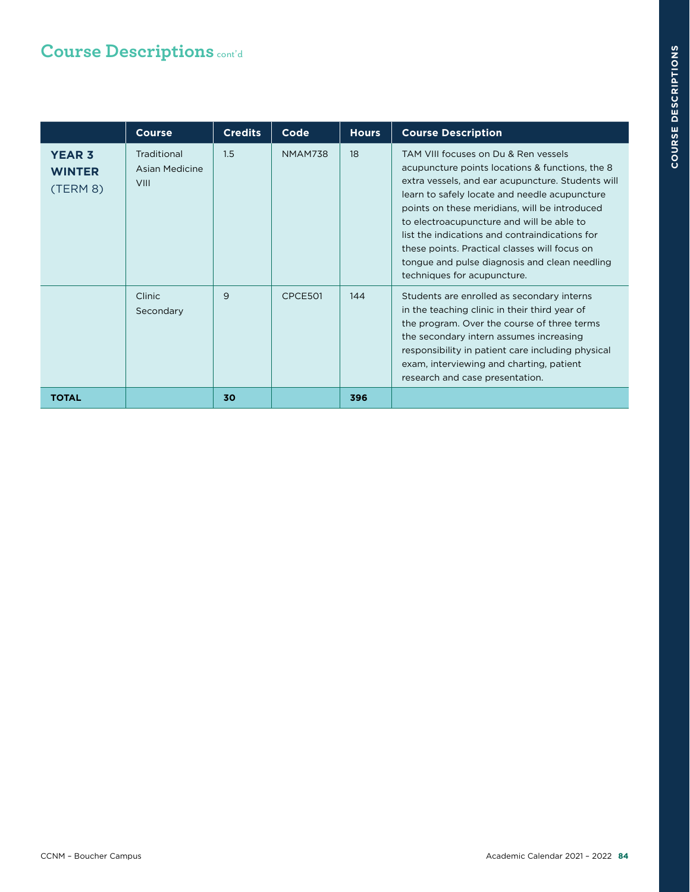## Course Descriptions cont'd

| | Course | Credits | Code | Hours | Course Description |
|---|---|---|---|---|---|
| **YEAR 3 WINTER** (TERM 8) | Traditional Asian Medicine VIII | 1.5 | NMAM738 | 18 | TAM VIII focuses on Du & Ren vessels acupuncture points locations & functions, the 8 extra vessels, and ear acupuncture. Students will learn to safely locate and needle acupuncture points on these meridians, will be introduced to electroacupuncture and will be able to list the indications and contraindications for these points. Practical classes will focus on tongue and pulse diagnosis and clean needling techniques for acupuncture. |
| | Clinic Secondary | 9 | CPCE501 | 144 | Students are enrolled as secondary interns in the teaching clinic in their third year of the program. Over the course of three terms the secondary intern assumes increasing responsibility in patient care including physical exam, interviewing and charting, patient research and case presentation. |
| **TOTAL** | | **30** | | **396** | |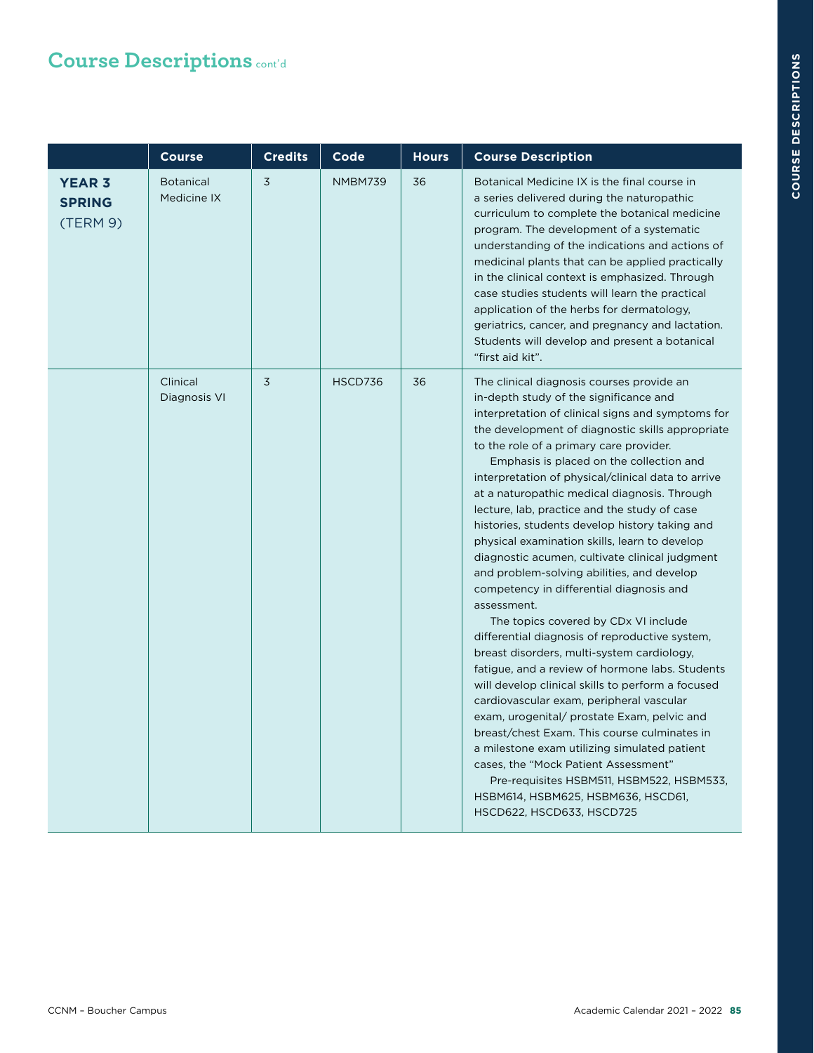## Course Descriptions cont'd

| | Course | Credits | Code | Hours | Course Description |
|---|---|---|---|---|---|
| **YEAR 3 SPRING** (TERM 9) | Botanical Medicine IX | 3 | NMBM739 | 36 | Botanical Medicine IX is the final course in a series delivered during the naturopathic curriculum to complete the botanical medicine program. The development of a systematic understanding of the indications and actions of medicinal plants that can be applied practically in the clinical context is emphasized. Through case studies students will learn the practical application of the herbs for dermatology, geriatrics, cancer, and pregnancy and lactation. Students will develop and present a botanical "first aid kit". |
| | Clinical Diagnosis VI | 3 | HSCD736 | 36 | The clinical diagnosis courses provide an in-depth study of the significance and interpretation of clinical signs and symptoms for the development of diagnostic skills appropriate to the role of a primary care provider.<br>Emphasis is placed on the collection and interpretation of physical/clinical data to arrive at a naturopathic medical diagnosis. Through lecture, lab, practice and the study of case histories, students develop history taking and physical examination skills, learn to develop diagnostic acumen, cultivate clinical judgment and problem-solving abilities, and develop competency in differential diagnosis and assessment.<br>The topics covered by CDx VI include differential diagnosis of reproductive system, breast disorders, multi-system cardiology, fatigue, and a review of hormone labs. Students will develop clinical skills to perform a focused cardiovascular exam, peripheral vascular exam, urogenital/ prostate Exam, pelvic and breast/chest Exam. This course culminates in a milestone exam utilizing simulated patient cases, the "Mock Patient Assessment"<br>Pre-requisites HSBM511, HSBM522, HSBM533, HSBM614, HSBM625, HSBM636, HSCD61, HSCD622, HSCD633, HSCD725 |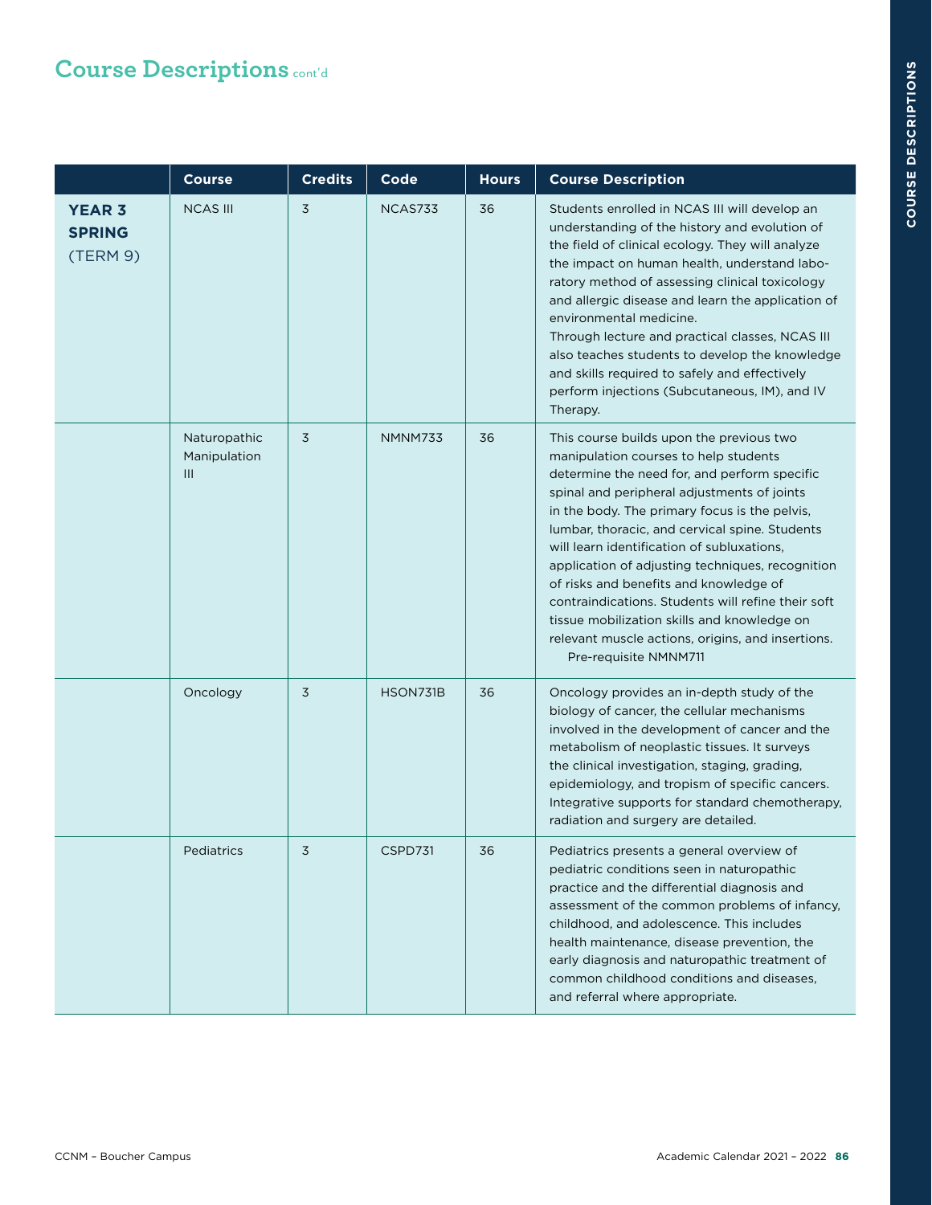## Course Descriptions cont'd

| | Course | Credits | Code | Hours | Course Description |
|---|---|---|---|---|---|
| **YEAR 3 SPRING** (TERM 9) | NCAS III | 3 | NCAS733 | 36 | Students enrolled in NCAS III will develop an understanding of the history and evolution of the field of clinical ecology. They will analyze the impact on human health, understand laboratory method of assessing clinical toxicology and allergic disease and learn the application of environmental medicine. Through lecture and practical classes, NCAS III also teaches students to develop the knowledge and skills required to safely and effectively perform injections (Subcutaneous, IM), and IV Therapy. |
| | Naturopathic Manipulation III | 3 | NMNM733 | 36 | This course builds upon the previous two manipulation courses to help students determine the need for, and perform specific spinal and peripheral adjustments of joints in the body. The primary focus is the pelvis, lumbar, thoracic, and cervical spine. Students will learn identification of subluxations, application of adjusting techniques, recognition of risks and benefits and knowledge of contraindications. Students will refine their soft tissue mobilization skills and knowledge on relevant muscle actions, origins, and insertions. Pre-requisite NMNM711 |
| | Oncology | 3 | HSON731B | 36 | Oncology provides an in-depth study of the biology of cancer, the cellular mechanisms involved in the development of cancer and the metabolism of neoplastic tissues. It surveys the clinical investigation, staging, grading, epidemiology, and tropism of specific cancers. Integrative supports for standard chemotherapy, radiation and surgery are detailed. |
| | Pediatrics | 3 | CSPD731 | 36 | Pediatrics presents a general overview of pediatric conditions seen in naturopathic practice and the differential diagnosis and assessment of the common problems of infancy, childhood, and adolescence. This includes health maintenance, disease prevention, the early diagnosis and naturopathic treatment of common childhood conditions and diseases, and referral where appropriate. |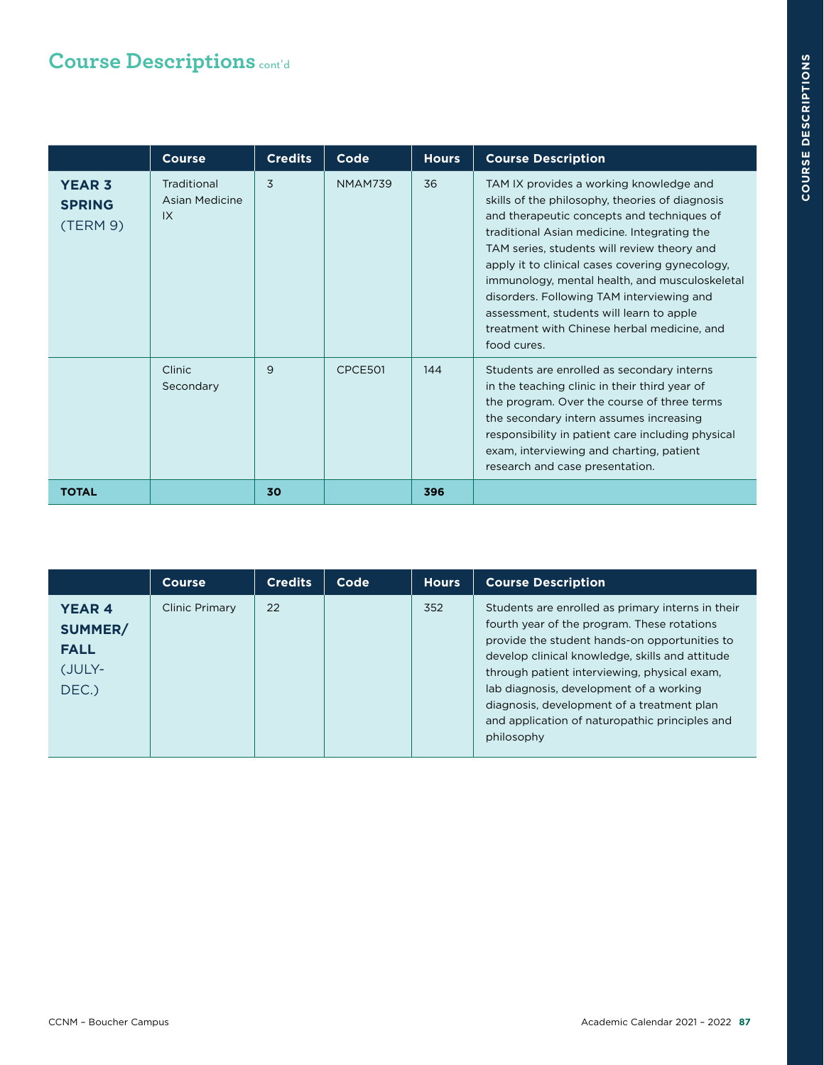## Course Descriptions cont'd

| | Course | Credits | Code | Hours | Course Description |
|---|---|---|---|---|---|
| **YEAR 3 SPRING** (TERM 9) | Traditional Asian Medicine IX | 3 | NMAM739 | 36 | TAM IX provides a working knowledge and skills of the philosophy, theories of diagnosis and therapeutic concepts and techniques of traditional Asian medicine. Integrating the TAM series, students will review theory and apply it to clinical cases covering gynecology, immunology, mental health, and musculoskeletal disorders. Following TAM interviewing and assessment, students will learn to apple treatment with Chinese herbal medicine, and food cures. |
| | Clinic Secondary | 9 | CPCE501 | 144 | Students are enrolled as secondary interns in the teaching clinic in their third year of the program. Over the course of three terms the secondary intern assumes increasing responsibility in patient care including physical exam, interviewing and charting, patient research and case presentation. |
| **TOTAL** | | **30** | | **396** | |

| | Course | Credits | Code | Hours | Course Description |
|---|---|---|---|---|---|
| **YEAR 4 SUMMER/ FALL** (JULY-DEC.) | Clinic Primary | 22 | | 352 | Students are enrolled as primary interns in their fourth year of the program. These rotations provide the student hands-on opportunities to develop clinical knowledge, skills and attitude through patient interviewing, physical exam, lab diagnosis, development of a working diagnosis, development of a treatment plan and application of naturopathic principles and philosophy |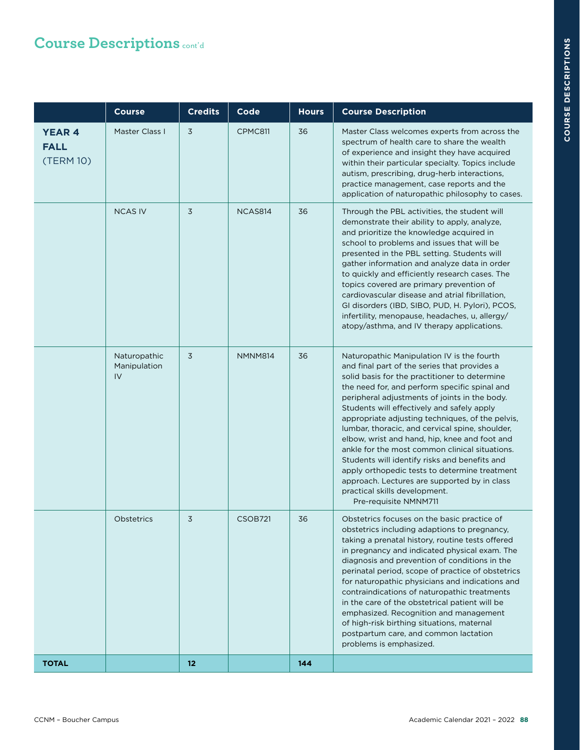## Course Descriptions cont'd

| | Course | Credits | Code | Hours | Course Description |
|---|---|---|---|---|---|
| **YEAR 4 FALL** (TERM 10) | Master Class I | 3 | CPMC811 | 36 | Master Class welcomes experts from across the spectrum of health care to share the wealth of experience and insight they have acquired within their particular specialty. Topics include autism, prescribing, drug-herb interactions, practice management, case reports and the application of naturopathic philosophy to cases. |
| | NCAS IV | 3 | NCAS814 | 36 | Through the PBL activities, the student will demonstrate their ability to apply, analyze, and prioritize the knowledge acquired in school to problems and issues that will be presented in the PBL setting. Students will gather information and analyze data in order to quickly and efficiently research cases. The topics covered are primary prevention of cardiovascular disease and atrial fibrillation, GI disorders (IBD, SIBO, PUD, H. Pylori), PCOS, infertility, menopause, headaches, u, allergy/atopy/asthma, and IV therapy applications. |
| | Naturopathic Manipulation IV | 3 | NMNM814 | 36 | Naturopathic Manipulation IV is the fourth and final part of the series that provides a solid basis for the practitioner to determine the need for, and perform specific spinal and peripheral adjustments of joints in the body. Students will effectively and safely apply appropriate adjusting techniques, of the pelvis, lumbar, thoracic, and cervical spine, shoulder, elbow, wrist and hand, hip, knee and foot and ankle for the most common clinical situations. Students will identify risks and benefits and apply orthopedic tests to determine treatment approach. Lectures are supported by in class practical skills development. Pre-requisite NMNM711 |
| | Obstetrics | 3 | CSOB721 | 36 | Obstetrics focuses on the basic practice of obstetrics including adaptions to pregnancy, taking a prenatal history, routine tests offered in pregnancy and indicated physical exam. The diagnosis and prevention of conditions in the perinatal period, scope of practice of obstetrics for naturopathic physicians and indications and contraindications of naturopathic treatments in the care of the obstetrical patient will be emphasized. Recognition and management of high-risk birthing situations, maternal postpartum care, and common lactation problems is emphasized. |
| **TOTAL** | | **12** | | **144** | |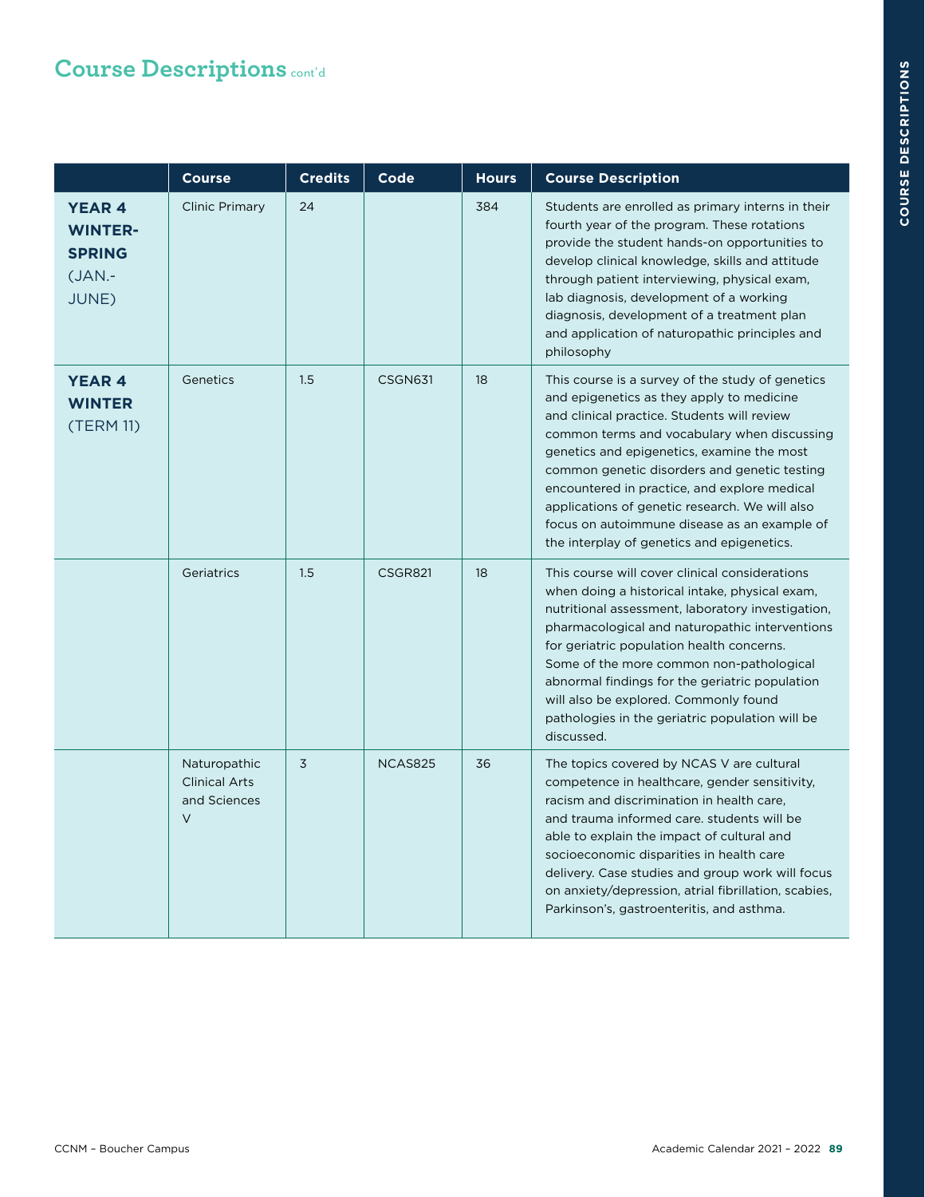# Course Descriptions cont'd

| | Course | Credits | Code | Hours | Course Description |
|---|---|---|---|---|---|
| **YEAR 4 WINTER-SPRING** (JAN.-JUNE) | Clinic Primary | 24 | | 384 | Students are enrolled as primary interns in their fourth year of the program. These rotations provide the student hands-on opportunities to develop clinical knowledge, skills and attitude through patient interviewing, physical exam, lab diagnosis, development of a working diagnosis, development of a treatment plan and application of naturopathic principles and philosophy |
| **YEAR 4 WINTER** (TERM 11) | Genetics | 1.5 | CSGN631 | 18 | This course is a survey of the study of genetics and epigenetics as they apply to medicine and clinical practice. Students will review common terms and vocabulary when discussing genetics and epigenetics, examine the most common genetic disorders and genetic testing encountered in practice, and explore medical applications of genetic research. We will also focus on autoimmune disease as an example of the interplay of genetics and epigenetics. |
| | Geriatrics | 1.5 | CSGR821 | 18 | This course will cover clinical considerations when doing a historical intake, physical exam, nutritional assessment, laboratory investigation, pharmacological and naturopathic interventions for geriatric population health concerns. Some of the more common non-pathological abnormal findings for the geriatric population will also be explored. Commonly found pathologies in the geriatric population will be discussed. |
| | Naturopathic Clinical Arts and Sciences V | 3 | NCAS825 | 36 | The topics covered by NCAS V are cultural competence in healthcare, gender sensitivity, racism and discrimination in health care, and trauma informed care. students will be able to explain the impact of cultural and socioeconomic disparities in health care delivery. Case studies and group work will focus on anxiety/depression, atrial fibrillation, scabies, Parkinson's, gastroenteritis, and asthma. |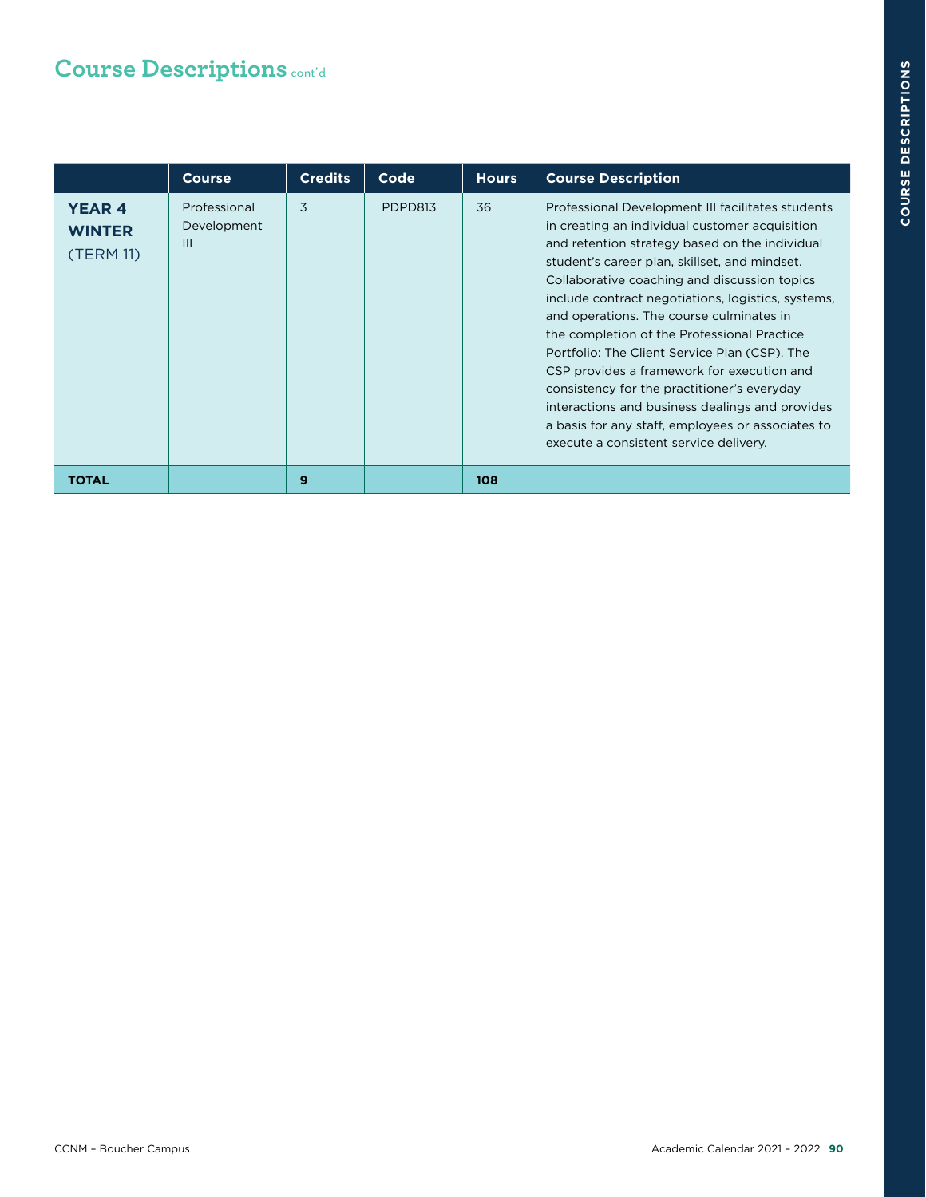## Course Descriptions cont'd

| | Course | Credits | Code | Hours | Course Description |
|---|---|---|---|---|---|
| **YEAR 4 WINTER** (TERM 11) | Professional Development III | 3 | PDPD813 | 36 | Professional Development III facilitates students in creating an individual customer acquisition and retention strategy based on the individual student's career plan, skillset, and mindset. Collaborative coaching and discussion topics include contract negotiations, logistics, systems, and operations. The course culminates in the completion of the Professional Practice Portfolio: The Client Service Plan (CSP). The CSP provides a framework for execution and consistency for the practitioner's everyday interactions and business dealings and provides a basis for any staff, employees or associates to execute a consistent service delivery. |
| **TOTAL** | | **9** | | **108** | |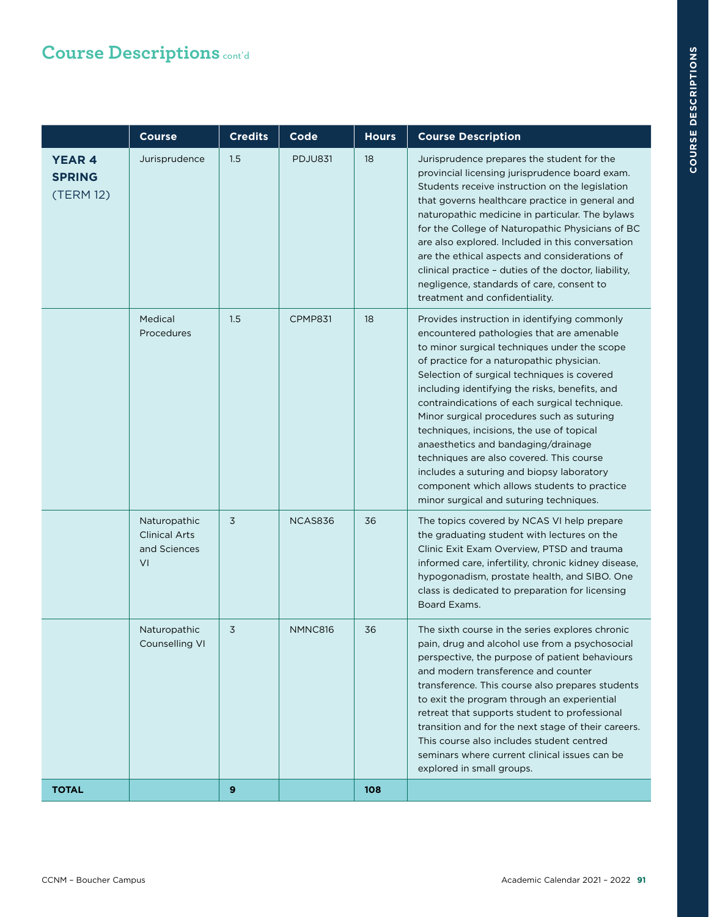## Course Descriptions cont'd

| | Course | Credits | Code | Hours | Course Description |
|---|---|---|---|---|---|
| **YEAR 4 SPRING** (TERM 12) | Jurisprudence | 1.5 | PDJU831 | 18 | Jurisprudence prepares the student for the provincial licensing jurisprudence board exam. Students receive instruction on the legislation that governs healthcare practice in general and naturopathic medicine in particular. The bylaws for the College of Naturopathic Physicians of BC are also explored. Included in this conversation are the ethical aspects and considerations of clinical practice – duties of the doctor, liability, negligence, standards of care, consent to treatment and confidentiality. |
| | Medical Procedures | 1.5 | CPMP831 | 18 | Provides instruction in identifying commonly encountered pathologies that are amenable to minor surgical techniques under the scope of practice for a naturopathic physician. Selection of surgical techniques is covered including identifying the risks, benefits, and contraindications of each surgical technique. Minor surgical procedures such as suturing techniques, incisions, the use of topical anaesthetics and bandaging/drainage techniques are also covered. This course includes a suturing and biopsy laboratory component which allows students to practice minor surgical and suturing techniques. |
| | Naturopathic Clinical Arts and Sciences VI | 3 | NCAS836 | 36 | The topics covered by NCAS VI help prepare the graduating student with lectures on the Clinic Exit Exam Overview, PTSD and trauma informed care, infertility, chronic kidney disease, hypogonadism, prostate health, and SIBO. One class is dedicated to preparation for licensing Board Exams. |
| | Naturopathic Counselling VI | 3 | NMNC816 | 36 | The sixth course in the series explores chronic pain, drug and alcohol use from a psychosocial perspective, the purpose of patient behaviours and modern transference and counter transference. This course also prepares students to exit the program through an experiential retreat that supports student to professional transition and for the next stage of their careers. This course also includes student centred seminars where current clinical issues can be explored in small groups. |
| **TOTAL** | | **9** | | **108** | |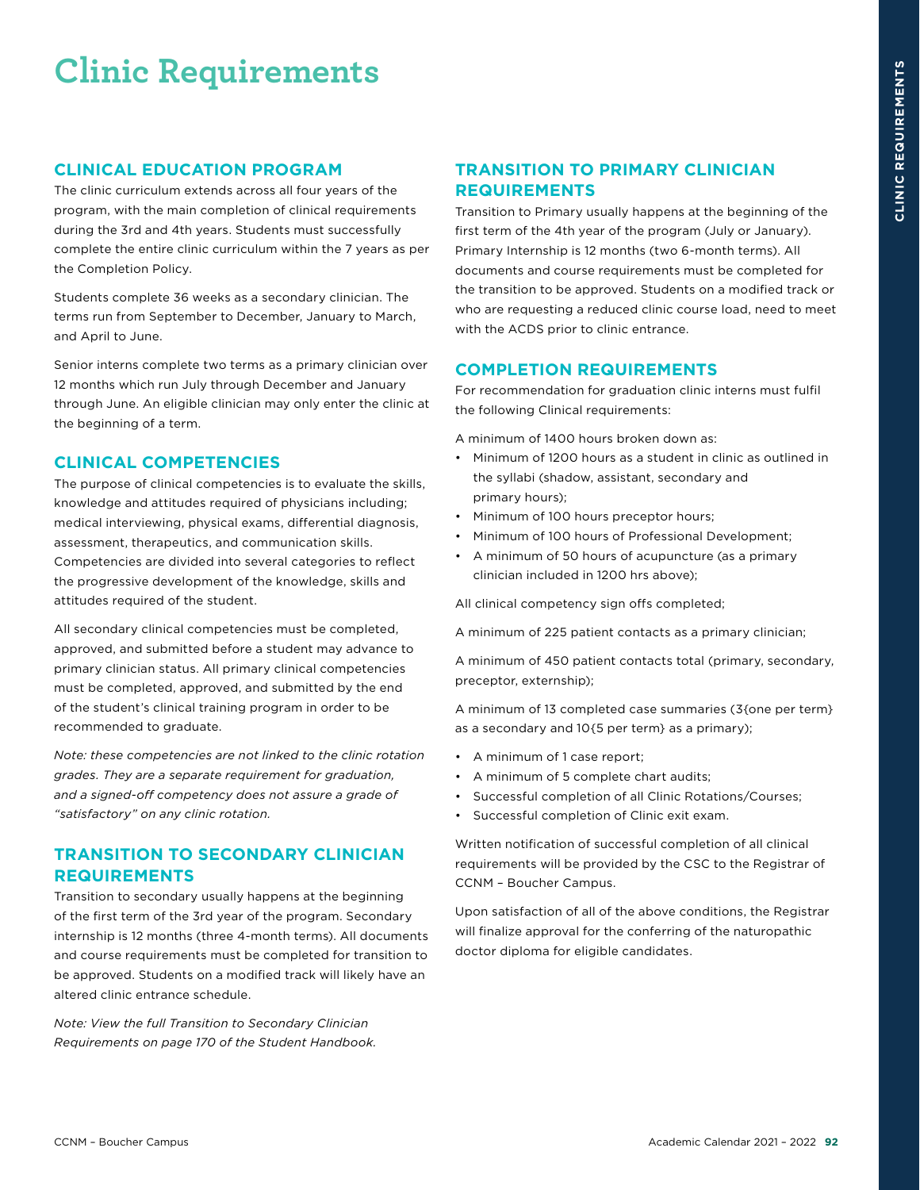# Clinic Requirements

## CLINICAL EDUCATION PROGRAM

The clinic curriculum extends across all four years of the program, with the main completion of clinical requirements during the 3rd and 4th years. Students must successfully complete the entire clinic curriculum within the 7 years as per the Completion Policy.

Students complete 36 weeks as a secondary clinician. The terms run from September to December, January to March, and April to June.

Senior interns complete two terms as a primary clinician over 12 months which run July through December and January through June. An eligible clinician may only enter the clinic at the beginning of a term.

## CLINICAL COMPETENCIES

The purpose of clinical competencies is to evaluate the skills, knowledge and attitudes required of physicians including; medical interviewing, physical exams, differential diagnosis, assessment, therapeutics, and communication skills. Competencies are divided into several categories to reflect the progressive development of the knowledge, skills and attitudes required of the student.

All secondary clinical competencies must be completed, approved, and submitted before a student may advance to primary clinician status. All primary clinical competencies must be completed, approved, and submitted by the end of the student's clinical training program in order to be recommended to graduate.

*Note: these competencies are not linked to the clinic rotation grades. They are a separate requirement for graduation, and a signed-off competency does not assure a grade of "satisfactory" on any clinic rotation.*

## TRANSITION TO SECONDARY CLINICIAN REQUIREMENTS

Transition to secondary usually happens at the beginning of the first term of the 3rd year of the program. Secondary internship is 12 months (three 4-month terms). All documents and course requirements must be completed for transition to be approved. Students on a modified track will likely have an altered clinic entrance schedule.

*Note: View the full Transition to Secondary Clinician Requirements on page 170 of the Student Handbook.*

## TRANSITION TO PRIMARY CLINICIAN REQUIREMENTS

Transition to Primary usually happens at the beginning of the first term of the 4th year of the program (July or January). Primary Internship is 12 months (two 6-month terms). All documents and course requirements must be completed for the transition to be approved. Students on a modified track or who are requesting a reduced clinic course load, need to meet with the ACDS prior to clinic entrance.

## COMPLETION REQUIREMENTS

For recommendation for graduation clinic interns must fulfil the following Clinical requirements:

A minimum of 1400 hours broken down as:

- Minimum of 1200 hours as a student in clinic as outlined in the syllabi (shadow, assistant, secondary and primary hours);
- Minimum of 100 hours preceptor hours;
- Minimum of 100 hours of Professional Development;
- A minimum of 50 hours of acupuncture (as a primary clinician included in 1200 hrs above);

All clinical competency sign offs completed;

A minimum of 225 patient contacts as a primary clinician;

A minimum of 450 patient contacts total (primary, secondary, preceptor, externship);

A minimum of 13 completed case summaries (3{one per term} as a secondary and 10{5 per term} as a primary);

- A minimum of 1 case report;
- A minimum of 5 complete chart audits;
- Successful completion of all Clinic Rotations/Courses;
- Successful completion of Clinic exit exam.

Written notification of successful completion of all clinical requirements will be provided by the CSC to the Registrar of CCNM – Boucher Campus.

Upon satisfaction of all of the above conditions, the Registrar will finalize approval for the conferring of the naturopathic doctor diploma for eligible candidates.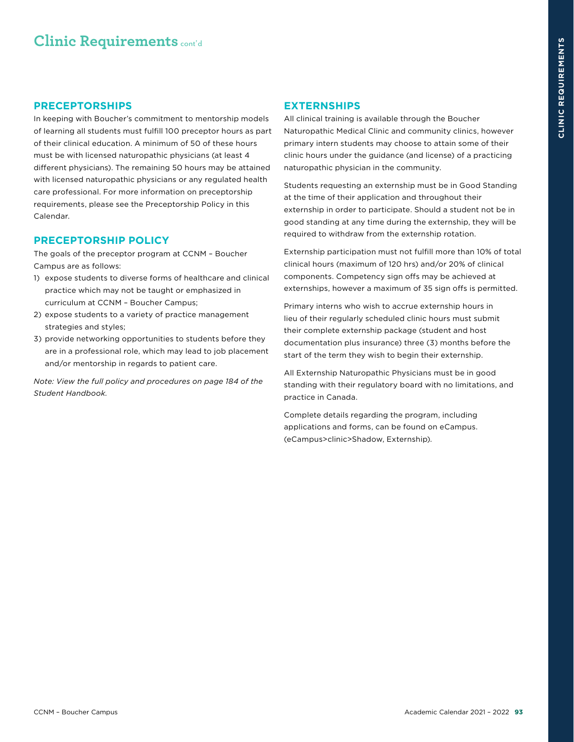# Clinic Requirements cont'd

## PRECEPTORSHIPS

In keeping with Boucher's commitment to mentorship models of learning all students must fulfill 100 preceptor hours as part of their clinical education. A minimum of 50 of these hours must be with licensed naturopathic physicians (at least 4 different physicians). The remaining 50 hours may be attained with licensed naturopathic physicians or any regulated health care professional. For more information on preceptorship requirements, please see the Preceptorship Policy in this Calendar.

## PRECEPTORSHIP POLICY

The goals of the preceptor program at CCNM – Boucher Campus are as follows:

1) expose students to diverse forms of healthcare and clinical practice which may not be taught or emphasized in curriculum at CCNM – Boucher Campus;
2) expose students to a variety of practice management strategies and styles;
3) provide networking opportunities to students before they are in a professional role, which may lead to job placement and/or mentorship in regards to patient care.

*Note: View the full policy and procedures on page 184 of the Student Handbook.*

## EXTERNSHIPS

All clinical training is available through the Boucher Naturopathic Medical Clinic and community clinics, however primary intern students may choose to attain some of their clinic hours under the guidance (and license) of a practicing naturopathic physician in the community.

Students requesting an externship must be in Good Standing at the time of their application and throughout their externship in order to participate. Should a student not be in good standing at any time during the externship, they will be required to withdraw from the externship rotation.

Externship participation must not fulfill more than 10% of total clinical hours (maximum of 120 hrs) and/or 20% of clinical components. Competency sign offs may be achieved at externships, however a maximum of 35 sign offs is permitted.

Primary interns who wish to accrue externship hours in lieu of their regularly scheduled clinic hours must submit their complete externship package (student and host documentation plus insurance) three (3) months before the start of the term they wish to begin their externship.

All Externship Naturopathic Physicians must be in good standing with their regulatory board with no limitations, and practice in Canada.

Complete details regarding the program, including applications and forms, can be found on eCampus. (eCampus>clinic>Shadow, Externship).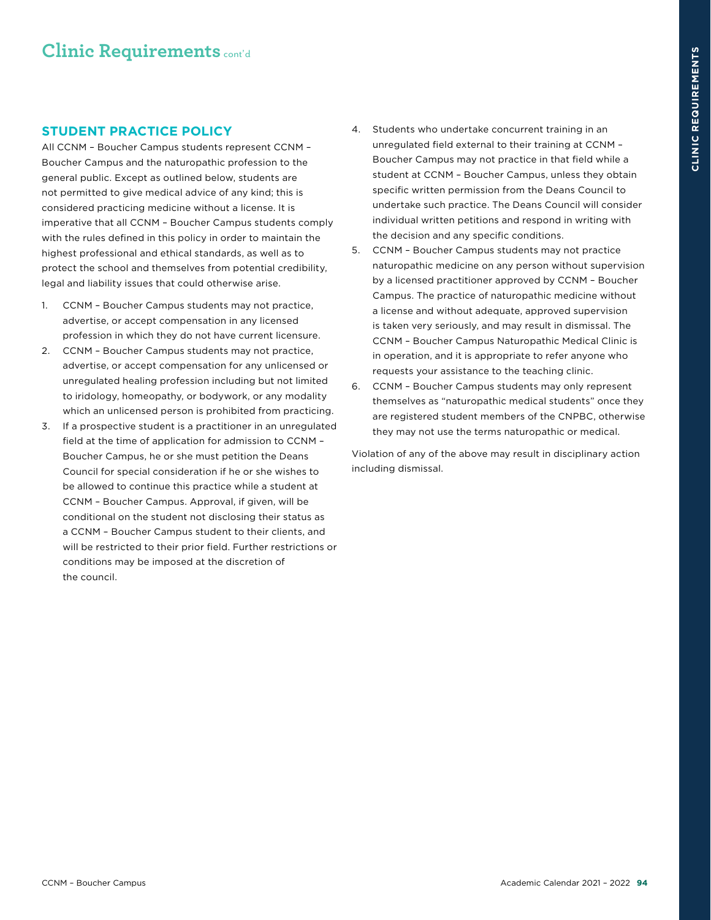# Clinic Requirements cont'd

## STUDENT PRACTICE POLICY

All CCNM – Boucher Campus students represent CCNM – Boucher Campus and the naturopathic profession to the general public. Except as outlined below, students are not permitted to give medical advice of any kind; this is considered practicing medicine without a license. It is imperative that all CCNM – Boucher Campus students comply with the rules defined in this policy in order to maintain the highest professional and ethical standards, as well as to protect the school and themselves from potential credibility, legal and liability issues that could otherwise arise.

1. CCNM – Boucher Campus students may not practice, advertise, or accept compensation in any licensed profession in which they do not have current licensure.
2. CCNM – Boucher Campus students may not practice, advertise, or accept compensation for any unlicensed or unregulated healing profession including but not limited to iridology, homeopathy, or bodywork, or any modality which an unlicensed person is prohibited from practicing.
3. If a prospective student is a practitioner in an unregulated field at the time of application for admission to CCNM – Boucher Campus, he or she must petition the Deans Council for special consideration if he or she wishes to be allowed to continue this practice while a student at CCNM – Boucher Campus. Approval, if given, will be conditional on the student not disclosing their status as a CCNM – Boucher Campus student to their clients, and will be restricted to their prior field. Further restrictions or conditions may be imposed at the discretion of the council.
4. Students who undertake concurrent training in an unregulated field external to their training at CCNM – Boucher Campus may not practice in that field while a student at CCNM – Boucher Campus, unless they obtain specific written permission from the Deans Council to undertake such practice. The Deans Council will consider individual written petitions and respond in writing with the decision and any specific conditions.
5. CCNM – Boucher Campus students may not practice naturopathic medicine on any person without supervision by a licensed practitioner approved by CCNM – Boucher Campus. The practice of naturopathic medicine without a license and without adequate, approved supervision is taken very seriously, and may result in dismissal. The CCNM – Boucher Campus Naturopathic Medical Clinic is in operation, and it is appropriate to refer anyone who requests your assistance to the teaching clinic.
6. CCNM – Boucher Campus students may only represent themselves as "naturopathic medical students" once they are registered student members of the CNPBC, otherwise they may not use the terms naturopathic or medical.

Violation of any of the above may result in disciplinary action including dismissal.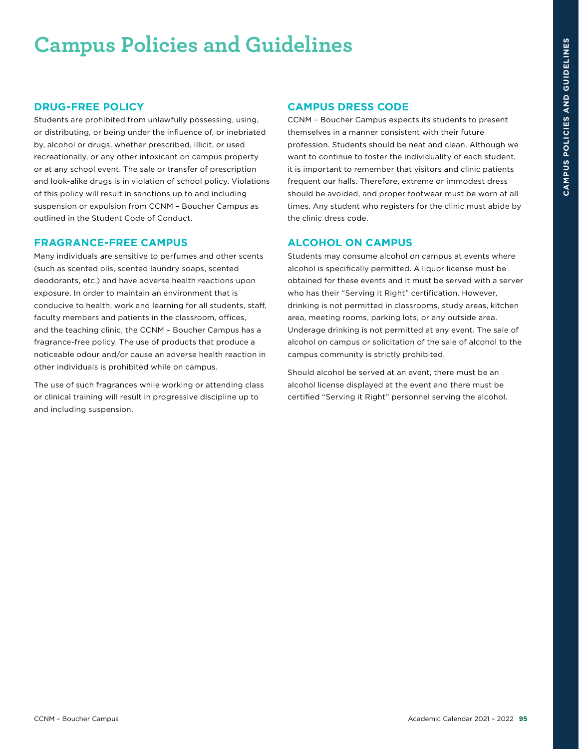# Campus Policies and Guidelines

## DRUG-FREE POLICY

Students are prohibited from unlawfully possessing, using, or distributing, or being under the influence of, or inebriated by, alcohol or drugs, whether prescribed, illicit, or used recreationally, or any other intoxicant on campus property or at any school event. The sale or transfer of prescription and look-alike drugs is in violation of school policy. Violations of this policy will result in sanctions up to and including suspension or expulsion from CCNM – Boucher Campus as outlined in the Student Code of Conduct.

## FRAGRANCE-FREE CAMPUS

Many individuals are sensitive to perfumes and other scents (such as scented oils, scented laundry soaps, scented deodorants, etc.) and have adverse health reactions upon exposure. In order to maintain an environment that is conducive to health, work and learning for all students, staff, faculty members and patients in the classroom, offices, and the teaching clinic, the CCNM – Boucher Campus has a fragrance-free policy. The use of products that produce a noticeable odour and/or cause an adverse health reaction in other individuals is prohibited while on campus.

The use of such fragrances while working or attending class or clinical training will result in progressive discipline up to and including suspension.

## CAMPUS DRESS CODE

CCNM – Boucher Campus expects its students to present themselves in a manner consistent with their future profession. Students should be neat and clean. Although we want to continue to foster the individuality of each student, it is important to remember that visitors and clinic patients frequent our halls. Therefore, extreme or immodest dress should be avoided, and proper footwear must be worn at all times. Any student who registers for the clinic must abide by the clinic dress code.

## ALCOHOL ON CAMPUS

Students may consume alcohol on campus at events where alcohol is specifically permitted. A liquor license must be obtained for these events and it must be served with a server who has their "Serving it Right" certification. However, drinking is not permitted in classrooms, study areas, kitchen area, meeting rooms, parking lots, or any outside area. Underage drinking is not permitted at any event. The sale of alcohol on campus or solicitation of the sale of alcohol to the campus community is strictly prohibited.

Should alcohol be served at an event, there must be an alcohol license displayed at the event and there must be certified "Serving it Right" personnel serving the alcohol.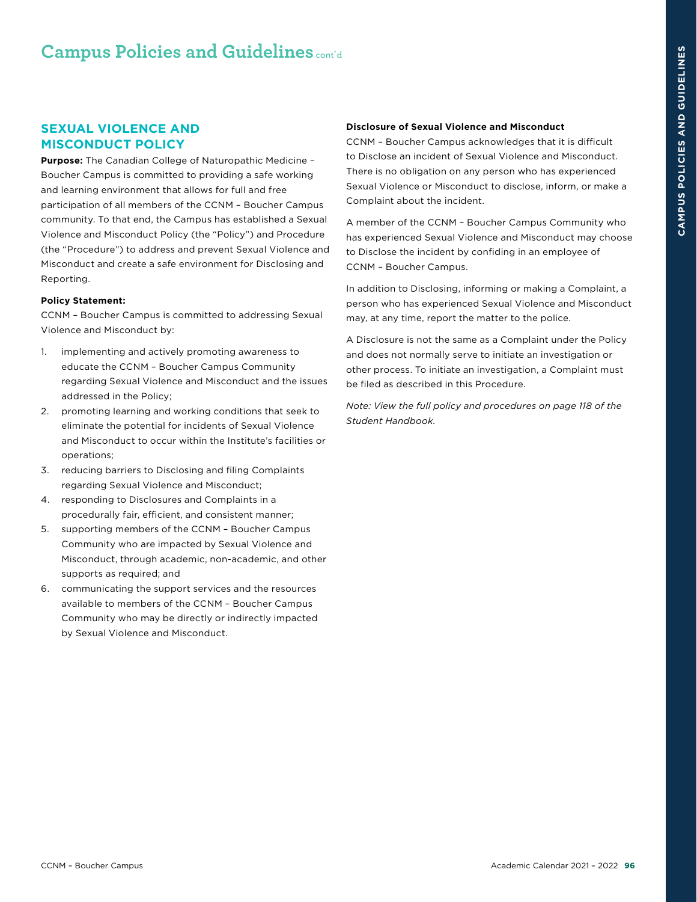# Campus Policies and Guidelines cont'd

## SEXUAL VIOLENCE AND MISCONDUCT POLICY

**Purpose:** The Canadian College of Naturopathic Medicine – Boucher Campus is committed to providing a safe working and learning environment that allows for full and free participation of all members of the CCNM – Boucher Campus community. To that end, the Campus has established a Sexual Violence and Misconduct Policy (the "Policy") and Procedure (the "Procedure") to address and prevent Sexual Violence and Misconduct and create a safe environment for Disclosing and Reporting.

**Policy Statement:**

CCNM – Boucher Campus is committed to addressing Sexual Violence and Misconduct by:

1. implementing and actively promoting awareness to educate the CCNM – Boucher Campus Community regarding Sexual Violence and Misconduct and the issues addressed in the Policy;
2. promoting learning and working conditions that seek to eliminate the potential for incidents of Sexual Violence and Misconduct to occur within the Institute's facilities or operations;
3. reducing barriers to Disclosing and filing Complaints regarding Sexual Violence and Misconduct;
4. responding to Disclosures and Complaints in a procedurally fair, efficient, and consistent manner;
5. supporting members of the CCNM – Boucher Campus Community who are impacted by Sexual Violence and Misconduct, through academic, non-academic, and other supports as required; and
6. communicating the support services and the resources available to members of the CCNM – Boucher Campus Community who may be directly or indirectly impacted by Sexual Violence and Misconduct.

**Disclosure of Sexual Violence and Misconduct**

CCNM – Boucher Campus acknowledges that it is difficult to Disclose an incident of Sexual Violence and Misconduct. There is no obligation on any person who has experienced Sexual Violence or Misconduct to disclose, inform, or make a Complaint about the incident.

A member of the CCNM – Boucher Campus Community who has experienced Sexual Violence and Misconduct may choose to Disclose the incident by confiding in an employee of CCNM – Boucher Campus.

In addition to Disclosing, informing or making a Complaint, a person who has experienced Sexual Violence and Misconduct may, at any time, report the matter to the police.

A Disclosure is not the same as a Complaint under the Policy and does not normally serve to initiate an investigation or other process. To initiate an investigation, a Complaint must be filed as described in this Procedure.

*Note: View the full policy and procedures on page 118 of the Student Handbook.*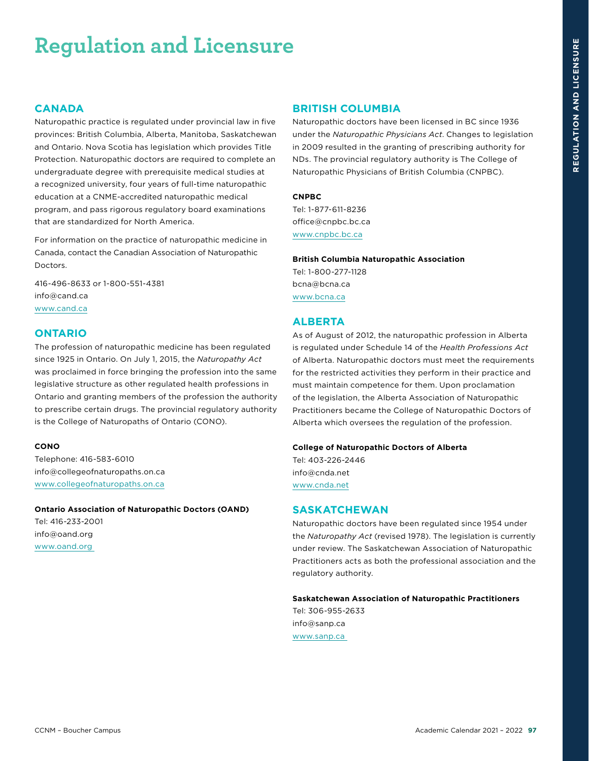# Regulation and Licensure

## CANADA

Naturopathic practice is regulated under provincial law in five provinces: British Columbia, Alberta, Manitoba, Saskatchewan and Ontario. Nova Scotia has legislation which provides Title Protection. Naturopathic doctors are required to complete an undergraduate degree with prerequisite medical studies at a recognized university, four years of full-time naturopathic education at a CNME-accredited naturopathic medical program, and pass rigorous regulatory board examinations that are standardized for North America.

For information on the practice of naturopathic medicine in Canada, contact the Canadian Association of Naturopathic Doctors.

416-496-8633 or 1-800-551-4381
info@cand.ca
www.cand.ca

## ONTARIO

The profession of naturopathic medicine has been regulated since 1925 in Ontario. On July 1, 2015, the *Naturopathy Act* was proclaimed in force bringing the profession into the same legislative structure as other regulated health professions in Ontario and granting members of the profession the authority to prescribe certain drugs. The provincial regulatory authority is the College of Naturopaths of Ontario (CONO).

**CONO**
Telephone: 416-583-6010
info@collegeofnaturopaths.on.ca
www.collegeofnaturopaths.on.ca

**Ontario Association of Naturopathic Doctors (OAND)**
Tel: 416-233-2001
info@oand.org
www.oand.org

## BRITISH COLUMBIA

Naturopathic doctors have been licensed in BC since 1936 under the *Naturopathic Physicians Act*. Changes to legislation in 2009 resulted in the granting of prescribing authority for NDs. The provincial regulatory authority is The College of Naturopathic Physicians of British Columbia (CNPBC).

**CNPBC**
Tel: 1-877-611-8236
office@cnpbc.bc.ca
www.cnpbc.bc.ca

**British Columbia Naturopathic Association**
Tel: 1-800-277-1128
bcna@bcna.ca
www.bcna.ca

## ALBERTA

As of August of 2012, the naturopathic profession in Alberta is regulated under Schedule 14 of the *Health Professions Act* of Alberta. Naturopathic doctors must meet the requirements for the restricted activities they perform in their practice and must maintain competence for them. Upon proclamation of the legislation, the Alberta Association of Naturopathic Practitioners became the College of Naturopathic Doctors of Alberta which oversees the regulation of the profession.

**College of Naturopathic Doctors of Alberta**
Tel: 403-226-2446
info@cnda.net
www.cnda.net

## SASKATCHEWAN

Naturopathic doctors have been regulated since 1954 under the *Naturopathy Act* (revised 1978). The legislation is currently under review. The Saskatchewan Association of Naturopathic Practitioners acts as both the professional association and the regulatory authority.

**Saskatchewan Association of Naturopathic Practitioners**
Tel: 306-955-2633
info@sanp.ca
www.sanp.ca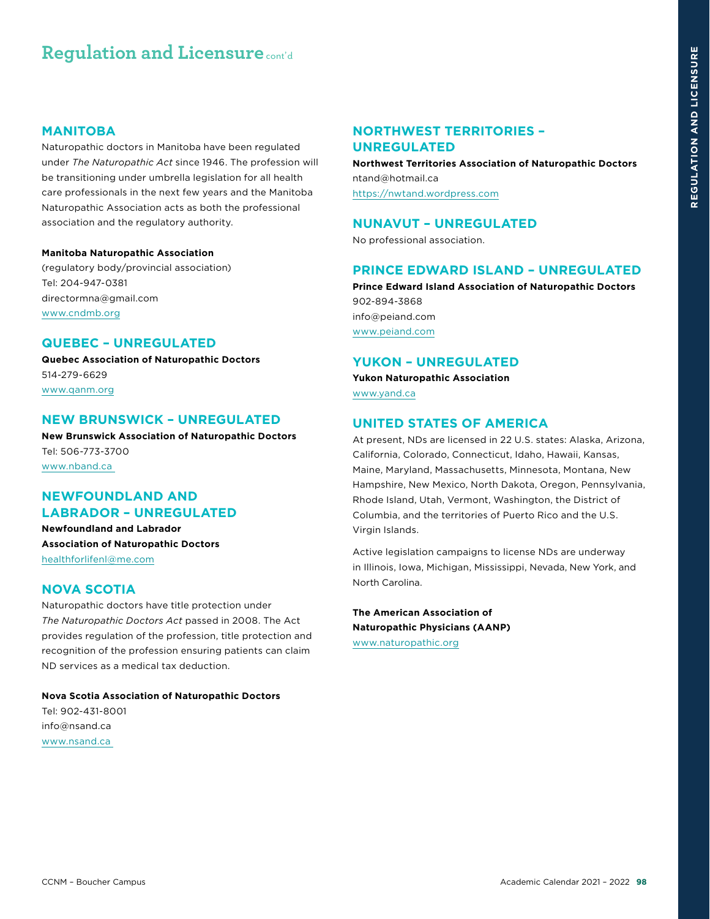# Regulation and Licensure cont'd

## MANITOBA

Naturopathic doctors in Manitoba have been regulated under *The Naturopathic Act* since 1946. The profession will be transitioning under umbrella legislation for all health care professionals in the next few years and the Manitoba Naturopathic Association acts as both the professional association and the regulatory authority.

**Manitoba Naturopathic Association**
(regulatory body/provincial association)
Tel: 204-947-0381
directormna@gmail.com
www.cndmb.org

## QUEBEC – UNREGULATED

**Quebec Association of Naturopathic Doctors**
514-279-6629
www.qanm.org

## NEW BRUNSWICK – UNREGULATED

**New Brunswick Association of Naturopathic Doctors**
Tel: 506-773-3700
www.nband.ca

## NEWFOUNDLAND AND LABRADOR – UNREGULATED

**Newfoundland and Labrador Association of Naturopathic Doctors**
healthforlifenl@me.com

## NOVA SCOTIA

Naturopathic doctors have title protection under *The Naturopathic Doctors Act* passed in 2008. The Act provides regulation of the profession, title protection and recognition of the profession ensuring patients can claim ND services as a medical tax deduction.

**Nova Scotia Association of Naturopathic Doctors**
Tel: 902-431-8001
info@nsand.ca
www.nsand.ca

## NORTHWEST TERRITORIES – UNREGULATED

**Northwest Territories Association of Naturopathic Doctors**
ntand@hotmail.ca
https://nwtand.wordpress.com

## NUNAVUT – UNREGULATED

No professional association.

## PRINCE EDWARD ISLAND – UNREGULATED

**Prince Edward Island Association of Naturopathic Doctors**
902-894-3868
info@peiand.com
www.peiand.com

## YUKON – UNREGULATED

**Yukon Naturopathic Association**
www.yand.ca

## UNITED STATES OF AMERICA

At present, NDs are licensed in 22 U.S. states: Alaska, Arizona, California, Colorado, Connecticut, Idaho, Hawaii, Kansas, Maine, Maryland, Massachusetts, Minnesota, Montana, New Hampshire, New Mexico, North Dakota, Oregon, Pennsylvania, Rhode Island, Utah, Vermont, Washington, the District of Columbia, and the territories of Puerto Rico and the U.S. Virgin Islands.

Active legislation campaigns to license NDs are underway in Illinois, Iowa, Michigan, Mississippi, Nevada, New York, and North Carolina.

**The American Association of Naturopathic Physicians (AANP)**
www.naturopathic.org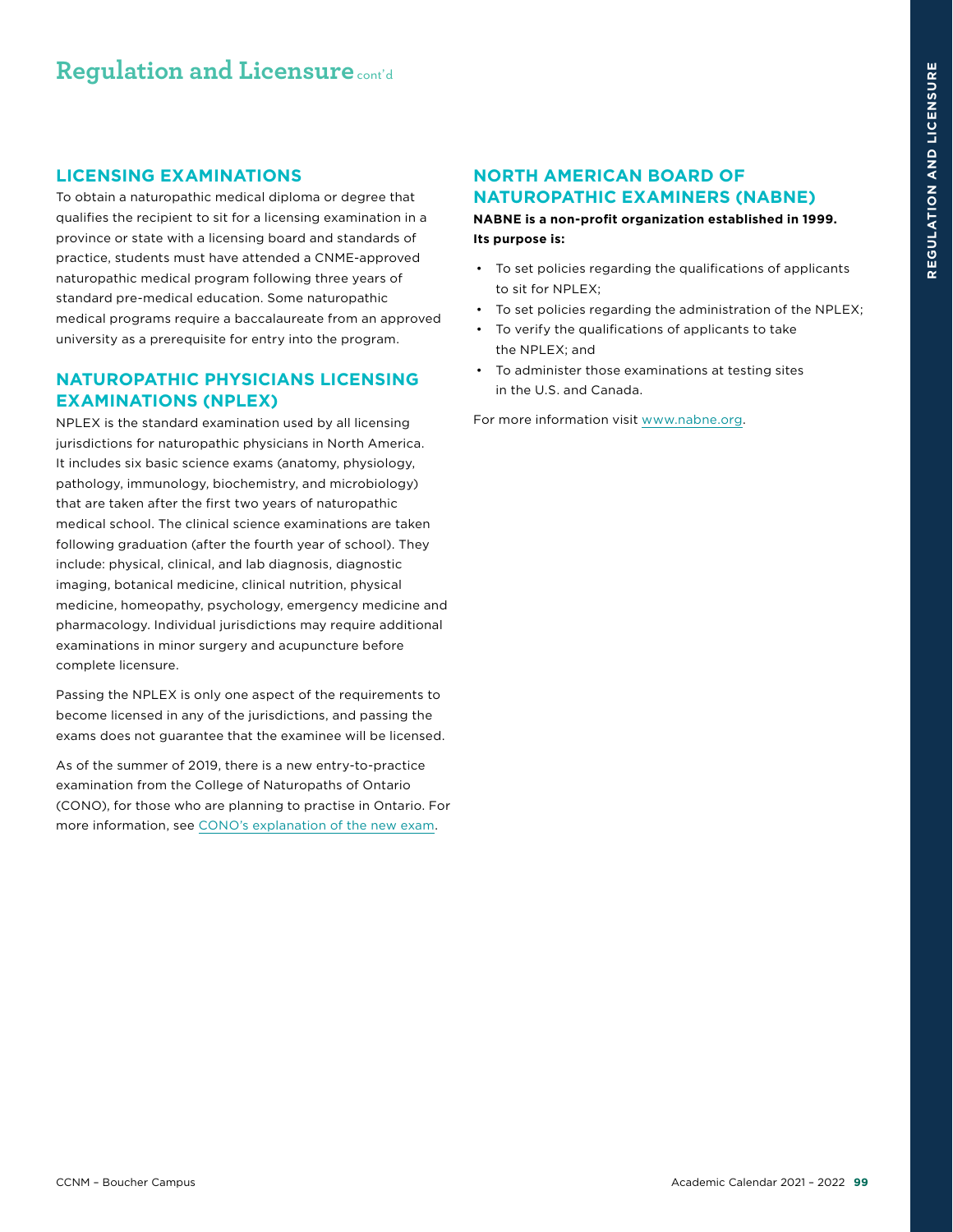# Regulation and Licensure cont'd

## LICENSING EXAMINATIONS

To obtain a naturopathic medical diploma or degree that qualifies the recipient to sit for a licensing examination in a province or state with a licensing board and standards of practice, students must have attended a CNME-approved naturopathic medical program following three years of standard pre-medical education. Some naturopathic medical programs require a baccalaureate from an approved university as a prerequisite for entry into the program.

## NATUROPATHIC PHYSICIANS LICENSING EXAMINATIONS (NPLEX)

NPLEX is the standard examination used by all licensing jurisdictions for naturopathic physicians in North America. It includes six basic science exams (anatomy, physiology, pathology, immunology, biochemistry, and microbiology) that are taken after the first two years of naturopathic medical school. The clinical science examinations are taken following graduation (after the fourth year of school). They include: physical, clinical, and lab diagnosis, diagnostic imaging, botanical medicine, clinical nutrition, physical medicine, homeopathy, psychology, emergency medicine and pharmacology. Individual jurisdictions may require additional examinations in minor surgery and acupuncture before complete licensure.

Passing the NPLEX is only one aspect of the requirements to become licensed in any of the jurisdictions, and passing the exams does not guarantee that the examinee will be licensed.

As of the summer of 2019, there is a new entry-to-practice examination from the College of Naturopaths of Ontario (CONO), for those who are planning to practise in Ontario. For more information, see CONO's explanation of the new exam.

## NORTH AMERICAN BOARD OF NATUROPATHIC EXAMINERS (NABNE)

**NABNE is a non-profit organization established in 1999. Its purpose is:**

- To set policies regarding the qualifications of applicants to sit for NPLEX;
- To set policies regarding the administration of the NPLEX;
- To verify the qualifications of applicants to take the NPLEX; and
- To administer those examinations at testing sites in the U.S. and Canada.

For more information visit www.nabne.org.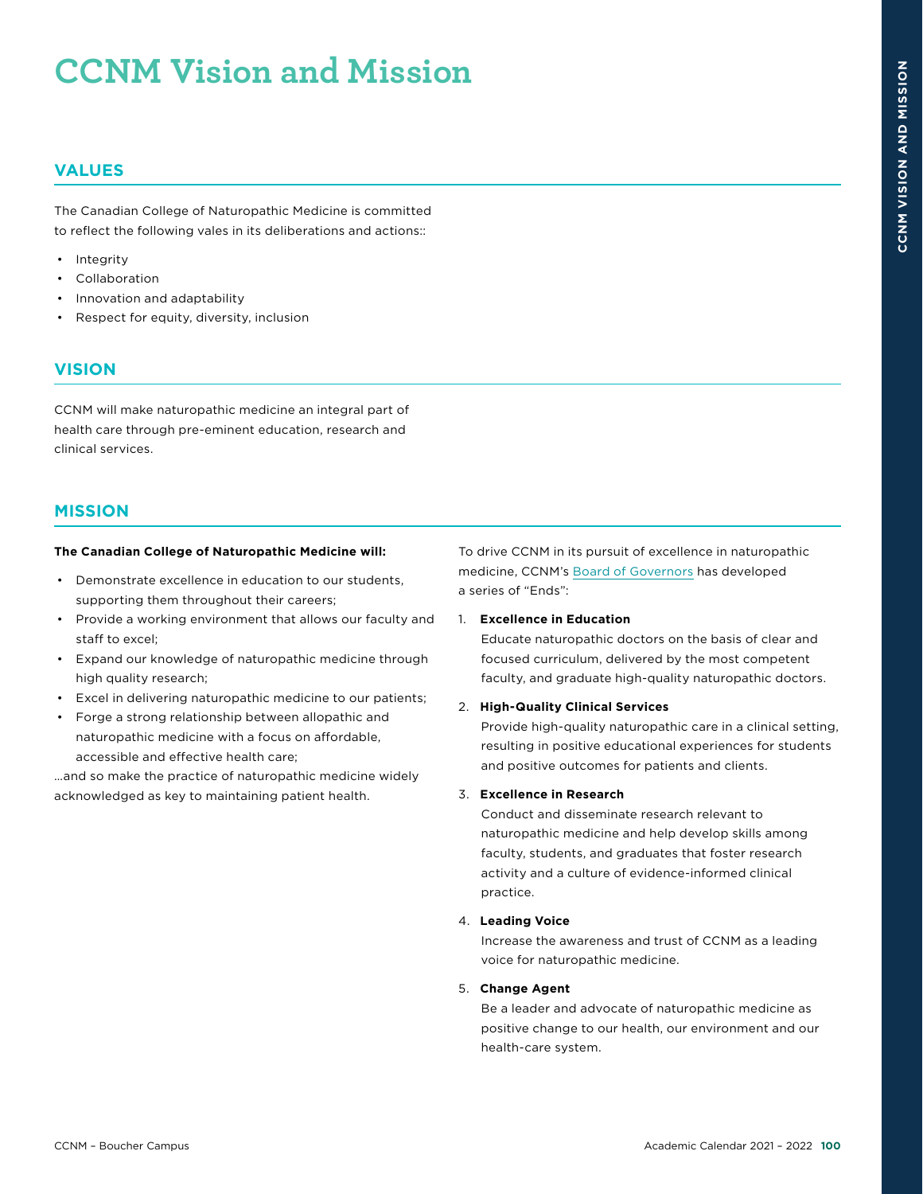# CCNM Vision and Mission

## VALUES

The Canadian College of Naturopathic Medicine is committed to reflect the following vales in its deliberations and actions::

- Integrity
- Collaboration
- Innovation and adaptability
- Respect for equity, diversity, inclusion

## VISION

CCNM will make naturopathic medicine an integral part of health care through pre-eminent education, research and clinical services.

## MISSION

**The Canadian College of Naturopathic Medicine will:**

- Demonstrate excellence in education to our students, supporting them throughout their careers;
- Provide a working environment that allows our faculty and staff to excel;
- Expand our knowledge of naturopathic medicine through high quality research;
- Excel in delivering naturopathic medicine to our patients;
- Forge a strong relationship between allopathic and naturopathic medicine with a focus on affordable, accessible and effective health care;

...and so make the practice of naturopathic medicine widely acknowledged as key to maintaining patient health.

To drive CCNM in its pursuit of excellence in naturopathic medicine, CCNM's Board of Governors has developed a series of "Ends":

1. **Excellence in Education**
   Educate naturopathic doctors on the basis of clear and focused curriculum, delivered by the most competent faculty, and graduate high-quality naturopathic doctors.
2. **High-Quality Clinical Services**
   Provide high-quality naturopathic care in a clinical setting, resulting in positive educational experiences for students and positive outcomes for patients and clients.
3. **Excellence in Research**
   Conduct and disseminate research relevant to naturopathic medicine and help develop skills among faculty, students, and graduates that foster research activity and a culture of evidence-informed clinical practice.
4. **Leading Voice**
   Increase the awareness and trust of CCNM as a leading voice for naturopathic medicine.
5. **Change Agent**
   Be a leader and advocate of naturopathic medicine as positive change to our health, our environment and our health-care system.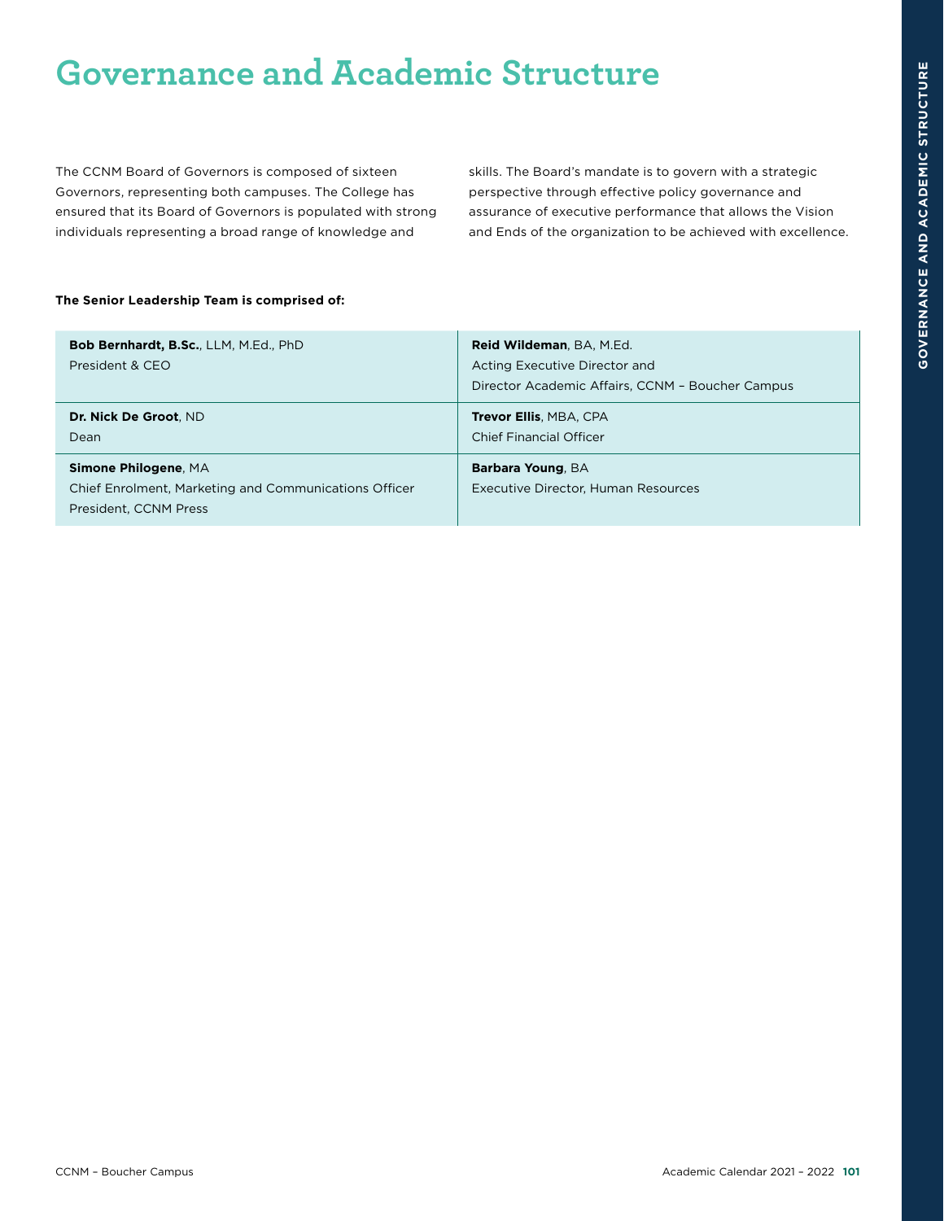# Governance and Academic Structure

The CCNM Board of Governors is composed of sixteen Governors, representing both campuses. The College has ensured that its Board of Governors is populated with strong individuals representing a broad range of knowledge and skills. The Board's mandate is to govern with a strategic perspective through effective policy governance and assurance of executive performance that allows the Vision and Ends of the organization to be achieved with excellence.

**The Senior Leadership Team is comprised of:**

| | |
|---|---|
| **Bob Bernhardt, B.Sc.**, LLM, M.Ed., PhD<br>President & CEO | **Reid Wildeman**, BA, M.Ed.<br>Acting Executive Director and<br>Director Academic Affairs, CCNM – Boucher Campus |
| **Dr. Nick De Groot**, ND<br>Dean | **Trevor Ellis**, MBA, CPA<br>Chief Financial Officer |
| **Simone Philogene**, MA<br>Chief Enrolment, Marketing and Communications Officer<br>President, CCNM Press | **Barbara Young**, BA<br>Executive Director, Human Resources |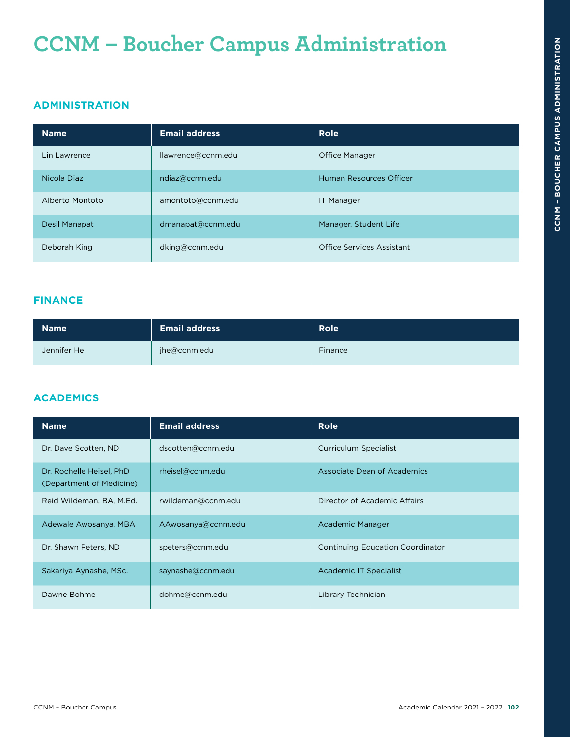# CCNM – Boucher Campus Administration

## ADMINISTRATION

| Name | Email address | Role |
|---|---|---|
| Lin Lawrence | llawrence@ccnm.edu | Office Manager |
| Nicola Diaz | ndiaz@ccnm.edu | Human Resources Officer |
| Alberto Montoto | amontoto@ccnm.edu | IT Manager |
| Desil Manapat | dmanapat@ccnm.edu | Manager, Student Life |
| Deborah King | dking@ccnm.edu | Office Services Assistant |

## FINANCE

| Name | Email address | Role |
|---|---|---|
| Jennifer He | jhe@ccnm.edu | Finance |

## ACADEMICS

| Name | Email address | Role |
|---|---|---|
| Dr. Dave Scotten, ND | dscotten@ccnm.edu | Curriculum Specialist |
| Dr. Rochelle Heisel, PhD (Department of Medicine) | rheisel@ccnm.edu | Associate Dean of Academics |
| Reid Wildeman, BA, M.Ed. | rwildeman@ccnm.edu | Director of Academic Affairs |
| Adewale Awosanya, MBA | AAwosanya@ccnm.edu | Academic Manager |
| Dr. Shawn Peters, ND | speters@ccnm.edu | Continuing Education Coordinator |
| Sakariya Aynashe, MSc. | saynashe@ccnm.edu | Academic IT Specialist |
| Dawne Bohme | dohme@ccnm.edu | Library Technician |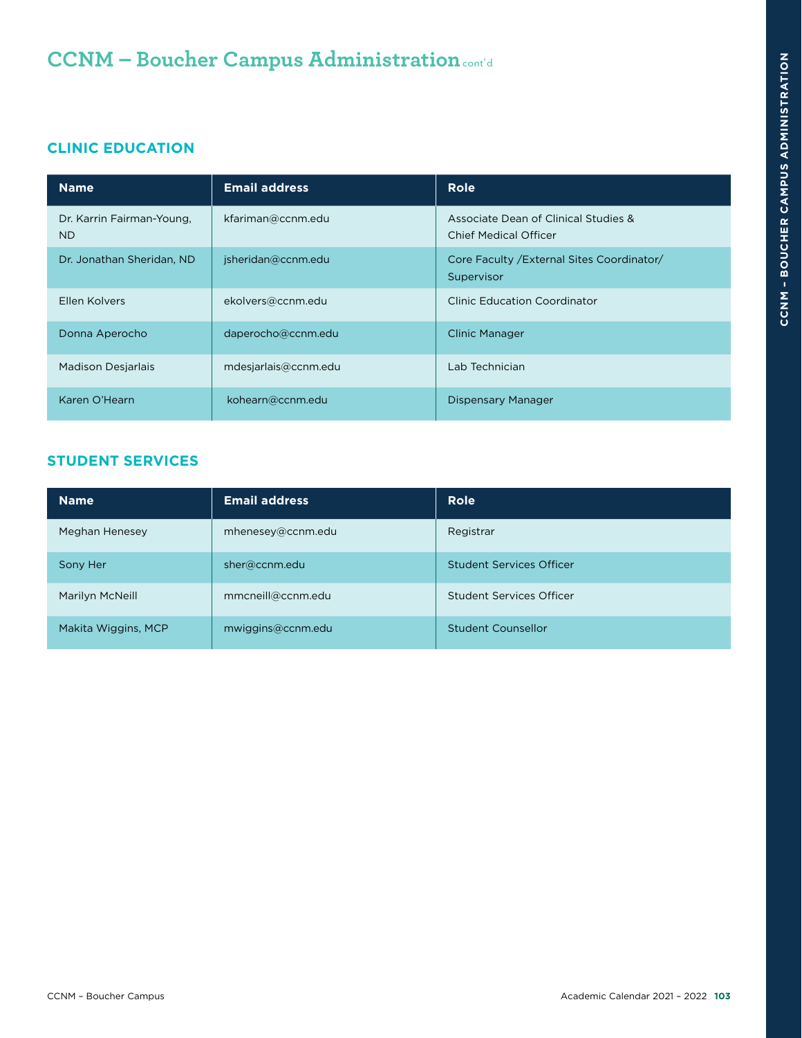# CCNM – Boucher Campus Administration cont'd

## CLINIC EDUCATION

| Name | Email address | Role |
|---|---|---|
| Dr. Karrin Fairman-Young, ND | kfariman@ccnm.edu | Associate Dean of Clinical Studies & Chief Medical Officer |
| Dr. Jonathan Sheridan, ND | jsheridan@ccnm.edu | Core Faculty /External Sites Coordinator/ Supervisor |
| Ellen Kolvers | ekolvers@ccnm.edu | Clinic Education Coordinator |
| Donna Aperocho | daperocho@ccnm.edu | Clinic Manager |
| Madison Desjarlais | mdesjarlais@ccnm.edu | Lab Technician |
| Karen O'Hearn | kohearn@ccnm.edu | Dispensary Manager |

## STUDENT SERVICES

| Name | Email address | Role |
|---|---|---|
| Meghan Henesey | mhenesey@ccnm.edu | Registrar |
| Sony Her | sher@ccnm.edu | Student Services Officer |
| Marilyn McNeill | mmcneill@ccnm.edu | Student Services Officer |
| Makita Wiggins, MCP | mwiggins@ccnm.edu | Student Counsellor |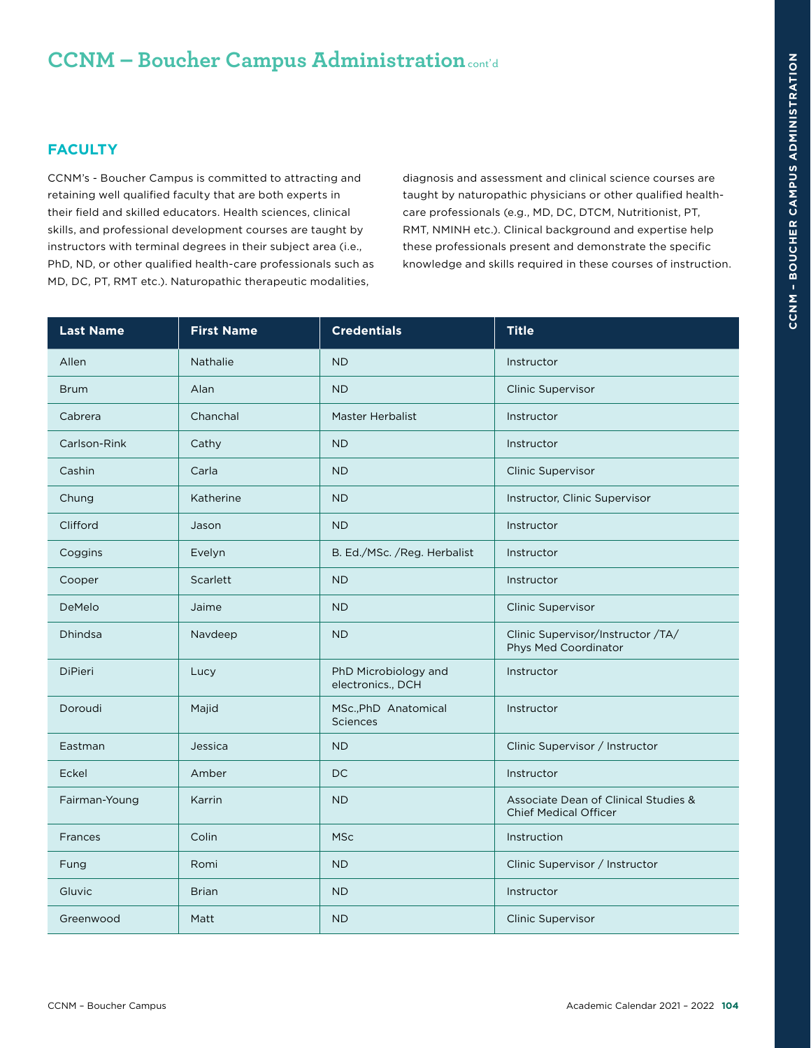# CCNM – Boucher Campus Administration cont'd

## FACULTY

CCNM's - Boucher Campus is committed to attracting and retaining well qualified faculty that are both experts in their field and skilled educators. Health sciences, clinical skills, and professional development courses are taught by instructors with terminal degrees in their subject area (i.e., PhD, ND, or other qualified health-care professionals such as MD, DC, PT, RMT etc.). Naturopathic therapeutic modalities, diagnosis and assessment and clinical science courses are taught by naturopathic physicians or other qualified health-care professionals (e.g., MD, DC, DTCM, Nutritionist, PT, RMT, NMINH etc.). Clinical background and expertise help these professionals present and demonstrate the specific knowledge and skills required in these courses of instruction.

| Last Name | First Name | Credentials | Title |
|---|---|---|---|
| Allen | Nathalie | ND | Instructor |
| Brum | Alan | ND | Clinic Supervisor |
| Cabrera | Chanchal | Master Herbalist | Instructor |
| Carlson-Rink | Cathy | ND | Instructor |
| Cashin | Carla | ND | Clinic Supervisor |
| Chung | Katherine | ND | Instructor, Clinic Supervisor |
| Clifford | Jason | ND | Instructor |
| Coggins | Evelyn | B. Ed./MSc. /Reg. Herbalist | Instructor |
| Cooper | Scarlett | ND | Instructor |
| DeMelo | Jaime | ND | Clinic Supervisor |
| Dhindsa | Navdeep | ND | Clinic Supervisor/Instructor /TA/ Phys Med Coordinator |
| DiPieri | Lucy | PhD Microbiology and electronics., DCH | Instructor |
| Doroudi | Majid | MSc.,PhD Anatomical Sciences | Instructor |
| Eastman | Jessica | ND | Clinic Supervisor / Instructor |
| Eckel | Amber | DC | Instructor |
| Fairman-Young | Karrin | ND | Associate Dean of Clinical Studies & Chief Medical Officer |
| Frances | Colin | MSc | Instruction |
| Fung | Romi | ND | Clinic Supervisor / Instructor |
| Gluvic | Brian | ND | Instructor |
| Greenwood | Matt | ND | Clinic Supervisor |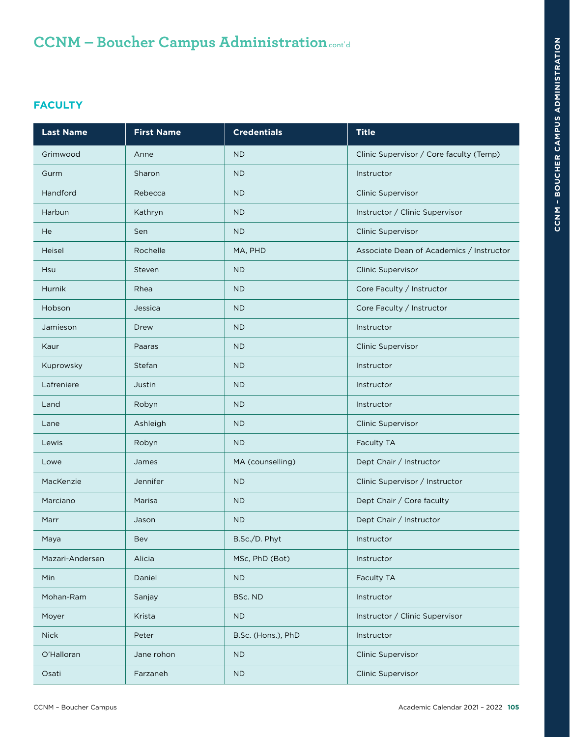# CCNM – Boucher Campus Administration cont'd

## FACULTY

| Last Name | First Name | Credentials | Title |
|---|---|---|---|
| Grimwood | Anne | ND | Clinic Supervisor / Core faculty (Temp) |
| Gurm | Sharon | ND | Instructor |
| Handford | Rebecca | ND | Clinic Supervisor |
| Harbun | Kathryn | ND | Instructor / Clinic Supervisor |
| He | Sen | ND | Clinic Supervisor |
| Heisel | Rochelle | MA, PHD | Associate Dean of Academics / Instructor |
| Hsu | Steven | ND | Clinic Supervisor |
| Hurnik | Rhea | ND | Core Faculty / Instructor |
| Hobson | Jessica | ND | Core Faculty / Instructor |
| Jamieson | Drew | ND | Instructor |
| Kaur | Paaras | ND | Clinic Supervisor |
| Kuprowsky | Stefan | ND | Instructor |
| Lafreniere | Justin | ND | Instructor |
| Land | Robyn | ND | Instructor |
| Lane | Ashleigh | ND | Clinic Supervisor |
| Lewis | Robyn | ND | Faculty TA |
| Lowe | James | MA (counselling) | Dept Chair / Instructor |
| MacKenzie | Jennifer | ND | Clinic Supervisor / Instructor |
| Marciano | Marisa | ND | Dept Chair / Core faculty |
| Marr | Jason | ND | Dept Chair / Instructor |
| Maya | Bev | B.Sc./D. Phyt | Instructor |
| Mazari-Andersen | Alicia | MSc, PhD (Bot) | Instructor |
| Min | Daniel | ND | Faculty TA |
| Mohan-Ram | Sanjay | BSc. ND | Instructor |
| Moyer | Krista | ND | Instructor / Clinic Supervisor |
| Nick | Peter | B.Sc. (Hons.), PhD | Instructor |
| O'Halloran | Jane rohon | ND | Clinic Supervisor |
| Osati | Farzaneh | ND | Clinic Supervisor |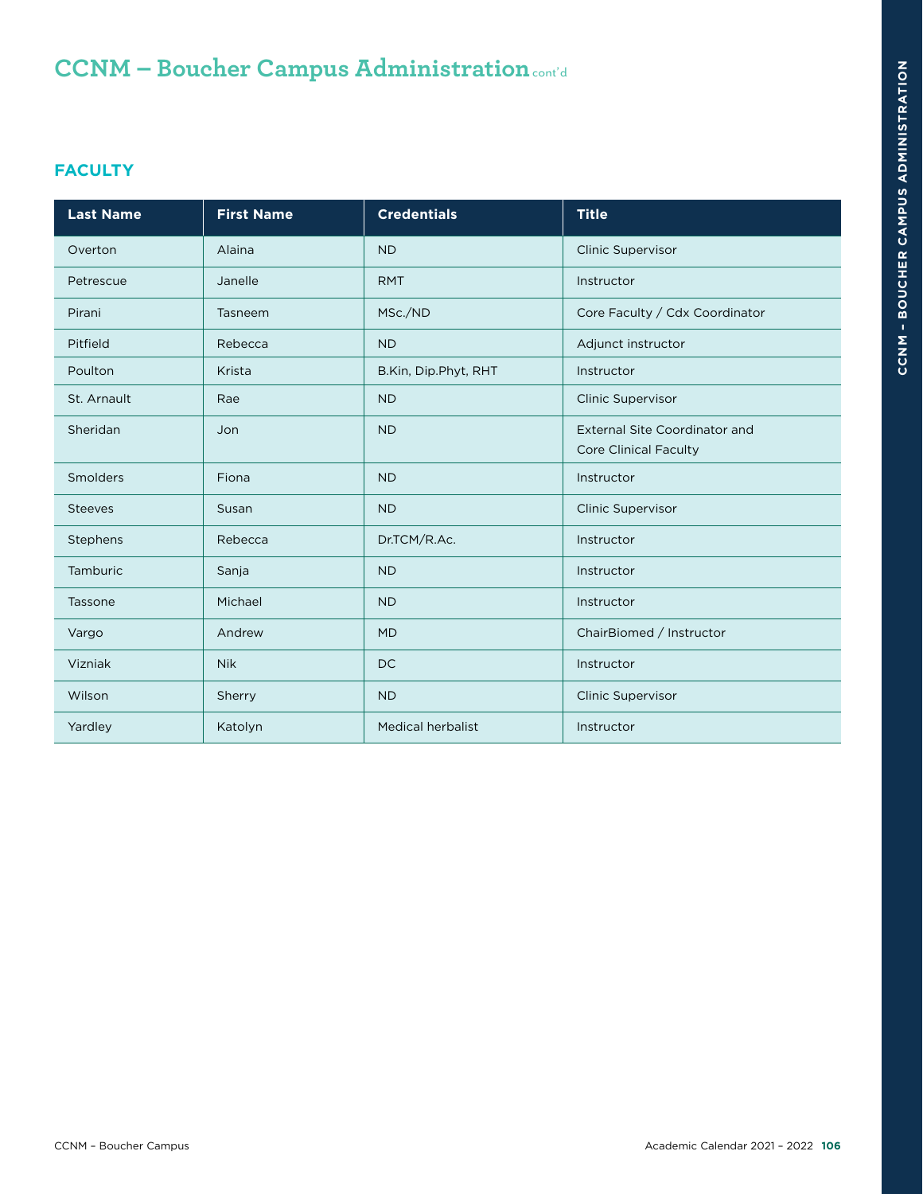# CCNM – Boucher Campus Administration cont'd

## FACULTY

| Last Name | First Name | Credentials | Title |
|---|---|---|---|
| Overton | Alaina | ND | Clinic Supervisor |
| Petrescue | Janelle | RMT | Instructor |
| Pirani | Tasneem | MSc./ND | Core Faculty / Cdx Coordinator |
| Pitfield | Rebecca | ND | Adjunct instructor |
| Poulton | Krista | B.Kin, Dip.Phyt, RHT | Instructor |
| St. Arnault | Rae | ND | Clinic Supervisor |
| Sheridan | Jon | ND | External Site Coordinator and Core Clinical Faculty |
| Smolders | Fiona | ND | Instructor |
| Steeves | Susan | ND | Clinic Supervisor |
| Stephens | Rebecca | Dr.TCM/R.Ac. | Instructor |
| Tamburic | Sanja | ND | Instructor |
| Tassone | Michael | ND | Instructor |
| Vargo | Andrew | MD | ChairBiomed / Instructor |
| Vizniak | Nik | DC | Instructor |
| Wilson | Sherry | ND | Clinic Supervisor |
| Yardley | Katolyn | Medical herbalist | Instructor |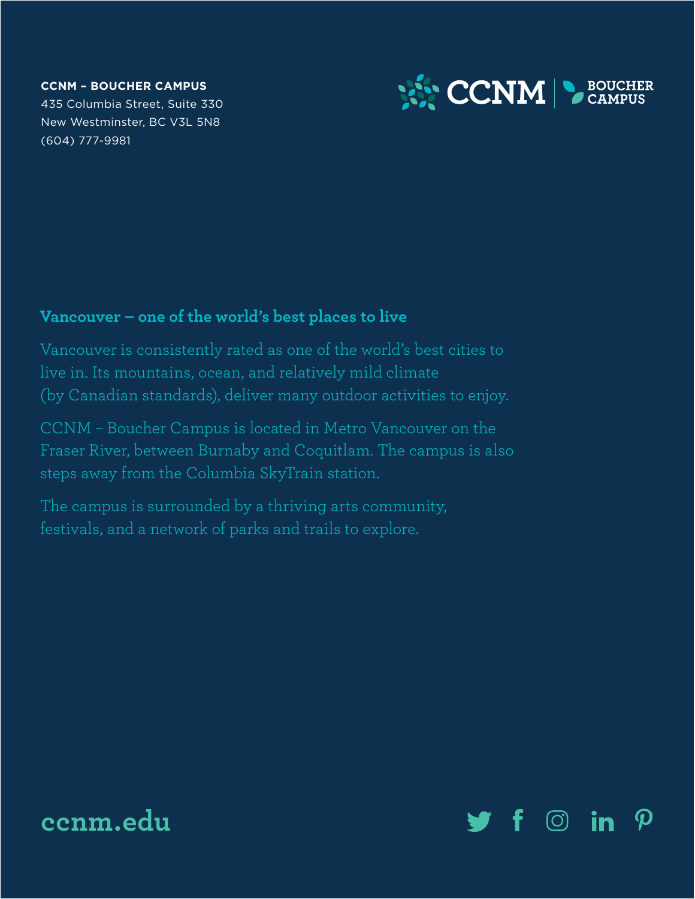**CCNM – BOUCHER CAMPUS**
435 Columbia Street, Suite 330
New Westminster, BC V3L 5N8
(604) 777-9981

CCNM | BOUCHER CAMPUS

## Vancouver – one of the world's best places to live

Vancouver is consistently rated as one of the world's best cities to live in. Its mountains, ocean, and relatively mild climate (by Canadian standards), deliver many outdoor activities to enjoy.

CCNM – Boucher Campus is located in Metro Vancouver on the Fraser River, between Burnaby and Coquitlam. The campus is also steps away from the Columbia SkyTrain station.

The campus is surrounded by a thriving arts community, festivals, and a network of parks and trails to explore.

**ccnm.edu**